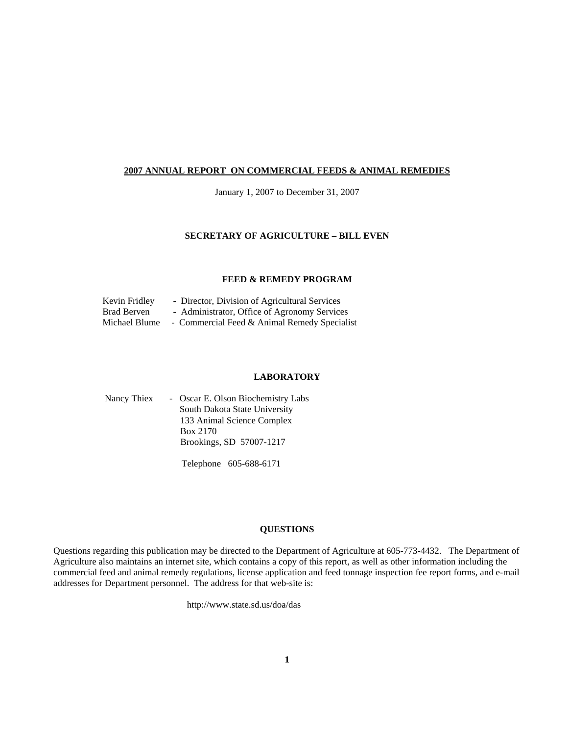# 2007 ANNUAL REPORT ON COMMERCIAL FEEDS & ANIMAL REMEDIES

January 1, 2007 to December 31, 2007

## SECRETARY OF AGRICULTURE – BILL EVEN

## FEED & REMEDY PROGRAM

Kevin Fridley - Director, Division of Agricultural Services
Brad Berven - Administrator, Office of Agronomy Services
Michael Blume - Commercial Feed & Animal Remedy Specialist

## LABORATORY

Nancy Thiex - Oscar E. Olson Biochemistry Labs
South Dakota State University
133 Animal Science Complex
Box 2170
Brookings, SD 57007-1217

Telephone 605-688-6171

## QUESTIONS

Questions regarding this publication may be directed to the Department of Agriculture at 605-773-4432. The Department of Agriculture also maintains an internet site, which contains a copy of this report, as well as other information including the commercial feed and animal remedy regulations, license application and feed tonnage inspection fee report forms, and e-mail addresses for Department personnel. The address for that web-site is:

http://www.state.sd.us/doa/das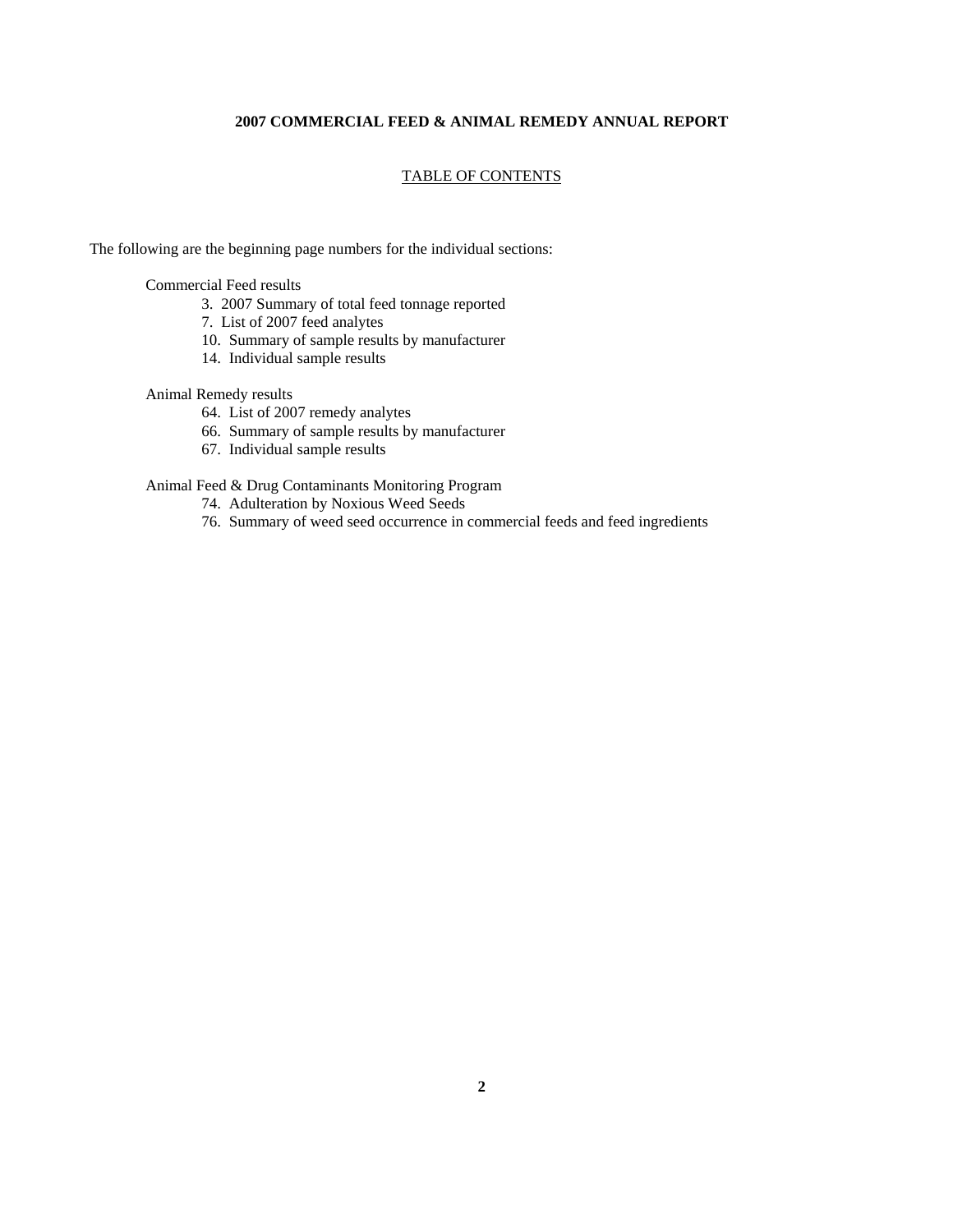**2007 COMMERCIAL FEED & ANIMAL REMEDY ANNUAL REPORT**

TABLE OF CONTENTS

The following are the beginning page numbers for the individual sections:

Commercial Feed results

- 3. 2007 Summary of total feed tonnage reported
- 7. List of 2007 feed analytes
- 10. Summary of sample results by manufacturer
- 14. Individual sample results

Animal Remedy results

- 64. List of 2007 remedy analytes
- 66. Summary of sample results by manufacturer
- 67. Individual sample results

Animal Feed & Drug Contaminants Monitoring Program

- 74. Adulteration by Noxious Weed Seeds
- 76. Summary of weed seed occurrence in commercial feeds and feed ingredients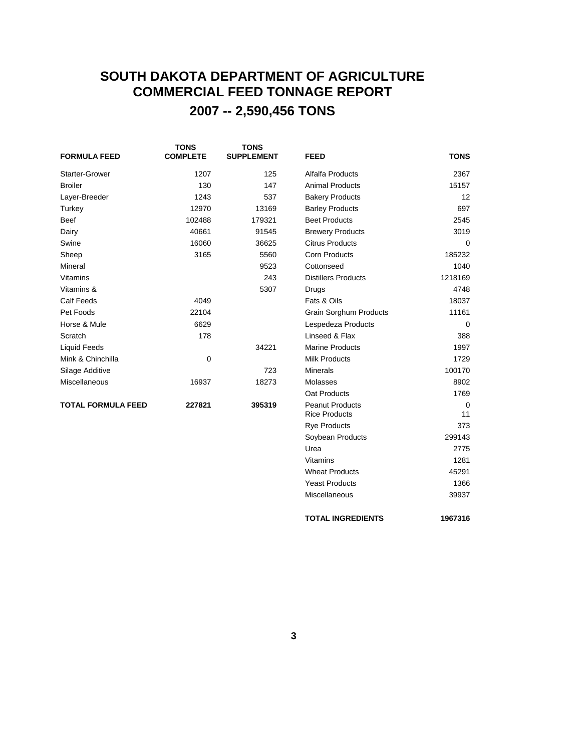# SOUTH DAKOTA DEPARTMENT OF AGRICULTURE
# COMMERCIAL FEED TONNAGE REPORT
## 2007 -- 2,590,456 TONS

| FORMULA FEED | TONS COMPLETE | TONS SUPPLEMENT |
|---|---|---|
| Starter-Grower | 1207 | 125 |
| Broiler | 130 | 147 |
| Layer-Breeder | 1243 | 537 |
| Turkey | 12970 | 13169 |
| Beef | 102488 | 179321 |
| Dairy | 40661 | 91545 |
| Swine | 16060 | 36625 |
| Sheep | 3165 | 5560 |
| Mineral | | 9523 |
| Vitamins | | 243 |
| Vitamins & | | 5307 |
| Calf Feeds | 4049 | |
| Pet Foods | 22104 | |
| Horse & Mule | 6629 | |
| Scratch | 178 | |
| Liquid Feeds | | 34221 |
| Mink & Chinchilla | 0 | |
| Silage Additive | | 723 |
| Miscellaneous | 16937 | 18273 |
| **TOTAL FORMULA FEED** | **227821** | **395319** |

| FEED | TONS |
|---|---|
| Alfalfa Products | 2367 |
| Animal Products | 15157 |
| Bakery Products | 12 |
| Barley Products | 697 |
| Beet Products | 2545 |
| Brewery Products | 3019 |
| Citrus Products | 0 |
| Corn Products | 185232 |
| Cottonseed | 1040 |
| Distillers Products | 1218169 |
| Drugs | 4748 |
| Fats & Oils | 18037 |
| Grain Sorghum Products | 11161 |
| Lespedeza Products | 0 |
| Linseed & Flax | 388 |
| Marine Products | 1997 |
| Milk Products | 1729 |
| Minerals | 100170 |
| Molasses | 8902 |
| Oat Products | 1769 |
| Peanut Products | 0 |
| Rice Products | 11 |
| Rye Products | 373 |
| Soybean Products | 299143 |
| Urea | 2775 |
| Vitamins | 1281 |
| Wheat Products | 45291 |
| Yeast Products | 1366 |
| Miscellaneous | 39937 |
| **TOTAL INGREDIENTS** | **1967316** |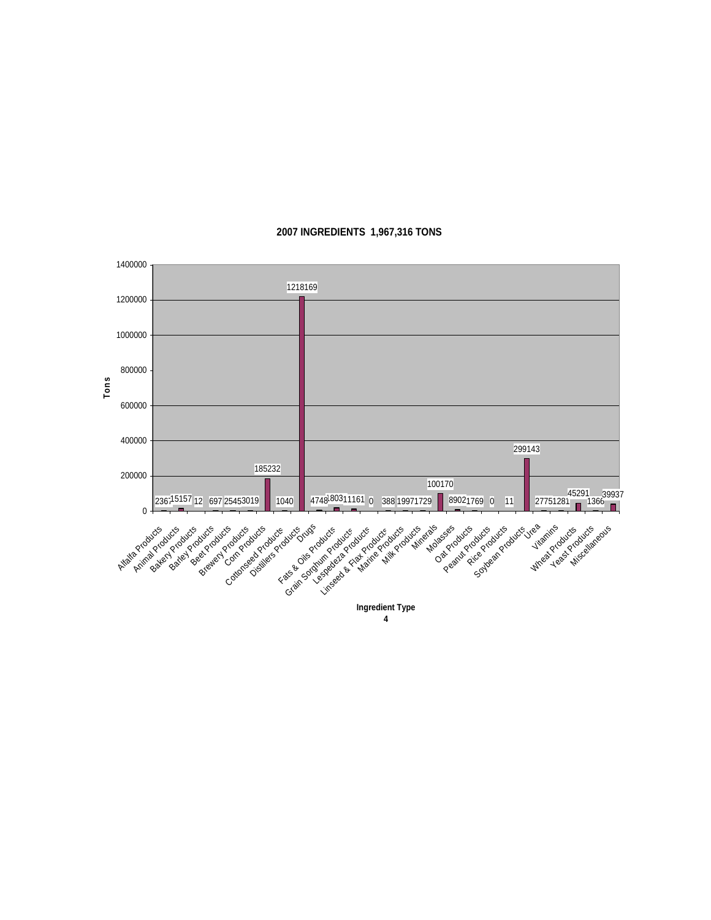**2007 INGREDIENTS 1,967,316 TONS**

| Ingredient Type | Tons |
|---|---|
| Alfalfa Products | 2367 |
| Animal Products | 15157 |
| Bakery Products | 12 |
| Barley Products | 697 |
| Beet Products | 2545 |
| Brewery Products | 3019 |
| Corn Products | 185232 |
| Cottonseed Products | 1040 |
| Distillers Products | 1218169 |
| Drugs | 4748 |
| Fats & Oils Products | 18031 |
| Grain Sorghum Products | 11161 |
| Lespedeza Products | 0 |
| Linseed & Flax Products | 388 |
| Marine Products | 1997 |
| Milk Products | 1729 |
| Minerals | 100170 |
| Molasses | 8902 |
| Oat Products | 1769 |
| Peanut Products | 0 |
| Rice Products | 11 |
| Soybean Products | 299143 |
| Urea | 2775 |
| Vitamins | 1281 |
| Wheat Products | 45291 |
| Yeast Products | 1366 |
| Miscellaneous | 39937 |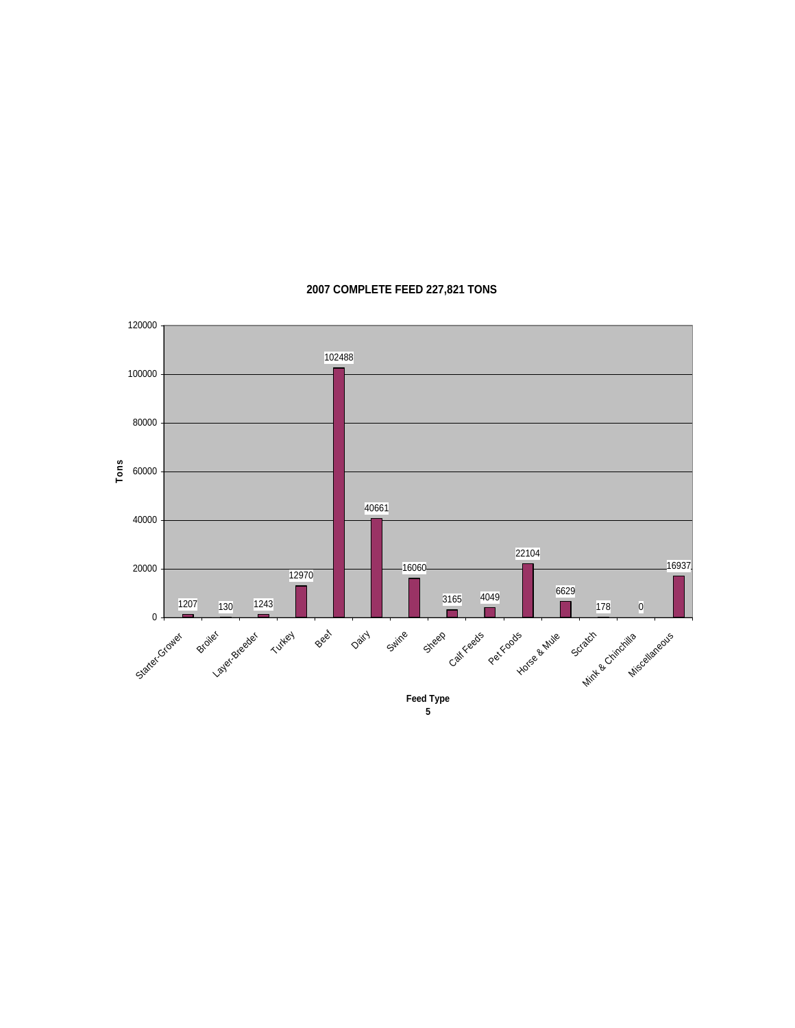**2007 COMPLETE FEED 227,821 TONS**

| Feed Type | Tons |
|---|---|
| Starter-Grower | 1207 |
| Broiler | 130 |
| Layer-Breeder | 1243 |
| Turkey | 12970 |
| Beef | 102488 |
| Dairy | 40661 |
| Swine | 16060 |
| Sheep | 3165 |
| Calf Feeds | 4049 |
| Pet Foods | 22104 |
| Horse & Mule | 6629 |
| Scratch | 178 |
| Mink & Chinchilla | 0 |
| Miscellaneous | 16937 |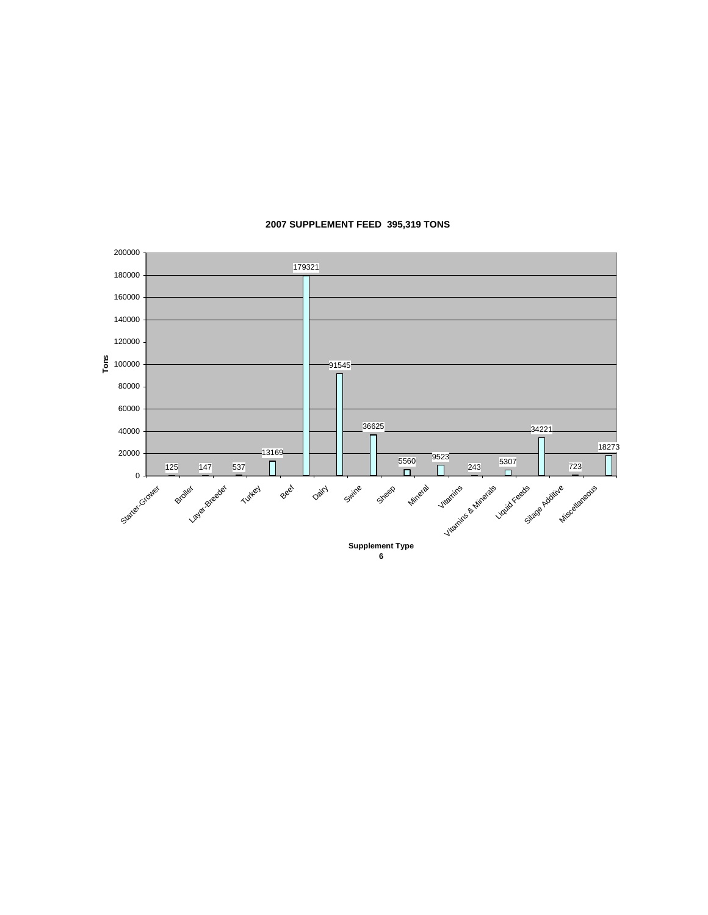## 2007 SUPPLEMENT FEED 395,319 TONS

| Supplement Type | Tons |
| --- | --- |
| Starter-Grower | 125 |
| Broiler | 147 |
| Layer-Breeder | 537 |
| Turkey | 13169 |
| Beef | 179321 |
| Dairy | 91545 |
| Swine | 36625 |
| Sheep | 5560 |
| Mineral | 9523 |
| Vitamins | 243 |
| Vitamins & Minerals | 5307 |
| Liquid Feeds | 34221 |
| Silage Additive | 723 |
| Miscellaneous | 18273 |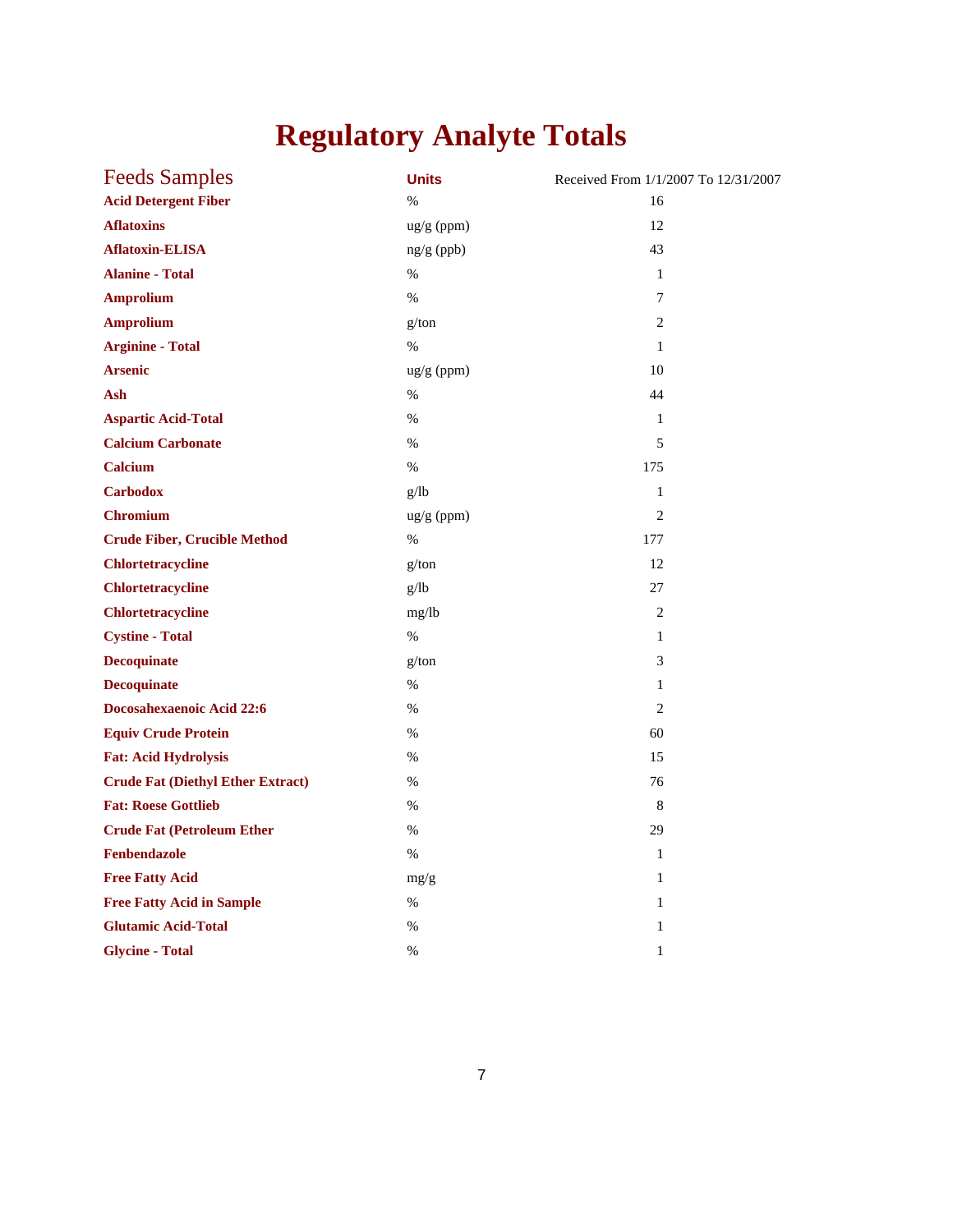# Regulatory Analyte Totals

| Feeds Samples | Units | Received From 1/1/2007 To 12/31/2007 |
|---|---|---|
| **Acid Detergent Fiber** | % | 16 |
| **Aflatoxins** | ug/g (ppm) | 12 |
| **Aflatoxin-ELISA** | ng/g (ppb) | 43 |
| **Alanine - Total** | % | 1 |
| **Amprolium** | % | 7 |
| **Amprolium** | g/ton | 2 |
| **Arginine - Total** | % | 1 |
| **Arsenic** | ug/g (ppm) | 10 |
| **Ash** | % | 44 |
| **Aspartic Acid-Total** | % | 1 |
| **Calcium Carbonate** | % | 5 |
| **Calcium** | % | 175 |
| **Carbodox** | g/lb | 1 |
| **Chromium** | ug/g (ppm) | 2 |
| **Crude Fiber, Crucible Method** | % | 177 |
| **Chlortetracycline** | g/ton | 12 |
| **Chlortetracycline** | g/lb | 27 |
| **Chlortetracycline** | mg/lb | 2 |
| **Cystine - Total** | % | 1 |
| **Decoquinate** | g/ton | 3 |
| **Decoquinate** | % | 1 |
| **Docosahexaenoic Acid 22:6** | % | 2 |
| **Equiv Crude Protein** | % | 60 |
| **Fat: Acid Hydrolysis** | % | 15 |
| **Crude Fat (Diethyl Ether Extract)** | % | 76 |
| **Fat: Roese Gottlieb** | % | 8 |
| **Crude Fat (Petroleum Ether** | % | 29 |
| **Fenbendazole** | % | 1 |
| **Free Fatty Acid** | mg/g | 1 |
| **Free Fatty Acid in Sample** | % | 1 |
| **Glutamic Acid-Total** | % | 1 |
| **Glycine - Total** | % | 1 |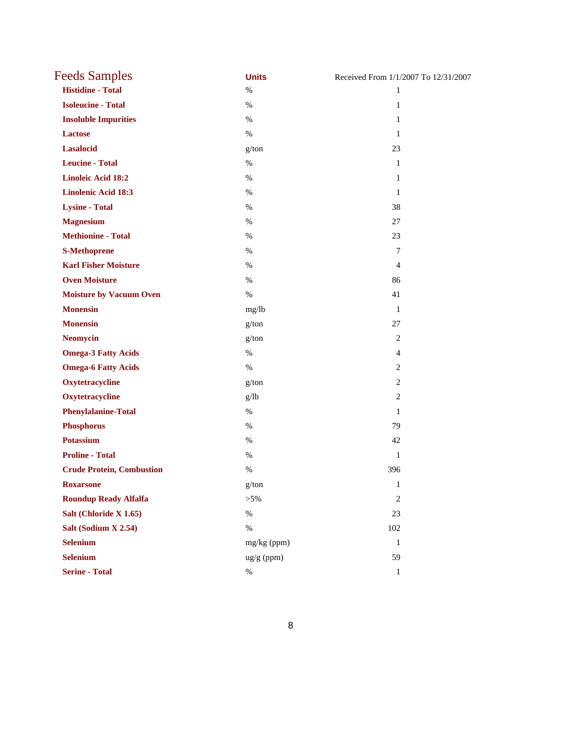| Feeds Samples | Units | Received From 1/1/2007 To 12/31/2007 |
| --- | --- | --- |
| **Histidine - Total** | % | 1 |
| **Isoleucine - Total** | % | 1 |
| **Insoluble Impurities** | % | 1 |
| **Lactose** | % | 1 |
| **Lasalocid** | g/ton | 23 |
| **Leucine - Total** | % | 1 |
| **Linoleic Acid 18:2** | % | 1 |
| **Linolenic Acid 18:3** | % | 1 |
| **Lysine - Total** | % | 38 |
| **Magnesium** | % | 27 |
| **Methionine - Total** | % | 23 |
| **S-Methoprene** | % | 7 |
| **Karl Fisher Moisture** | % | 4 |
| **Oven Moisture** | % | 86 |
| **Moisture by Vacuum Oven** | % | 41 |
| **Monensin** | mg/lb | 1 |
| **Monensin** | g/ton | 27 |
| **Neomycin** | g/ton | 2 |
| **Omega-3 Fatty Acids** | % | 4 |
| **Omega-6 Fatty Acids** | % | 2 |
| **Oxytetracycline** | g/ton | 2 |
| **Oxytetracycline** | g/lb | 2 |
| **Phenylalanine-Total** | % | 1 |
| **Phosphorus** | % | 79 |
| **Potassium** | % | 42 |
| **Proline - Total** | % | 1 |
| **Crude Protein, Combustion** | % | 396 |
| **Roxarsone** | g/ton | 1 |
| **Roundup Ready Alfalfa** | >5% | 2 |
| **Salt (Chloride X 1.65)** | % | 23 |
| **Salt (Sodium X 2.54)** | % | 102 |
| **Selenium** | mg/kg (ppm) | 1 |
| **Selenium** | ug/g (ppm) | 59 |
| **Serine - Total** | % | 1 |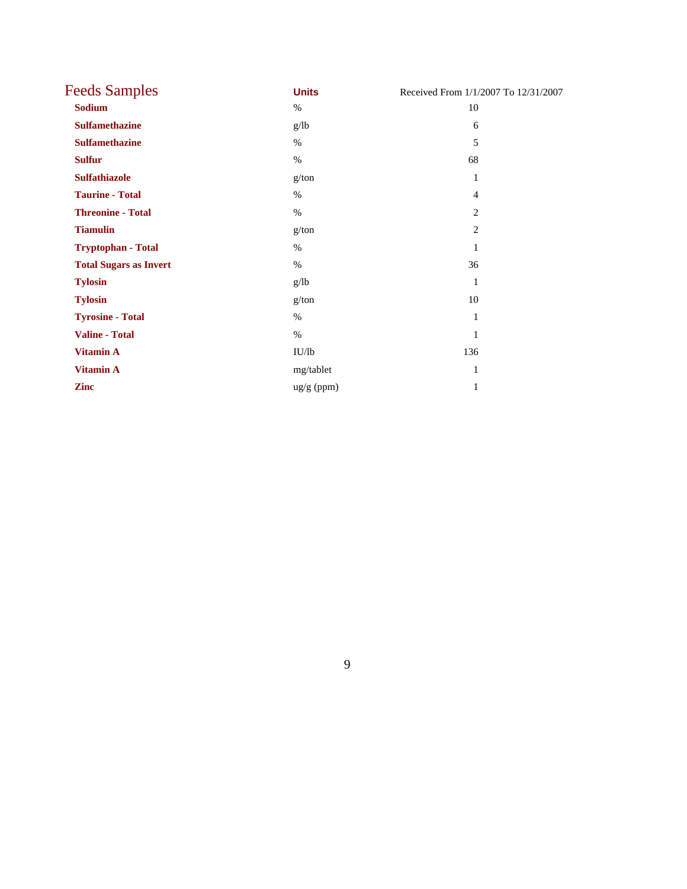# Feeds Samples

| | Units | Received From 1/1/2007 To 12/31/2007 |
|---|---|---|
| **Sodium** | % | 10 |
| **Sulfamethazine** | g/lb | 6 |
| **Sulfamethazine** | % | 5 |
| **Sulfur** | % | 68 |
| **Sulfathiazole** | g/ton | 1 |
| **Taurine - Total** | % | 4 |
| **Threonine - Total** | % | 2 |
| **Tiamulin** | g/ton | 2 |
| **Tryptophan - Total** | % | 1 |
| **Total Sugars as Invert** | % | 36 |
| **Tylosin** | g/lb | 1 |
| **Tylosin** | g/ton | 10 |
| **Tyrosine - Total** | % | 1 |
| **Valine - Total** | % | 1 |
| **Vitamin A** | IU/lb | 136 |
| **Vitamin A** | mg/tablet | 1 |
| **Zinc** | ug/g (ppm) | 1 |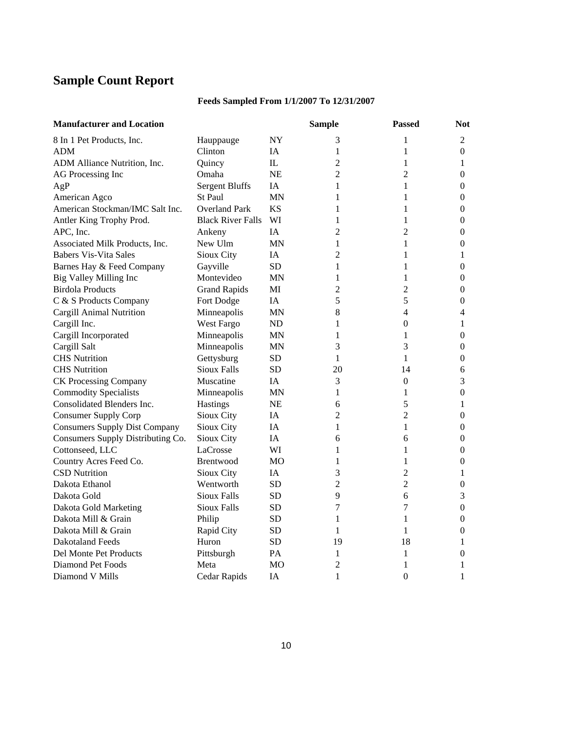# Sample Count Report

**Feeds Sampled From 1/1/2007 To 12/31/2007**

| Manufacturer and Location | | | Sample | Passed | Not |
|---|---|---|---|---|---|
| 8 In 1 Pet Products, Inc. | Hauppauge | NY | 3 | 1 | 2 |
| ADM | Clinton | IA | 1 | 1 | 0 |
| ADM Alliance Nutrition, Inc. | Quincy | IL | 2 | 1 | 1 |
| AG Processing Inc | Omaha | NE | 2 | 2 | 0 |
| AgP | Sergent Bluffs | IA | 1 | 1 | 0 |
| American Agco | St Paul | MN | 1 | 1 | 0 |
| American Stockman/IMC Salt Inc. | Overland Park | KS | 1 | 1 | 0 |
| Antler King Trophy Prod. | Black River Falls | WI | 1 | 1 | 0 |
| APC, Inc. | Ankeny | IA | 2 | 2 | 0 |
| Associated Milk Products, Inc. | New Ulm | MN | 1 | 1 | 0 |
| Babers Vis-Vita Sales | Sioux City | IA | 2 | 1 | 1 |
| Barnes Hay & Feed Company | Gayville | SD | 1 | 1 | 0 |
| Big Valley Milling Inc | Montevideo | MN | 1 | 1 | 0 |
| Birdola Products | Grand Rapids | MI | 2 | 2 | 0 |
| C & S Products Company | Fort Dodge | IA | 5 | 5 | 0 |
| Cargill Animal Nutrition | Minneapolis | MN | 8 | 4 | 4 |
| Cargill Inc. | West Fargo | ND | 1 | 0 | 1 |
| Cargill Incorporated | Minneapolis | MN | 1 | 1 | 0 |
| Cargill Salt | Minneapolis | MN | 3 | 3 | 0 |
| CHS Nutrition | Gettysburg | SD | 1 | 1 | 0 |
| CHS Nutrition | Sioux Falls | SD | 20 | 14 | 6 |
| CK Processing Company | Muscatine | IA | 3 | 0 | 3 |
| Commodity Specialists | Minneapolis | MN | 1 | 1 | 0 |
| Consolidated Blenders Inc. | Hastings | NE | 6 | 5 | 1 |
| Consumer Supply Corp | Sioux City | IA | 2 | 2 | 0 |
| Consumers Supply Dist Company | Sioux City | IA | 1 | 1 | 0 |
| Consumers Supply Distributing Co. | Sioux City | IA | 6 | 6 | 0 |
| Cottonseed, LLC | LaCrosse | WI | 1 | 1 | 0 |
| Country Acres Feed Co. | Brentwood | MO | 1 | 1 | 0 |
| CSD Nutrition | Sioux City | IA | 3 | 2 | 1 |
| Dakota Ethanol | Wentworth | SD | 2 | 2 | 0 |
| Dakota Gold | Sioux Falls | SD | 9 | 6 | 3 |
| Dakota Gold Marketing | Sioux Falls | SD | 7 | 7 | 0 |
| Dakota Mill & Grain | Philip | SD | 1 | 1 | 0 |
| Dakota Mill & Grain | Rapid City | SD | 1 | 1 | 0 |
| Dakotaland Feeds | Huron | SD | 19 | 18 | 1 |
| Del Monte Pet Products | Pittsburgh | PA | 1 | 1 | 0 |
| Diamond Pet Foods | Meta | MO | 2 | 1 | 1 |
| Diamond V Mills | Cedar Rapids | IA | 1 | 0 | 1 |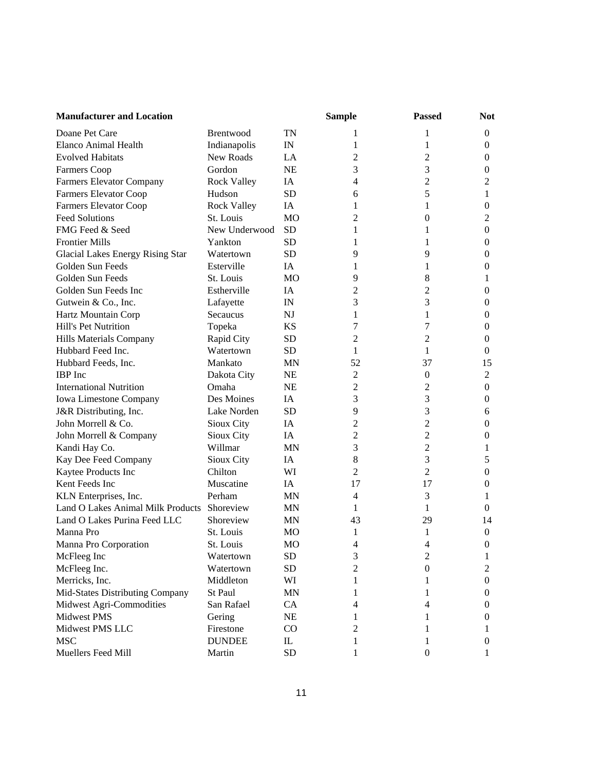| Manufacturer and Location | | | Sample | Passed | Not |
|---|---|---|---|---|---|
| Doane Pet Care | Brentwood | TN | 1 | 1 | 0 |
| Elanco Animal Health | Indianapolis | IN | 1 | 1 | 0 |
| Evolved Habitats | New Roads | LA | 2 | 2 | 0 |
| Farmers Coop | Gordon | NE | 3 | 3 | 0 |
| Farmers Elevator Company | Rock Valley | IA | 4 | 2 | 2 |
| Farmers Elevator Coop | Hudson | SD | 6 | 5 | 1 |
| Farmers Elevator Coop | Rock Valley | IA | 1 | 1 | 0 |
| Feed Solutions | St. Louis | MO | 2 | 0 | 2 |
| FMG Feed & Seed | New Underwood | SD | 1 | 1 | 0 |
| Frontier Mills | Yankton | SD | 1 | 1 | 0 |
| Glacial Lakes Energy Rising Star | Watertown | SD | 9 | 9 | 0 |
| Golden Sun Feeds | Esterville | IA | 1 | 1 | 0 |
| Golden Sun Feeds | St. Louis | MO | 9 | 8 | 1 |
| Golden Sun Feeds Inc | Estherville | IA | 2 | 2 | 0 |
| Gutwein & Co., Inc. | Lafayette | IN | 3 | 3 | 0 |
| Hartz Mountain Corp | Secaucus | NJ | 1 | 1 | 0 |
| Hill's Pet Nutrition | Topeka | KS | 7 | 7 | 0 |
| Hills Materials Company | Rapid City | SD | 2 | 2 | 0 |
| Hubbard Feed Inc. | Watertown | SD | 1 | 1 | 0 |
| Hubbard Feeds, Inc. | Mankato | MN | 52 | 37 | 15 |
| IBP Inc | Dakota City | NE | 2 | 0 | 2 |
| International Nutrition | Omaha | NE | 2 | 2 | 0 |
| Iowa Limestone Company | Des Moines | IA | 3 | 3 | 0 |
| J&R Distributing, Inc. | Lake Norden | SD | 9 | 3 | 6 |
| John Morrell & Co. | Sioux City | IA | 2 | 2 | 0 |
| John Morrell & Company | Sioux City | IA | 2 | 2 | 0 |
| Kandi Hay Co. | Willmar | MN | 3 | 2 | 1 |
| Kay Dee Feed Company | Sioux City | IA | 8 | 3 | 5 |
| Kaytee Products Inc | Chilton | WI | 2 | 2 | 0 |
| Kent Feeds Inc | Muscatine | IA | 17 | 17 | 0 |
| KLN Enterprises, Inc. | Perham | MN | 4 | 3 | 1 |
| Land O Lakes Animal Milk Products | Shoreview | MN | 1 | 1 | 0 |
| Land O Lakes Purina Feed LLC | Shoreview | MN | 43 | 29 | 14 |
| Manna Pro | St. Louis | MO | 1 | 1 | 0 |
| Manna Pro Corporation | St. Louis | MO | 4 | 4 | 0 |
| McFleeg Inc | Watertown | SD | 3 | 2 | 1 |
| McFleeg Inc. | Watertown | SD | 2 | 0 | 2 |
| Merricks, Inc. | Middleton | WI | 1 | 1 | 0 |
| Mid-States Distributing Company | St Paul | MN | 1 | 1 | 0 |
| Midwest Agri-Commodities | San Rafael | CA | 4 | 4 | 0 |
| Midwest PMS | Gering | NE | 1 | 1 | 0 |
| Midwest PMS LLC | Firestone | CO | 2 | 1 | 1 |
| MSC | DUNDEE | IL | 1 | 1 | 0 |
| Muellers Feed Mill | Martin | SD | 1 | 0 | 1 |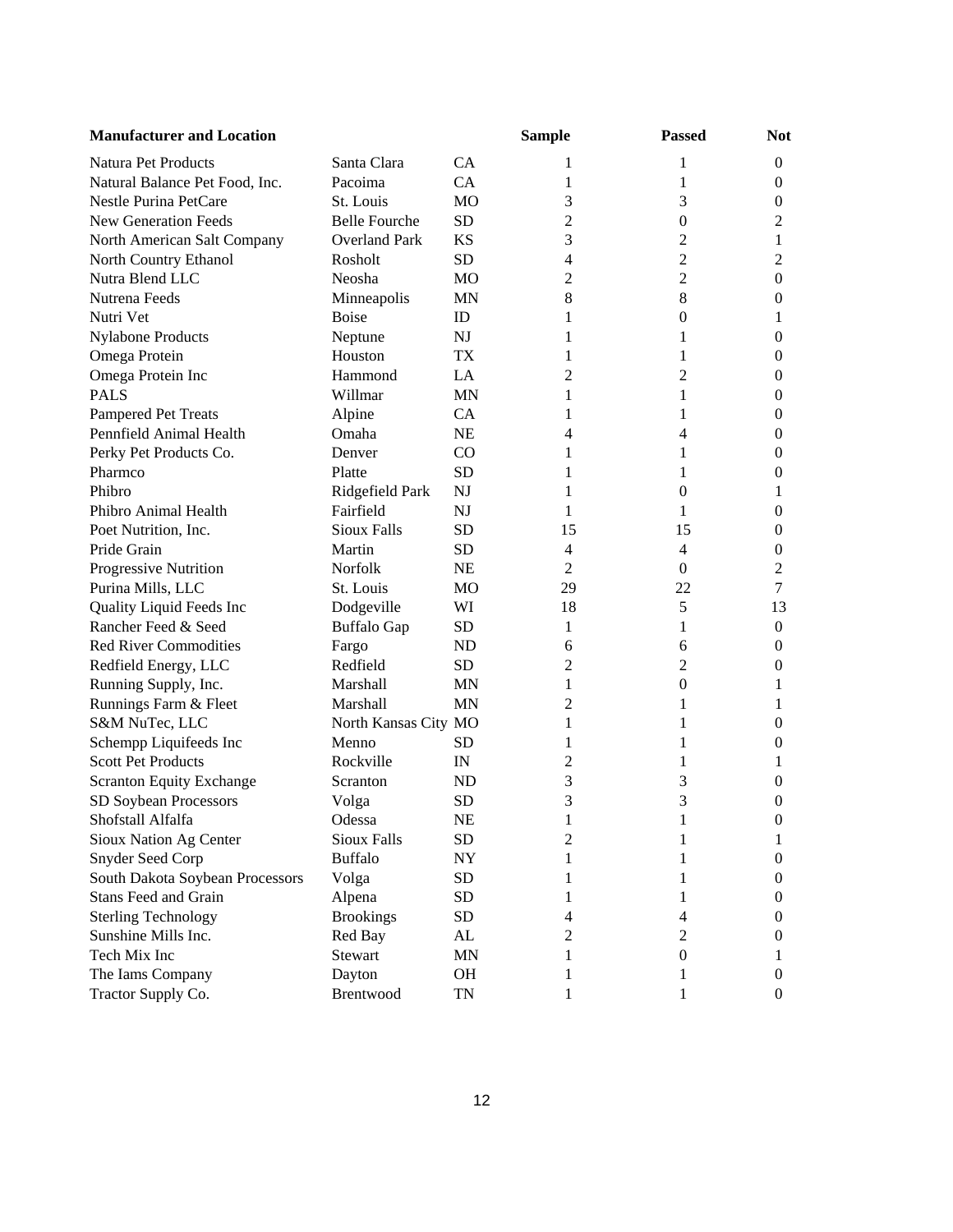| Manufacturer and Location | | | Sample | Passed | Not |
|---|---|---|---|---|---|
| Natura Pet Products | Santa Clara | CA | 1 | 1 | 0 |
| Natural Balance Pet Food, Inc. | Pacoima | CA | 1 | 1 | 0 |
| Nestle Purina PetCare | St. Louis | MO | 3 | 3 | 0 |
| New Generation Feeds | Belle Fourche | SD | 2 | 0 | 2 |
| North American Salt Company | Overland Park | KS | 3 | 2 | 1 |
| North Country Ethanol | Rosholt | SD | 4 | 2 | 2 |
| Nutra Blend LLC | Neosha | MO | 2 | 2 | 0 |
| Nutrena Feeds | Minneapolis | MN | 8 | 8 | 0 |
| Nutri Vet | Boise | ID | 1 | 0 | 1 |
| Nylabone Products | Neptune | NJ | 1 | 1 | 0 |
| Omega Protein | Houston | TX | 1 | 1 | 0 |
| Omega Protein Inc | Hammond | LA | 2 | 2 | 0 |
| PALS | Willmar | MN | 1 | 1 | 0 |
| Pampered Pet Treats | Alpine | CA | 1 | 1 | 0 |
| Pennfield Animal Health | Omaha | NE | 4 | 4 | 0 |
| Perky Pet Products Co. | Denver | CO | 1 | 1 | 0 |
| Pharmco | Platte | SD | 1 | 1 | 0 |
| Phibro | Ridgefield Park | NJ | 1 | 0 | 1 |
| Phibro Animal Health | Fairfield | NJ | 1 | 1 | 0 |
| Poet Nutrition, Inc. | Sioux Falls | SD | 15 | 15 | 0 |
| Pride Grain | Martin | SD | 4 | 4 | 0 |
| Progressive Nutrition | Norfolk | NE | 2 | 0 | 2 |
| Purina Mills, LLC | St. Louis | MO | 29 | 22 | 7 |
| Quality Liquid Feeds Inc | Dodgeville | WI | 18 | 5 | 13 |
| Rancher Feed & Seed | Buffalo Gap | SD | 1 | 1 | 0 |
| Red River Commodities | Fargo | ND | 6 | 6 | 0 |
| Redfield Energy, LLC | Redfield | SD | 2 | 2 | 0 |
| Running Supply, Inc. | Marshall | MN | 1 | 0 | 1 |
| Runnings Farm & Fleet | Marshall | MN | 2 | 1 | 1 |
| S&M NuTec, LLC | North Kansas City | MO | 1 | 1 | 0 |
| Schempp Liquifeeds Inc | Menno | SD | 1 | 1 | 0 |
| Scott Pet Products | Rockville | IN | 2 | 1 | 1 |
| Scranton Equity Exchange | Scranton | ND | 3 | 3 | 0 |
| SD Soybean Processors | Volga | SD | 3 | 3 | 0 |
| Shofstall Alfalfa | Odessa | NE | 1 | 1 | 0 |
| Sioux Nation Ag Center | Sioux Falls | SD | 2 | 1 | 1 |
| Snyder Seed Corp | Buffalo | NY | 1 | 1 | 0 |
| South Dakota Soybean Processors | Volga | SD | 1 | 1 | 0 |
| Stans Feed and Grain | Alpena | SD | 1 | 1 | 0 |
| Sterling Technology | Brookings | SD | 4 | 4 | 0 |
| Sunshine Mills Inc. | Red Bay | AL | 2 | 2 | 0 |
| Tech Mix Inc | Stewart | MN | 1 | 0 | 1 |
| The Iams Company | Dayton | OH | 1 | 1 | 0 |
| Tractor Supply Co. | Brentwood | TN | 1 | 1 | 0 |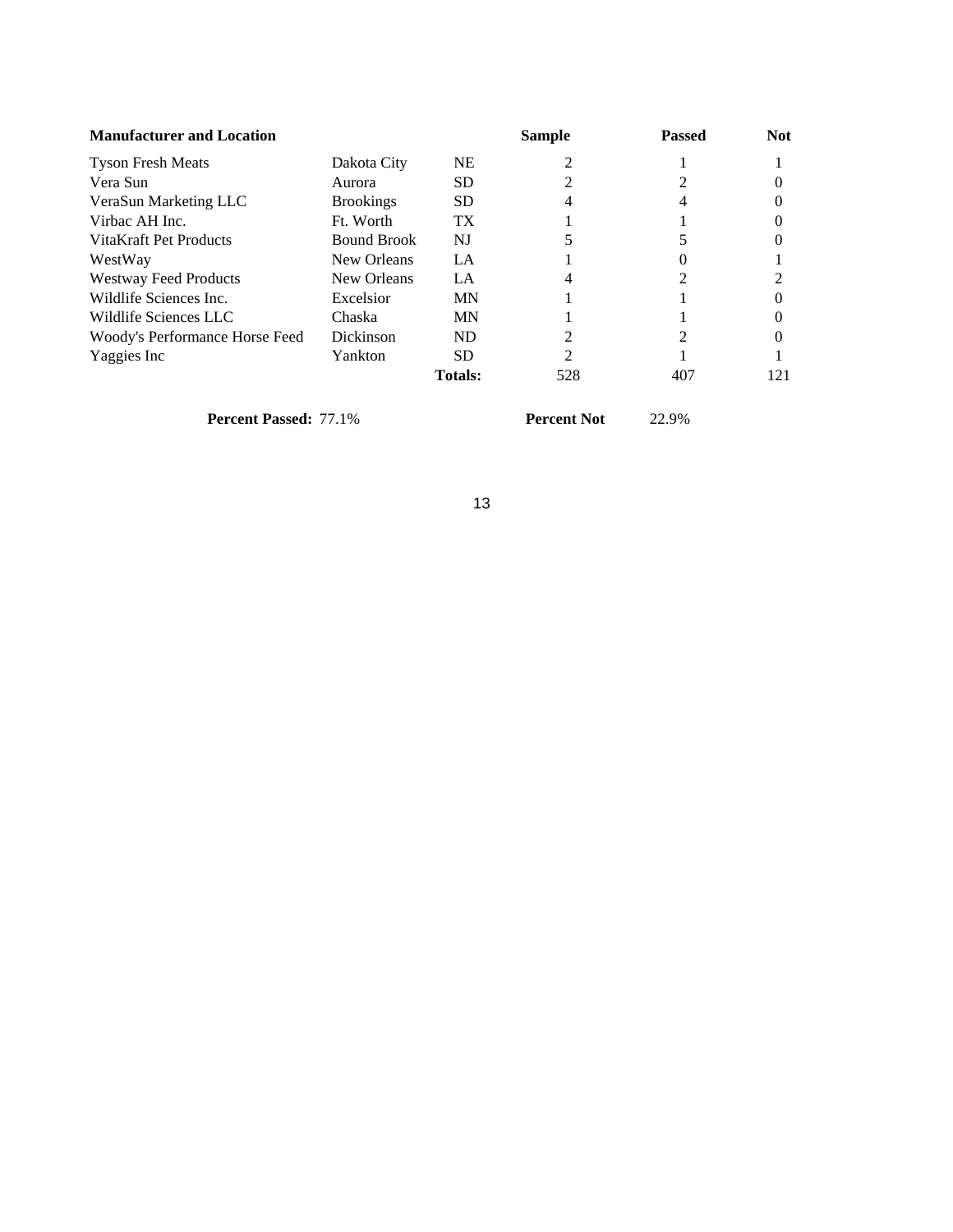| Manufacturer and Location | | | Sample | Passed | Not |
|---|---|---|---|---|---|
| Tyson Fresh Meats | Dakota City | NE | 2 | 1 | 1 |
| Vera Sun | Aurora | SD | 2 | 2 | 0 |
| VeraSun Marketing LLC | Brookings | SD | 4 | 4 | 0 |
| Virbac AH Inc. | Ft. Worth | TX | 1 | 1 | 0 |
| VitaKraft Pet Products | Bound Brook | NJ | 5 | 5 | 0 |
| WestWay | New Orleans | LA | 1 | 0 | 1 |
| Westway Feed Products | New Orleans | LA | 4 | 2 | 2 |
| Wildlife Sciences Inc. | Excelsior | MN | 1 | 1 | 0 |
| Wildlife Sciences LLC | Chaska | MN | 1 | 1 | 0 |
| Woody's Performance Horse Feed | Dickinson | ND | 2 | 2 | 0 |
| Yaggies Inc | Yankton | SD | 2 | 1 | 1 |
| | | **Totals:** | 528 | 407 | 121 |

**Percent Passed:** 77.1% **Percent Not** 22.9%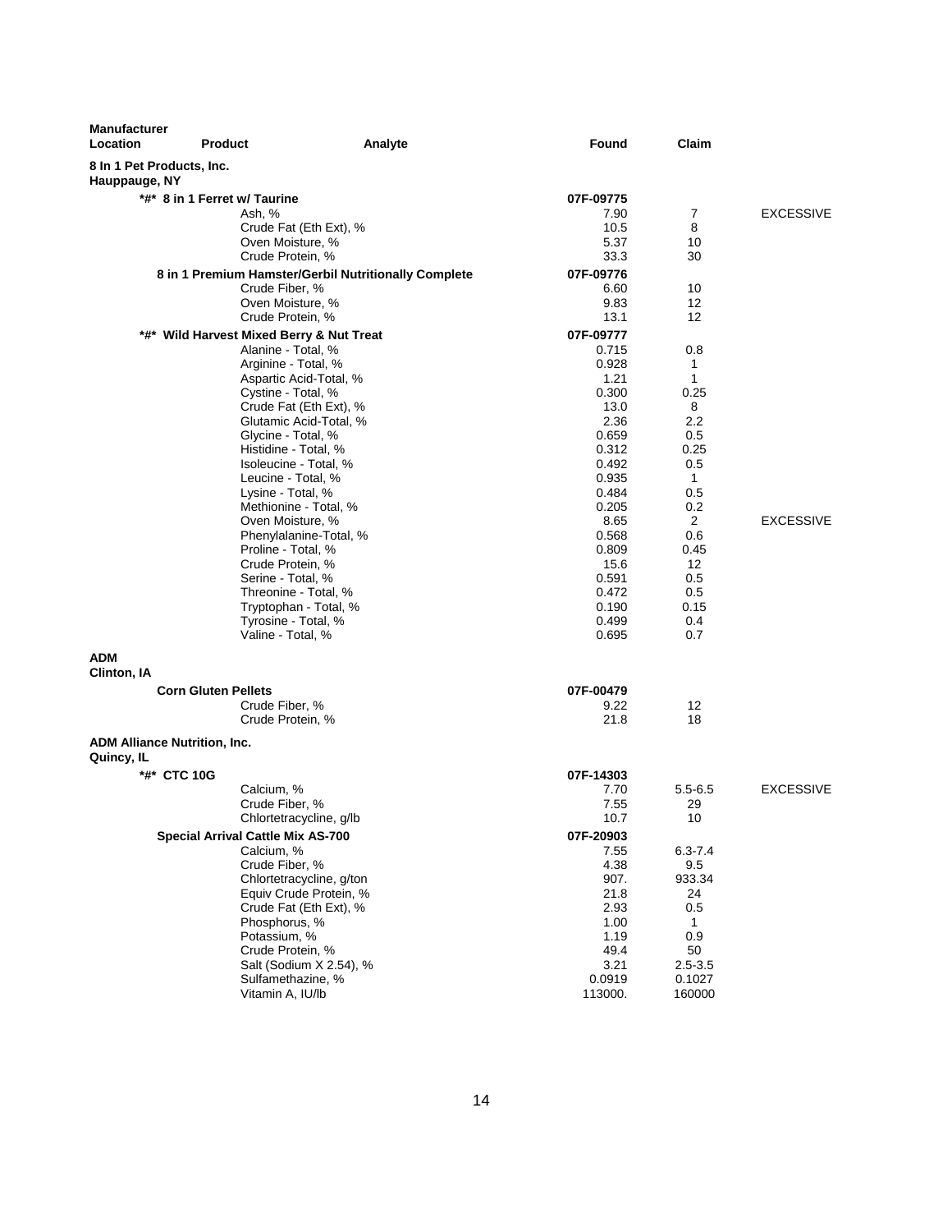| Manufacturer Location | Product | Analyte | Found | Claim | |
|---|---|---|---|---|---|
| **8 In 1 Pet Products, Inc.** | | | | | |
| **Hauppauge, NY** | | | | | |
| | **\*#\* 8 in 1 Ferret w/ Taurine** | | 07F-09775 | | |
| | | Ash, % | 7.90 | 7 | EXCESSIVE |
| | | Crude Fat (Eth Ext), % | 10.5 | 8 | |
| | | Oven Moisture, % | 5.37 | 10 | |
| | | Crude Protein, % | 33.3 | 30 | |
| | **8 in 1 Premium Hamster/Gerbil Nutritionally Complete** | | 07F-09776 | | |
| | | Crude Fiber, % | 6.60 | 10 | |
| | | Oven Moisture, % | 9.83 | 12 | |
| | | Crude Protein, % | 13.1 | 12 | |
| | **\*#\* Wild Harvest Mixed Berry & Nut Treat** | | 07F-09777 | | |
| | | Alanine - Total, % | 0.715 | 0.8 | |
| | | Arginine - Total, % | 0.928 | 1 | |
| | | Aspartic Acid-Total, % | 1.21 | 1 | |
| | | Cystine - Total, % | 0.300 | 0.25 | |
| | | Crude Fat (Eth Ext), % | 13.0 | 8 | |
| | | Glutamic Acid-Total, % | 2.36 | 2.2 | |
| | | Glycine - Total, % | 0.659 | 0.5 | |
| | | Histidine - Total, % | 0.312 | 0.25 | |
| | | Isoleucine - Total, % | 0.492 | 0.5 | |
| | | Leucine - Total, % | 0.935 | 1 | |
| | | Lysine - Total, % | 0.484 | 0.5 | |
| | | Methionine - Total, % | 0.205 | 0.2 | |
| | | Oven Moisture, % | 8.65 | 2 | EXCESSIVE |
| | | Phenylalanine-Total, % | 0.568 | 0.6 | |
| | | Proline - Total, % | 0.809 | 0.45 | |
| | | Crude Protein, % | 15.6 | 12 | |
| | | Serine - Total, % | 0.591 | 0.5 | |
| | | Threonine - Total, % | 0.472 | 0.5 | |
| | | Tryptophan - Total, % | 0.190 | 0.15 | |
| | | Tyrosine - Total, % | 0.499 | 0.4 | |
| | | Valine - Total, % | 0.695 | 0.7 | |
| **ADM** | | | | | |
| **Clinton, IA** | | | | | |
| | **Corn Gluten Pellets** | | 07F-00479 | | |
| | | Crude Fiber, % | 9.22 | 12 | |
| | | Crude Protein, % | 21.8 | 18 | |
| **ADM Alliance Nutrition, Inc.** | | | | | |
| **Quincy, IL** | | | | | |
| | **\*#\* CTC 10G** | | 07F-14303 | | |
| | | Calcium, % | 7.70 | 5.5-6.5 | EXCESSIVE |
| | | Crude Fiber, % | 7.55 | 29 | |
| | | Chlortetracycline, g/lb | 10.7 | 10 | |
| | **Special Arrival Cattle Mix AS-700** | | 07F-20903 | | |
| | | Calcium, % | 7.55 | 6.3-7.4 | |
| | | Crude Fiber, % | 4.38 | 9.5 | |
| | | Chlortetracycline, g/ton | 907. | 933.34 | |
| | | Equiv Crude Protein, % | 21.8 | 24 | |
| | | Crude Fat (Eth Ext), % | 2.93 | 0.5 | |
| | | Phosphorus, % | 1.00 | 1 | |
| | | Potassium, % | 1.19 | 0.9 | |
| | | Crude Protein, % | 49.4 | 50 | |
| | | Salt (Sodium X 2.54), % | 3.21 | 2.5-3.5 | |
| | | Sulfamethazine, % | 0.0919 | 0.1027 | |
| | | Vitamin A, IU/lb | 113000. | 160000 | |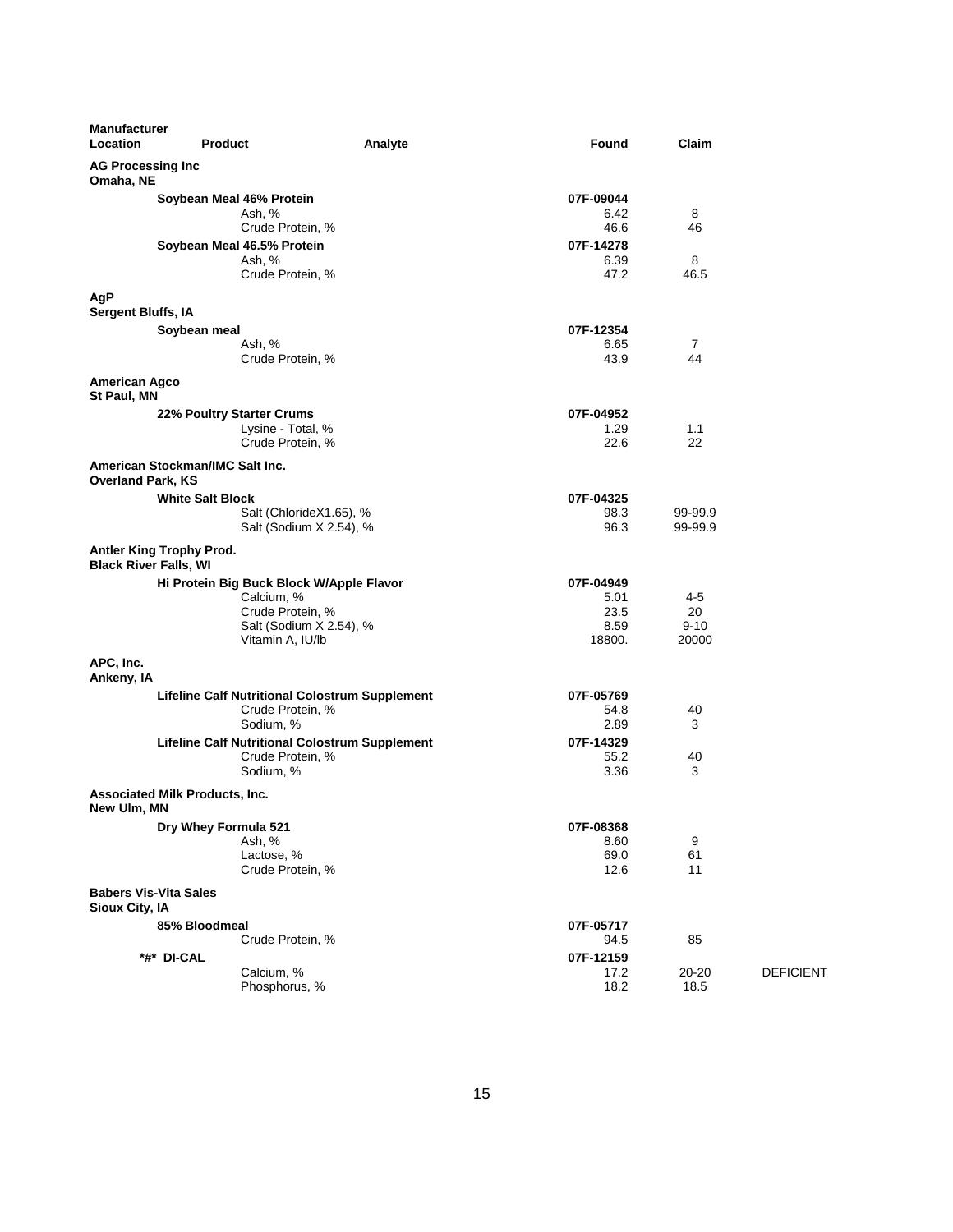| Manufacturer Location | Product | Analyte | Found | Claim | |
|---|---|---|---|---|---|
| **AG Processing Inc**<br>**Omaha, NE** | | | | | |
| | **Soybean Meal 46% Protein** | | **07F-09044** | | |
| | | Ash, % | 6.42 | 8 | |
| | | Crude Protein, % | 46.6 | 46 | |
| | **Soybean Meal 46.5% Protein** | | **07F-14278** | | |
| | | Ash, % | 6.39 | 8 | |
| | | Crude Protein, % | 47.2 | 46.5 | |
| **AgP**<br>**Sergent Bluffs, IA** | | | | | |
| | **Soybean meal** | | **07F-12354** | | |
| | | Ash, % | 6.65 | 7 | |
| | | Crude Protein, % | 43.9 | 44 | |
| **American Agco**<br>**St Paul, MN** | | | | | |
| | **22% Poultry Starter Crums** | | **07F-04952** | | |
| | | Lysine - Total, % | 1.29 | 1.1 | |
| | | Crude Protein, % | 22.6 | 22 | |
| **American Stockman/IMC Salt Inc.**<br>**Overland Park, KS** | | | | | |
| | **White Salt Block** | | **07F-04325** | | |
| | | Salt (ChlorideX1.65), % | 98.3 | 99-99.9 | |
| | | Salt (Sodium X 2.54), % | 96.3 | 99-99.9 | |
| **Antler King Trophy Prod.**<br>**Black River Falls, WI** | | | | | |
| | **Hi Protein Big Buck Block W/Apple Flavor** | | **07F-04949** | | |
| | | Calcium, % | 5.01 | 4-5 | |
| | | Crude Protein, % | 23.5 | 20 | |
| | | Salt (Sodium X 2.54), % | 8.59 | 9-10 | |
| | | Vitamin A, IU/lb | 18800. | 20000 | |
| **APC, Inc.**<br>**Ankeny, IA** | | | | | |
| | **Lifeline Calf Nutritional Colostrum Supplement** | | **07F-05769** | | |
| | | Crude Protein, % | 54.8 | 40 | |
| | | Sodium, % | 2.89 | 3 | |
| | **Lifeline Calf Nutritional Colostrum Supplement** | | **07F-14329** | | |
| | | Crude Protein, % | 55.2 | 40 | |
| | | Sodium, % | 3.36 | 3 | |
| **Associated Milk Products, Inc.**<br>**New Ulm, MN** | | | | | |
| | **Dry Whey Formula 521** | | **07F-08368** | | |
| | | Ash, % | 8.60 | 9 | |
| | | Lactose, % | 69.0 | 61 | |
| | | Crude Protein, % | 12.6 | 11 | |
| **Babers Vis-Vita Sales**<br>**Sioux City, IA** | | | | | |
| | **85% Bloodmeal** | | **07F-05717** | | |
| | | Crude Protein, % | 94.5 | 85 | |
| | **\*#\* DI-CAL** | | **07F-12159** | | |
| | | Calcium, % | 17.2 | 20-20 | DEFICIENT |
| | | Phosphorus, % | 18.2 | 18.5 | |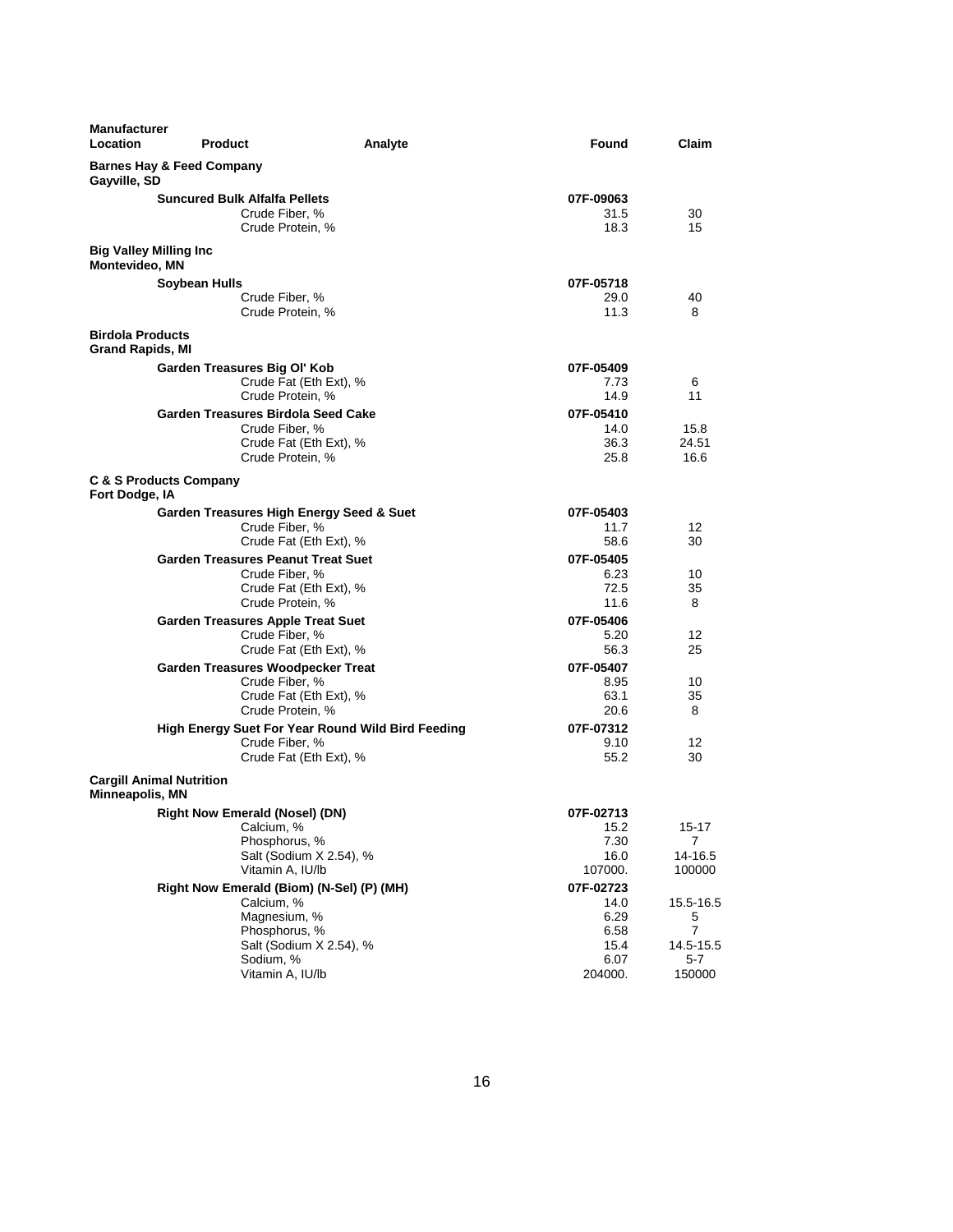| Manufacturer Location | Product | Analyte | Found | Claim |
|---|---|---|---|---|
| **Barnes Hay & Feed Company** Gayville, SD | | | | |
| | **Suncured Bulk Alfalfa Pellets** | | **07F-09063** | |
| | | Crude Fiber, % | 31.5 | 30 |
| | | Crude Protein, % | 18.3 | 15 |
| **Big Valley Milling Inc** Montevideo, MN | | | | |
| | **Soybean Hulls** | | **07F-05718** | |
| | | Crude Fiber, % | 29.0 | 40 |
| | | Crude Protein, % | 11.3 | 8 |
| **Birdola Products** Grand Rapids, MI | | | | |
| | **Garden Treasures Big Ol' Kob** | | **07F-05409** | |
| | | Crude Fat (Eth Ext), % | 7.73 | 6 |
| | | Crude Protein, % | 14.9 | 11 |
| | **Garden Treasures Birdola Seed Cake** | | **07F-05410** | |
| | | Crude Fiber, % | 14.0 | 15.8 |
| | | Crude Fat (Eth Ext), % | 36.3 | 24.51 |
| | | Crude Protein, % | 25.8 | 16.6 |
| **C & S Products Company** Fort Dodge, IA | | | | |
| | **Garden Treasures High Energy Seed & Suet** | | **07F-05403** | |
| | | Crude Fiber, % | 11.7 | 12 |
| | | Crude Fat (Eth Ext), % | 58.6 | 30 |
| | **Garden Treasures Peanut Treat Suet** | | **07F-05405** | |
| | | Crude Fiber, % | 6.23 | 10 |
| | | Crude Fat (Eth Ext), % | 72.5 | 35 |
| | | Crude Protein, % | 11.6 | 8 |
| | **Garden Treasures Apple Treat Suet** | | **07F-05406** | |
| | | Crude Fiber, % | 5.20 | 12 |
| | | Crude Fat (Eth Ext), % | 56.3 | 25 |
| | **Garden Treasures Woodpecker Treat** | | **07F-05407** | |
| | | Crude Fiber, % | 8.95 | 10 |
| | | Crude Fat (Eth Ext), % | 63.1 | 35 |
| | | Crude Protein, % | 20.6 | 8 |
| | **High Energy Suet For Year Round Wild Bird Feeding** | | **07F-07312** | |
| | | Crude Fiber, % | 9.10 | 12 |
| | | Crude Fat (Eth Ext), % | 55.2 | 30 |
| **Cargill Animal Nutrition** Minneapolis, MN | | | | |
| | **Right Now Emerald (Nosel) (DN)** | | **07F-02713** | |
| | | Calcium, % | 15.2 | 15-17 |
| | | Phosphorus, % | 7.30 | 7 |
| | | Salt (Sodium X 2.54), % | 16.0 | 14-16.5 |
| | | Vitamin A, IU/lb | 107000. | 100000 |
| | **Right Now Emerald (Biom) (N-Sel) (P) (MH)** | | **07F-02723** | |
| | | Calcium, % | 14.0 | 15.5-16.5 |
| | | Magnesium, % | 6.29 | 5 |
| | | Phosphorus, % | 6.58 | 7 |
| | | Salt (Sodium X 2.54), % | 15.4 | 14.5-15.5 |
| | | Sodium, % | 6.07 | 5-7 |
| | | Vitamin A, IU/lb | 204000. | 150000 |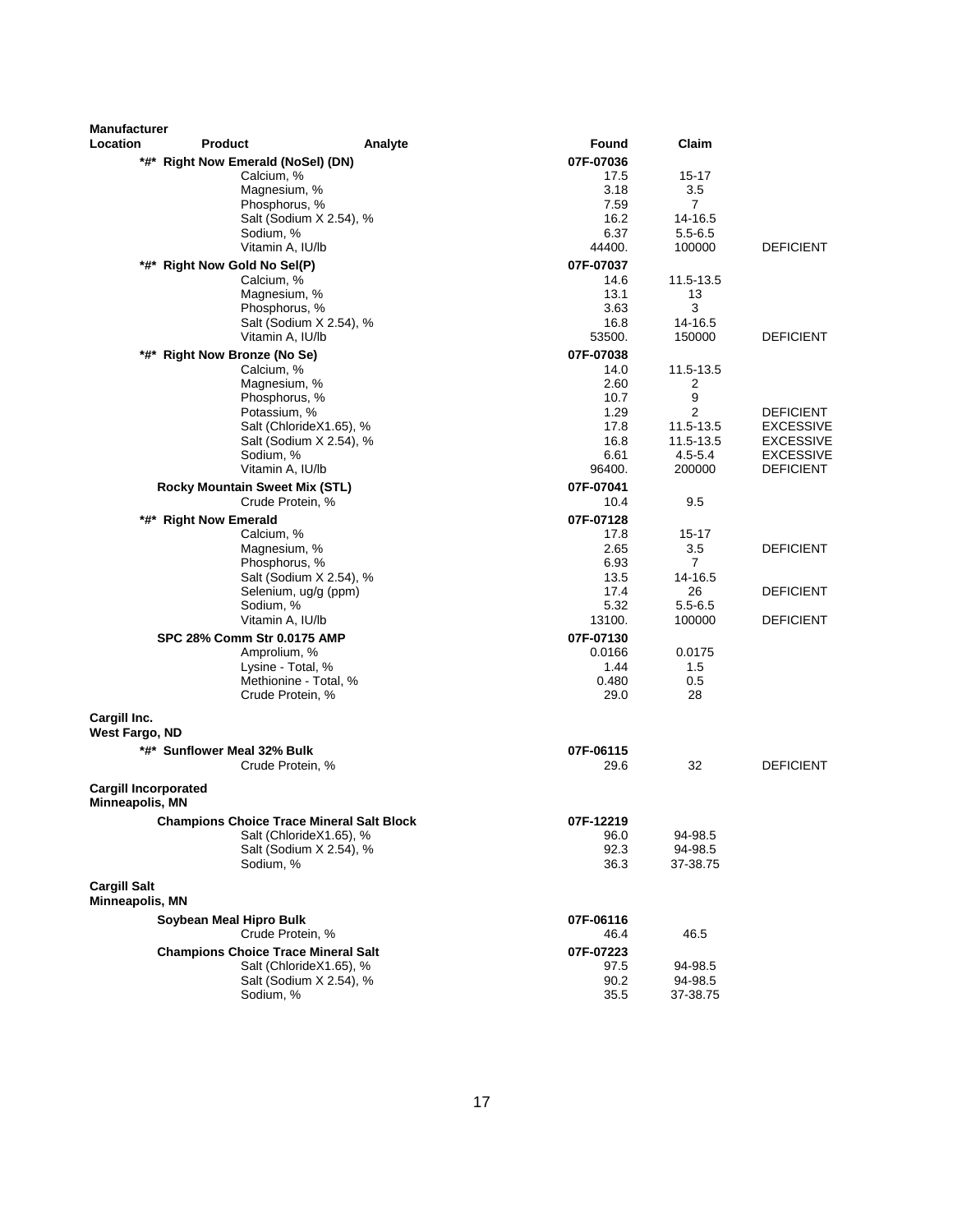| Manufacturer Location | Product | Analyte | Found | Claim | |
|---|---|---|---|---|---|
| | **\*#\* Right Now Emerald (NoSel) (DN)** | | **07F-07036** | | |
| | | Calcium, % | 17.5 | 15-17 | |
| | | Magnesium, % | 3.18 | 3.5 | |
| | | Phosphorus, % | 7.59 | 7 | |
| | | Salt (Sodium X 2.54), % | 16.2 | 14-16.5 | |
| | | Sodium, % | 6.37 | 5.5-6.5 | |
| | | Vitamin A, IU/lb | 44400. | 100000 | DEFICIENT |
| | **\*#\* Right Now Gold No Sel(P)** | | **07F-07037** | | |
| | | Calcium, % | 14.6 | 11.5-13.5 | |
| | | Magnesium, % | 13.1 | 13 | |
| | | Phosphorus, % | 3.63 | 3 | |
| | | Salt (Sodium X 2.54), % | 16.8 | 14-16.5 | |
| | | Vitamin A, IU/lb | 53500. | 150000 | DEFICIENT |
| | **\*#\* Right Now Bronze (No Se)** | | **07F-07038** | | |
| | | Calcium, % | 14.0 | 11.5-13.5 | |
| | | Magnesium, % | 2.60 | 2 | |
| | | Phosphorus, % | 10.7 | 9 | |
| | | Potassium, % | 1.29 | 2 | DEFICIENT |
| | | Salt (ChlorideX1.65), % | 17.8 | 11.5-13.5 | EXCESSIVE |
| | | Salt (Sodium X 2.54), % | 16.8 | 11.5-13.5 | EXCESSIVE |
| | | Sodium, % | 6.61 | 4.5-5.4 | EXCESSIVE |
| | | Vitamin A, IU/lb | 96400. | 200000 | DEFICIENT |
| | **Rocky Mountain Sweet Mix (STL)** | | **07F-07041** | | |
| | | Crude Protein, % | 10.4 | 9.5 | |
| | **\*#\* Right Now Emerald** | | **07F-07128** | | |
| | | Calcium, % | 17.8 | 15-17 | |
| | | Magnesium, % | 2.65 | 3.5 | DEFICIENT |
| | | Phosphorus, % | 6.93 | 7 | |
| | | Salt (Sodium X 2.54), % | 13.5 | 14-16.5 | |
| | | Selenium, ug/g (ppm) | 17.4 | 26 | DEFICIENT |
| | | Sodium, % | 5.32 | 5.5-6.5 | |
| | | Vitamin A, IU/lb | 13100. | 100000 | DEFICIENT |
| | **SPC 28% Comm Str 0.0175 AMP** | | **07F-07130** | | |
| | | Amprolium, % | 0.0166 | 0.0175 | |
| | | Lysine - Total, % | 1.44 | 1.5 | |
| | | Methionine - Total, % | 0.480 | 0.5 | |
| | | Crude Protein, % | 29.0 | 28 | |
| **Cargill Inc. West Fargo, ND** | | | | | |
| | **\*#\* Sunflower Meal 32% Bulk** | | **07F-06115** | | |
| | | Crude Protein, % | 29.6 | 32 | DEFICIENT |
| **Cargill Incorporated Minneapolis, MN** | | | | | |
| | **Champions Choice Trace Mineral Salt Block** | | **07F-12219** | | |
| | | Salt (ChlorideX1.65), % | 96.0 | 94-98.5 | |
| | | Salt (Sodium X 2.54), % | 92.3 | 94-98.5 | |
| | | Sodium, % | 36.3 | 37-38.75 | |
| **Cargill Salt Minneapolis, MN** | | | | | |
| | **Soybean Meal Hipro Bulk** | | **07F-06116** | | |
| | | Crude Protein, % | 46.4 | 46.5 | |
| | **Champions Choice Trace Mineral Salt** | | **07F-07223** | | |
| | | Salt (ChlorideX1.65), % | 97.5 | 94-98.5 | |
| | | Salt (Sodium X 2.54), % | 90.2 | 94-98.5 | |
| | | Sodium, % | 35.5 | 37-38.75 | |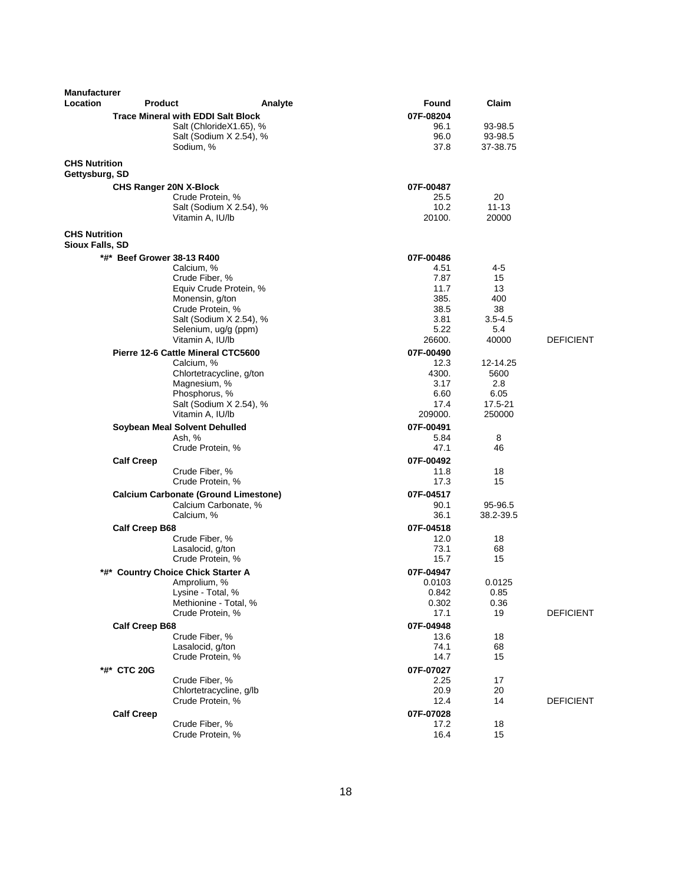| Manufacturer Location | Product | Analyte | Found | Claim | |
|---|---|---|---|---|---|
| | **Trace Mineral with EDDI Salt Block** | | **07F-08204** | | |
| | | Salt (ChlorideX1.65), % | 96.1 | 93-98.5 | |
| | | Salt (Sodium X 2.54), % | 96.0 | 93-98.5 | |
| | | Sodium, % | 37.8 | 37-38.75 | |
| **CHS Nutrition Gettysburg, SD** | | | | | |
| | **CHS Ranger 20N X-Block** | | **07F-00487** | | |
| | | Crude Protein, % | 25.5 | 20 | |
| | | Salt (Sodium X 2.54), % | 10.2 | 11-13 | |
| | | Vitamin A, IU/lb | 20100. | 20000 | |
| **CHS Nutrition Sioux Falls, SD** | | | | | |
| | **\*#\* Beef Grower 38-13 R400** | | **07F-00486** | | |
| | | Calcium, % | 4.51 | 4-5 | |
| | | Crude Fiber, % | 7.87 | 15 | |
| | | Equiv Crude Protein, % | 11.7 | 13 | |
| | | Monensin, g/ton | 385. | 400 | |
| | | Crude Protein, % | 38.5 | 38 | |
| | | Salt (Sodium X 2.54), % | 3.81 | 3.5-4.5 | |
| | | Selenium, ug/g (ppm) | 5.22 | 5.4 | |
| | | Vitamin A, IU/lb | 26600. | 40000 | DEFICIENT |
| | **Pierre 12-6 Cattle Mineral CTC5600** | | **07F-00490** | | |
| | | Calcium, % | 12.3 | 12-14.25 | |
| | | Chlortetracycline, g/ton | 4300. | 5600 | |
| | | Magnesium, % | 3.17 | 2.8 | |
| | | Phosphorus, % | 6.60 | 6.05 | |
| | | Salt (Sodium X 2.54), % | 17.4 | 17.5-21 | |
| | | Vitamin A, IU/lb | 209000. | 250000 | |
| | **Soybean Meal Solvent Dehulled** | | **07F-00491** | | |
| | | Ash, % | 5.84 | 8 | |
| | | Crude Protein, % | 47.1 | 46 | |
| | **Calf Creep** | | **07F-00492** | | |
| | | Crude Fiber, % | 11.8 | 18 | |
| | | Crude Protein, % | 17.3 | 15 | |
| | **Calcium Carbonate (Ground Limestone)** | | **07F-04517** | | |
| | | Calcium Carbonate, % | 90.1 | 95-96.5 | |
| | | Calcium, % | 36.1 | 38.2-39.5 | |
| | **Calf Creep B68** | | **07F-04518** | | |
| | | Crude Fiber, % | 12.0 | 18 | |
| | | Lasalocid, g/ton | 73.1 | 68 | |
| | | Crude Protein, % | 15.7 | 15 | |
| | **\*#\* Country Choice Chick Starter A** | | **07F-04947** | | |
| | | Amprolium, % | 0.0103 | 0.0125 | |
| | | Lysine - Total, % | 0.842 | 0.85 | |
| | | Methionine - Total, % | 0.302 | 0.36 | |
| | | Crude Protein, % | 17.1 | 19 | DEFICIENT |
| | **Calf Creep B68** | | **07F-04948** | | |
| | | Crude Fiber, % | 13.6 | 18 | |
| | | Lasalocid, g/ton | 74.1 | 68 | |
| | | Crude Protein, % | 14.7 | 15 | |
| | **\*#\* CTC 20G** | | **07F-07027** | | |
| | | Crude Fiber, % | 2.25 | 17 | |
| | | Chlortetracycline, g/lb | 20.9 | 20 | |
| | | Crude Protein, % | 12.4 | 14 | DEFICIENT |
| | **Calf Creep** | | **07F-07028** | | |
| | | Crude Fiber, % | 17.2 | 18 | |
| | | Crude Protein, % | 16.4 | 15 | |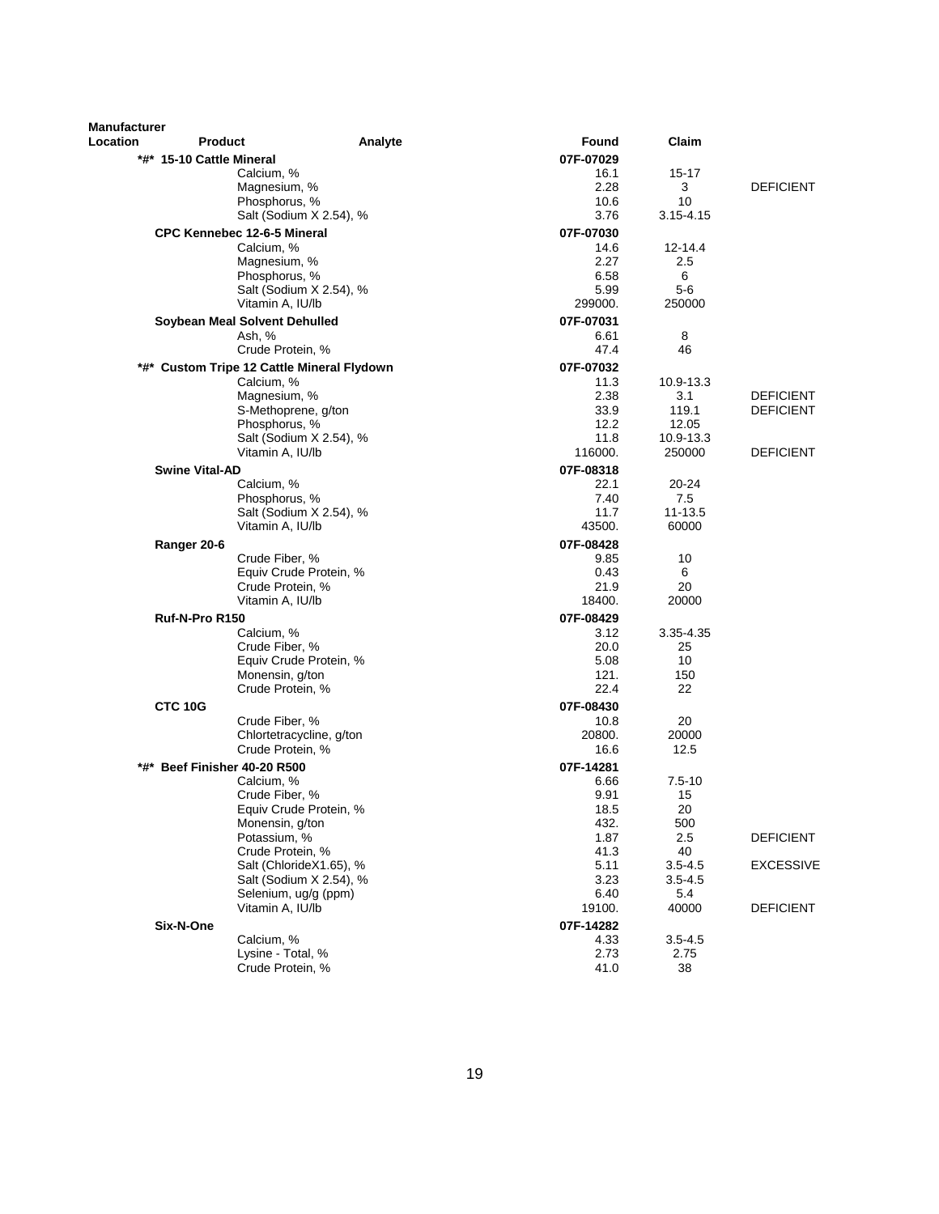| Manufacturer Location | Product | Analyte | Found | Claim | |
|---|---|---|---|---|---|
| | *#* 15-10 Cattle Mineral | | 07F-07029 | | |
| | | Calcium, % | 16.1 | 15-17 | |
| | | Magnesium, % | 2.28 | 3 | DEFICIENT |
| | | Phosphorus, % | 10.6 | 10 | |
| | | Salt (Sodium X 2.54), % | 3.76 | 3.15-4.15 | |
| | CPC Kennebec 12-6-5 Mineral | | 07F-07030 | | |
| | | Calcium, % | 14.6 | 12-14.4 | |
| | | Magnesium, % | 2.27 | 2.5 | |
| | | Phosphorus, % | 6.58 | 6 | |
| | | Salt (Sodium X 2.54), % | 5.99 | 5-6 | |
| | | Vitamin A, IU/lb | 299000. | 250000 | |
| | Soybean Meal Solvent Dehulled | | 07F-07031 | | |
| | | Ash, % | 6.61 | 8 | |
| | | Crude Protein, % | 47.4 | 46 | |
| | *#* Custom Tripe 12 Cattle Mineral Flydown | | 07F-07032 | | |
| | | Calcium, % | 11.3 | 10.9-13.3 | |
| | | Magnesium, % | 2.38 | 3.1 | DEFICIENT |
| | | S-Methoprene, g/ton | 33.9 | 119.1 | DEFICIENT |
| | | Phosphorus, % | 12.2 | 12.05 | |
| | | Salt (Sodium X 2.54), % | 11.8 | 10.9-13.3 | |
| | | Vitamin A, IU/lb | 116000. | 250000 | DEFICIENT |
| | Swine Vital-AD | | 07F-08318 | | |
| | | Calcium, % | 22.1 | 20-24 | |
| | | Phosphorus, % | 7.40 | 7.5 | |
| | | Salt (Sodium X 2.54), % | 11.7 | 11-13.5 | |
| | | Vitamin A, IU/lb | 43500. | 60000 | |
| | Ranger 20-6 | | 07F-08428 | | |
| | | Crude Fiber, % | 9.85 | 10 | |
| | | Equiv Crude Protein, % | 0.43 | 6 | |
| | | Crude Protein, % | 21.9 | 20 | |
| | | Vitamin A, IU/lb | 18400. | 20000 | |
| | Ruf-N-Pro R150 | | 07F-08429 | | |
| | | Calcium, % | 3.12 | 3.35-4.35 | |
| | | Crude Fiber, % | 20.0 | 25 | |
| | | Equiv Crude Protein, % | 5.08 | 10 | |
| | | Monensin, g/ton | 121. | 150 | |
| | | Crude Protein, % | 22.4 | 22 | |
| | CTC 10G | | 07F-08430 | | |
| | | Crude Fiber, % | 10.8 | 20 | |
| | | Chlortetracycline, g/ton | 20800. | 20000 | |
| | | Crude Protein, % | 16.6 | 12.5 | |
| | *#* Beef Finisher 40-20 R500 | | 07F-14281 | | |
| | | Calcium, % | 6.66 | 7.5-10 | |
| | | Crude Fiber, % | 9.91 | 15 | |
| | | Equiv Crude Protein, % | 18.5 | 20 | |
| | | Monensin, g/ton | 432. | 500 | |
| | | Potassium, % | 1.87 | 2.5 | DEFICIENT |
| | | Crude Protein, % | 41.3 | 40 | |
| | | Salt (ChlorideX1.65), % | 5.11 | 3.5-4.5 | EXCESSIVE |
| | | Salt (Sodium X 2.54), % | 3.23 | 3.5-4.5 | |
| | | Selenium, ug/g (ppm) | 6.40 | 5.4 | |
| | | Vitamin A, IU/lb | 19100. | 40000 | DEFICIENT |
| | Six-N-One | | 07F-14282 | | |
| | | Calcium, % | 4.33 | 3.5-4.5 | |
| | | Lysine - Total, % | 2.73 | 2.75 | |
| | | Crude Protein, % | 41.0 | 38 | |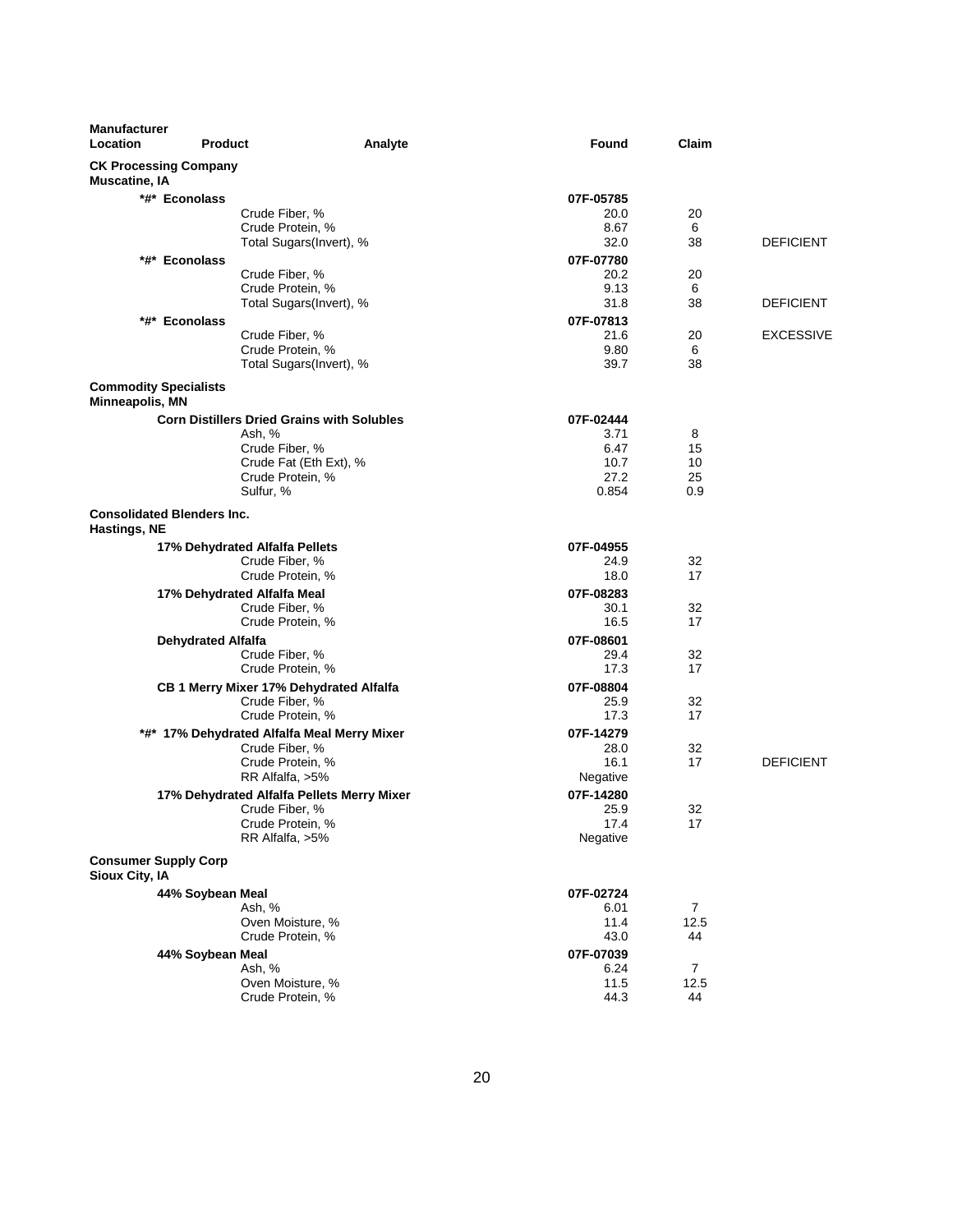| Manufacturer Location | Product | Analyte | Found | Claim | |
|---|---|---|---|---|---|
| **CK Processing Company** | | | | | |
| **Muscatine, IA** | | | | | |
| | ***#* Econolass** | | **07F-05785** | | |
| | | Crude Fiber, % | 20.0 | 20 | |
| | | Crude Protein, % | 8.67 | 6 | |
| | | Total Sugars(Invert), % | 32.0 | 38 | DEFICIENT |
| | ***#* Econolass** | | **07F-07780** | | |
| | | Crude Fiber, % | 20.2 | 20 | |
| | | Crude Protein, % | 9.13 | 6 | |
| | | Total Sugars(Invert), % | 31.8 | 38 | DEFICIENT |
| | ***#* Econolass** | | **07F-07813** | | |
| | | Crude Fiber, % | 21.6 | 20 | EXCESSIVE |
| | | Crude Protein, % | 9.80 | 6 | |
| | | Total Sugars(Invert), % | 39.7 | 38 | |
| **Commodity Specialists** | | | | | |
| **Minneapolis, MN** | | | | | |
| | **Corn Distillers Dried Grains with Solubles** | | **07F-02444** | | |
| | | Ash, % | 3.71 | 8 | |
| | | Crude Fiber, % | 6.47 | 15 | |
| | | Crude Fat (Eth Ext), % | 10.7 | 10 | |
| | | Crude Protein, % | 27.2 | 25 | |
| | | Sulfur, % | 0.854 | 0.9 | |
| **Consolidated Blenders Inc.** | | | | | |
| **Hastings, NE** | | | | | |
| | **17% Dehydrated Alfalfa Pellets** | | **07F-04955** | | |
| | | Crude Fiber, % | 24.9 | 32 | |
| | | Crude Protein, % | 18.0 | 17 | |
| | **17% Dehydrated Alfalfa Meal** | | **07F-08283** | | |
| | | Crude Fiber, % | 30.1 | 32 | |
| | | Crude Protein, % | 16.5 | 17 | |
| | **Dehydrated Alfalfa** | | **07F-08601** | | |
| | | Crude Fiber, % | 29.4 | 32 | |
| | | Crude Protein, % | 17.3 | 17 | |
| | **CB 1 Merry Mixer 17% Dehydrated Alfalfa** | | **07F-08804** | | |
| | | Crude Fiber, % | 25.9 | 32 | |
| | | Crude Protein, % | 17.3 | 17 | |
| | ***#* 17% Dehydrated Alfalfa Meal Merry Mixer** | | **07F-14279** | | |
| | | Crude Fiber, % | 28.0 | 32 | |
| | | Crude Protein, % | 16.1 | 17 | DEFICIENT |
| | | RR Alfalfa, >5% | Negative | | |
| | **17% Dehydrated Alfalfa Pellets Merry Mixer** | | **07F-14280** | | |
| | | Crude Fiber, % | 25.9 | 32 | |
| | | Crude Protein, % | 17.4 | 17 | |
| | | RR Alfalfa, >5% | Negative | | |
| **Consumer Supply Corp** | | | | | |
| **Sioux City, IA** | | | | | |
| | **44% Soybean Meal** | | **07F-02724** | | |
| | | Ash, % | 6.01 | 7 | |
| | | Oven Moisture, % | 11.4 | 12.5 | |
| | | Crude Protein, % | 43.0 | 44 | |
| | **44% Soybean Meal** | | **07F-07039** | | |
| | | Ash, % | 6.24 | 7 | |
| | | Oven Moisture, % | 11.5 | 12.5 | |
| | | Crude Protein, % | 44.3 | 44 | |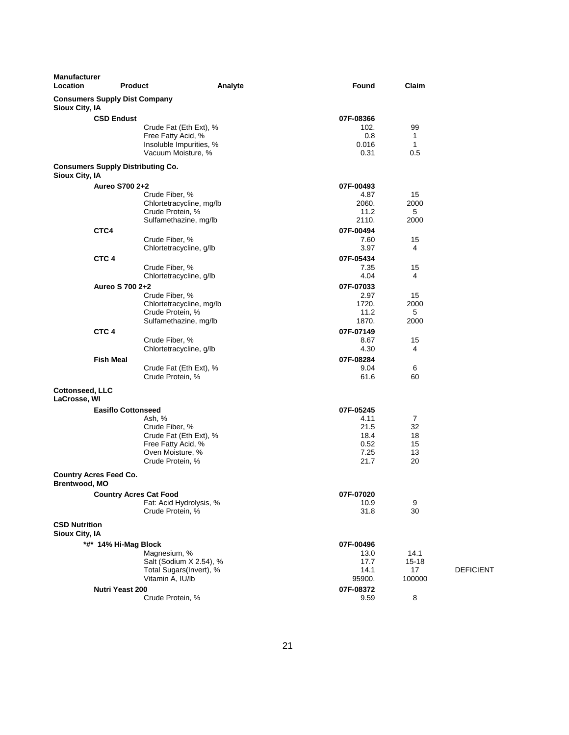| Manufacturer Location | Product | Analyte | Found | Claim | |
|---|---|---|---|---|---|
| **Consumers Supply Dist Company Sioux City, IA** | | | | | |
| | **CSD Endust** | | **07F-08366** | | |
| | | Crude Fat (Eth Ext), % | 102. | 99 | |
| | | Free Fatty Acid, % | 0.8 | 1 | |
| | | Insoluble Impurities, % | 0.016 | 1 | |
| | | Vacuum Moisture, % | 0.31 | 0.5 | |
| **Consumers Supply Distributing Co. Sioux City, IA** | | | | | |
| | **Aureo S700 2+2** | | **07F-00493** | | |
| | | Crude Fiber, % | 4.87 | 15 | |
| | | Chlortetracycline, mg/lb | 2060. | 2000 | |
| | | Crude Protein, % | 11.2 | 5 | |
| | | Sulfamethazine, mg/lb | 2110. | 2000 | |
| | **CTC4** | | **07F-00494** | | |
| | | Crude Fiber, % | 7.60 | 15 | |
| | | Chlortetracycline, g/lb | 3.97 | 4 | |
| | **CTC 4** | | **07F-05434** | | |
| | | Crude Fiber, % | 7.35 | 15 | |
| | | Chlortetracycline, g/lb | 4.04 | 4 | |
| | **Aureo S 700 2+2** | | **07F-07033** | | |
| | | Crude Fiber, % | 2.97 | 15 | |
| | | Chlortetracycline, mg/lb | 1720. | 2000 | |
| | | Crude Protein, % | 11.2 | 5 | |
| | | Sulfamethazine, mg/lb | 1870. | 2000 | |
| | **CTC 4** | | **07F-07149** | | |
| | | Crude Fiber, % | 8.67 | 15 | |
| | | Chlortetracycline, g/lb | 4.30 | 4 | |
| | **Fish Meal** | | **07F-08284** | | |
| | | Crude Fat (Eth Ext), % | 9.04 | 6 | |
| | | Crude Protein, % | 61.6 | 60 | |
| **Cottonseed, LLC LaCrosse, WI** | | | | | |
| | **Easiflo Cottonseed** | | **07F-05245** | | |
| | | Ash, % | 4.11 | 7 | |
| | | Crude Fiber, % | 21.5 | 32 | |
| | | Crude Fat (Eth Ext), % | 18.4 | 18 | |
| | | Free Fatty Acid, % | 0.52 | 15 | |
| | | Oven Moisture, % | 7.25 | 13 | |
| | | Crude Protein, % | 21.7 | 20 | |
| **Country Acres Feed Co. Brentwood, MO** | | | | | |
| | **Country Acres Cat Food** | | **07F-07020** | | |
| | | Fat: Acid Hydrolysis, % | 10.9 | 9 | |
| | | Crude Protein, % | 31.8 | 30 | |
| **CSD Nutrition Sioux City, IA** | | | | | |
| | ***#* 14% Hi-Mag Block** | | **07F-00496** | | |
| | | Magnesium, % | 13.0 | 14.1 | |
| | | Salt (Sodium X 2.54), % | 17.7 | 15-18 | |
| | | Total Sugars(Invert), % | 14.1 | 17 | DEFICIENT |
| | | Vitamin A, IU/lb | 95900. | 100000 | |
| | **Nutri Yeast 200** | | **07F-08372** | | |
| | | Crude Protein, % | 9.59 | 8 | |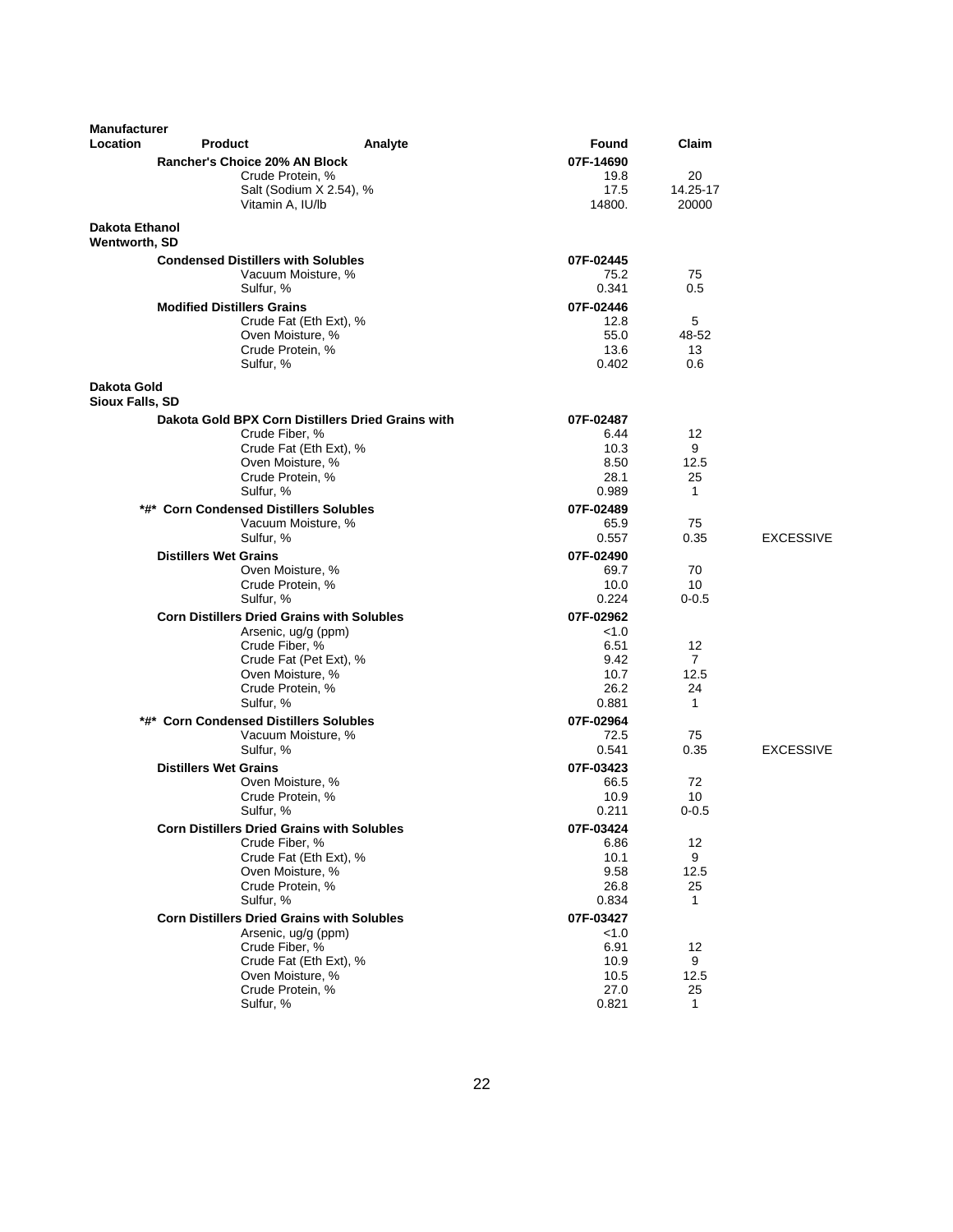| Manufacturer Location | Product | Analyte | Found | Claim | |
|---|---|---|---|---|---|
| | **Rancher's Choice 20% AN Block** | | **07F-14690** | | |
| | | Crude Protein, % | 19.8 | 20 | |
| | | Salt (Sodium X 2.54), % | 17.5 | 14.25-17 | |
| | | Vitamin A, IU/lb | 14800. | 20000 | |
| **Dakota Ethanol Wentworth, SD** | | | | | |
| | **Condensed Distillers with Solubles** | | **07F-02445** | | |
| | | Vacuum Moisture, % | 75.2 | 75 | |
| | | Sulfur, % | 0.341 | 0.5 | |
| | **Modified Distillers Grains** | | **07F-02446** | | |
| | | Crude Fat (Eth Ext), % | 12.8 | 5 | |
| | | Oven Moisture, % | 55.0 | 48-52 | |
| | | Crude Protein, % | 13.6 | 13 | |
| | | Sulfur, % | 0.402 | 0.6 | |
| **Dakota Gold Sioux Falls, SD** | | | | | |
| | **Dakota Gold BPX Corn Distillers Dried Grains with** | | **07F-02487** | | |
| | | Crude Fiber, % | 6.44 | 12 | |
| | | Crude Fat (Eth Ext), % | 10.3 | 9 | |
| | | Oven Moisture, % | 8.50 | 12.5 | |
| | | Crude Protein, % | 28.1 | 25 | |
| | | Sulfur, % | 0.989 | 1 | |
| | ***#* Corn Condensed Distillers Solubles** | | **07F-02489** | | |
| | | Vacuum Moisture, % | 65.9 | 75 | |
| | | Sulfur, % | 0.557 | 0.35 | EXCESSIVE |
| | **Distillers Wet Grains** | | **07F-02490** | | |
| | | Oven Moisture, % | 69.7 | 70 | |
| | | Crude Protein, % | 10.0 | 10 | |
| | | Sulfur, % | 0.224 | 0-0.5 | |
| | **Corn Distillers Dried Grains with Solubles** | | **07F-02962** | | |
| | | Arsenic, ug/g (ppm) | <1.0 | | |
| | | Crude Fiber, % | 6.51 | 12 | |
| | | Crude Fat (Pet Ext), % | 9.42 | 7 | |
| | | Oven Moisture, % | 10.7 | 12.5 | |
| | | Crude Protein, % | 26.2 | 24 | |
| | | Sulfur, % | 0.881 | 1 | |
| | ***#* Corn Condensed Distillers Solubles** | | **07F-02964** | | |
| | | Vacuum Moisture, % | 72.5 | 75 | |
| | | Sulfur, % | 0.541 | 0.35 | EXCESSIVE |
| | **Distillers Wet Grains** | | **07F-03423** | | |
| | | Oven Moisture, % | 66.5 | 72 | |
| | | Crude Protein, % | 10.9 | 10 | |
| | | Sulfur, % | 0.211 | 0-0.5 | |
| | **Corn Distillers Dried Grains with Solubles** | | **07F-03424** | | |
| | | Crude Fiber, % | 6.86 | 12 | |
| | | Crude Fat (Eth Ext), % | 10.1 | 9 | |
| | | Oven Moisture, % | 9.58 | 12.5 | |
| | | Crude Protein, % | 26.8 | 25 | |
| | | Sulfur, % | 0.834 | 1 | |
| | **Corn Distillers Dried Grains with Solubles** | | **07F-03427** | | |
| | | Arsenic, ug/g (ppm) | <1.0 | | |
| | | Crude Fiber, % | 6.91 | 12 | |
| | | Crude Fat (Eth Ext), % | 10.9 | 9 | |
| | | Oven Moisture, % | 10.5 | 12.5 | |
| | | Crude Protein, % | 27.0 | 25 | |
| | | Sulfur, % | 0.821 | 1 | |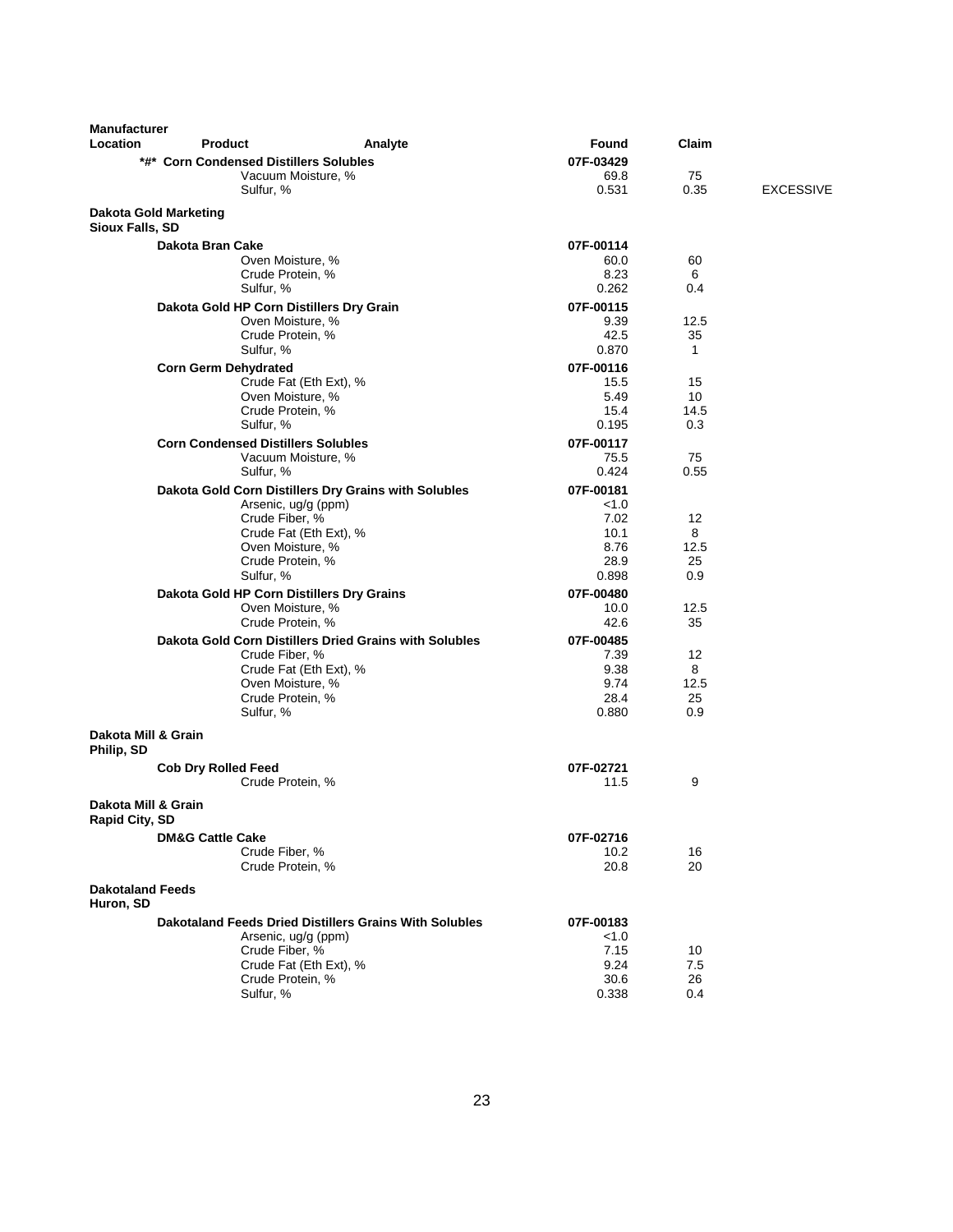| Manufacturer Location | Product | Analyte | Found | Claim | |
|---|---|---|---|---|---|
| | **\*#\* Corn Condensed Distillers Solubles** | | **07F-03429** | | |
| | | Vacuum Moisture, % | 69.8 | 75 | |
| | | Sulfur, % | 0.531 | 0.35 | EXCESSIVE |
| **Dakota Gold Marketing Sioux Falls, SD** | | | | | |
| | **Dakota Bran Cake** | | **07F-00114** | | |
| | | Oven Moisture, % | 60.0 | 60 | |
| | | Crude Protein, % | 8.23 | 6 | |
| | | Sulfur, % | 0.262 | 0.4 | |
| | **Dakota Gold HP Corn Distillers Dry Grain** | | **07F-00115** | | |
| | | Oven Moisture, % | 9.39 | 12.5 | |
| | | Crude Protein, % | 42.5 | 35 | |
| | | Sulfur, % | 0.870 | 1 | |
| | **Corn Germ Dehydrated** | | **07F-00116** | | |
| | | Crude Fat (Eth Ext), % | 15.5 | 15 | |
| | | Oven Moisture, % | 5.49 | 10 | |
| | | Crude Protein, % | 15.4 | 14.5 | |
| | | Sulfur, % | 0.195 | 0.3 | |
| | **Corn Condensed Distillers Solubles** | | **07F-00117** | | |
| | | Vacuum Moisture, % | 75.5 | 75 | |
| | | Sulfur, % | 0.424 | 0.55 | |
| | **Dakota Gold Corn Distillers Dry Grains with Solubles** | | **07F-00181** | | |
| | | Arsenic, ug/g (ppm) | <1.0 | | |
| | | Crude Fiber, % | 7.02 | 12 | |
| | | Crude Fat (Eth Ext), % | 10.1 | 8 | |
| | | Oven Moisture, % | 8.76 | 12.5 | |
| | | Crude Protein, % | 28.9 | 25 | |
| | | Sulfur, % | 0.898 | 0.9 | |
| | **Dakota Gold HP Corn Distillers Dry Grains** | | **07F-00480** | | |
| | | Oven Moisture, % | 10.0 | 12.5 | |
| | | Crude Protein, % | 42.6 | 35 | |
| | **Dakota Gold Corn Distillers Dried Grains with Solubles** | | **07F-00485** | | |
| | | Crude Fiber, % | 7.39 | 12 | |
| | | Crude Fat (Eth Ext), % | 9.38 | 8 | |
| | | Oven Moisture, % | 9.74 | 12.5 | |
| | | Crude Protein, % | 28.4 | 25 | |
| | | Sulfur, % | 0.880 | 0.9 | |
| **Dakota Mill & Grain Philip, SD** | | | | | |
| | **Cob Dry Rolled Feed** | | **07F-02721** | | |
| | | Crude Protein, % | 11.5 | 9 | |
| **Dakota Mill & Grain Rapid City, SD** | | | | | |
| | **DM&G Cattle Cake** | | **07F-02716** | | |
| | | Crude Fiber, % | 10.2 | 16 | |
| | | Crude Protein, % | 20.8 | 20 | |
| **Dakotaland Feeds Huron, SD** | | | | | |
| | **Dakotaland Feeds Dried Distillers Grains With Solubles** | | **07F-00183** | | |
| | | Arsenic, ug/g (ppm) | <1.0 | | |
| | | Crude Fiber, % | 7.15 | 10 | |
| | | Crude Fat (Eth Ext), % | 9.24 | 7.5 | |
| | | Crude Protein, % | 30.6 | 26 | |
| | | Sulfur, % | 0.338 | 0.4 | |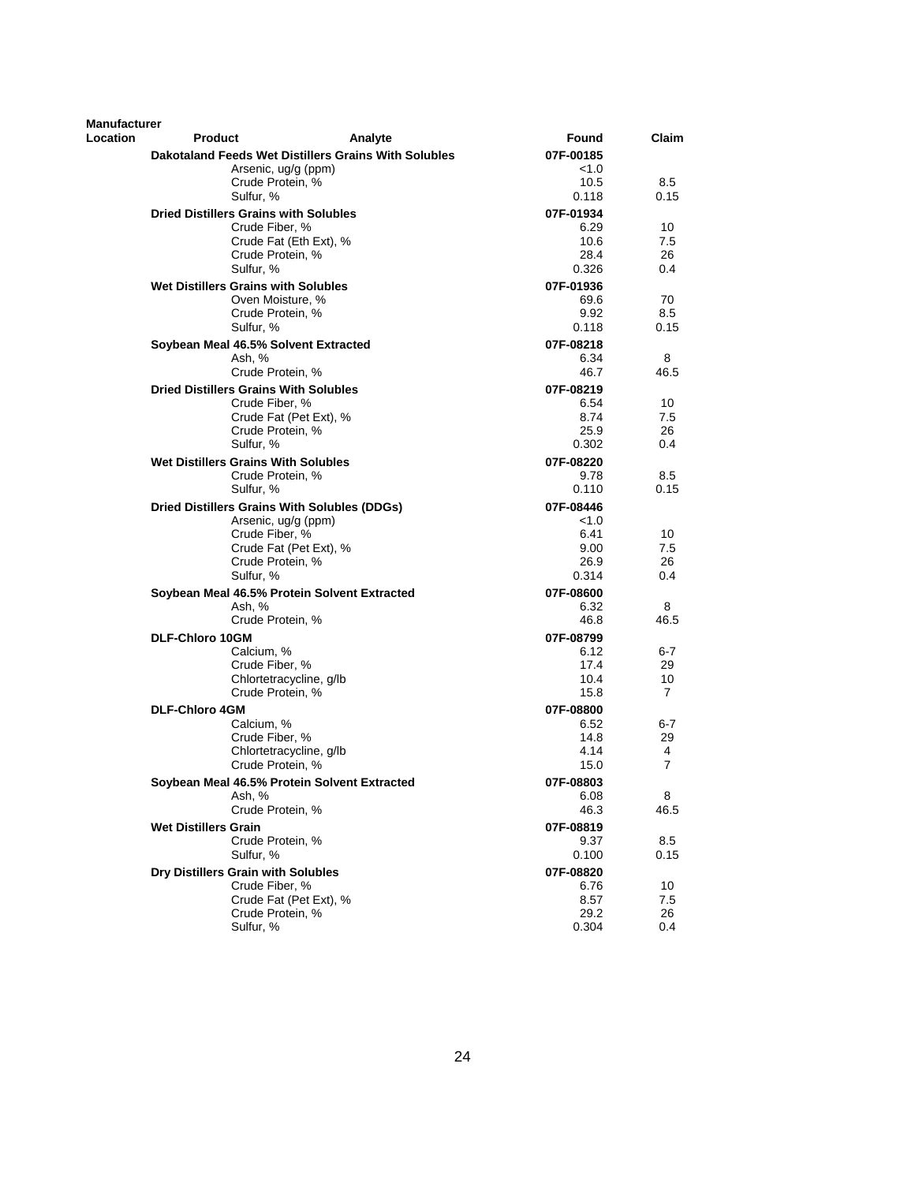| Manufacturer Location | Product | Analyte | Found | Claim |
|---|---|---|---|---|
| | **Dakotaland Feeds Wet Distillers Grains With Solubles** | | **07F-00185** | |
| | | Arsenic, ug/g (ppm) | <1.0 | |
| | | Crude Protein, % | 10.5 | 8.5 |
| | | Sulfur, % | 0.118 | 0.15 |
| | **Dried Distillers Grains with Solubles** | | **07F-01934** | |
| | | Crude Fiber, % | 6.29 | 10 |
| | | Crude Fat (Eth Ext), % | 10.6 | 7.5 |
| | | Crude Protein, % | 28.4 | 26 |
| | | Sulfur, % | 0.326 | 0.4 |
| | **Wet Distillers Grains with Solubles** | | **07F-01936** | |
| | | Oven Moisture, % | 69.6 | 70 |
| | | Crude Protein, % | 9.92 | 8.5 |
| | | Sulfur, % | 0.118 | 0.15 |
| | **Soybean Meal 46.5% Solvent Extracted** | | **07F-08218** | |
| | | Ash, % | 6.34 | 8 |
| | | Crude Protein, % | 46.7 | 46.5 |
| | **Dried Distillers Grains With Solubles** | | **07F-08219** | |
| | | Crude Fiber, % | 6.54 | 10 |
| | | Crude Fat (Pet Ext), % | 8.74 | 7.5 |
| | | Crude Protein, % | 25.9 | 26 |
| | | Sulfur, % | 0.302 | 0.4 |
| | **Wet Distillers Grains With Solubles** | | **07F-08220** | |
| | | Crude Protein, % | 9.78 | 8.5 |
| | | Sulfur, % | 0.110 | 0.15 |
| | **Dried Distillers Grains With Solubles (DDGs)** | | **07F-08446** | |
| | | Arsenic, ug/g (ppm) | <1.0 | |
| | | Crude Fiber, % | 6.41 | 10 |
| | | Crude Fat (Pet Ext), % | 9.00 | 7.5 |
| | | Crude Protein, % | 26.9 | 26 |
| | | Sulfur, % | 0.314 | 0.4 |
| | **Soybean Meal 46.5% Protein Solvent Extracted** | | **07F-08600** | |
| | | Ash, % | 6.32 | 8 |
| | | Crude Protein, % | 46.8 | 46.5 |
| | **DLF-Chloro 10GM** | | **07F-08799** | |
| | | Calcium, % | 6.12 | 6-7 |
| | | Crude Fiber, % | 17.4 | 29 |
| | | Chlortetracycline, g/lb | 10.4 | 10 |
| | | Crude Protein, % | 15.8 | 7 |
| | **DLF-Chloro 4GM** | | **07F-08800** | |
| | | Calcium, % | 6.52 | 6-7 |
| | | Crude Fiber, % | 14.8 | 29 |
| | | Chlortetracycline, g/lb | 4.14 | 4 |
| | | Crude Protein, % | 15.0 | 7 |
| | **Soybean Meal 46.5% Protein Solvent Extracted** | | **07F-08803** | |
| | | Ash, % | 6.08 | 8 |
| | | Crude Protein, % | 46.3 | 46.5 |
| | **Wet Distillers Grain** | | **07F-08819** | |
| | | Crude Protein, % | 9.37 | 8.5 |
| | | Sulfur, % | 0.100 | 0.15 |
| | **Dry Distillers Grain with Solubles** | | **07F-08820** | |
| | | Crude Fiber, % | 6.76 | 10 |
| | | Crude Fat (Pet Ext), % | 8.57 | 7.5 |
| | | Crude Protein, % | 29.2 | 26 |
| | | Sulfur, % | 0.304 | 0.4 |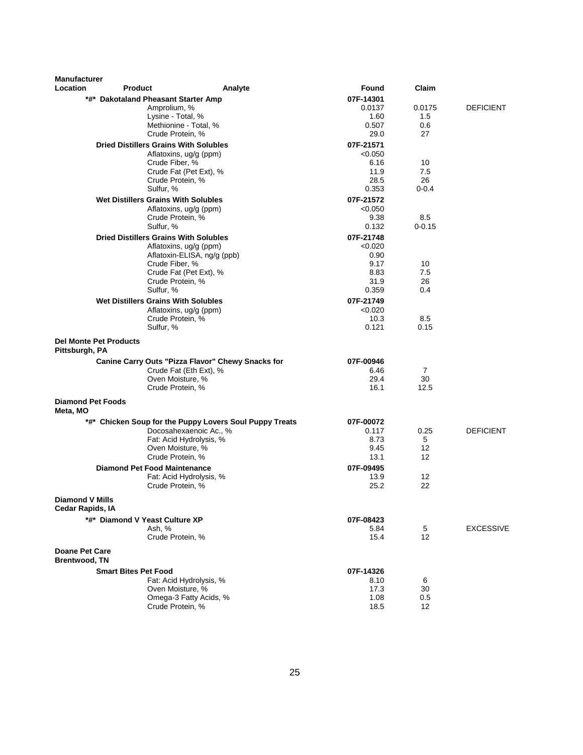| Manufacturer Location | Product | Analyte | Found | Claim | |
|---|---|---|---|---|---|
| | ***#* Dakotaland Pheasant Starter Amp** | | **07F-14301** | | |
| | | Amprolium, % | 0.0137 | 0.0175 | DEFICIENT |
| | | Lysine - Total, % | 1.60 | 1.5 | |
| | | Methionine - Total, % | 0.507 | 0.6 | |
| | | Crude Protein, % | 29.0 | 27 | |
| | **Dried Distillers Grains With Solubles** | | **07F-21571** | | |
| | | Aflatoxins, ug/g (ppm) | <0.050 | | |
| | | Crude Fiber, % | 6.16 | 10 | |
| | | Crude Fat (Pet Ext), % | 11.9 | 7.5 | |
| | | Crude Protein, % | 28.5 | 26 | |
| | | Sulfur, % | 0.353 | 0-0.4 | |
| | **Wet Distillers Grains With Solubles** | | **07F-21572** | | |
| | | Aflatoxins, ug/g (ppm) | <0.050 | | |
| | | Crude Protein, % | 9.38 | 8.5 | |
| | | Sulfur, % | 0.132 | 0-0.15 | |
| | **Dried Distillers Grains With Solubles** | | **07F-21748** | | |
| | | Aflatoxins, ug/g (ppm) | <0.020 | | |
| | | Aflatoxin-ELISA, ng/g (ppb) | 0.90 | | |
| | | Crude Fiber, % | 9.17 | 10 | |
| | | Crude Fat (Pet Ext), % | 8.83 | 7.5 | |
| | | Crude Protein, % | 31.9 | 26 | |
| | | Sulfur, % | 0.359 | 0.4 | |
| | **Wet Distillers Grains With Solubles** | | **07F-21749** | | |
| | | Aflatoxins, ug/g (ppm) | <0.020 | | |
| | | Crude Protein, % | 10.3 | 8.5 | |
| | | Sulfur, % | 0.121 | 0.15 | |
| **Del Monte Pet Products Pittsburgh, PA** | | | | | |
| | **Canine Carry Outs "Pizza Flavor" Chewy Snacks for** | | **07F-00946** | | |
| | | Crude Fat (Eth Ext), % | 6.46 | 7 | |
| | | Oven Moisture, % | 29.4 | 30 | |
| | | Crude Protein, % | 16.1 | 12.5 | |
| **Diamond Pet Foods Meta, MO** | | | | | |
| | ***#* Chicken Soup for the Puppy Lovers Soul Puppy Treats** | | **07F-00072** | | |
| | | Docosahexaenoic Ac., % | 0.117 | 0.25 | DEFICIENT |
| | | Fat: Acid Hydrolysis, % | 8.73 | 5 | |
| | | Oven Moisture, % | 9.45 | 12 | |
| | | Crude Protein, % | 13.1 | 12 | |
| | **Diamond Pet Food Maintenance** | | **07F-09495** | | |
| | | Fat: Acid Hydrolysis, % | 13.9 | 12 | |
| | | Crude Protein, % | 25.2 | 22 | |
| **Diamond V Mills Cedar Rapids, IA** | | | | | |
| | ***#* Diamond V Yeast Culture XP** | | **07F-08423** | | |
| | | Ash, % | 5.84 | 5 | EXCESSIVE |
| | | Crude Protein, % | 15.4 | 12 | |
| **Doane Pet Care Brentwood, TN** | | | | | |
| | **Smart Bites Pet Food** | | **07F-14326** | | |
| | | Fat: Acid Hydrolysis, % | 8.10 | 6 | |
| | | Oven Moisture, % | 17.3 | 30 | |
| | | Omega-3 Fatty Acids, % | 1.08 | 0.5 | |
| | | Crude Protein, % | 18.5 | 12 | |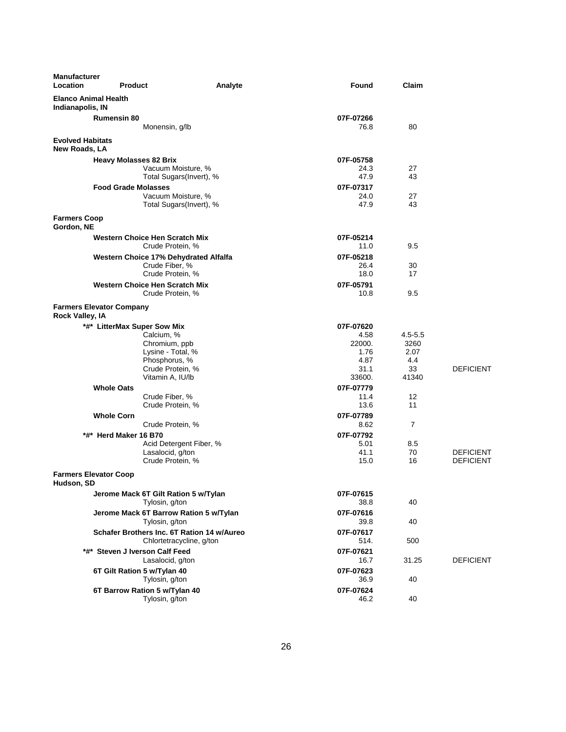| Manufacturer Location | Product | Analyte | Found | Claim | |
|---|---|---|---|---|---|
| **Elanco Animal Health Indianapolis, IN** | | | | | |
| | **Rumensin 80** | | **07F-07266** | | |
| | | Monensin, g/lb | 76.8 | 80 | |
| **Evolved Habitats New Roads, LA** | | | | | |
| | **Heavy Molasses 82 Brix** | | **07F-05758** | | |
| | | Vacuum Moisture, % | 24.3 | 27 | |
| | | Total Sugars(Invert), % | 47.9 | 43 | |
| | **Food Grade Molasses** | | **07F-07317** | | |
| | | Vacuum Moisture, % | 24.0 | 27 | |
| | | Total Sugars(Invert), % | 47.9 | 43 | |
| **Farmers Coop Gordon, NE** | | | | | |
| | **Western Choice Hen Scratch Mix** | | **07F-05214** | | |
| | | Crude Protein, % | 11.0 | 9.5 | |
| | **Western Choice 17% Dehydrated Alfalfa** | | **07F-05218** | | |
| | | Crude Fiber, % | 26.4 | 30 | |
| | | Crude Protein, % | 18.0 | 17 | |
| | **Western Choice Hen Scratch Mix** | | **07F-05791** | | |
| | | Crude Protein, % | 10.8 | 9.5 | |
| **Farmers Elevator Company Rock Valley, IA** | | | | | |
| | **\*#\* LitterMax Super Sow Mix** | | **07F-07620** | | |
| | | Calcium, % | 4.58 | 4.5-5.5 | |
| | | Chromium, ppb | 22000. | 3260 | |
| | | Lysine - Total, % | 1.76 | 2.07 | |
| | | Phosphorus, % | 4.87 | 4.4 | |
| | | Crude Protein, % | 31.1 | 33 | DEFICIENT |
| | | Vitamin A, IU/lb | 33600. | 41340 | |
| | **Whole Oats** | | **07F-07779** | | |
| | | Crude Fiber, % | 11.4 | 12 | |
| | | Crude Protein, % | 13.6 | 11 | |
| | **Whole Corn** | | **07F-07789** | | |
| | | Crude Protein, % | 8.62 | 7 | |
| | **\*#\* Herd Maker 16 B70** | | **07F-07792** | | |
| | | Acid Detergent Fiber, % | 5.01 | 8.5 | |
| | | Lasalocid, g/ton | 41.1 | 70 | DEFICIENT |
| | | Crude Protein, % | 15.0 | 16 | DEFICIENT |
| **Farmers Elevator Coop Hudson, SD** | | | | | |
| | **Jerome Mack 6T Gilt Ration 5 w/Tylan** | | **07F-07615** | | |
| | | Tylosin, g/ton | 38.8 | 40 | |
| | **Jerome Mack 6T Barrow Ration 5 w/Tylan** | | **07F-07616** | | |
| | | Tylosin, g/ton | 39.8 | 40 | |
| | **Schafer Brothers Inc. 6T Ration 14 w/Aureo** | | **07F-07617** | | |
| | | Chlortetracycline, g/ton | 514. | 500 | |
| | **\*#\* Steven J Iverson Calf Feed** | | **07F-07621** | | |
| | | Lasalocid, g/ton | 16.7 | 31.25 | DEFICIENT |
| | **6T Gilt Ration 5 w/Tylan 40** | | **07F-07623** | | |
| | | Tylosin, g/ton | 36.9 | 40 | |
| | **6T Barrow Ration 5 w/Tylan 40** | | **07F-07624** | | |
| | | Tylosin, g/ton | 46.2 | 40 | |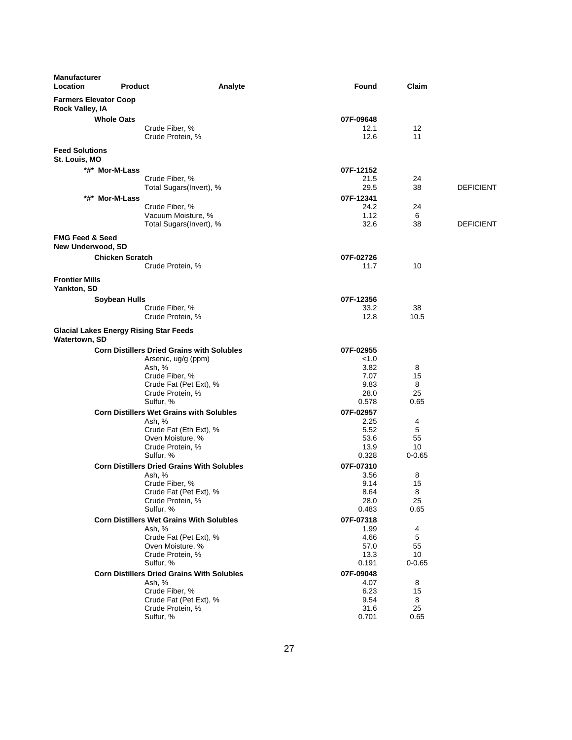| Manufacturer Location | Product | Analyte | Found | Claim | |
|---|---|---|---|---|---|
| **Farmers Elevator Coop Rock Valley, IA** | | | | | |
| | **Whole Oats** | | **07F-09648** | | |
| | | Crude Fiber, % | 12.1 | 12 | |
| | | Crude Protein, % | 12.6 | 11 | |
| **Feed Solutions St. Louis, MO** | | | | | |
| | **\*#\* Mor-M-Lass** | | **07F-12152** | | |
| | | Crude Fiber, % | 21.5 | 24 | |
| | | Total Sugars(Invert), % | 29.5 | 38 | DEFICIENT |
| | **\*#\* Mor-M-Lass** | | **07F-12341** | | |
| | | Crude Fiber, % | 24.2 | 24 | |
| | | Vacuum Moisture, % | 1.12 | 6 | |
| | | Total Sugars(Invert), % | 32.6 | 38 | DEFICIENT |
| **FMG Feed & Seed New Underwood, SD** | | | | | |
| | **Chicken Scratch** | | **07F-02726** | | |
| | | Crude Protein, % | 11.7 | 10 | |
| **Frontier Mills Yankton, SD** | | | | | |
| | **Soybean Hulls** | | **07F-12356** | | |
| | | Crude Fiber, % | 33.2 | 38 | |
| | | Crude Protein, % | 12.8 | 10.5 | |
| **Glacial Lakes Energy Rising Star Feeds Watertown, SD** | | | | | |
| | **Corn Distillers Dried Grains with Solubles** | | **07F-02955** | | |
| | | Arsenic, ug/g (ppm) | <1.0 | | |
| | | Ash, % | 3.82 | 8 | |
| | | Crude Fiber, % | 7.07 | 15 | |
| | | Crude Fat (Pet Ext), % | 9.83 | 8 | |
| | | Crude Protein, % | 28.0 | 25 | |
| | | Sulfur, % | 0.578 | 0.65 | |
| | **Corn Distillers Wet Grains with Solubles** | | **07F-02957** | | |
| | | Ash, % | 2.25 | 4 | |
| | | Crude Fat (Eth Ext), % | 5.52 | 5 | |
| | | Oven Moisture, % | 53.6 | 55 | |
| | | Crude Protein, % | 13.9 | 10 | |
| | | Sulfur, % | 0.328 | 0-0.65 | |
| | **Corn Distillers Dried Grains With Solubles** | | **07F-07310** | | |
| | | Ash, % | 3.56 | 8 | |
| | | Crude Fiber, % | 9.14 | 15 | |
| | | Crude Fat (Pet Ext), % | 8.64 | 8 | |
| | | Crude Protein, % | 28.0 | 25 | |
| | | Sulfur, % | 0.483 | 0.65 | |
| | **Corn Distillers Wet Grains With Solubles** | | **07F-07318** | | |
| | | Ash, % | 1.99 | 4 | |
| | | Crude Fat (Pet Ext), % | 4.66 | 5 | |
| | | Oven Moisture, % | 57.0 | 55 | |
| | | Crude Protein, % | 13.3 | 10 | |
| | | Sulfur, % | 0.191 | 0-0.65 | |
| | **Corn Distillers Dried Grains With Solubles** | | **07F-09048** | | |
| | | Ash, % | 4.07 | 8 | |
| | | Crude Fiber, % | 6.23 | 15 | |
| | | Crude Fat (Pet Ext), % | 9.54 | 8 | |
| | | Crude Protein, % | 31.6 | 25 | |
| | | Sulfur, % | 0.701 | 0.65 | |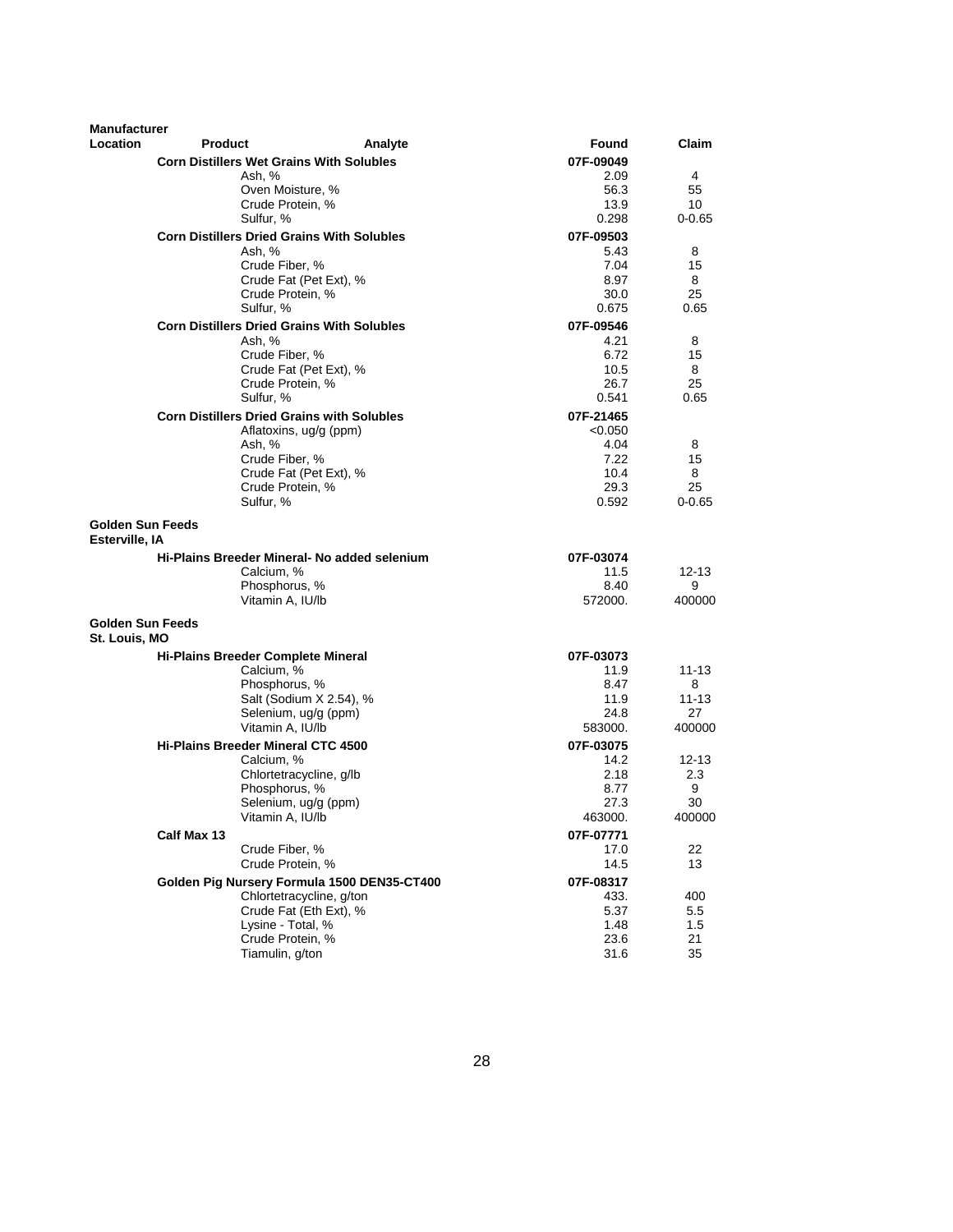| Manufacturer Location | Product | Analyte | Found | Claim |
|---|---|---|---|---|
| | **Corn Distillers Wet Grains With Solubles** | | 07F-09049 | |
| | | Ash, % | 2.09 | 4 |
| | | Oven Moisture, % | 56.3 | 55 |
| | | Crude Protein, % | 13.9 | 10 |
| | | Sulfur, % | 0.298 | 0-0.65 |
| | **Corn Distillers Dried Grains With Solubles** | | 07F-09503 | |
| | | Ash, % | 5.43 | 8 |
| | | Crude Fiber, % | 7.04 | 15 |
| | | Crude Fat (Pet Ext), % | 8.97 | 8 |
| | | Crude Protein, % | 30.0 | 25 |
| | | Sulfur, % | 0.675 | 0.65 |
| | **Corn Distillers Dried Grains With Solubles** | | 07F-09546 | |
| | | Ash, % | 4.21 | 8 |
| | | Crude Fiber, % | 6.72 | 15 |
| | | Crude Fat (Pet Ext), % | 10.5 | 8 |
| | | Crude Protein, % | 26.7 | 25 |
| | | Sulfur, % | 0.541 | 0.65 |
| | **Corn Distillers Dried Grains with Solubles** | | 07F-21465 | |
| | | Aflatoxins, ug/g (ppm) | <0.050 | |
| | | Ash, % | 4.04 | 8 |
| | | Crude Fiber, % | 7.22 | 15 |
| | | Crude Fat (Pet Ext), % | 10.4 | 8 |
| | | Crude Protein, % | 29.3 | 25 |
| | | Sulfur, % | 0.592 | 0-0.65 |
| **Golden Sun Feeds Esterville, IA** | | | | |
| | **Hi-Plains Breeder Mineral- No added selenium** | | 07F-03074 | |
| | | Calcium, % | 11.5 | 12-13 |
| | | Phosphorus, % | 8.40 | 9 |
| | | Vitamin A, IU/lb | 572000. | 400000 |
| **Golden Sun Feeds St. Louis, MO** | | | | |
| | **Hi-Plains Breeder Complete Mineral** | | 07F-03073 | |
| | | Calcium, % | 11.9 | 11-13 |
| | | Phosphorus, % | 8.47 | 8 |
| | | Salt (Sodium X 2.54), % | 11.9 | 11-13 |
| | | Selenium, ug/g (ppm) | 24.8 | 27 |
| | | Vitamin A, IU/lb | 583000. | 400000 |
| | **Hi-Plains Breeder Mineral CTC 4500** | | 07F-03075 | |
| | | Calcium, % | 14.2 | 12-13 |
| | | Chlortetracycline, g/lb | 2.18 | 2.3 |
| | | Phosphorus, % | 8.77 | 9 |
| | | Selenium, ug/g (ppm) | 27.3 | 30 |
| | | Vitamin A, IU/lb | 463000. | 400000 |
| | **Calf Max 13** | | 07F-07771 | |
| | | Crude Fiber, % | 17.0 | 22 |
| | | Crude Protein, % | 14.5 | 13 |
| | **Golden Pig Nursery Formula 1500 DEN35-CT400** | | 07F-08317 | |
| | | Chlortetracycline, g/ton | 433. | 400 |
| | | Crude Fat (Eth Ext), % | 5.37 | 5.5 |
| | | Lysine - Total, % | 1.48 | 1.5 |
| | | Crude Protein, % | 23.6 | 21 |
| | | Tiamulin, g/ton | 31.6 | 35 |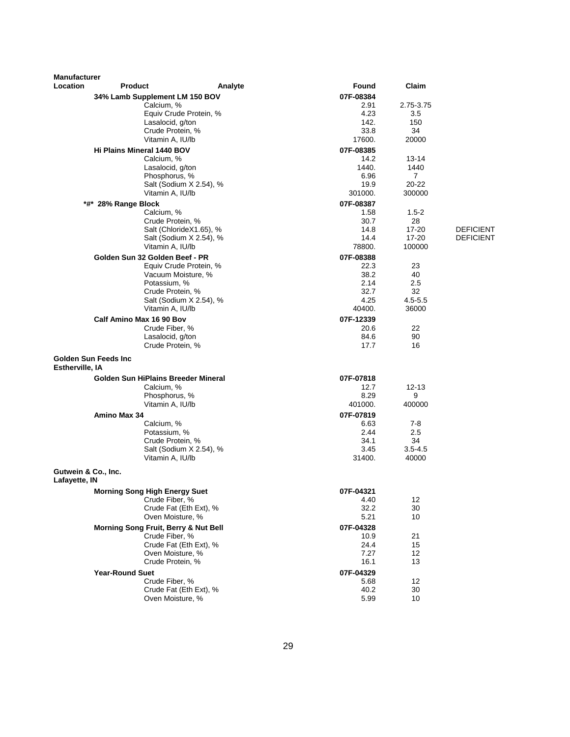| Manufacturer Location | Product | Analyte | Found | Claim | |
|---|---|---|---|---|---|
| | **34% Lamb Supplement LM 150 BOV** | | **07F-08384** | | |
| | | Calcium, % | 2.91 | 2.75-3.75 | |
| | | Equiv Crude Protein, % | 4.23 | 3.5 | |
| | | Lasalocid, g/ton | 142. | 150 | |
| | | Crude Protein, % | 33.8 | 34 | |
| | | Vitamin A, IU/lb | 17600. | 20000 | |
| | **Hi Plains Mineral 1440 BOV** | | **07F-08385** | | |
| | | Calcium, % | 14.2 | 13-14 | |
| | | Lasalocid, g/ton | 1440. | 1440 | |
| | | Phosphorus, % | 6.96 | 7 | |
| | | Salt (Sodium X 2.54), % | 19.9 | 20-22 | |
| | | Vitamin A, IU/lb | 301000. | 300000 | |
| | ***#* 28% Range Block** | | **07F-08387** | | |
| | | Calcium, % | 1.58 | 1.5-2 | |
| | | Crude Protein, % | 30.7 | 28 | |
| | | Salt (ChlorideX1.65), % | 14.8 | 17-20 | DEFICIENT |
| | | Salt (Sodium X 2.54), % | 14.4 | 17-20 | DEFICIENT |
| | | Vitamin A, IU/lb | 78800. | 100000 | |
| | **Golden Sun 32 Golden Beef - PR** | | **07F-08388** | | |
| | | Equiv Crude Protein, % | 22.3 | 23 | |
| | | Vacuum Moisture, % | 38.2 | 40 | |
| | | Potassium, % | 2.14 | 2.5 | |
| | | Crude Protein, % | 32.7 | 32 | |
| | | Salt (Sodium X 2.54), % | 4.25 | 4.5-5.5 | |
| | | Vitamin A, IU/lb | 40400. | 36000 | |
| | **Calf Amino Max 16 90 Bov** | | **07F-12339** | | |
| | | Crude Fiber, % | 20.6 | 22 | |
| | | Lasalocid, g/ton | 84.6 | 90 | |
| | | Crude Protein, % | 17.7 | 16 | |
| **Golden Sun Feeds Inc Estherville, IA** | | | | | |
| | **Golden Sun HiPlains Breeder Mineral** | | **07F-07818** | | |
| | | Calcium, % | 12.7 | 12-13 | |
| | | Phosphorus, % | 8.29 | 9 | |
| | | Vitamin A, IU/lb | 401000. | 400000 | |
| | **Amino Max 34** | | **07F-07819** | | |
| | | Calcium, % | 6.63 | 7-8 | |
| | | Potassium, % | 2.44 | 2.5 | |
| | | Crude Protein, % | 34.1 | 34 | |
| | | Salt (Sodium X 2.54), % | 3.45 | 3.5-4.5 | |
| | | Vitamin A, IU/lb | 31400. | 40000 | |
| **Gutwein & Co., Inc. Lafayette, IN** | | | | | |
| | **Morning Song High Energy Suet** | | **07F-04321** | | |
| | | Crude Fiber, % | 4.40 | 12 | |
| | | Crude Fat (Eth Ext), % | 32.2 | 30 | |
| | | Oven Moisture, % | 5.21 | 10 | |
| | **Morning Song Fruit, Berry & Nut Bell** | | **07F-04328** | | |
| | | Crude Fiber, % | 10.9 | 21 | |
| | | Crude Fat (Eth Ext), % | 24.4 | 15 | |
| | | Oven Moisture, % | 7.27 | 12 | |
| | | Crude Protein, % | 16.1 | 13 | |
| | **Year-Round Suet** | | **07F-04329** | | |
| | | Crude Fiber, % | 5.68 | 12 | |
| | | Crude Fat (Eth Ext), % | 40.2 | 30 | |
| | | Oven Moisture, % | 5.99 | 10 | |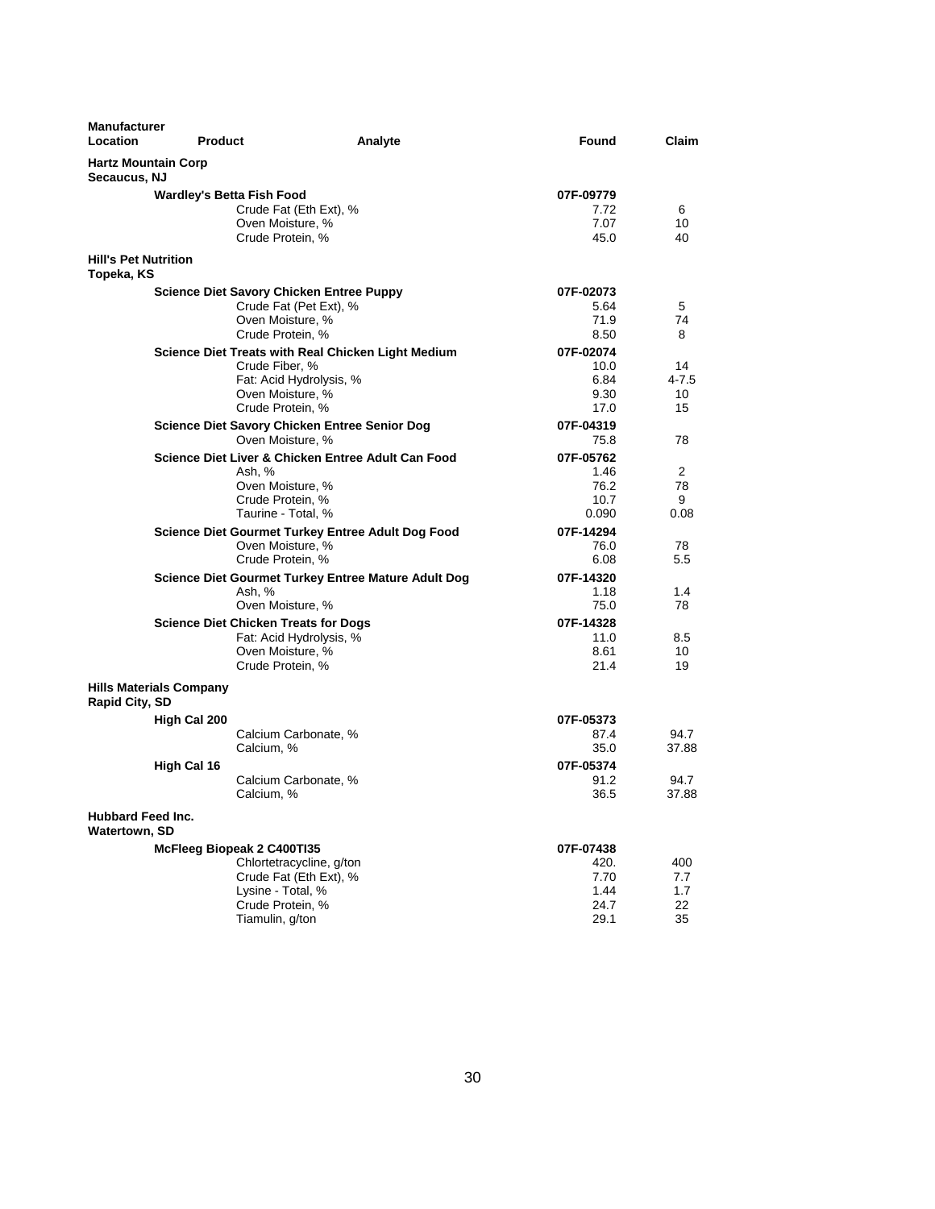| Manufacturer Location | Product | Analyte | Found | Claim |
|---|---|---|---|---|
| **Hartz Mountain Corp** Secaucus, NJ | | | | |
| | **Wardley's Betta Fish Food** | | **07F-09779** | |
| | | Crude Fat (Eth Ext), % | 7.72 | 6 |
| | | Oven Moisture, % | 7.07 | 10 |
| | | Crude Protein, % | 45.0 | 40 |
| **Hill's Pet Nutrition** Topeka, KS | | | | |
| | **Science Diet Savory Chicken Entree Puppy** | | **07F-02073** | |
| | | Crude Fat (Pet Ext), % | 5.64 | 5 |
| | | Oven Moisture, % | 71.9 | 74 |
| | | Crude Protein, % | 8.50 | 8 |
| | **Science Diet Treats with Real Chicken Light Medium** | | **07F-02074** | |
| | | Crude Fiber, % | 10.0 | 14 |
| | | Fat: Acid Hydrolysis, % | 6.84 | 4-7.5 |
| | | Oven Moisture, % | 9.30 | 10 |
| | | Crude Protein, % | 17.0 | 15 |
| | **Science Diet Savory Chicken Entree Senior Dog** | | **07F-04319** | |
| | | Oven Moisture, % | 75.8 | 78 |
| | **Science Diet Liver & Chicken Entree Adult Can Food** | | **07F-05762** | |
| | | Ash, % | 1.46 | 2 |
| | | Oven Moisture, % | 76.2 | 78 |
| | | Crude Protein, % | 10.7 | 9 |
| | | Taurine - Total, % | 0.090 | 0.08 |
| | **Science Diet Gourmet Turkey Entree Adult Dog Food** | | **07F-14294** | |
| | | Oven Moisture, % | 76.0 | 78 |
| | | Crude Protein, % | 6.08 | 5.5 |
| | **Science Diet Gourmet Turkey Entree Mature Adult Dog** | | **07F-14320** | |
| | | Ash, % | 1.18 | 1.4 |
| | | Oven Moisture, % | 75.0 | 78 |
| | **Science Diet Chicken Treats for Dogs** | | **07F-14328** | |
| | | Fat: Acid Hydrolysis, % | 11.0 | 8.5 |
| | | Oven Moisture, % | 8.61 | 10 |
| | | Crude Protein, % | 21.4 | 19 |
| **Hills Materials Company** Rapid City, SD | | | | |
| | **High Cal 200** | | **07F-05373** | |
| | | Calcium Carbonate, % | 87.4 | 94.7 |
| | | Calcium, % | 35.0 | 37.88 |
| | **High Cal 16** | | **07F-05374** | |
| | | Calcium Carbonate, % | 91.2 | 94.7 |
| | | Calcium, % | 36.5 | 37.88 |
| **Hubbard Feed Inc.** Watertown, SD | | | | |
| | **McFleeg Biopeak 2 C400TI35** | | **07F-07438** | |
| | | Chlortetracycline, g/ton | 420. | 400 |
| | | Crude Fat (Eth Ext), % | 7.70 | 7.7 |
| | | Lysine - Total, % | 1.44 | 1.7 |
| | | Crude Protein, % | 24.7 | 22 |
| | | Tiamulin, g/ton | 29.1 | 35 |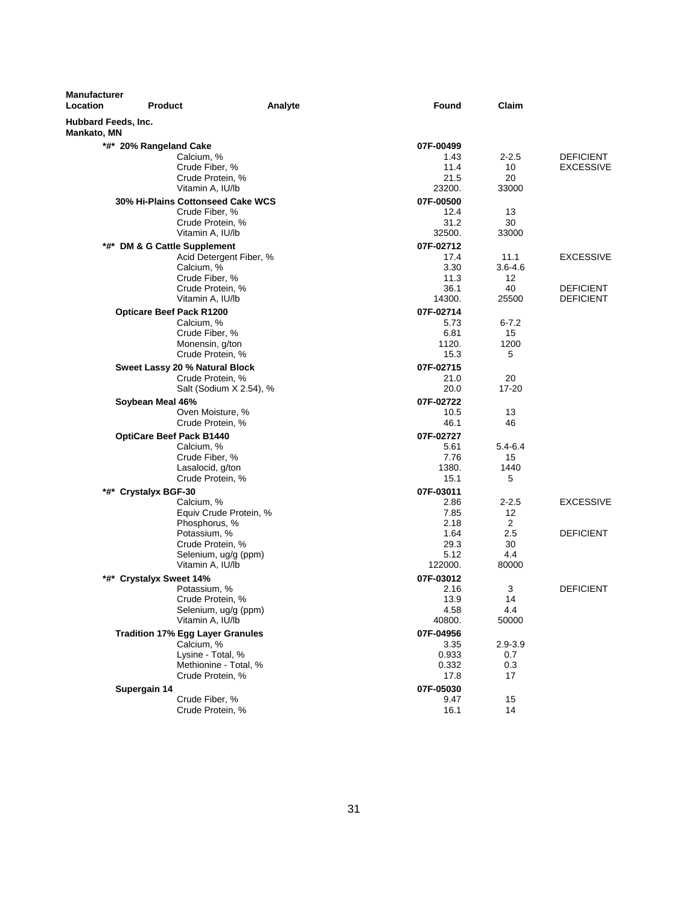| Manufacturer Location | Product | Analyte | Found | Claim | |
|---|---|---|---|---|---|
| **Hubbard Feeds, Inc. Mankato, MN** | | | | | |
| | ***#* 20% Rangeland Cake** | | **07F-00499** | | |
| | | Calcium, % | 1.43 | 2-2.5 | DEFICIENT |
| | | Crude Fiber, % | 11.4 | 10 | EXCESSIVE |
| | | Crude Protein, % | 21.5 | 20 | |
| | | Vitamin A, IU/lb | 23200. | 33000 | |
| | **30% Hi-Plains Cottonseed Cake WCS** | | **07F-00500** | | |
| | | Crude Fiber, % | 12.4 | 13 | |
| | | Crude Protein, % | 31.2 | 30 | |
| | | Vitamin A, IU/lb | 32500. | 33000 | |
| | ***#* DM & G Cattle Supplement** | | **07F-02712** | | |
| | | Acid Detergent Fiber, % | 17.4 | 11.1 | EXCESSIVE |
| | | Calcium, % | 3.30 | 3.6-4.6 | |
| | | Crude Fiber, % | 11.3 | 12 | |
| | | Crude Protein, % | 36.1 | 40 | DEFICIENT |
| | | Vitamin A, IU/lb | 14300. | 25500 | DEFICIENT |
| | **Opticare Beef Pack R1200** | | **07F-02714** | | |
| | | Calcium, % | 5.73 | 6-7.2 | |
| | | Crude Fiber, % | 6.81 | 15 | |
| | | Monensin, g/ton | 1120. | 1200 | |
| | | Crude Protein, % | 15.3 | 5 | |
| | **Sweet Lassy 20 % Natural Block** | | **07F-02715** | | |
| | | Crude Protein, % | 21.0 | 20 | |
| | | Salt (Sodium X 2.54), % | 20.0 | 17-20 | |
| | **Soybean Meal 46%** | | **07F-02722** | | |
| | | Oven Moisture, % | 10.5 | 13 | |
| | | Crude Protein, % | 46.1 | 46 | |
| | **OptiCare Beef Pack B1440** | | **07F-02727** | | |
| | | Calcium, % | 5.61 | 5.4-6.4 | |
| | | Crude Fiber, % | 7.76 | 15 | |
| | | Lasalocid, g/ton | 1380. | 1440 | |
| | | Crude Protein, % | 15.1 | 5 | |
| | ***#* Crystalyx BGF-30** | | **07F-03011** | | |
| | | Calcium, % | 2.86 | 2-2.5 | EXCESSIVE |
| | | Equiv Crude Protein, % | 7.85 | 12 | |
| | | Phosphorus, % | 2.18 | 2 | |
| | | Potassium, % | 1.64 | 2.5 | DEFICIENT |
| | | Crude Protein, % | 29.3 | 30 | |
| | | Selenium, ug/g (ppm) | 5.12 | 4.4 | |
| | | Vitamin A, IU/lb | 122000. | 80000 | |
| | ***#* Crystalyx Sweet 14%** | | **07F-03012** | | |
| | | Potassium, % | 2.16 | 3 | DEFICIENT |
| | | Crude Protein, % | 13.9 | 14 | |
| | | Selenium, ug/g (ppm) | 4.58 | 4.4 | |
| | | Vitamin A, IU/lb | 40800. | 50000 | |
| | **Tradition 17% Egg Layer Granules** | | **07F-04956** | | |
| | | Calcium, % | 3.35 | 2.9-3.9 | |
| | | Lysine - Total, % | 0.933 | 0.7 | |
| | | Methionine - Total, % | 0.332 | 0.3 | |
| | | Crude Protein, % | 17.8 | 17 | |
| | **Supergain 14** | | **07F-05030** | | |
| | | Crude Fiber, % | 9.47 | 15 | |
| | | Crude Protein, % | 16.1 | 14 | |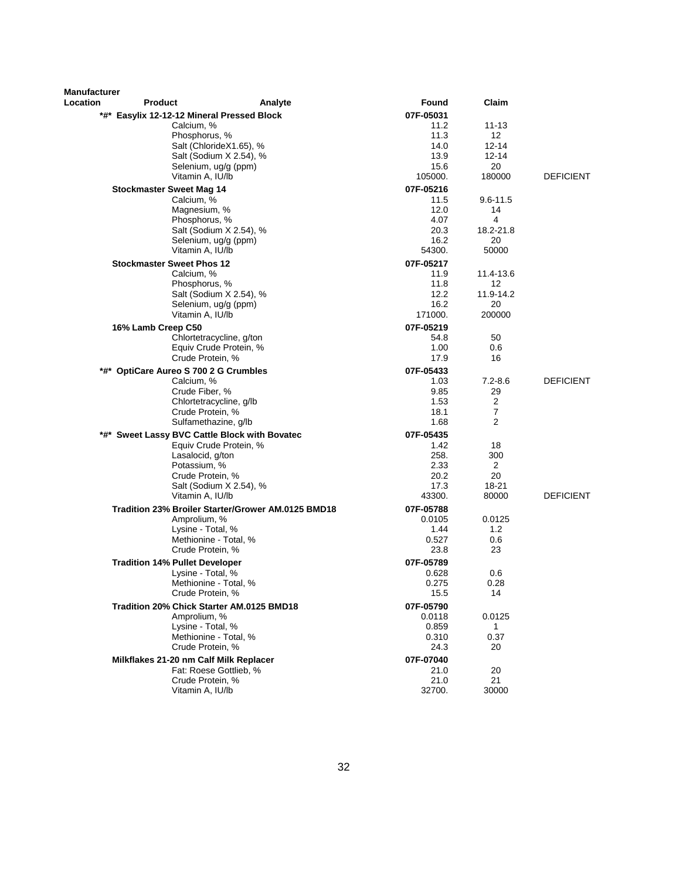| Manufacturer Location | Product | Analyte | Found | Claim | |
|---|---|---|---|---|---|
| | ***#* Easylix 12-12-12 Mineral Pressed Block** | | **07F-05031** | | |
| | | Calcium, % | 11.2 | 11-13 | |
| | | Phosphorus, % | 11.3 | 12 | |
| | | Salt (ChlorideX1.65), % | 14.0 | 12-14 | |
| | | Salt (Sodium X 2.54), % | 13.9 | 12-14 | |
| | | Selenium, ug/g (ppm) | 15.6 | 20 | |
| | | Vitamin A, IU/lb | 105000. | 180000 | DEFICIENT |
| | **Stockmaster Sweet Mag 14** | | **07F-05216** | | |
| | | Calcium, % | 11.5 | 9.6-11.5 | |
| | | Magnesium, % | 12.0 | 14 | |
| | | Phosphorus, % | 4.07 | 4 | |
| | | Salt (Sodium X 2.54), % | 20.3 | 18.2-21.8 | |
| | | Selenium, ug/g (ppm) | 16.2 | 20 | |
| | | Vitamin A, IU/lb | 54300. | 50000 | |
| | **Stockmaster Sweet Phos 12** | | **07F-05217** | | |
| | | Calcium, % | 11.9 | 11.4-13.6 | |
| | | Phosphorus, % | 11.8 | 12 | |
| | | Salt (Sodium X 2.54), % | 12.2 | 11.9-14.2 | |
| | | Selenium, ug/g (ppm) | 16.2 | 20 | |
| | | Vitamin A, IU/lb | 171000. | 200000 | |
| | **16% Lamb Creep C50** | | **07F-05219** | | |
| | | Chlortetracycline, g/ton | 54.8 | 50 | |
| | | Equiv Crude Protein, % | 1.00 | 0.6 | |
| | | Crude Protein, % | 17.9 | 16 | |
| | ***#* OptiCare Aureo S 700 2 G Crumbles** | | **07F-05433** | | |
| | | Calcium, % | 1.03 | 7.2-8.6 | DEFICIENT |
| | | Crude Fiber, % | 9.85 | 29 | |
| | | Chlortetracycline, g/lb | 1.53 | 2 | |
| | | Crude Protein, % | 18.1 | 7 | |
| | | Sulfamethazine, g/lb | 1.68 | 2 | |
| | ***#* Sweet Lassy BVC Cattle Block with Bovatec** | | **07F-05435** | | |
| | | Equiv Crude Protein, % | 1.42 | 18 | |
| | | Lasalocid, g/ton | 258. | 300 | |
| | | Potassium, % | 2.33 | 2 | |
| | | Crude Protein, % | 20.2 | 20 | |
| | | Salt (Sodium X 2.54), % | 17.3 | 18-21 | |
| | | Vitamin A, IU/lb | 43300. | 80000 | DEFICIENT |
| | **Tradition 23% Broiler Starter/Grower AM.0125 BMD18** | | **07F-05788** | | |
| | | Amprolium, % | 0.0105 | 0.0125 | |
| | | Lysine - Total, % | 1.44 | 1.2 | |
| | | Methionine - Total, % | 0.527 | 0.6 | |
| | | Crude Protein, % | 23.8 | 23 | |
| | **Tradition 14% Pullet Developer** | | **07F-05789** | | |
| | | Lysine - Total, % | 0.628 | 0.6 | |
| | | Methionine - Total, % | 0.275 | 0.28 | |
| | | Crude Protein, % | 15.5 | 14 | |
| | **Tradition 20% Chick Starter AM.0125 BMD18** | | **07F-05790** | | |
| | | Amprolium, % | 0.0118 | 0.0125 | |
| | | Lysine - Total, % | 0.859 | 1 | |
| | | Methionine - Total, % | 0.310 | 0.37 | |
| | | Crude Protein, % | 24.3 | 20 | |
| | **Milkflakes 21-20 nm Calf Milk Replacer** | | **07F-07040** | | |
| | | Fat: Roese Gottlieb, % | 21.0 | 20 | |
| | | Crude Protein, % | 21.0 | 21 | |
| | | Vitamin A, IU/lb | 32700. | 30000 | |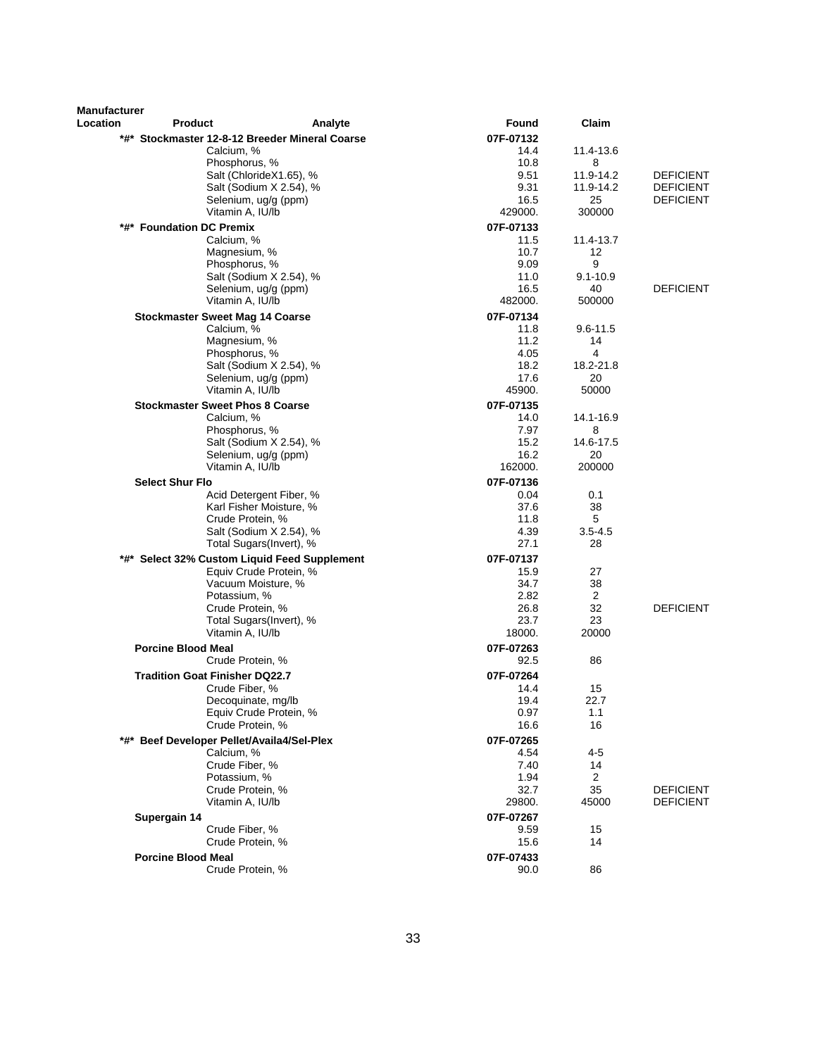| Manufacturer Location | Product | Analyte | Found | Claim | |
|---|---|---|---|---|---|
| | *#* Stockmaster 12-8-12 Breeder Mineral Coarse | | 07F-07132 | | |
| | | Calcium, % | 14.4 | 11.4-13.6 | |
| | | Phosphorus, % | 10.8 | 8 | |
| | | Salt (ChlorideX1.65), % | 9.51 | 11.9-14.2 | DEFICIENT |
| | | Salt (Sodium X 2.54), % | 9.31 | 11.9-14.2 | DEFICIENT |
| | | Selenium, ug/g (ppm) | 16.5 | 25 | DEFICIENT |
| | | Vitamin A, IU/lb | 429000. | 300000 | |
| | *#* Foundation DC Premix | | 07F-07133 | | |
| | | Calcium, % | 11.5 | 11.4-13.7 | |
| | | Magnesium, % | 10.7 | 12 | |
| | | Phosphorus, % | 9.09 | 9 | |
| | | Salt (Sodium X 2.54), % | 11.0 | 9.1-10.9 | |
| | | Selenium, ug/g (ppm) | 16.5 | 40 | DEFICIENT |
| | | Vitamin A, IU/lb | 482000. | 500000 | |
| | Stockmaster Sweet Mag 14 Coarse | | 07F-07134 | | |
| | | Calcium, % | 11.8 | 9.6-11.5 | |
| | | Magnesium, % | 11.2 | 14 | |
| | | Phosphorus, % | 4.05 | 4 | |
| | | Salt (Sodium X 2.54), % | 18.2 | 18.2-21.8 | |
| | | Selenium, ug/g (ppm) | 17.6 | 20 | |
| | | Vitamin A, IU/lb | 45900. | 50000 | |
| | Stockmaster Sweet Phos 8 Coarse | | 07F-07135 | | |
| | | Calcium, % | 14.0 | 14.1-16.9 | |
| | | Phosphorus, % | 7.97 | 8 | |
| | | Salt (Sodium X 2.54), % | 15.2 | 14.6-17.5 | |
| | | Selenium, ug/g (ppm) | 16.2 | 20 | |
| | | Vitamin A, IU/lb | 162000. | 200000 | |
| | Select Shur Flo | | 07F-07136 | | |
| | | Acid Detergent Fiber, % | 0.04 | 0.1 | |
| | | Karl Fisher Moisture, % | 37.6 | 38 | |
| | | Crude Protein, % | 11.8 | 5 | |
| | | Salt (Sodium X 2.54), % | 4.39 | 3.5-4.5 | |
| | | Total Sugars(Invert), % | 27.1 | 28 | |
| | *#* Select 32% Custom Liquid Feed Supplement | | 07F-07137 | | |
| | | Equiv Crude Protein, % | 15.9 | 27 | |
| | | Vacuum Moisture, % | 34.7 | 38 | |
| | | Potassium, % | 2.82 | 2 | |
| | | Crude Protein, % | 26.8 | 32 | DEFICIENT |
| | | Total Sugars(Invert), % | 23.7 | 23 | |
| | | Vitamin A, IU/lb | 18000. | 20000 | |
| | Porcine Blood Meal | | 07F-07263 | | |
| | | Crude Protein, % | 92.5 | 86 | |
| | Tradition Goat Finisher DQ22.7 | | 07F-07264 | | |
| | | Crude Fiber, % | 14.4 | 15 | |
| | | Decoquinate, mg/lb | 19.4 | 22.7 | |
| | | Equiv Crude Protein, % | 0.97 | 1.1 | |
| | | Crude Protein, % | 16.6 | 16 | |
| | *#* Beef Developer Pellet/Availa4/Sel-Plex | | 07F-07265 | | |
| | | Calcium, % | 4.54 | 4-5 | |
| | | Crude Fiber, % | 7.40 | 14 | |
| | | Potassium, % | 1.94 | 2 | |
| | | Crude Protein, % | 32.7 | 35 | DEFICIENT |
| | | Vitamin A, IU/lb | 29800. | 45000 | DEFICIENT |
| | Supergain 14 | | 07F-07267 | | |
| | | Crude Fiber, % | 9.59 | 15 | |
| | | Crude Protein, % | 15.6 | 14 | |
| | Porcine Blood Meal | | 07F-07433 | | |
| | | Crude Protein, % | 90.0 | 86 | |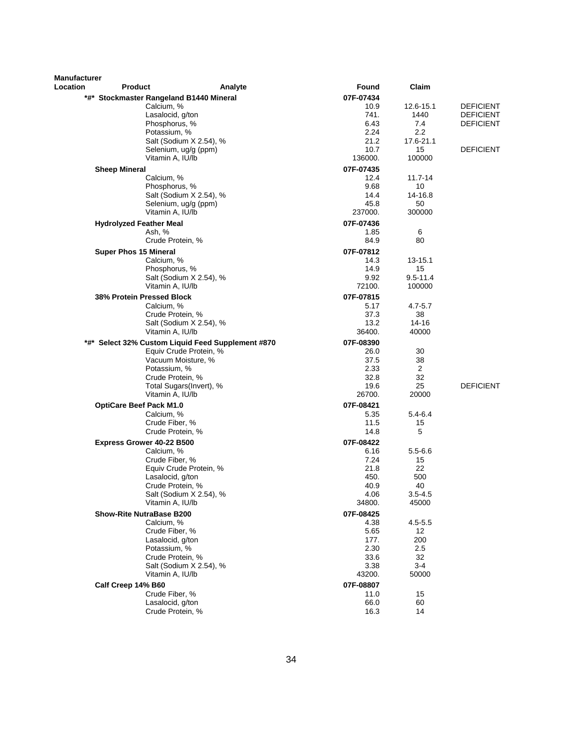| Manufacturer Location | Product | Analyte | Found | Claim | |
|---|---|---|---|---|---|
| | *#* Stockmaster Rangeland B1440 Mineral | | 07F-07434 | | |
| | | Calcium, % | 10.9 | 12.6-15.1 | DEFICIENT |
| | | Lasalocid, g/ton | 741. | 1440 | DEFICIENT |
| | | Phosphorus, % | 6.43 | 7.4 | DEFICIENT |
| | | Potassium, % | 2.24 | 2.2 | |
| | | Salt (Sodium X 2.54), % | 21.2 | 17.6-21.1 | |
| | | Selenium, ug/g (ppm) | 10.7 | 15 | DEFICIENT |
| | | Vitamin A, IU/lb | 136000. | 100000 | |
| | Sheep Mineral | | 07F-07435 | | |
| | | Calcium, % | 12.4 | 11.7-14 | |
| | | Phosphorus, % | 9.68 | 10 | |
| | | Salt (Sodium X 2.54), % | 14.4 | 14-16.8 | |
| | | Selenium, ug/g (ppm) | 45.8 | 50 | |
| | | Vitamin A, IU/lb | 237000. | 300000 | |
| | Hydrolyzed Feather Meal | | 07F-07436 | | |
| | | Ash, % | 1.85 | 6 | |
| | | Crude Protein, % | 84.9 | 80 | |
| | Super Phos 15 Mineral | | 07F-07812 | | |
| | | Calcium, % | 14.3 | 13-15.1 | |
| | | Phosphorus, % | 14.9 | 15 | |
| | | Salt (Sodium X 2.54), % | 9.92 | 9.5-11.4 | |
| | | Vitamin A, IU/lb | 72100. | 100000 | |
| | 38% Protein Pressed Block | | 07F-07815 | | |
| | | Calcium, % | 5.17 | 4.7-5.7 | |
| | | Crude Protein, % | 37.3 | 38 | |
| | | Salt (Sodium X 2.54), % | 13.2 | 14-16 | |
| | | Vitamin A, IU/lb | 36400. | 40000 | |
| | *#* Select 32% Custom Liquid Feed Supplement #870 | | 07F-08390 | | |
| | | Equiv Crude Protein, % | 26.0 | 30 | |
| | | Vacuum Moisture, % | 37.5 | 38 | |
| | | Potassium, % | 2.33 | 2 | |
| | | Crude Protein, % | 32.8 | 32 | |
| | | Total Sugars(Invert), % | 19.6 | 25 | DEFICIENT |
| | | Vitamin A, IU/lb | 26700. | 20000 | |
| | OptiCare Beef Pack M1.0 | | 07F-08421 | | |
| | | Calcium, % | 5.35 | 5.4-6.4 | |
| | | Crude Fiber, % | 11.5 | 15 | |
| | | Crude Protein, % | 14.8 | 5 | |
| | Express Grower 40-22 B500 | | 07F-08422 | | |
| | | Calcium, % | 6.16 | 5.5-6.6 | |
| | | Crude Fiber, % | 7.24 | 15 | |
| | | Equiv Crude Protein, % | 21.8 | 22 | |
| | | Lasalocid, g/ton | 450. | 500 | |
| | | Crude Protein, % | 40.9 | 40 | |
| | | Salt (Sodium X 2.54), % | 4.06 | 3.5-4.5 | |
| | | Vitamin A, IU/lb | 34800. | 45000 | |
| | Show-Rite NutraBase B200 | | 07F-08425 | | |
| | | Calcium, % | 4.38 | 4.5-5.5 | |
| | | Crude Fiber, % | 5.65 | 12 | |
| | | Lasalocid, g/ton | 177. | 200 | |
| | | Potassium, % | 2.30 | 2.5 | |
| | | Crude Protein, % | 33.6 | 32 | |
| | | Salt (Sodium X 2.54), % | 3.38 | 3-4 | |
| | | Vitamin A, IU/lb | 43200. | 50000 | |
| | Calf Creep 14% B60 | | 07F-08807 | | |
| | | Crude Fiber, % | 11.0 | 15 | |
| | | Lasalocid, g/ton | 66.0 | 60 | |
| | | Crude Protein, % | 16.3 | 14 | |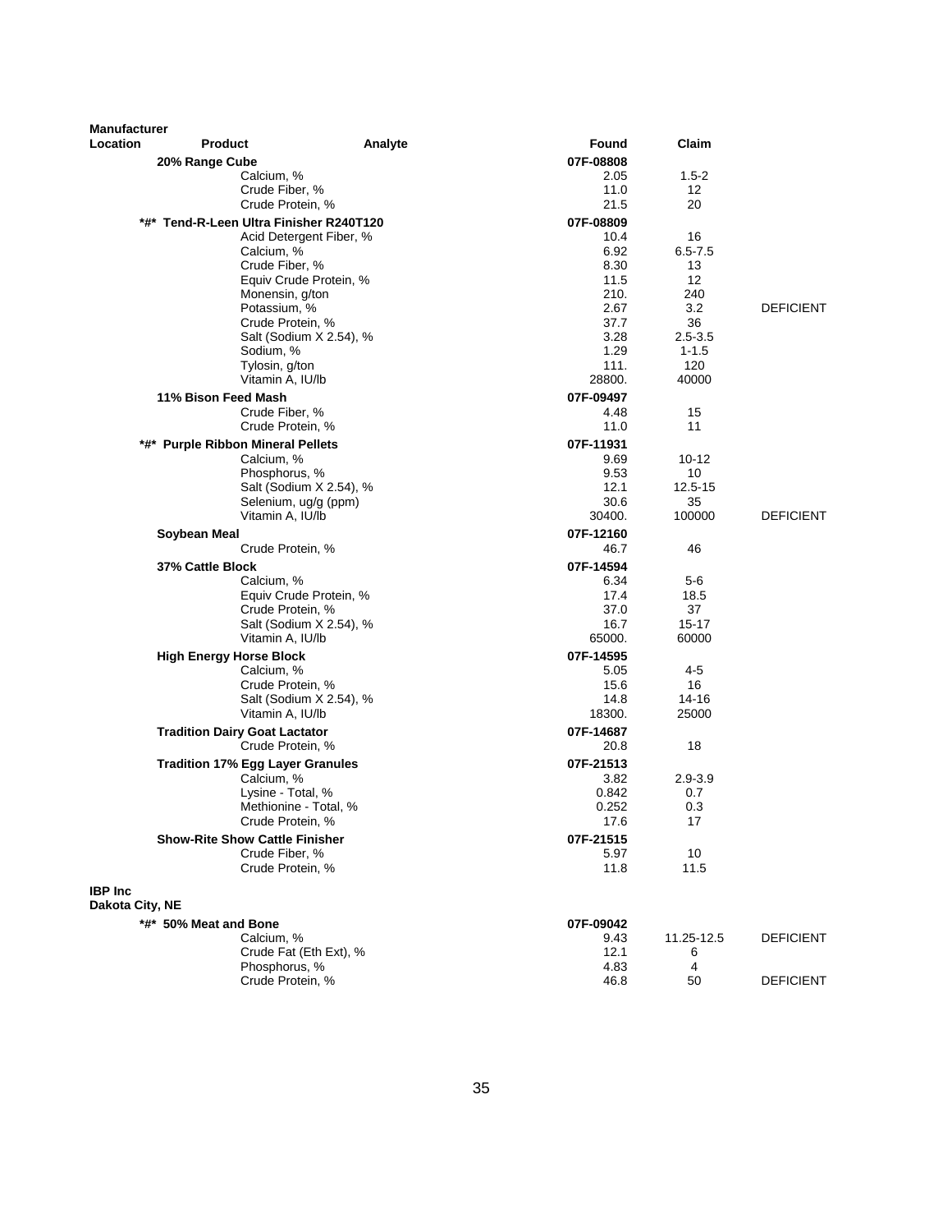| Manufacturer Location | Product | Analyte | Found | Claim | |
|---|---|---|---|---|---|
| | **20% Range Cube** | | **07F-08808** | | |
| | | Calcium, % | 2.05 | 1.5-2 | |
| | | Crude Fiber, % | 11.0 | 12 | |
| | | Crude Protein, % | 21.5 | 20 | |
| | **\*#\* Tend-R-Leen Ultra Finisher R240T120** | | **07F-08809** | | |
| | | Acid Detergent Fiber, % | 10.4 | 16 | |
| | | Calcium, % | 6.92 | 6.5-7.5 | |
| | | Crude Fiber, % | 8.30 | 13 | |
| | | Equiv Crude Protein, % | 11.5 | 12 | |
| | | Monensin, g/ton | 210. | 240 | |
| | | Potassium, % | 2.67 | 3.2 | DEFICIENT |
| | | Crude Protein, % | 37.7 | 36 | |
| | | Salt (Sodium X 2.54), % | 3.28 | 2.5-3.5 | |
| | | Sodium, % | 1.29 | 1-1.5 | |
| | | Tylosin, g/ton | 111. | 120 | |
| | | Vitamin A, IU/lb | 28800. | 40000 | |
| | **11% Bison Feed Mash** | | **07F-09497** | | |
| | | Crude Fiber, % | 4.48 | 15 | |
| | | Crude Protein, % | 11.0 | 11 | |
| | **\*#\* Purple Ribbon Mineral Pellets** | | **07F-11931** | | |
| | | Calcium, % | 9.69 | 10-12 | |
| | | Phosphorus, % | 9.53 | 10 | |
| | | Salt (Sodium X 2.54), % | 12.1 | 12.5-15 | |
| | | Selenium, ug/g (ppm) | 30.6 | 35 | |
| | | Vitamin A, IU/lb | 30400. | 100000 | DEFICIENT |
| | **Soybean Meal** | | **07F-12160** | | |
| | | Crude Protein, % | 46.7 | 46 | |
| | **37% Cattle Block** | | **07F-14594** | | |
| | | Calcium, % | 6.34 | 5-6 | |
| | | Equiv Crude Protein, % | 17.4 | 18.5 | |
| | | Crude Protein, % | 37.0 | 37 | |
| | | Salt (Sodium X 2.54), % | 16.7 | 15-17 | |
| | | Vitamin A, IU/lb | 65000. | 60000 | |
| | **High Energy Horse Block** | | **07F-14595** | | |
| | | Calcium, % | 5.05 | 4-5 | |
| | | Crude Protein, % | 15.6 | 16 | |
| | | Salt (Sodium X 2.54), % | 14.8 | 14-16 | |
| | | Vitamin A, IU/lb | 18300. | 25000 | |
| | **Tradition Dairy Goat Lactator** | | **07F-14687** | | |
| | | Crude Protein, % | 20.8 | 18 | |
| | **Tradition 17% Egg Layer Granules** | | **07F-21513** | | |
| | | Calcium, % | 3.82 | 2.9-3.9 | |
| | | Lysine - Total, % | 0.842 | 0.7 | |
| | | Methionine - Total, % | 0.252 | 0.3 | |
| | | Crude Protein, % | 17.6 | 17 | |
| | **Show-Rite Show Cattle Finisher** | | **07F-21515** | | |
| | | Crude Fiber, % | 5.97 | 10 | |
| | | Crude Protein, % | 11.8 | 11.5 | |
| **IBP Inc** Dakota City, NE | | | | | |
| | **\*#\* 50% Meat and Bone** | | **07F-09042** | | |
| | | Calcium, % | 9.43 | 11.25-12.5 | DEFICIENT |
| | | Crude Fat (Eth Ext), % | 12.1 | 6 | |
| | | Phosphorus, % | 4.83 | 4 | |
| | | Crude Protein, % | 46.8 | 50 | DEFICIENT |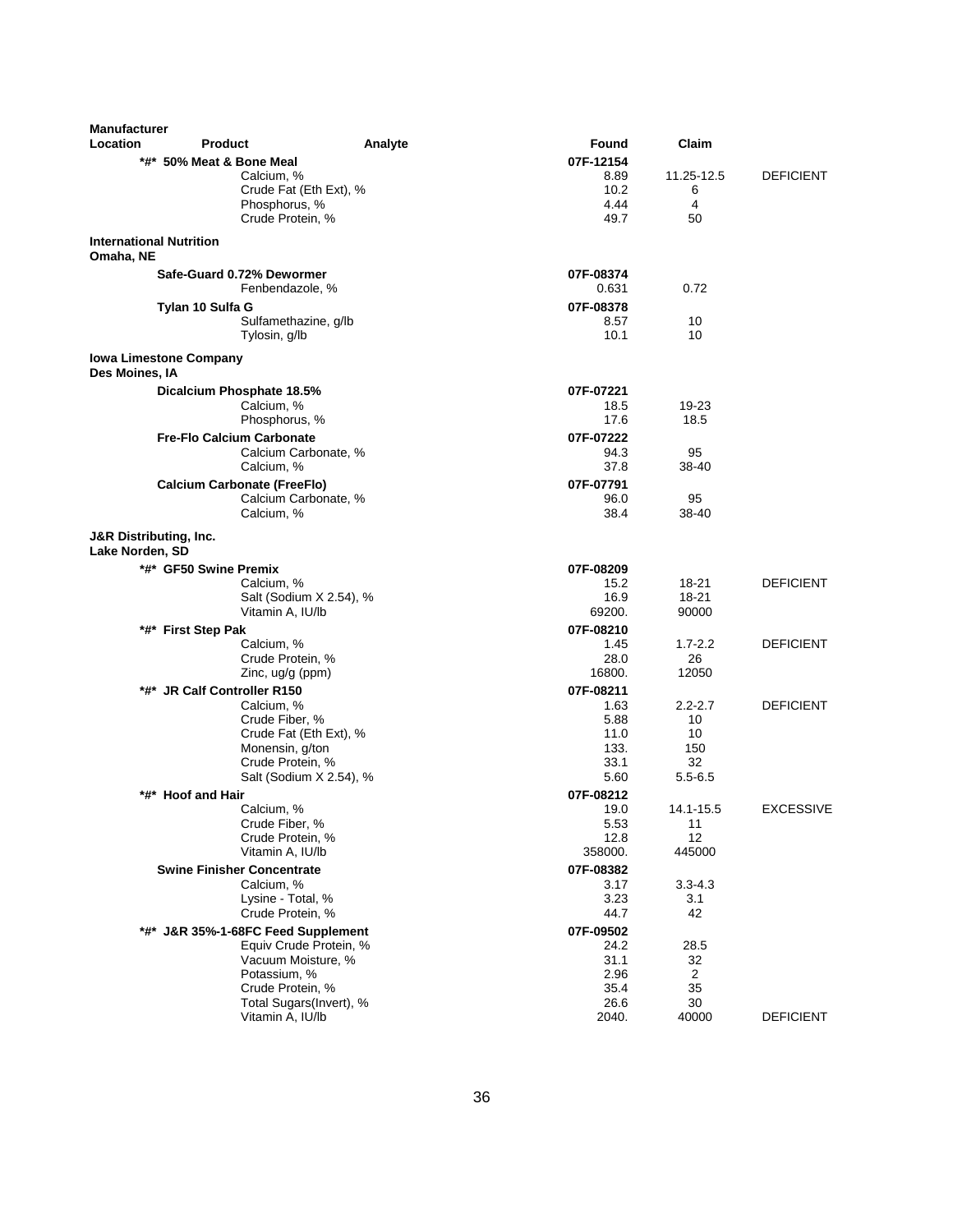| Manufacturer Location | Product | Analyte | Found | Claim | |
|---|---|---|---|---|---|
| | *#* 50% Meat & Bone Meal | | 07F-12154 | | |
| | | Calcium, % | 8.89 | 11.25-12.5 | DEFICIENT |
| | | Crude Fat (Eth Ext), % | 10.2 | 6 | |
| | | Phosphorus, % | 4.44 | 4 | |
| | | Crude Protein, % | 49.7 | 50 | |
| **International Nutrition Omaha, NE** | | | | | |
| | Safe-Guard 0.72% Dewormer | | 07F-08374 | | |
| | | Fenbendazole, % | 0.631 | 0.72 | |
| | Tylan 10 Sulfa G | | 07F-08378 | | |
| | | Sulfamethazine, g/lb | 8.57 | 10 | |
| | | Tylosin, g/lb | 10.1 | 10 | |
| **Iowa Limestone Company Des Moines, IA** | | | | | |
| | Dicalcium Phosphate 18.5% | | 07F-07221 | | |
| | | Calcium, % | 18.5 | 19-23 | |
| | | Phosphorus, % | 17.6 | 18.5 | |
| | Fre-Flo Calcium Carbonate | | 07F-07222 | | |
| | | Calcium Carbonate, % | 94.3 | 95 | |
| | | Calcium, % | 37.8 | 38-40 | |
| | Calcium Carbonate (FreeFlo) | | 07F-07791 | | |
| | | Calcium Carbonate, % | 96.0 | 95 | |
| | | Calcium, % | 38.4 | 38-40 | |
| **J&R Distributing, Inc. Lake Norden, SD** | | | | | |
| | *#* GF50 Swine Premix | | 07F-08209 | | |
| | | Calcium, % | 15.2 | 18-21 | DEFICIENT |
| | | Salt (Sodium X 2.54), % | 16.9 | 18-21 | |
| | | Vitamin A, IU/lb | 69200. | 90000 | |
| | *#* First Step Pak | | 07F-08210 | | |
| | | Calcium, % | 1.45 | 1.7-2.2 | DEFICIENT |
| | | Crude Protein, % | 28.0 | 26 | |
| | | Zinc, ug/g (ppm) | 16800. | 12050 | |
| | *#* JR Calf Controller R150 | | 07F-08211 | | |
| | | Calcium, % | 1.63 | 2.2-2.7 | DEFICIENT |
| | | Crude Fiber, % | 5.88 | 10 | |
| | | Crude Fat (Eth Ext), % | 11.0 | 10 | |
| | | Monensin, g/ton | 133. | 150 | |
| | | Crude Protein, % | 33.1 | 32 | |
| | | Salt (Sodium X 2.54), % | 5.60 | 5.5-6.5 | |
| | *#* Hoof and Hair | | 07F-08212 | | |
| | | Calcium, % | 19.0 | 14.1-15.5 | EXCESSIVE |
| | | Crude Fiber, % | 5.53 | 11 | |
| | | Crude Protein, % | 12.8 | 12 | |
| | | Vitamin A, IU/lb | 358000. | 445000 | |
| | Swine Finisher Concentrate | | 07F-08382 | | |
| | | Calcium, % | 3.17 | 3.3-4.3 | |
| | | Lysine - Total, % | 3.23 | 3.1 | |
| | | Crude Protein, % | 44.7 | 42 | |
| | *#* J&R 35%-1-68FC Feed Supplement | | 07F-09502 | | |
| | | Equiv Crude Protein, % | 24.2 | 28.5 | |
| | | Vacuum Moisture, % | 31.1 | 32 | |
| | | Potassium, % | 2.96 | 2 | |
| | | Crude Protein, % | 35.4 | 35 | |
| | | Total Sugars(Invert), % | 26.6 | 30 | |
| | | Vitamin A, IU/lb | 2040. | 40000 | DEFICIENT |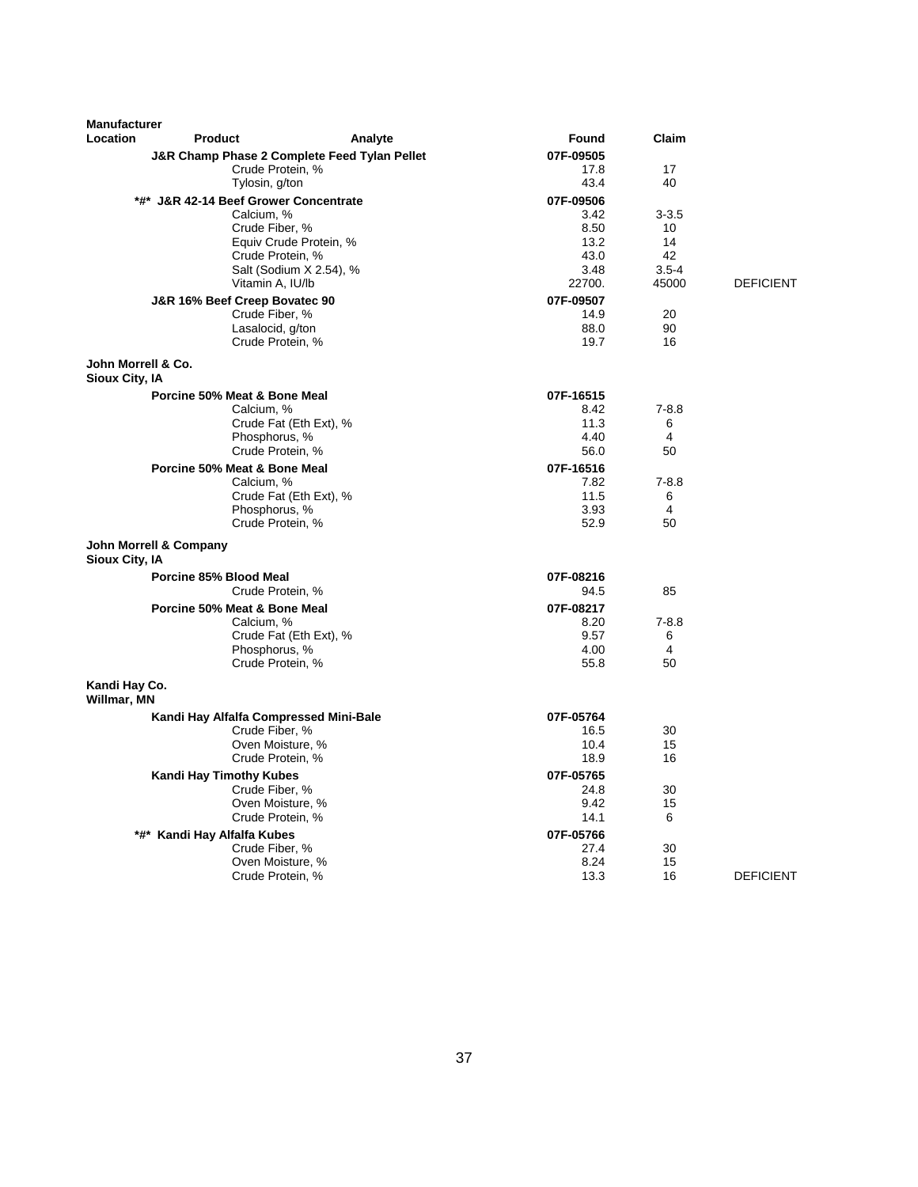| Manufacturer Location | Product | Analyte | Found | Claim | |
|---|---|---|---|---|---|
| | **J&R Champ Phase 2 Complete Feed Tylan Pellet** | | **07F-09505** | | |
| | | Crude Protein, % | 17.8 | 17 | |
| | | Tylosin, g/ton | 43.4 | 40 | |
| | **\*#\* J&R 42-14 Beef Grower Concentrate** | | **07F-09506** | | |
| | | Calcium, % | 3.42 | 3-3.5 | |
| | | Crude Fiber, % | 8.50 | 10 | |
| | | Equiv Crude Protein, % | 13.2 | 14 | |
| | | Crude Protein, % | 43.0 | 42 | |
| | | Salt (Sodium X 2.54), % | 3.48 | 3.5-4 | |
| | | Vitamin A, IU/lb | 22700. | 45000 | DEFICIENT |
| | **J&R 16% Beef Creep Bovatec 90** | | **07F-09507** | | |
| | | Crude Fiber, % | 14.9 | 20 | |
| | | Lasalocid, g/ton | 88.0 | 90 | |
| | | Crude Protein, % | 19.7 | 16 | |
| **John Morrell & Co.<br>Sioux City, IA** | | | | | |
| | **Porcine 50% Meat & Bone Meal** | | **07F-16515** | | |
| | | Calcium, % | 8.42 | 7-8.8 | |
| | | Crude Fat (Eth Ext), % | 11.3 | 6 | |
| | | Phosphorus, % | 4.40 | 4 | |
| | | Crude Protein, % | 56.0 | 50 | |
| | **Porcine 50% Meat & Bone Meal** | | **07F-16516** | | |
| | | Calcium, % | 7.82 | 7-8.8 | |
| | | Crude Fat (Eth Ext), % | 11.5 | 6 | |
| | | Phosphorus, % | 3.93 | 4 | |
| | | Crude Protein, % | 52.9 | 50 | |
| **John Morrell & Company<br>Sioux City, IA** | | | | | |
| | **Porcine 85% Blood Meal** | | **07F-08216** | | |
| | | Crude Protein, % | 94.5 | 85 | |
| | **Porcine 50% Meat & Bone Meal** | | **07F-08217** | | |
| | | Calcium, % | 8.20 | 7-8.8 | |
| | | Crude Fat (Eth Ext), % | 9.57 | 6 | |
| | | Phosphorus, % | 4.00 | 4 | |
| | | Crude Protein, % | 55.8 | 50 | |
| **Kandi Hay Co.<br>Willmar, MN** | | | | | |
| | **Kandi Hay Alfalfa Compressed Mini-Bale** | | **07F-05764** | | |
| | | Crude Fiber, % | 16.5 | 30 | |
| | | Oven Moisture, % | 10.4 | 15 | |
| | | Crude Protein, % | 18.9 | 16 | |
| | **Kandi Hay Timothy Kubes** | | **07F-05765** | | |
| | | Crude Fiber, % | 24.8 | 30 | |
| | | Oven Moisture, % | 9.42 | 15 | |
| | | Crude Protein, % | 14.1 | 6 | |
| | **\*#\* Kandi Hay Alfalfa Kubes** | | **07F-05766** | | |
| | | Crude Fiber, % | 27.4 | 30 | |
| | | Oven Moisture, % | 8.24 | 15 | |
| | | Crude Protein, % | 13.3 | 16 | DEFICIENT |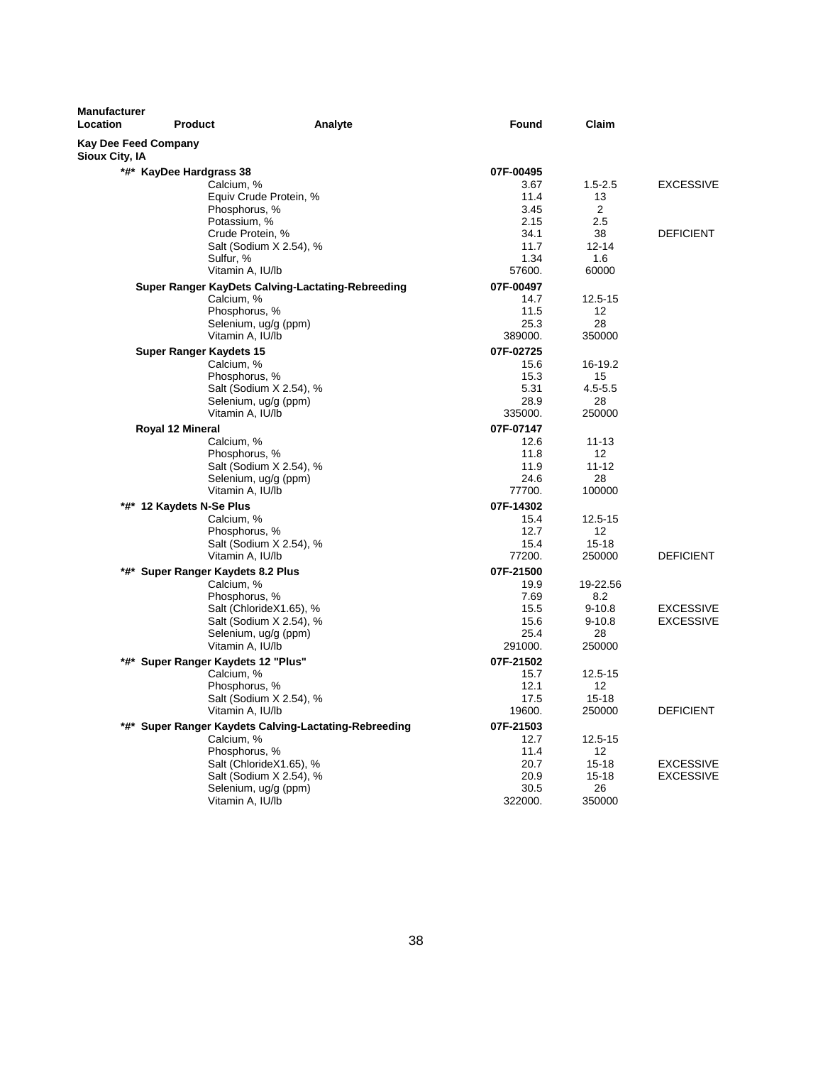| Manufacturer Location | Product | Analyte | Found | Claim | |
|---|---|---|---|---|---|
| **Kay Dee Feed Company** | | | | | |
| **Sioux City, IA** | | | | | |
| | ***#* KayDee Hardgrass 38** | | **07F-00495** | | |
| | | Calcium, % | 3.67 | 1.5-2.5 | EXCESSIVE |
| | | Equiv Crude Protein, % | 11.4 | 13 | |
| | | Phosphorus, % | 3.45 | 2 | |
| | | Potassium, % | 2.15 | 2.5 | |
| | | Crude Protein, % | 34.1 | 38 | DEFICIENT |
| | | Salt (Sodium X 2.54), % | 11.7 | 12-14 | |
| | | Sulfur, % | 1.34 | 1.6 | |
| | | Vitamin A, IU/lb | 57600. | 60000 | |
| | **Super Ranger KayDets Calving-Lactating-Rebreeding** | | **07F-00497** | | |
| | | Calcium, % | 14.7 | 12.5-15 | |
| | | Phosphorus, % | 11.5 | 12 | |
| | | Selenium, ug/g (ppm) | 25.3 | 28 | |
| | | Vitamin A, IU/lb | 389000. | 350000 | |
| | **Super Ranger Kaydets 15** | | **07F-02725** | | |
| | | Calcium, % | 15.6 | 16-19.2 | |
| | | Phosphorus, % | 15.3 | 15 | |
| | | Salt (Sodium X 2.54), % | 5.31 | 4.5-5.5 | |
| | | Selenium, ug/g (ppm) | 28.9 | 28 | |
| | | Vitamin A, IU/lb | 335000. | 250000 | |
| | **Royal 12 Mineral** | | **07F-07147** | | |
| | | Calcium, % | 12.6 | 11-13 | |
| | | Phosphorus, % | 11.8 | 12 | |
| | | Salt (Sodium X 2.54), % | 11.9 | 11-12 | |
| | | Selenium, ug/g (ppm) | 24.6 | 28 | |
| | | Vitamin A, IU/lb | 77700. | 100000 | |
| | ***#* 12 Kaydets N-Se Plus** | | **07F-14302** | | |
| | | Calcium, % | 15.4 | 12.5-15 | |
| | | Phosphorus, % | 12.7 | 12 | |
| | | Salt (Sodium X 2.54), % | 15.4 | 15-18 | |
| | | Vitamin A, IU/lb | 77200. | 250000 | DEFICIENT |
| | ***#* Super Ranger Kaydets 8.2 Plus** | | **07F-21500** | | |
| | | Calcium, % | 19.9 | 19-22.56 | |
| | | Phosphorus, % | 7.69 | 8.2 | |
| | | Salt (ChlorideX1.65), % | 15.5 | 9-10.8 | EXCESSIVE |
| | | Salt (Sodium X 2.54), % | 15.6 | 9-10.8 | EXCESSIVE |
| | | Selenium, ug/g (ppm) | 25.4 | 28 | |
| | | Vitamin A, IU/lb | 291000. | 250000 | |
| | ***#* Super Ranger Kaydets 12 "Plus"** | | **07F-21502** | | |
| | | Calcium, % | 15.7 | 12.5-15 | |
| | | Phosphorus, % | 12.1 | 12 | |
| | | Salt (Sodium X 2.54), % | 17.5 | 15-18 | |
| | | Vitamin A, IU/lb | 19600. | 250000 | DEFICIENT |
| | ***#* Super Ranger Kaydets Calving-Lactating-Rebreeding** | | **07F-21503** | | |
| | | Calcium, % | 12.7 | 12.5-15 | |
| | | Phosphorus, % | 11.4 | 12 | |
| | | Salt (ChlorideX1.65), % | 20.7 | 15-18 | EXCESSIVE |
| | | Salt (Sodium X 2.54), % | 20.9 | 15-18 | EXCESSIVE |
| | | Selenium, ug/g (ppm) | 30.5 | 26 | |
| | | Vitamin A, IU/lb | 322000. | 350000 | |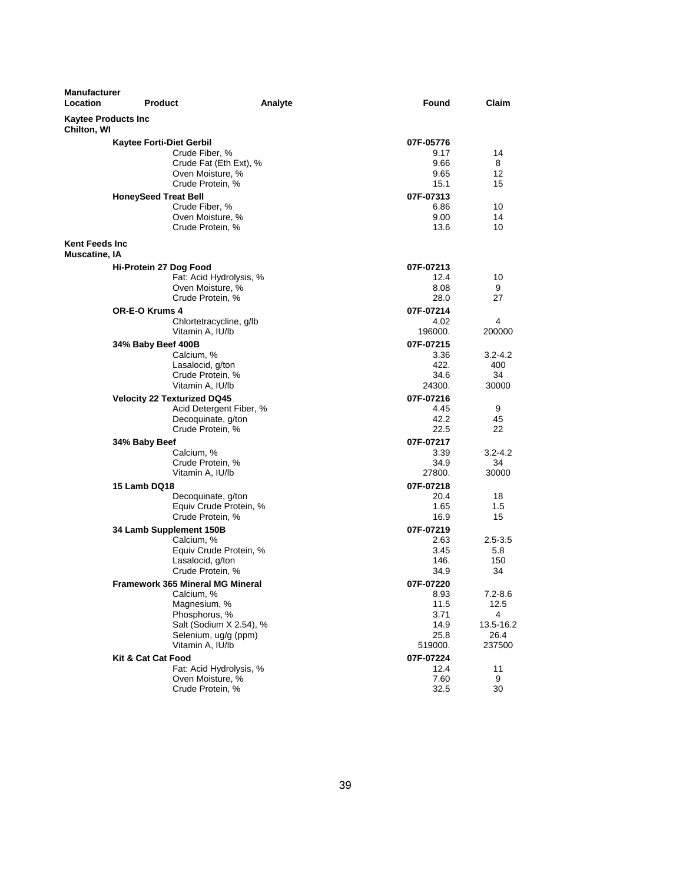| Manufacturer Location | Product | Analyte | Found | Claim |
|---|---|---|---|---|
| **Kaytee Products Inc Chilton, WI** | | | | |
| | **Kaytee Forti-Diet Gerbil** | | **07F-05776** | |
| | | Crude Fiber, % | 9.17 | 14 |
| | | Crude Fat (Eth Ext), % | 9.66 | 8 |
| | | Oven Moisture, % | 9.65 | 12 |
| | | Crude Protein, % | 15.1 | 15 |
| | **HoneySeed Treat Bell** | | **07F-07313** | |
| | | Crude Fiber, % | 6.86 | 10 |
| | | Oven Moisture, % | 9.00 | 14 |
| | | Crude Protein, % | 13.6 | 10 |
| **Kent Feeds Inc Muscatine, IA** | | | | |
| | **Hi-Protein 27 Dog Food** | | **07F-07213** | |
| | | Fat: Acid Hydrolysis, % | 12.4 | 10 |
| | | Oven Moisture, % | 8.08 | 9 |
| | | Crude Protein, % | 28.0 | 27 |
| | **OR-E-O Krums 4** | | **07F-07214** | |
| | | Chlortetracycline, g/lb | 4.02 | 4 |
| | | Vitamin A, IU/lb | 196000. | 200000 |
| | **34% Baby Beef 400B** | | **07F-07215** | |
| | | Calcium, % | 3.36 | 3.2-4.2 |
| | | Lasalocid, g/ton | 422. | 400 |
| | | Crude Protein, % | 34.6 | 34 |
| | | Vitamin A, IU/lb | 24300. | 30000 |
| | **Velocity 22 Texturized DQ45** | | **07F-07216** | |
| | | Acid Detergent Fiber, % | 4.45 | 9 |
| | | Decoquinate, g/ton | 42.2 | 45 |
| | | Crude Protein, % | 22.5 | 22 |
| | **34% Baby Beef** | | **07F-07217** | |
| | | Calcium, % | 3.39 | 3.2-4.2 |
| | | Crude Protein, % | 34.9 | 34 |
| | | Vitamin A, IU/lb | 27800. | 30000 |
| | **15 Lamb DQ18** | | **07F-07218** | |
| | | Decoquinate, g/ton | 20.4 | 18 |
| | | Equiv Crude Protein, % | 1.65 | 1.5 |
| | | Crude Protein, % | 16.9 | 15 |
| | **34 Lamb Supplement 150B** | | **07F-07219** | |
| | | Calcium, % | 2.63 | 2.5-3.5 |
| | | Equiv Crude Protein, % | 3.45 | 5.8 |
| | | Lasalocid, g/ton | 146. | 150 |
| | | Crude Protein, % | 34.9 | 34 |
| | **Framework 365 Mineral MG Mineral** | | **07F-07220** | |
| | | Calcium, % | 8.93 | 7.2-8.6 |
| | | Magnesium, % | 11.5 | 12.5 |
| | | Phosphorus, % | 3.71 | 4 |
| | | Salt (Sodium X 2.54), % | 14.9 | 13.5-16.2 |
| | | Selenium, ug/g (ppm) | 25.8 | 26.4 |
| | | Vitamin A, IU/lb | 519000. | 237500 |
| | **Kit & Cat Cat Food** | | **07F-07224** | |
| | | Fat: Acid Hydrolysis, % | 12.4 | 11 |
| | | Oven Moisture, % | 7.60 | 9 |
| | | Crude Protein, % | 32.5 | 30 |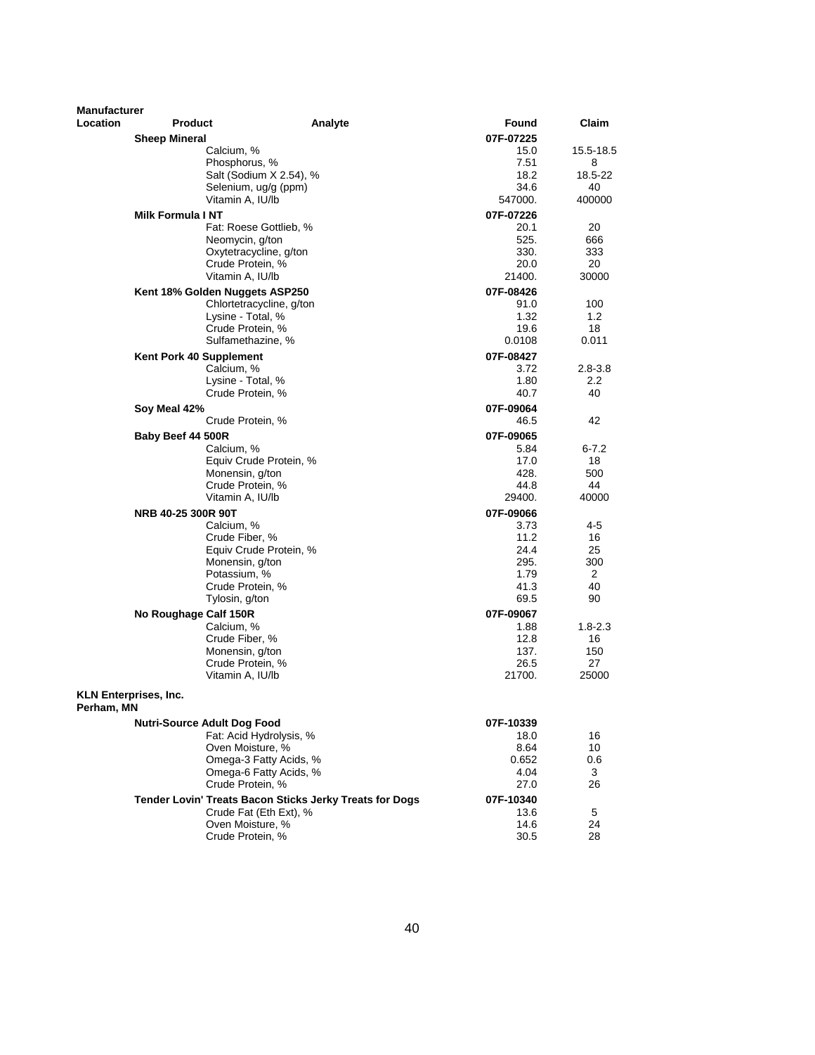| Manufacturer Location | Product | Analyte | Found | Claim |
|---|---|---|---|---|
| | **Sheep Mineral** | | 07F-07225 | |
| | | Calcium, % | 15.0 | 15.5-18.5 |
| | | Phosphorus, % | 7.51 | 8 |
| | | Salt (Sodium X 2.54), % | 18.2 | 18.5-22 |
| | | Selenium, ug/g (ppm) | 34.6 | 40 |
| | | Vitamin A, IU/lb | 547000. | 400000 |
| | **Milk Formula I NT** | | 07F-07226 | |
| | | Fat: Roese Gottlieb, % | 20.1 | 20 |
| | | Neomycin, g/ton | 525. | 666 |
| | | Oxytetracycline, g/ton | 330. | 333 |
| | | Crude Protein, % | 20.0 | 20 |
| | | Vitamin A, IU/lb | 21400. | 30000 |
| | **Kent 18% Golden Nuggets ASP250** | | 07F-08426 | |
| | | Chlortetracycline, g/ton | 91.0 | 100 |
| | | Lysine - Total, % | 1.32 | 1.2 |
| | | Crude Protein, % | 19.6 | 18 |
| | | Sulfamethazine, % | 0.0108 | 0.011 |
| | **Kent Pork 40 Supplement** | | 07F-08427 | |
| | | Calcium, % | 3.72 | 2.8-3.8 |
| | | Lysine - Total, % | 1.80 | 2.2 |
| | | Crude Protein, % | 40.7 | 40 |
| | **Soy Meal 42%** | | 07F-09064 | |
| | | Crude Protein, % | 46.5 | 42 |
| | **Baby Beef 44 500R** | | 07F-09065 | |
| | | Calcium, % | 5.84 | 6-7.2 |
| | | Equiv Crude Protein, % | 17.0 | 18 |
| | | Monensin, g/ton | 428. | 500 |
| | | Crude Protein, % | 44.8 | 44 |
| | | Vitamin A, IU/lb | 29400. | 40000 |
| | **NRB 40-25 300R 90T** | | 07F-09066 | |
| | | Calcium, % | 3.73 | 4-5 |
| | | Crude Fiber, % | 11.2 | 16 |
| | | Equiv Crude Protein, % | 24.4 | 25 |
| | | Monensin, g/ton | 295. | 300 |
| | | Potassium, % | 1.79 | 2 |
| | | Crude Protein, % | 41.3 | 40 |
| | | Tylosin, g/ton | 69.5 | 90 |
| | **No Roughage Calf 150R** | | 07F-09067 | |
| | | Calcium, % | 1.88 | 1.8-2.3 |
| | | Crude Fiber, % | 12.8 | 16 |
| | | Monensin, g/ton | 137. | 150 |
| | | Crude Protein, % | 26.5 | 27 |
| | | Vitamin A, IU/lb | 21700. | 25000 |
| **KLN Enterprises, Inc. Perham, MN** | | | | |
| | **Nutri-Source Adult Dog Food** | | 07F-10339 | |
| | | Fat: Acid Hydrolysis, % | 18.0 | 16 |
| | | Oven Moisture, % | 8.64 | 10 |
| | | Omega-3 Fatty Acids, % | 0.652 | 0.6 |
| | | Omega-6 Fatty Acids, % | 4.04 | 3 |
| | | Crude Protein, % | 27.0 | 26 |
| | **Tender Lovin' Treats Bacon Sticks Jerky Treats for Dogs** | | 07F-10340 | |
| | | Crude Fat (Eth Ext), % | 13.6 | 5 |
| | | Oven Moisture, % | 14.6 | 24 |
| | | Crude Protein, % | 30.5 | 28 |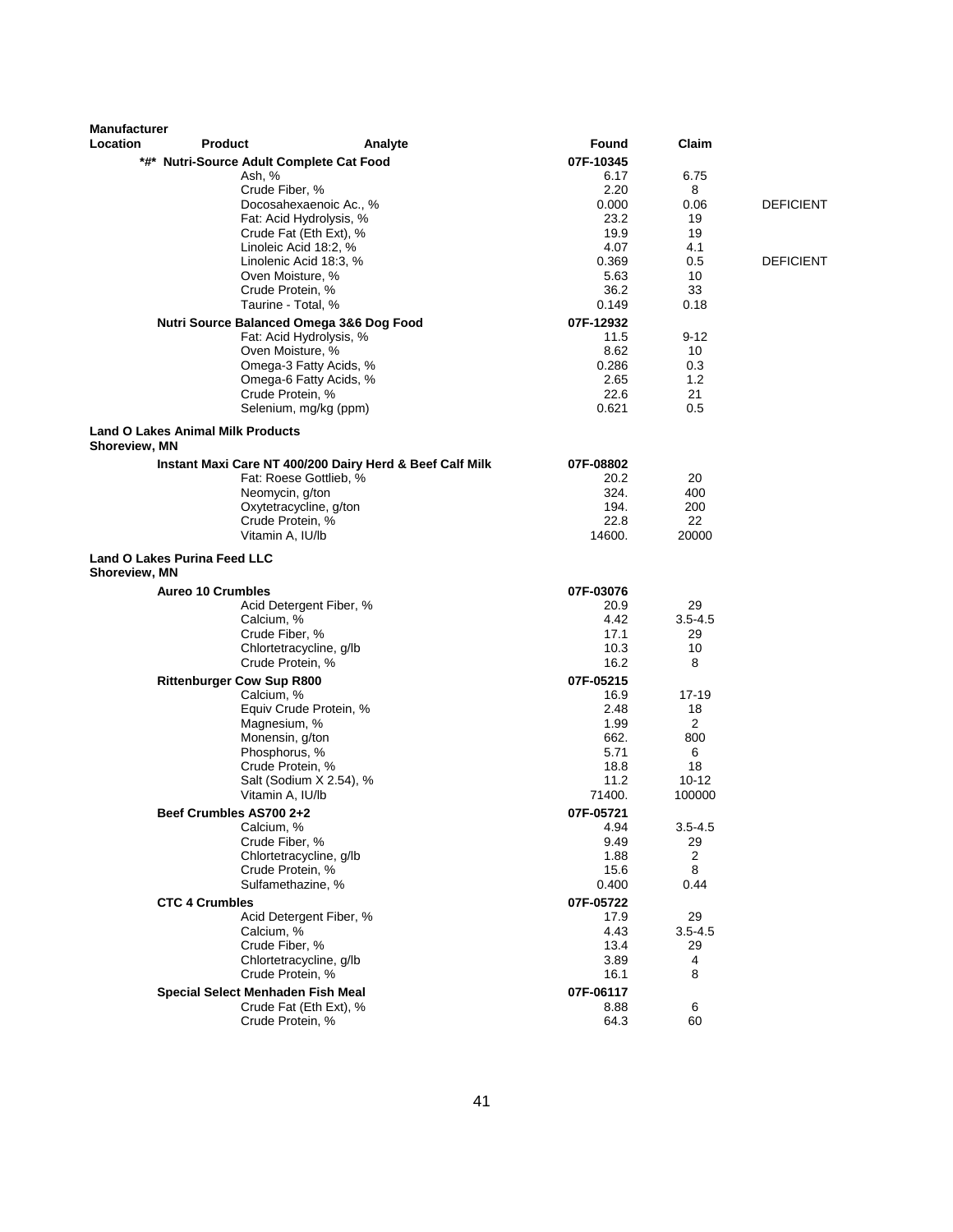| Manufacturer Location | Product | Analyte | Found | Claim | |
|---|---|---|---|---|---|
| | **\*#\* Nutri-Source Adult Complete Cat Food** | | **07F-10345** | | |
| | | Ash, % | 6.17 | 6.75 | |
| | | Crude Fiber, % | 2.20 | 8 | |
| | | Docosahexaenoic Ac., % | 0.000 | 0.06 | DEFICIENT |
| | | Fat: Acid Hydrolysis, % | 23.2 | 19 | |
| | | Crude Fat (Eth Ext), % | 19.9 | 19 | |
| | | Linoleic Acid 18:2, % | 4.07 | 4.1 | |
| | | Linolenic Acid 18:3, % | 0.369 | 0.5 | DEFICIENT |
| | | Oven Moisture, % | 5.63 | 10 | |
| | | Crude Protein, % | 36.2 | 33 | |
| | | Taurine - Total, % | 0.149 | 0.18 | |
| | **Nutri Source Balanced Omega 3&6 Dog Food** | | **07F-12932** | | |
| | | Fat: Acid Hydrolysis, % | 11.5 | 9-12 | |
| | | Oven Moisture, % | 8.62 | 10 | |
| | | Omega-3 Fatty Acids, % | 0.286 | 0.3 | |
| | | Omega-6 Fatty Acids, % | 2.65 | 1.2 | |
| | | Crude Protein, % | 22.6 | 21 | |
| | | Selenium, mg/kg (ppm) | 0.621 | 0.5 | |
| **Land O Lakes Animal Milk Products Shoreview, MN** | | | | | |
| | **Instant Maxi Care NT 400/200 Dairy Herd & Beef Calf Milk** | | **07F-08802** | | |
| | | Fat: Roese Gottlieb, % | 20.2 | 20 | |
| | | Neomycin, g/ton | 324. | 400 | |
| | | Oxytetracycline, g/ton | 194. | 200 | |
| | | Crude Protein, % | 22.8 | 22 | |
| | | Vitamin A, IU/lb | 14600. | 20000 | |
| **Land O Lakes Purina Feed LLC Shoreview, MN** | | | | | |
| | **Aureo 10 Crumbles** | | **07F-03076** | | |
| | | Acid Detergent Fiber, % | 20.9 | 29 | |
| | | Calcium, % | 4.42 | 3.5-4.5 | |
| | | Crude Fiber, % | 17.1 | 29 | |
| | | Chlortetracycline, g/lb | 10.3 | 10 | |
| | | Crude Protein, % | 16.2 | 8 | |
| | **Rittenburger Cow Sup R800** | | **07F-05215** | | |
| | | Calcium, % | 16.9 | 17-19 | |
| | | Equiv Crude Protein, % | 2.48 | 18 | |
| | | Magnesium, % | 1.99 | 2 | |
| | | Monensin, g/ton | 662. | 800 | |
| | | Phosphorus, % | 5.71 | 6 | |
| | | Crude Protein, % | 18.8 | 18 | |
| | | Salt (Sodium X 2.54), % | 11.2 | 10-12 | |
| | | Vitamin A, IU/lb | 71400. | 100000 | |
| | **Beef Crumbles AS700 2+2** | | **07F-05721** | | |
| | | Calcium, % | 4.94 | 3.5-4.5 | |
| | | Crude Fiber, % | 9.49 | 29 | |
| | | Chlortetracycline, g/lb | 1.88 | 2 | |
| | | Crude Protein, % | 15.6 | 8 | |
| | | Sulfamethazine, % | 0.400 | 0.44 | |
| | **CTC 4 Crumbles** | | **07F-05722** | | |
| | | Acid Detergent Fiber, % | 17.9 | 29 | |
| | | Calcium, % | 4.43 | 3.5-4.5 | |
| | | Crude Fiber, % | 13.4 | 29 | |
| | | Chlortetracycline, g/lb | 3.89 | 4 | |
| | | Crude Protein, % | 16.1 | 8 | |
| | **Special Select Menhaden Fish Meal** | | **07F-06117** | | |
| | | Crude Fat (Eth Ext), % | 8.88 | 6 | |
| | | Crude Protein, % | 64.3 | 60 | |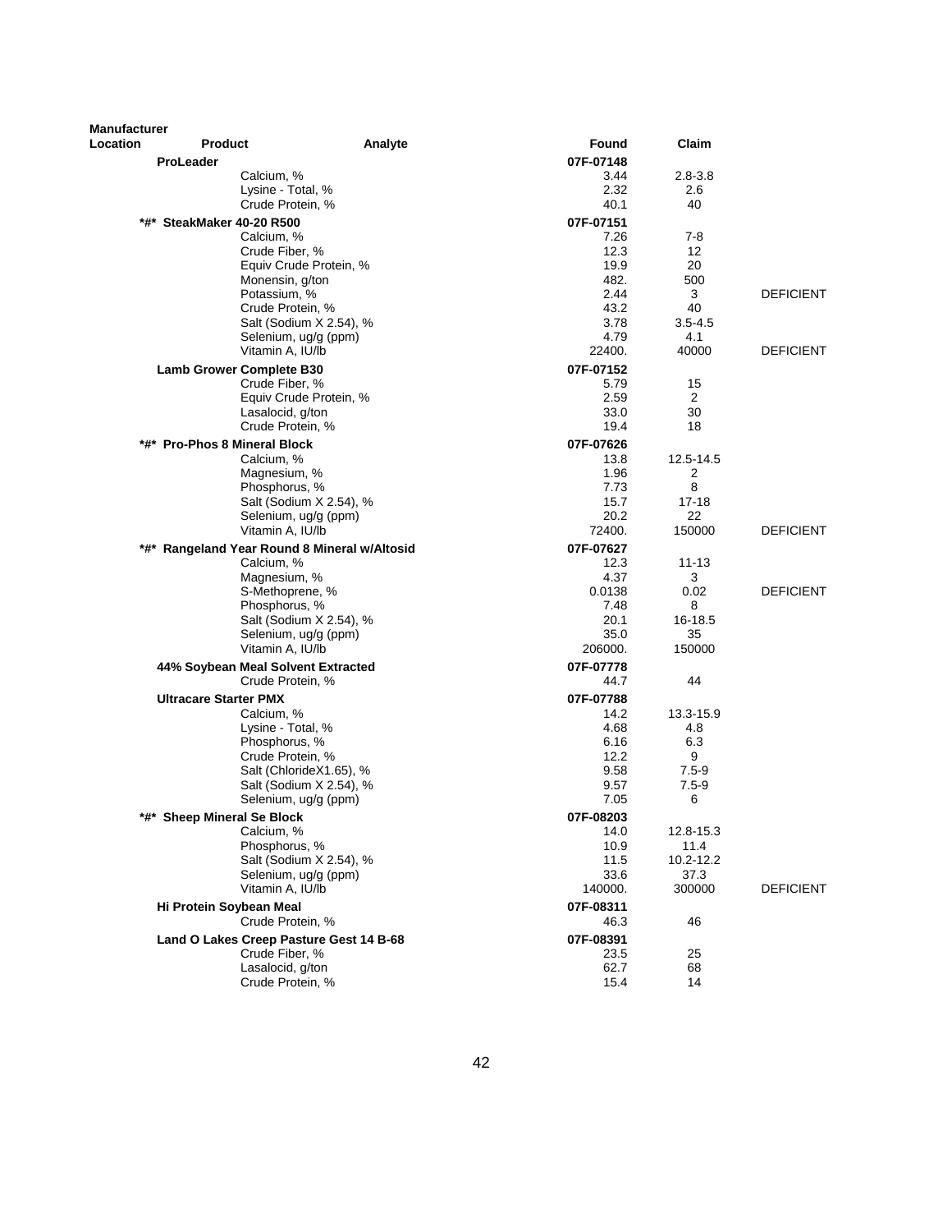| Manufacturer Location | Product | Analyte | Found | Claim | |
|---|---|---|---|---|---|
| | **ProLeader** | | **07F-07148** | | |
| | | Calcium, % | 3.44 | 2.8-3.8 | |
| | | Lysine - Total, % | 2.32 | 2.6 | |
| | | Crude Protein, % | 40.1 | 40 | |
| | ***#* SteakMaker 40-20 R500** | | **07F-07151** | | |
| | | Calcium, % | 7.26 | 7-8 | |
| | | Crude Fiber, % | 12.3 | 12 | |
| | | Equiv Crude Protein, % | 19.9 | 20 | |
| | | Monensin, g/ton | 482. | 500 | |
| | | Potassium, % | 2.44 | 3 | DEFICIENT |
| | | Crude Protein, % | 43.2 | 40 | |
| | | Salt (Sodium X 2.54), % | 3.78 | 3.5-4.5 | |
| | | Selenium, ug/g (ppm) | 4.79 | 4.1 | |
| | | Vitamin A, IU/lb | 22400. | 40000 | DEFICIENT |
| | **Lamb Grower Complete B30** | | **07F-07152** | | |
| | | Crude Fiber, % | 5.79 | 15 | |
| | | Equiv Crude Protein, % | 2.59 | 2 | |
| | | Lasalocid, g/ton | 33.0 | 30 | |
| | | Crude Protein, % | 19.4 | 18 | |
| | ***#* Pro-Phos 8 Mineral Block** | | **07F-07626** | | |
| | | Calcium, % | 13.8 | 12.5-14.5 | |
| | | Magnesium, % | 1.96 | 2 | |
| | | Phosphorus, % | 7.73 | 8 | |
| | | Salt (Sodium X 2.54), % | 15.7 | 17-18 | |
| | | Selenium, ug/g (ppm) | 20.2 | 22 | |
| | | Vitamin A, IU/lb | 72400. | 150000 | DEFICIENT |
| | ***#* Rangeland Year Round 8 Mineral w/Altosid** | | **07F-07627** | | |
| | | Calcium, % | 12.3 | 11-13 | |
| | | Magnesium, % | 4.37 | 3 | |
| | | S-Methoprene, % | 0.0138 | 0.02 | DEFICIENT |
| | | Phosphorus, % | 7.48 | 8 | |
| | | Salt (Sodium X 2.54), % | 20.1 | 16-18.5 | |
| | | Selenium, ug/g (ppm) | 35.0 | 35 | |
| | | Vitamin A, IU/lb | 206000. | 150000 | |
| | **44% Soybean Meal Solvent Extracted** | | **07F-07778** | | |
| | | Crude Protein, % | 44.7 | 44 | |
| | **Ultracare Starter PMX** | | **07F-07788** | | |
| | | Calcium, % | 14.2 | 13.3-15.9 | |
| | | Lysine - Total, % | 4.68 | 4.8 | |
| | | Phosphorus, % | 6.16 | 6.3 | |
| | | Crude Protein, % | 12.2 | 9 | |
| | | Salt (ChlorideX1.65), % | 9.58 | 7.5-9 | |
| | | Salt (Sodium X 2.54), % | 9.57 | 7.5-9 | |
| | | Selenium, ug/g (ppm) | 7.05 | 6 | |
| | ***#* Sheep Mineral Se Block** | | **07F-08203** | | |
| | | Calcium, % | 14.0 | 12.8-15.3 | |
| | | Phosphorus, % | 10.9 | 11.4 | |
| | | Salt (Sodium X 2.54), % | 11.5 | 10.2-12.2 | |
| | | Selenium, ug/g (ppm) | 33.6 | 37.3 | |
| | | Vitamin A, IU/lb | 140000. | 300000 | DEFICIENT |
| | **Hi Protein Soybean Meal** | | **07F-08311** | | |
| | | Crude Protein, % | 46.3 | 46 | |
| | **Land O Lakes Creep Pasture Gest 14 B-68** | | **07F-08391** | | |
| | | Crude Fiber, % | 23.5 | 25 | |
| | | Lasalocid, g/ton | 62.7 | 68 | |
| | | Crude Protein, % | 15.4 | 14 | |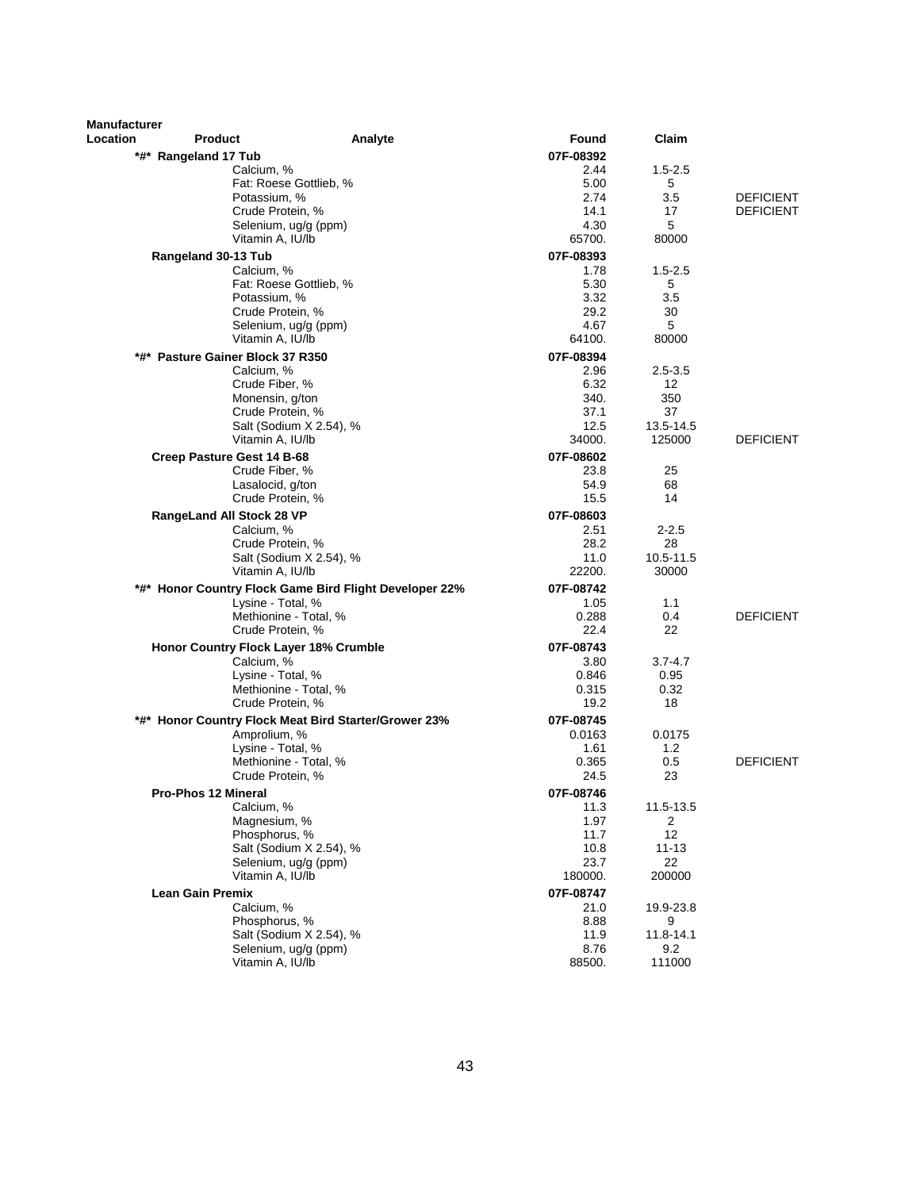| Manufacturer Location | Product | Analyte | Found | Claim | |
|---|---|---|---|---|---|
| | *#* Rangeland 17 Tub | | 07F-08392 | | |
| | | Calcium, % | 2.44 | 1.5-2.5 | |
| | | Fat: Roese Gottlieb, % | 5.00 | 5 | |
| | | Potassium, % | 2.74 | 3.5 | DEFICIENT |
| | | Crude Protein, % | 14.1 | 17 | DEFICIENT |
| | | Selenium, ug/g (ppm) | 4.30 | 5 | |
| | | Vitamin A, IU/lb | 65700. | 80000 | |
| | Rangeland 30-13 Tub | | 07F-08393 | | |
| | | Calcium, % | 1.78 | 1.5-2.5 | |
| | | Fat: Roese Gottlieb, % | 5.30 | 5 | |
| | | Potassium, % | 3.32 | 3.5 | |
| | | Crude Protein, % | 29.2 | 30 | |
| | | Selenium, ug/g (ppm) | 4.67 | 5 | |
| | | Vitamin A, IU/lb | 64100. | 80000 | |
| | *#* Pasture Gainer Block 37 R350 | | 07F-08394 | | |
| | | Calcium, % | 2.96 | 2.5-3.5 | |
| | | Crude Fiber, % | 6.32 | 12 | |
| | | Monensin, g/ton | 340. | 350 | |
| | | Crude Protein, % | 37.1 | 37 | |
| | | Salt (Sodium X 2.54), % | 12.5 | 13.5-14.5 | |
| | | Vitamin A, IU/lb | 34000. | 125000 | DEFICIENT |
| | Creep Pasture Gest 14 B-68 | | 07F-08602 | | |
| | | Crude Fiber, % | 23.8 | 25 | |
| | | Lasalocid, g/ton | 54.9 | 68 | |
| | | Crude Protein, % | 15.5 | 14 | |
| | RangeLand All Stock 28 VP | | 07F-08603 | | |
| | | Calcium, % | 2.51 | 2-2.5 | |
| | | Crude Protein, % | 28.2 | 28 | |
| | | Salt (Sodium X 2.54), % | 11.0 | 10.5-11.5 | |
| | | Vitamin A, IU/lb | 22200. | 30000 | |
| | *#* Honor Country Flock Game Bird Flight Developer 22% | | 07F-08742 | | |
| | | Lysine - Total, % | 1.05 | 1.1 | |
| | | Methionine - Total, % | 0.288 | 0.4 | DEFICIENT |
| | | Crude Protein, % | 22.4 | 22 | |
| | Honor Country Flock Layer 18% Crumble | | 07F-08743 | | |
| | | Calcium, % | 3.80 | 3.7-4.7 | |
| | | Lysine - Total, % | 0.846 | 0.95 | |
| | | Methionine - Total, % | 0.315 | 0.32 | |
| | | Crude Protein, % | 19.2 | 18 | |
| | *#* Honor Country Flock Meat Bird Starter/Grower 23% | | 07F-08745 | | |
| | | Amprolium, % | 0.0163 | 0.0175 | |
| | | Lysine - Total, % | 1.61 | 1.2 | |
| | | Methionine - Total, % | 0.365 | 0.5 | DEFICIENT |
| | | Crude Protein, % | 24.5 | 23 | |
| | Pro-Phos 12 Mineral | | 07F-08746 | | |
| | | Calcium, % | 11.3 | 11.5-13.5 | |
| | | Magnesium, % | 1.97 | 2 | |
| | | Phosphorus, % | 11.7 | 12 | |
| | | Salt (Sodium X 2.54), % | 10.8 | 11-13 | |
| | | Selenium, ug/g (ppm) | 23.7 | 22 | |
| | | Vitamin A, IU/lb | 180000. | 200000 | |
| | Lean Gain Premix | | 07F-08747 | | |
| | | Calcium, % | 21.0 | 19.9-23.8 | |
| | | Phosphorus, % | 8.88 | 9 | |
| | | Salt (Sodium X 2.54), % | 11.9 | 11.8-14.1 | |
| | | Selenium, ug/g (ppm) | 8.76 | 9.2 | |
| | | Vitamin A, IU/lb | 88500. | 111000 | |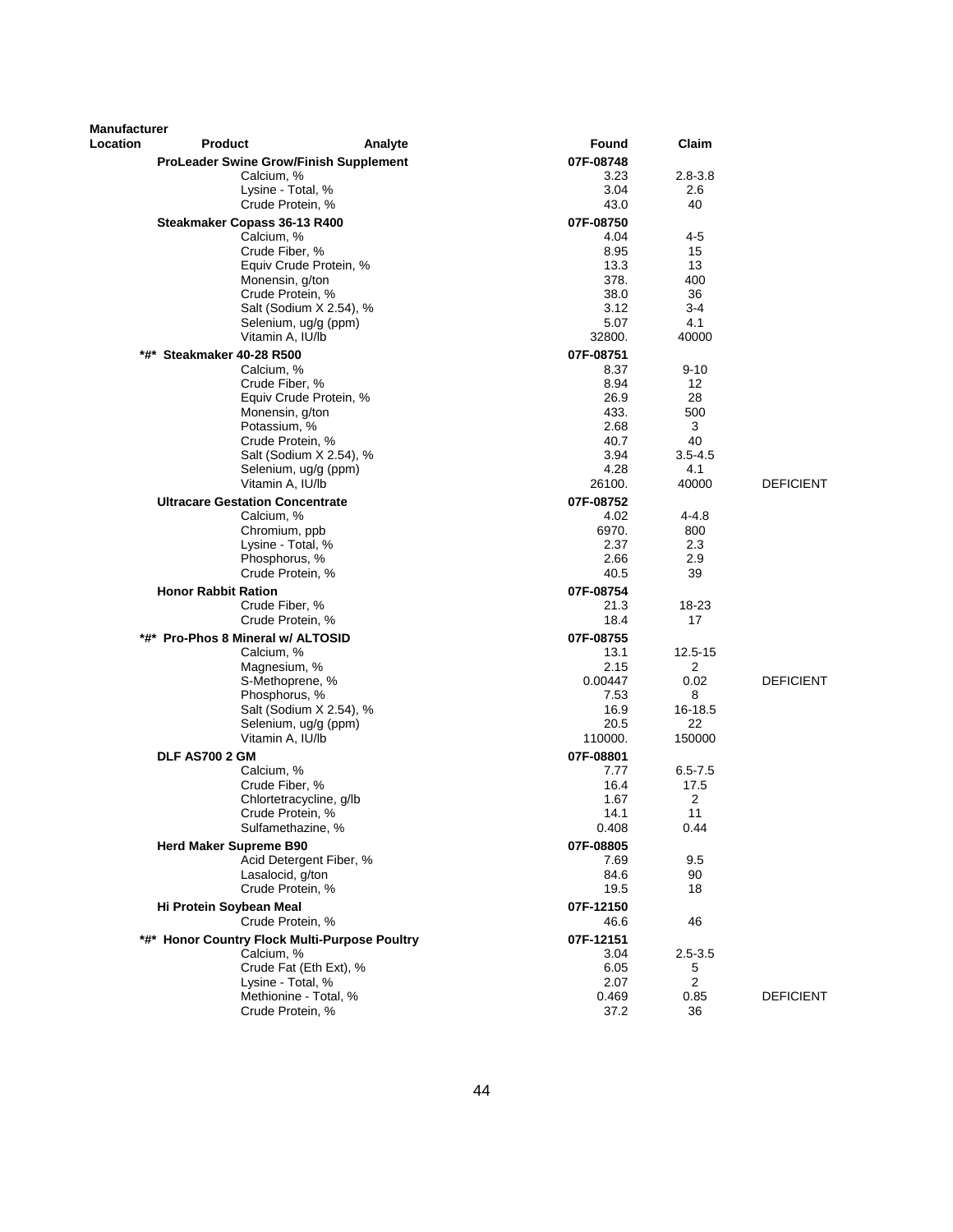| Manufacturer Location | Product | Analyte | Found | Claim | |
|---|---|---|---|---|---|
| | **ProLeader Swine Grow/Finish Supplement** | | **07F-08748** | | |
| | | Calcium, % | 3.23 | 2.8-3.8 | |
| | | Lysine - Total, % | 3.04 | 2.6 | |
| | | Crude Protein, % | 43.0 | 40 | |
| | **Steakmaker Copass 36-13 R400** | | **07F-08750** | | |
| | | Calcium, % | 4.04 | 4-5 | |
| | | Crude Fiber, % | 8.95 | 15 | |
| | | Equiv Crude Protein, % | 13.3 | 13 | |
| | | Monensin, g/ton | 378. | 400 | |
| | | Crude Protein, % | 38.0 | 36 | |
| | | Salt (Sodium X 2.54), % | 3.12 | 3-4 | |
| | | Selenium, ug/g (ppm) | 5.07 | 4.1 | |
| | | Vitamin A, IU/lb | 32800. | 40000 | |
| *#* | **Steakmaker 40-28 R500** | | **07F-08751** | | |
| | | Calcium, % | 8.37 | 9-10 | |
| | | Crude Fiber, % | 8.94 | 12 | |
| | | Equiv Crude Protein, % | 26.9 | 28 | |
| | | Monensin, g/ton | 433. | 500 | |
| | | Potassium, % | 2.68 | 3 | |
| | | Crude Protein, % | 40.7 | 40 | |
| | | Salt (Sodium X 2.54), % | 3.94 | 3.5-4.5 | |
| | | Selenium, ug/g (ppm) | 4.28 | 4.1 | |
| | | Vitamin A, IU/lb | 26100. | 40000 | DEFICIENT |
| | **Ultracare Gestation Concentrate** | | **07F-08752** | | |
| | | Calcium, % | 4.02 | 4-4.8 | |
| | | Chromium, ppb | 6970. | 800 | |
| | | Lysine - Total, % | 2.37 | 2.3 | |
| | | Phosphorus, % | 2.66 | 2.9 | |
| | | Crude Protein, % | 40.5 | 39 | |
| | **Honor Rabbit Ration** | | **07F-08754** | | |
| | | Crude Fiber, % | 21.3 | 18-23 | |
| | | Crude Protein, % | 18.4 | 17 | |
| *#* | **Pro-Phos 8 Mineral w/ ALTOSID** | | **07F-08755** | | |
| | | Calcium, % | 13.1 | 12.5-15 | |
| | | Magnesium, % | 2.15 | 2 | |
| | | S-Methoprene, % | 0.00447 | 0.02 | DEFICIENT |
| | | Phosphorus, % | 7.53 | 8 | |
| | | Salt (Sodium X 2.54), % | 16.9 | 16-18.5 | |
| | | Selenium, ug/g (ppm) | 20.5 | 22 | |
| | | Vitamin A, IU/lb | 110000. | 150000 | |
| | **DLF AS700 2 GM** | | **07F-08801** | | |
| | | Calcium, % | 7.77 | 6.5-7.5 | |
| | | Crude Fiber, % | 16.4 | 17.5 | |
| | | Chlortetracycline, g/lb | 1.67 | 2 | |
| | | Crude Protein, % | 14.1 | 11 | |
| | | Sulfamethazine, % | 0.408 | 0.44 | |
| | **Herd Maker Supreme B90** | | **07F-08805** | | |
| | | Acid Detergent Fiber, % | 7.69 | 9.5 | |
| | | Lasalocid, g/ton | 84.6 | 90 | |
| | | Crude Protein, % | 19.5 | 18 | |
| | **Hi Protein Soybean Meal** | | **07F-12150** | | |
| | | Crude Protein, % | 46.6 | 46 | |
| *#* | **Honor Country Flock Multi-Purpose Poultry** | | **07F-12151** | | |
| | | Calcium, % | 3.04 | 2.5-3.5 | |
| | | Crude Fat (Eth Ext), % | 6.05 | 5 | |
| | | Lysine - Total, % | 2.07 | 2 | |
| | | Methionine - Total, % | 0.469 | 0.85 | DEFICIENT |
| | | Crude Protein, % | 37.2 | 36 | |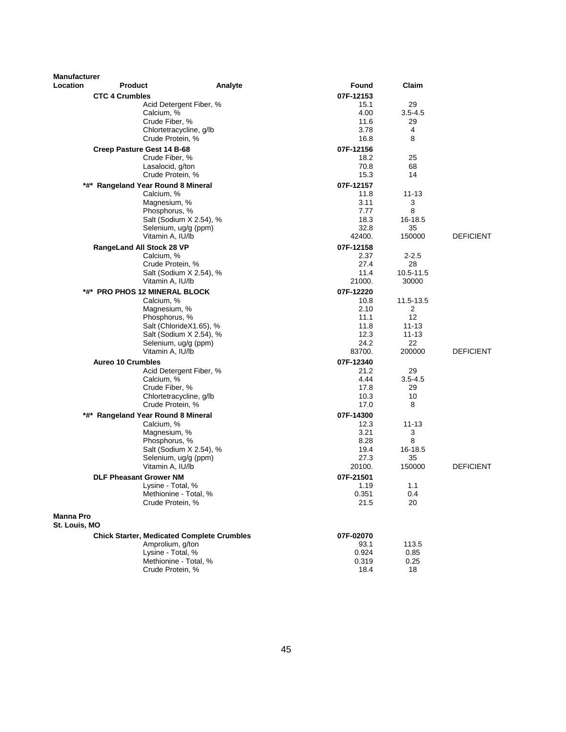| Manufacturer Location | Product | Analyte | Found | Claim | |
|---|---|---|---|---|---|
| | **CTC 4 Crumbles** | | **07F-12153** | | |
| | | Acid Detergent Fiber, % | 15.1 | 29 | |
| | | Calcium, % | 4.00 | 3.5-4.5 | |
| | | Crude Fiber, % | 11.6 | 29 | |
| | | Chlortetracycline, g/lb | 3.78 | 4 | |
| | | Crude Protein, % | 16.8 | 8 | |
| | **Creep Pasture Gest 14 B-68** | | **07F-12156** | | |
| | | Crude Fiber, % | 18.2 | 25 | |
| | | Lasalocid, g/ton | 70.8 | 68 | |
| | | Crude Protein, % | 15.3 | 14 | |
| | **\*#\* Rangeland Year Round 8 Mineral** | | **07F-12157** | | |
| | | Calcium, % | 11.8 | 11-13 | |
| | | Magnesium, % | 3.11 | 3 | |
| | | Phosphorus, % | 7.77 | 8 | |
| | | Salt (Sodium X 2.54), % | 18.3 | 16-18.5 | |
| | | Selenium, ug/g (ppm) | 32.8 | 35 | |
| | | Vitamin A, IU/lb | 42400. | 150000 | DEFICIENT |
| | **RangeLand All Stock 28 VP** | | **07F-12158** | | |
| | | Calcium, % | 2.37 | 2-2.5 | |
| | | Crude Protein, % | 27.4 | 28 | |
| | | Salt (Sodium X 2.54), % | 11.4 | 10.5-11.5 | |
| | | Vitamin A, IU/lb | 21000. | 30000 | |
| | **\*#\* PRO PHOS 12 MINERAL BLOCK** | | **07F-12220** | | |
| | | Calcium, % | 10.8 | 11.5-13.5 | |
| | | Magnesium, % | 2.10 | 2 | |
| | | Phosphorus, % | 11.1 | 12 | |
| | | Salt (ChlorideX1.65), % | 11.8 | 11-13 | |
| | | Salt (Sodium X 2.54), % | 12.3 | 11-13 | |
| | | Selenium, ug/g (ppm) | 24.2 | 22 | |
| | | Vitamin A, IU/lb | 83700. | 200000 | DEFICIENT |
| | **Aureo 10 Crumbles** | | **07F-12340** | | |
| | | Acid Detergent Fiber, % | 21.2 | 29 | |
| | | Calcium, % | 4.44 | 3.5-4.5 | |
| | | Crude Fiber, % | 17.8 | 29 | |
| | | Chlortetracycline, g/lb | 10.3 | 10 | |
| | | Crude Protein, % | 17.0 | 8 | |
| | **\*#\* Rangeland Year Round 8 Mineral** | | **07F-14300** | | |
| | | Calcium, % | 12.3 | 11-13 | |
| | | Magnesium, % | 3.21 | 3 | |
| | | Phosphorus, % | 8.28 | 8 | |
| | | Salt (Sodium X 2.54), % | 19.4 | 16-18.5 | |
| | | Selenium, ug/g (ppm) | 27.3 | 35 | |
| | | Vitamin A, IU/lb | 20100. | 150000 | DEFICIENT |
| | **DLF Pheasant Grower NM** | | **07F-21501** | | |
| | | Lysine - Total, % | 1.19 | 1.1 | |
| | | Methionine - Total, % | 0.351 | 0.4 | |
| | | Crude Protein, % | 21.5 | 20 | |
| **Manna Pro St. Louis, MO** | | | | | |
| | **Chick Starter, Medicated Complete Crumbles** | | **07F-02070** | | |
| | | Amprolium, g/ton | 93.1 | 113.5 | |
| | | Lysine - Total, % | 0.924 | 0.85 | |
| | | Methionine - Total, % | 0.319 | 0.25 | |
| | | Crude Protein, % | 18.4 | 18 | |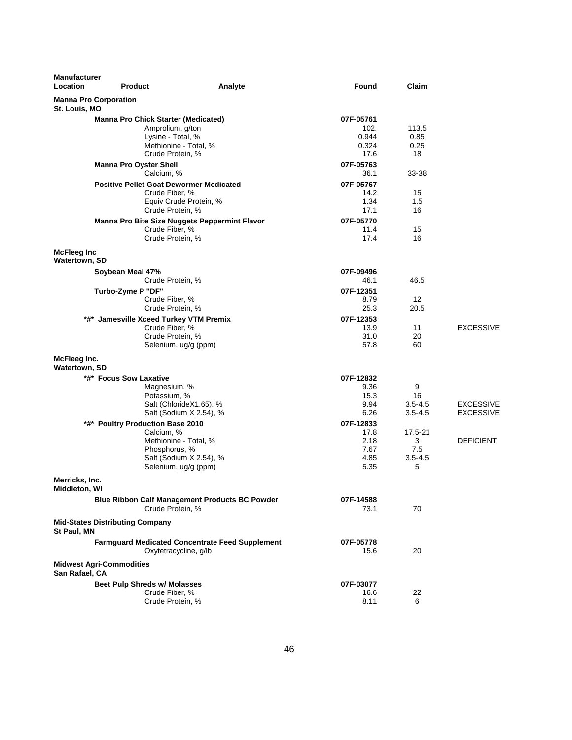| Manufacturer Location | Product | Analyte | Found | Claim | |
|---|---|---|---|---|---|
| **Manna Pro Corporation St. Louis, MO** | | | | | |
| | **Manna Pro Chick Starter (Medicated)** | | 07F-05761 | | |
| | | Amprolium, g/ton | 102. | 113.5 | |
| | | Lysine - Total, % | 0.944 | 0.85 | |
| | | Methionine - Total, % | 0.324 | 0.25 | |
| | | Crude Protein, % | 17.6 | 18 | |
| | **Manna Pro Oyster Shell** | | 07F-05763 | | |
| | | Calcium, % | 36.1 | 33-38 | |
| | **Positive Pellet Goat Dewormer Medicated** | | 07F-05767 | | |
| | | Crude Fiber, % | 14.2 | 15 | |
| | | Equiv Crude Protein, % | 1.34 | 1.5 | |
| | | Crude Protein, % | 17.1 | 16 | |
| | **Manna Pro Bite Size Nuggets Peppermint Flavor** | | 07F-05770 | | |
| | | Crude Fiber, % | 11.4 | 15 | |
| | | Crude Protein, % | 17.4 | 16 | |
| **McFleeg Inc Watertown, SD** | | | | | |
| | **Soybean Meal 47%** | | 07F-09496 | | |
| | | Crude Protein, % | 46.1 | 46.5 | |
| | **Turbo-Zyme P "DF"** | | 07F-12351 | | |
| | | Crude Fiber, % | 8.79 | 12 | |
| | | Crude Protein, % | 25.3 | 20.5 | |
| | **\*#\* Jamesville Xceed Turkey VTM Premix** | | 07F-12353 | | |
| | | Crude Fiber, % | 13.9 | 11 | EXCESSIVE |
| | | Crude Protein, % | 31.0 | 20 | |
| | | Selenium, ug/g (ppm) | 57.8 | 60 | |
| **McFleeg Inc. Watertown, SD** | | | | | |
| | **\*#\* Focus Sow Laxative** | | 07F-12832 | | |
| | | Magnesium, % | 9.36 | 9 | |
| | | Potassium, % | 15.3 | 16 | |
| | | Salt (ChlorideX1.65), % | 9.94 | 3.5-4.5 | EXCESSIVE |
| | | Salt (Sodium X 2.54), % | 6.26 | 3.5-4.5 | EXCESSIVE |
| | **\*#\* Poultry Production Base 2010** | | 07F-12833 | | |
| | | Calcium, % | 17.8 | 17.5-21 | |
| | | Methionine - Total, % | 2.18 | 3 | DEFICIENT |
| | | Phosphorus, % | 7.67 | 7.5 | |
| | | Salt (Sodium X 2.54), % | 4.85 | 3.5-4.5 | |
| | | Selenium, ug/g (ppm) | 5.35 | 5 | |
| **Merricks, Inc. Middleton, WI** | | | | | |
| | **Blue Ribbon Calf Management Products BC Powder** | | 07F-14588 | | |
| | | Crude Protein, % | 73.1 | 70 | |
| **Mid-States Distributing Company St Paul, MN** | | | | | |
| | **Farmguard Medicated Concentrate Feed Supplement** | | 07F-05778 | | |
| | | Oxytetracycline, g/lb | 15.6 | 20 | |
| **Midwest Agri-Commodities San Rafael, CA** | | | | | |
| | **Beet Pulp Shreds w/ Molasses** | | 07F-03077 | | |
| | | Crude Fiber, % | 16.6 | 22 | |
| | | Crude Protein, % | 8.11 | 6 | |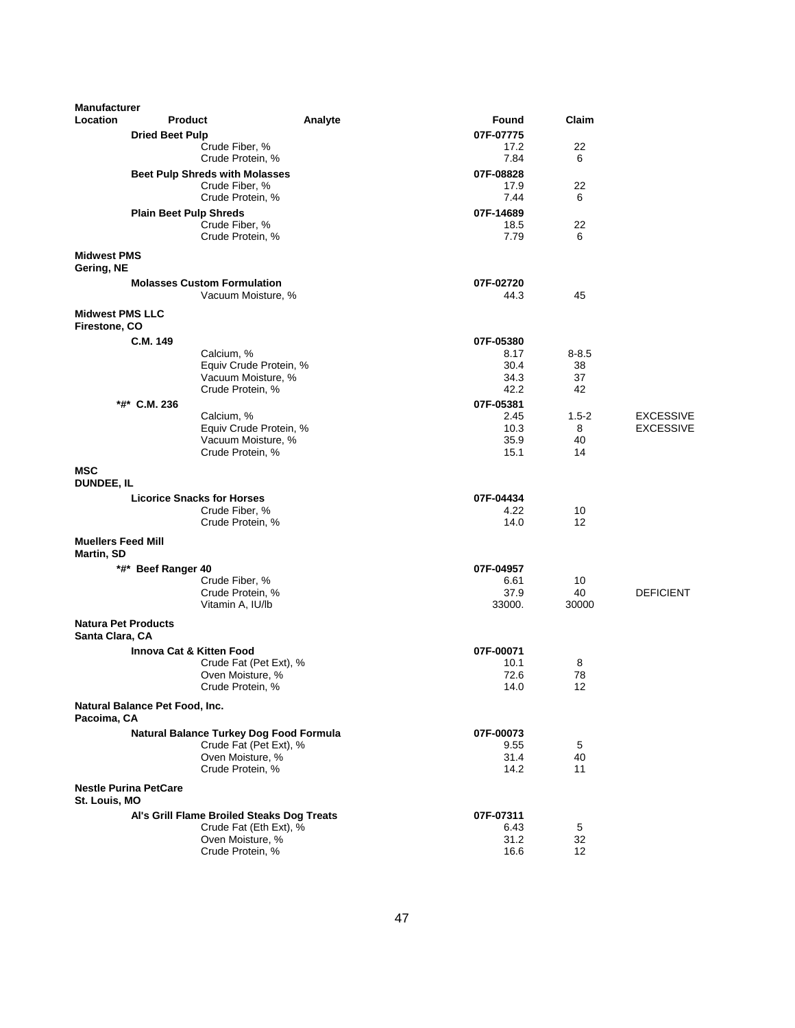| Manufacturer Location | Product | Analyte | Found | Claim | |
|---|---|---|---|---|---|
| | **Dried Beet Pulp** | | **07F-07775** | | |
| | | Crude Fiber, % | 17.2 | 22 | |
| | | Crude Protein, % | 7.84 | 6 | |
| | **Beet Pulp Shreds with Molasses** | | **07F-08828** | | |
| | | Crude Fiber, % | 17.9 | 22 | |
| | | Crude Protein, % | 7.44 | 6 | |
| | **Plain Beet Pulp Shreds** | | **07F-14689** | | |
| | | Crude Fiber, % | 18.5 | 22 | |
| | | Crude Protein, % | 7.79 | 6 | |
| **Midwest PMS Gering, NE** | | | | | |
| | **Molasses Custom Formulation** | | **07F-02720** | | |
| | | Vacuum Moisture, % | 44.3 | 45 | |
| **Midwest PMS LLC Firestone, CO** | | | | | |
| | **C.M. 149** | | **07F-05380** | | |
| | | Calcium, % | 8.17 | 8-8.5 | |
| | | Equiv Crude Protein, % | 30.4 | 38 | |
| | | Vacuum Moisture, % | 34.3 | 37 | |
| | | Crude Protein, % | 42.2 | 42 | |
| | **\*#\* C.M. 236** | | **07F-05381** | | |
| | | Calcium, % | 2.45 | 1.5-2 | EXCESSIVE |
| | | Equiv Crude Protein, % | 10.3 | 8 | EXCESSIVE |
| | | Vacuum Moisture, % | 35.9 | 40 | |
| | | Crude Protein, % | 15.1 | 14 | |
| **MSC DUNDEE, IL** | | | | | |
| | **Licorice Snacks for Horses** | | **07F-04434** | | |
| | | Crude Fiber, % | 4.22 | 10 | |
| | | Crude Protein, % | 14.0 | 12 | |
| **Muellers Feed Mill Martin, SD** | | | | | |
| | **\*#\* Beef Ranger 40** | | **07F-04957** | | |
| | | Crude Fiber, % | 6.61 | 10 | |
| | | Crude Protein, % | 37.9 | 40 | DEFICIENT |
| | | Vitamin A, IU/lb | 33000. | 30000 | |
| **Natura Pet Products Santa Clara, CA** | | | | | |
| | **Innova Cat & Kitten Food** | | **07F-00071** | | |
| | | Crude Fat (Pet Ext), % | 10.1 | 8 | |
| | | Oven Moisture, % | 72.6 | 78 | |
| | | Crude Protein, % | 14.0 | 12 | |
| **Natural Balance Pet Food, Inc. Pacoima, CA** | | | | | |
| | **Natural Balance Turkey Dog Food Formula** | | **07F-00073** | | |
| | | Crude Fat (Pet Ext), % | 9.55 | 5 | |
| | | Oven Moisture, % | 31.4 | 40 | |
| | | Crude Protein, % | 14.2 | 11 | |
| **Nestle Purina PetCare St. Louis, MO** | | | | | |
| | **Al's Grill Flame Broiled Steaks Dog Treats** | | **07F-07311** | | |
| | | Crude Fat (Eth Ext), % | 6.43 | 5 | |
| | | Oven Moisture, % | 31.2 | 32 | |
| | | Crude Protein, % | 16.6 | 12 | |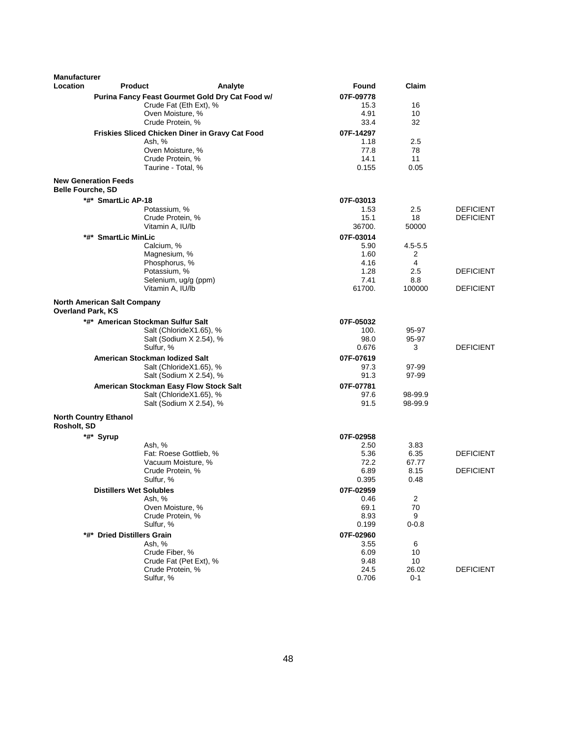| Manufacturer Location | Product | Analyte | Found | Claim | |
|---|---|---|---|---|---|
| | **Purina Fancy Feast Gourmet Gold Dry Cat Food w/** | | **07F-09778** | | |
| | | Crude Fat (Eth Ext), % | 15.3 | 16 | |
| | | Oven Moisture, % | 4.91 | 10 | |
| | | Crude Protein, % | 33.4 | 32 | |
| | **Friskies Sliced Chicken Diner in Gravy Cat Food** | | **07F-14297** | | |
| | | Ash, % | 1.18 | 2.5 | |
| | | Oven Moisture, % | 77.8 | 78 | |
| | | Crude Protein, % | 14.1 | 11 | |
| | | Taurine - Total, % | 0.155 | 0.05 | |
| **New Generation Feeds Belle Fourche, SD** | | | | | |
| | **\*#\* SmartLic AP-18** | | **07F-03013** | | |
| | | Potassium, % | 1.53 | 2.5 | DEFICIENT |
| | | Crude Protein, % | 15.1 | 18 | DEFICIENT |
| | | Vitamin A, IU/lb | 36700. | 50000 | |
| | **\*#\* SmartLic MinLic** | | **07F-03014** | | |
| | | Calcium, % | 5.90 | 4.5-5.5 | |
| | | Magnesium, % | 1.60 | 2 | |
| | | Phosphorus, % | 4.16 | 4 | |
| | | Potassium, % | 1.28 | 2.5 | DEFICIENT |
| | | Selenium, ug/g (ppm) | 7.41 | 8.8 | |
| | | Vitamin A, IU/lb | 61700. | 100000 | DEFICIENT |
| **North American Salt Company Overland Park, KS** | | | | | |
| | **\*#\* American Stockman Sulfur Salt** | | **07F-05032** | | |
| | | Salt (ChlorideX1.65), % | 100. | 95-97 | |
| | | Salt (Sodium X 2.54), % | 98.0 | 95-97 | |
| | | Sulfur, % | 0.676 | 3 | DEFICIENT |
| | **American Stockman Iodized Salt** | | **07F-07619** | | |
| | | Salt (ChlorideX1.65), % | 97.3 | 97-99 | |
| | | Salt (Sodium X 2.54), % | 91.3 | 97-99 | |
| | **American Stockman Easy Flow Stock Salt** | | **07F-07781** | | |
| | | Salt (ChlorideX1.65), % | 97.6 | 98-99.9 | |
| | | Salt (Sodium X 2.54), % | 91.5 | 98-99.9 | |
| **North Country Ethanol Rosholt, SD** | | | | | |
| | **\*#\* Syrup** | | **07F-02958** | | |
| | | Ash, % | 2.50 | 3.83 | |
| | | Fat: Roese Gottlieb, % | 5.36 | 6.35 | DEFICIENT |
| | | Vacuum Moisture, % | 72.2 | 67.77 | |
| | | Crude Protein, % | 6.89 | 8.15 | DEFICIENT |
| | | Sulfur, % | 0.395 | 0.48 | |
| | **Distillers Wet Solubles** | | **07F-02959** | | |
| | | Ash, % | 0.46 | 2 | |
| | | Oven Moisture, % | 69.1 | 70 | |
| | | Crude Protein, % | 8.93 | 9 | |
| | | Sulfur, % | 0.199 | 0-0.8 | |
| | **\*#\* Dried Distillers Grain** | | **07F-02960** | | |
| | | Ash, % | 3.55 | 6 | |
| | | Crude Fiber, % | 6.09 | 10 | |
| | | Crude Fat (Pet Ext), % | 9.48 | 10 | |
| | | Crude Protein, % | 24.5 | 26.02 | DEFICIENT |
| | | Sulfur, % | 0.706 | 0-1 | |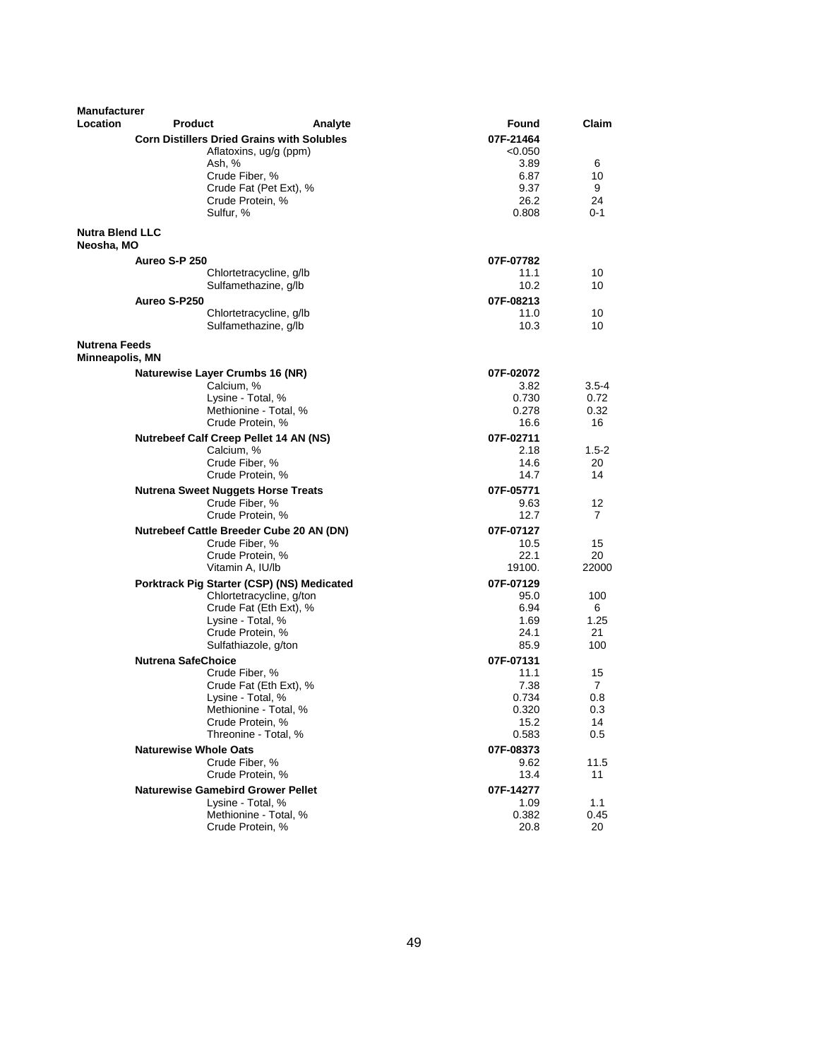| Manufacturer Location | Product | Analyte | Found | Claim |
|---|---|---|---|---|
| | **Corn Distillers Dried Grains with Solubles** | | **07F-21464** | |
| | | Aflatoxins, ug/g (ppm) | <0.050 | |
| | | Ash, % | 3.89 | 6 |
| | | Crude Fiber, % | 6.87 | 10 |
| | | Crude Fat (Pet Ext), % | 9.37 | 9 |
| | | Crude Protein, % | 26.2 | 24 |
| | | Sulfur, % | 0.808 | 0-1 |
| **Nutra Blend LLC Neosha, MO** | | | | |
| | **Aureo S-P 250** | | **07F-07782** | |
| | | Chlortetracycline, g/lb | 11.1 | 10 |
| | | Sulfamethazine, g/lb | 10.2 | 10 |
| | **Aureo S-P250** | | **07F-08213** | |
| | | Chlortetracycline, g/lb | 11.0 | 10 |
| | | Sulfamethazine, g/lb | 10.3 | 10 |
| **Nutrena Feeds Minneapolis, MN** | | | | |
| | **Naturewise Layer Crumbs 16 (NR)** | | **07F-02072** | |
| | | Calcium, % | 3.82 | 3.5-4 |
| | | Lysine - Total, % | 0.730 | 0.72 |
| | | Methionine - Total, % | 0.278 | 0.32 |
| | | Crude Protein, % | 16.6 | 16 |
| | **Nutrebeef Calf Creep Pellet 14 AN (NS)** | | **07F-02711** | |
| | | Calcium, % | 2.18 | 1.5-2 |
| | | Crude Fiber, % | 14.6 | 20 |
| | | Crude Protein, % | 14.7 | 14 |
| | **Nutrena Sweet Nuggets Horse Treats** | | **07F-05771** | |
| | | Crude Fiber, % | 9.63 | 12 |
| | | Crude Protein, % | 12.7 | 7 |
| | **Nutrebeef Cattle Breeder Cube 20 AN (DN)** | | **07F-07127** | |
| | | Crude Fiber, % | 10.5 | 15 |
| | | Crude Protein, % | 22.1 | 20 |
| | | Vitamin A, IU/lb | 19100. | 22000 |
| | **Porktrack Pig Starter (CSP) (NS) Medicated** | | **07F-07129** | |
| | | Chlortetracycline, g/ton | 95.0 | 100 |
| | | Crude Fat (Eth Ext), % | 6.94 | 6 |
| | | Lysine - Total, % | 1.69 | 1.25 |
| | | Crude Protein, % | 24.1 | 21 |
| | | Sulfathiazole, g/ton | 85.9 | 100 |
| | **Nutrena SafeChoice** | | **07F-07131** | |
| | | Crude Fiber, % | 11.1 | 15 |
| | | Crude Fat (Eth Ext), % | 7.38 | 7 |
| | | Lysine - Total, % | 0.734 | 0.8 |
| | | Methionine - Total, % | 0.320 | 0.3 |
| | | Crude Protein, % | 15.2 | 14 |
| | | Threonine - Total, % | 0.583 | 0.5 |
| | **Naturewise Whole Oats** | | **07F-08373** | |
| | | Crude Fiber, % | 9.62 | 11.5 |
| | | Crude Protein, % | 13.4 | 11 |
| | **Naturewise Gamebird Grower Pellet** | | **07F-14277** | |
| | | Lysine - Total, % | 1.09 | 1.1 |
| | | Methionine - Total, % | 0.382 | 0.45 |
| | | Crude Protein, % | 20.8 | 20 |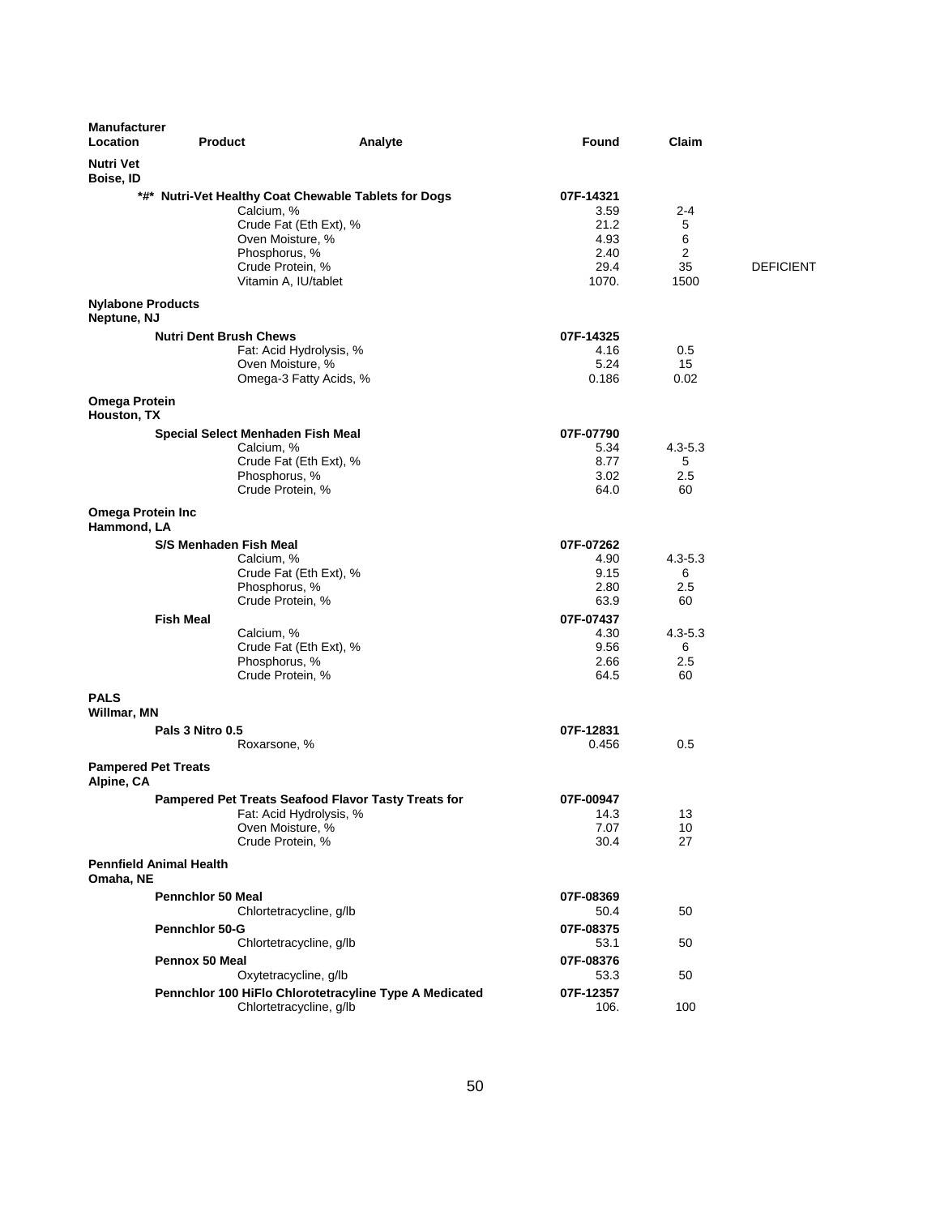| Manufacturer Location | Product | Analyte | Found | Claim | |
|---|---|---|---|---|---|
| **Nutri Vet** **Boise, ID** | | | | | |
| | ***#* Nutri-Vet Healthy Coat Chewable Tablets for Dogs** | | **07F-14321** | | |
| | | Calcium, % | 3.59 | 2-4 | |
| | | Crude Fat (Eth Ext), % | 21.2 | 5 | |
| | | Oven Moisture, % | 4.93 | 6 | |
| | | Phosphorus, % | 2.40 | 2 | |
| | | Crude Protein, % | 29.4 | 35 | DEFICIENT |
| | | Vitamin A, IU/tablet | 1070. | 1500 | |
| **Nylabone Products** **Neptune, NJ** | | | | | |
| | **Nutri Dent Brush Chews** | | **07F-14325** | | |
| | | Fat: Acid Hydrolysis, % | 4.16 | 0.5 | |
| | | Oven Moisture, % | 5.24 | 15 | |
| | | Omega-3 Fatty Acids, % | 0.186 | 0.02 | |
| **Omega Protein** **Houston, TX** | | | | | |
| | **Special Select Menhaden Fish Meal** | | **07F-07790** | | |
| | | Calcium, % | 5.34 | 4.3-5.3 | |
| | | Crude Fat (Eth Ext), % | 8.77 | 5 | |
| | | Phosphorus, % | 3.02 | 2.5 | |
| | | Crude Protein, % | 64.0 | 60 | |
| **Omega Protein Inc** **Hammond, LA** | | | | | |
| | **S/S Menhaden Fish Meal** | | **07F-07262** | | |
| | | Calcium, % | 4.90 | 4.3-5.3 | |
| | | Crude Fat (Eth Ext), % | 9.15 | 6 | |
| | | Phosphorus, % | 2.80 | 2.5 | |
| | | Crude Protein, % | 63.9 | 60 | |
| | **Fish Meal** | | **07F-07437** | | |
| | | Calcium, % | 4.30 | 4.3-5.3 | |
| | | Crude Fat (Eth Ext), % | 9.56 | 6 | |
| | | Phosphorus, % | 2.66 | 2.5 | |
| | | Crude Protein, % | 64.5 | 60 | |
| **PALS** **Willmar, MN** | | | | | |
| | **Pals 3 Nitro 0.5** | | **07F-12831** | | |
| | | Roxarsone, % | 0.456 | 0.5 | |
| **Pampered Pet Treats** **Alpine, CA** | | | | | |
| | **Pampered Pet Treats Seafood Flavor Tasty Treats for** | | **07F-00947** | | |
| | | Fat: Acid Hydrolysis, % | 14.3 | 13 | |
| | | Oven Moisture, % | 7.07 | 10 | |
| | | Crude Protein, % | 30.4 | 27 | |
| **Pennfield Animal Health** **Omaha, NE** | | | | | |
| | **Pennchlor 50 Meal** | | **07F-08369** | | |
| | | Chlortetracycline, g/lb | 50.4 | 50 | |
| | **Pennchlor 50-G** | | **07F-08375** | | |
| | | Chlortetracycline, g/lb | 53.1 | 50 | |
| | **Pennox 50 Meal** | | **07F-08376** | | |
| | | Oxytetracycline, g/lb | 53.3 | 50 | |
| | **Pennchlor 100 HiFlo Chlorotetracyline Type A Medicated** | | **07F-12357** | | |
| | | Chlortetracycline, g/lb | 106. | 100 | |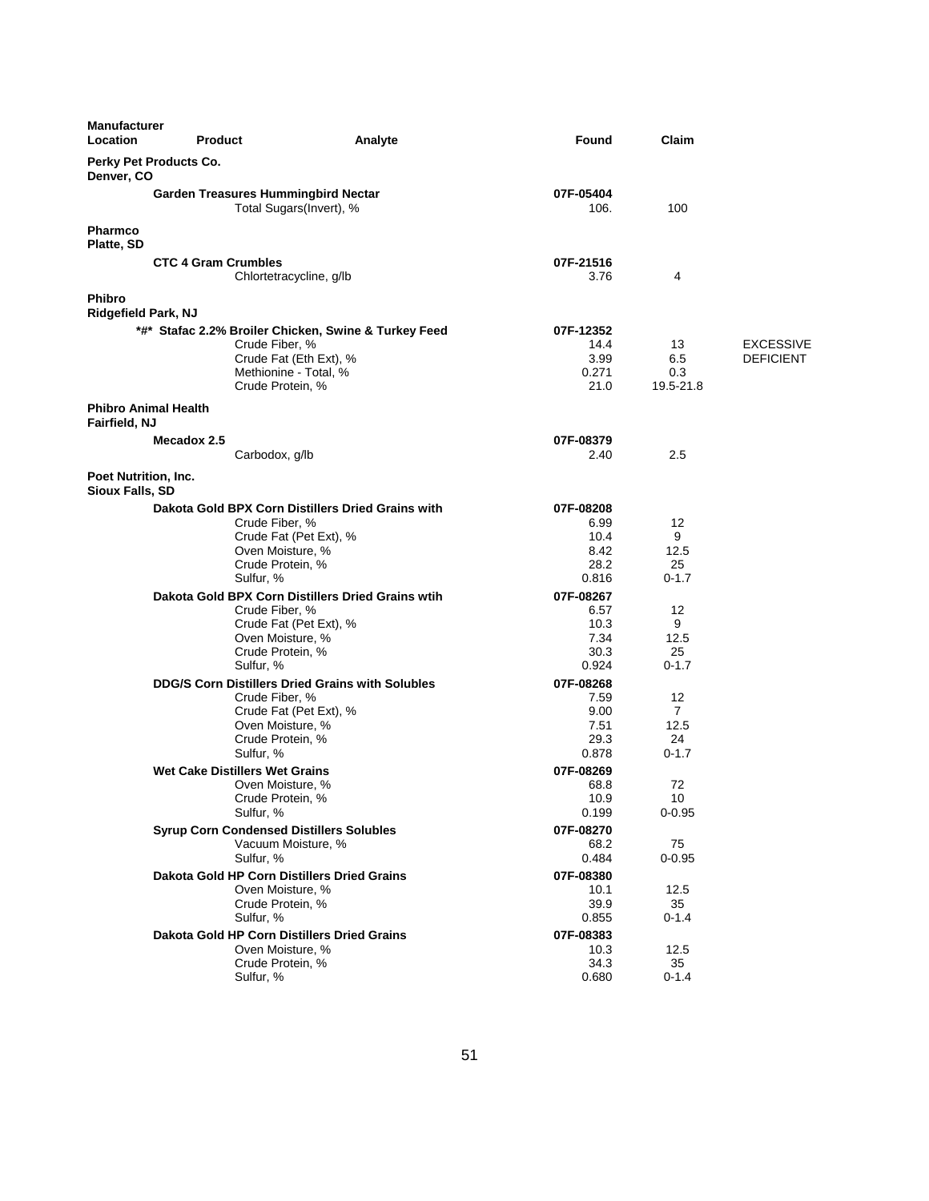| Manufacturer Location | Product | Analyte | Found | Claim | |
|---|---|---|---|---|---|
| **Perky Pet Products Co. Denver, CO** | | | | | |
| | **Garden Treasures Hummingbird Nectar** | | **07F-05404** | | |
| | | Total Sugars(Invert), % | 106. | 100 | |
| **Pharmco Platte, SD** | | | | | |
| | **CTC 4 Gram Crumbles** | | **07F-21516** | | |
| | | Chlortetracycline, g/lb | 3.76 | 4 | |
| **Phibro Ridgefield Park, NJ** | | | | | |
| | ***#* Stafac 2.2% Broiler Chicken, Swine & Turkey Feed** | | **07F-12352** | | |
| | | Crude Fiber, % | 14.4 | 13 | EXCESSIVE |
| | | Crude Fat (Eth Ext), % | 3.99 | 6.5 | DEFICIENT |
| | | Methionine - Total, % | 0.271 | 0.3 | |
| | | Crude Protein, % | 21.0 | 19.5-21.8 | |
| **Phibro Animal Health Fairfield, NJ** | | | | | |
| | **Mecadox 2.5** | | **07F-08379** | | |
| | | Carbodox, g/lb | 2.40 | 2.5 | |
| **Poet Nutrition, Inc. Sioux Falls, SD** | | | | | |
| | **Dakota Gold BPX Corn Distillers Dried Grains with** | | **07F-08208** | | |
| | | Crude Fiber, % | 6.99 | 12 | |
| | | Crude Fat (Pet Ext), % | 10.4 | 9 | |
| | | Oven Moisture, % | 8.42 | 12.5 | |
| | | Crude Protein, % | 28.2 | 25 | |
| | | Sulfur, % | 0.816 | 0-1.7 | |
| | **Dakota Gold BPX Corn Distillers Dried Grains wtih** | | **07F-08267** | | |
| | | Crude Fiber, % | 6.57 | 12 | |
| | | Crude Fat (Pet Ext), % | 10.3 | 9 | |
| | | Oven Moisture, % | 7.34 | 12.5 | |
| | | Crude Protein, % | 30.3 | 25 | |
| | | Sulfur, % | 0.924 | 0-1.7 | |
| | **DDG/S Corn Distillers Dried Grains with Solubles** | | **07F-08268** | | |
| | | Crude Fiber, % | 7.59 | 12 | |
| | | Crude Fat (Pet Ext), % | 9.00 | 7 | |
| | | Oven Moisture, % | 7.51 | 12.5 | |
| | | Crude Protein, % | 29.3 | 24 | |
| | | Sulfur, % | 0.878 | 0-1.7 | |
| | **Wet Cake Distillers Wet Grains** | | **07F-08269** | | |
| | | Oven Moisture, % | 68.8 | 72 | |
| | | Crude Protein, % | 10.9 | 10 | |
| | | Sulfur, % | 0.199 | 0-0.95 | |
| | **Syrup Corn Condensed Distillers Solubles** | | **07F-08270** | | |
| | | Vacuum Moisture, % | 68.2 | 75 | |
| | | Sulfur, % | 0.484 | 0-0.95 | |
| | **Dakota Gold HP Corn Distillers Dried Grains** | | **07F-08380** | | |
| | | Oven Moisture, % | 10.1 | 12.5 | |
| | | Crude Protein, % | 39.9 | 35 | |
| | | Sulfur, % | 0.855 | 0-1.4 | |
| | **Dakota Gold HP Corn Distillers Dried Grains** | | **07F-08383** | | |
| | | Oven Moisture, % | 10.3 | 12.5 | |
| | | Crude Protein, % | 34.3 | 35 | |
| | | Sulfur, % | 0.680 | 0-1.4 | |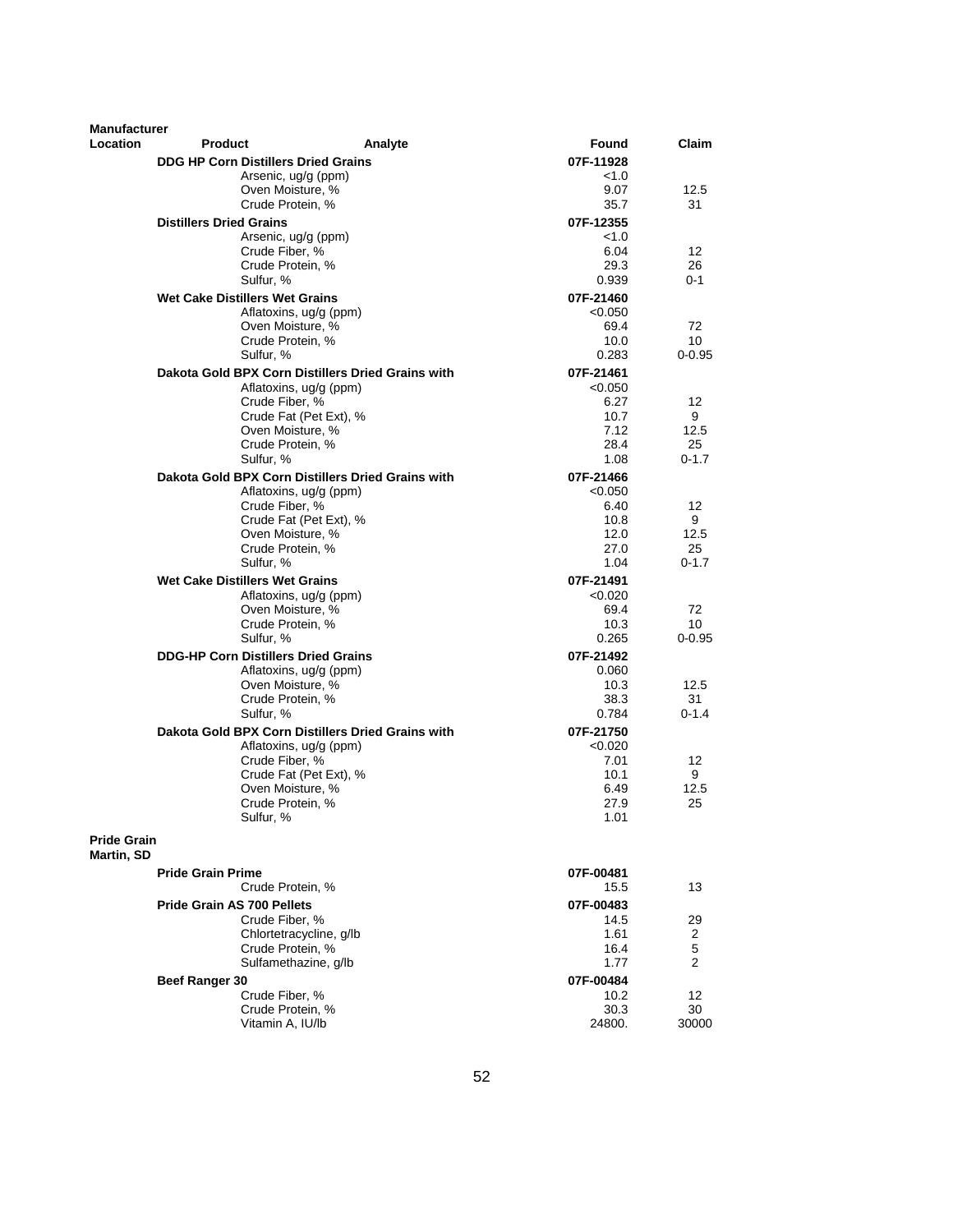| Manufacturer Location | Product | Analyte | Found | Claim |
|---|---|---|---|---|
| | **DDG HP Corn Distillers Dried Grains** | | **07F-11928** | |
| | | Arsenic, ug/g (ppm) | <1.0 | |
| | | Oven Moisture, % | 9.07 | 12.5 |
| | | Crude Protein, % | 35.7 | 31 |
| | **Distillers Dried Grains** | | **07F-12355** | |
| | | Arsenic, ug/g (ppm) | <1.0 | |
| | | Crude Fiber, % | 6.04 | 12 |
| | | Crude Protein, % | 29.3 | 26 |
| | | Sulfur, % | 0.939 | 0-1 |
| | **Wet Cake Distillers Wet Grains** | | **07F-21460** | |
| | | Aflatoxins, ug/g (ppm) | <0.050 | |
| | | Oven Moisture, % | 69.4 | 72 |
| | | Crude Protein, % | 10.0 | 10 |
| | | Sulfur, % | 0.283 | 0-0.95 |
| | **Dakota Gold BPX Corn Distillers Dried Grains with** | | **07F-21461** | |
| | | Aflatoxins, ug/g (ppm) | <0.050 | |
| | | Crude Fiber, % | 6.27 | 12 |
| | | Crude Fat (Pet Ext), % | 10.7 | 9 |
| | | Oven Moisture, % | 7.12 | 12.5 |
| | | Crude Protein, % | 28.4 | 25 |
| | | Sulfur, % | 1.08 | 0-1.7 |
| | **Dakota Gold BPX Corn Distillers Dried Grains with** | | **07F-21466** | |
| | | Aflatoxins, ug/g (ppm) | <0.050 | |
| | | Crude Fiber, % | 6.40 | 12 |
| | | Crude Fat (Pet Ext), % | 10.8 | 9 |
| | | Oven Moisture, % | 12.0 | 12.5 |
| | | Crude Protein, % | 27.0 | 25 |
| | | Sulfur, % | 1.04 | 0-1.7 |
| | **Wet Cake Distillers Wet Grains** | | **07F-21491** | |
| | | Aflatoxins, ug/g (ppm) | <0.020 | |
| | | Oven Moisture, % | 69.4 | 72 |
| | | Crude Protein, % | 10.3 | 10 |
| | | Sulfur, % | 0.265 | 0-0.95 |
| | **DDG-HP Corn Distillers Dried Grains** | | **07F-21492** | |
| | | Aflatoxins, ug/g (ppm) | 0.060 | |
| | | Oven Moisture, % | 10.3 | 12.5 |
| | | Crude Protein, % | 38.3 | 31 |
| | | Sulfur, % | 0.784 | 0-1.4 |
| | **Dakota Gold BPX Corn Distillers Dried Grains with** | | **07F-21750** | |
| | | Aflatoxins, ug/g (ppm) | <0.020 | |
| | | Crude Fiber, % | 7.01 | 12 |
| | | Crude Fat (Pet Ext), % | 10.1 | 9 |
| | | Oven Moisture, % | 6.49 | 12.5 |
| | | Crude Protein, % | 27.9 | 25 |
| | | Sulfur, % | 1.01 | |
| **Pride Grain Martin, SD** | | | | |
| | **Pride Grain Prime** | | **07F-00481** | |
| | | Crude Protein, % | 15.5 | 13 |
| | **Pride Grain AS 700 Pellets** | | **07F-00483** | |
| | | Crude Fiber, % | 14.5 | 29 |
| | | Chlortetracycline, g/lb | 1.61 | 2 |
| | | Crude Protein, % | 16.4 | 5 |
| | | Sulfamethazine, g/lb | 1.77 | 2 |
| | **Beef Ranger 30** | | **07F-00484** | |
| | | Crude Fiber, % | 10.2 | 12 |
| | | Crude Protein, % | 30.3 | 30 |
| | | Vitamin A, IU/lb | 24800. | 30000 |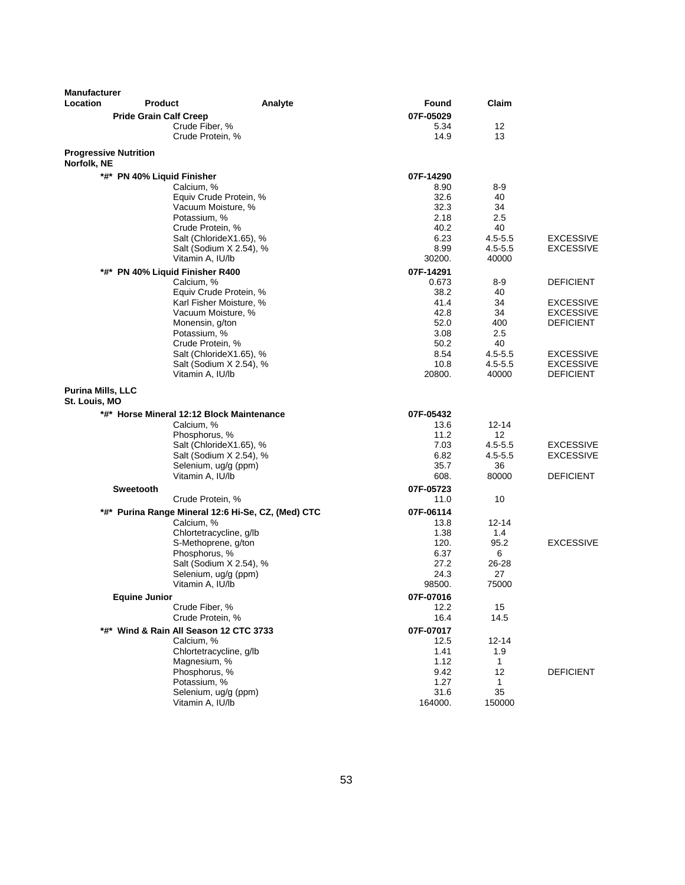| Manufacturer Location | Product | Analyte | Found | Claim | |
|---|---|---|---|---|---|
| | **Pride Grain Calf Creep** | | **07F-05029** | | |
| | | Crude Fiber, % | 5.34 | 12 | |
| | | Crude Protein, % | 14.9 | 13 | |
| **Progressive Nutrition Norfolk, NE** | | | | | |
| | **\*#\* PN 40% Liquid Finisher** | | **07F-14290** | | |
| | | Calcium, % | 8.90 | 8-9 | |
| | | Equiv Crude Protein, % | 32.6 | 40 | |
| | | Vacuum Moisture, % | 32.3 | 34 | |
| | | Potassium, % | 2.18 | 2.5 | |
| | | Crude Protein, % | 40.2 | 40 | |
| | | Salt (ChlorideX1.65), % | 6.23 | 4.5-5.5 | EXCESSIVE |
| | | Salt (Sodium X 2.54), % | 8.99 | 4.5-5.5 | EXCESSIVE |
| | | Vitamin A, IU/lb | 30200. | 40000 | |
| | **\*#\* PN 40% Liquid Finisher R400** | | **07F-14291** | | |
| | | Calcium, % | 0.673 | 8-9 | DEFICIENT |
| | | Equiv Crude Protein, % | 38.2 | 40 | |
| | | Karl Fisher Moisture, % | 41.4 | 34 | EXCESSIVE |
| | | Vacuum Moisture, % | 42.8 | 34 | EXCESSIVE |
| | | Monensin, g/ton | 52.0 | 400 | DEFICIENT |
| | | Potassium, % | 3.08 | 2.5 | |
| | | Crude Protein, % | 50.2 | 40 | |
| | | Salt (ChlorideX1.65), % | 8.54 | 4.5-5.5 | EXCESSIVE |
| | | Salt (Sodium X 2.54), % | 10.8 | 4.5-5.5 | EXCESSIVE |
| | | Vitamin A, IU/lb | 20800. | 40000 | DEFICIENT |
| **Purina Mills, LLC St. Louis, MO** | | | | | |
| | **\*#\* Horse Mineral 12:12 Block Maintenance** | | **07F-05432** | | |
| | | Calcium, % | 13.6 | 12-14 | |
| | | Phosphorus, % | 11.2 | 12 | |
| | | Salt (ChlorideX1.65), % | 7.03 | 4.5-5.5 | EXCESSIVE |
| | | Salt (Sodium X 2.54), % | 6.82 | 4.5-5.5 | EXCESSIVE |
| | | Selenium, ug/g (ppm) | 35.7 | 36 | |
| | | Vitamin A, IU/lb | 608. | 80000 | DEFICIENT |
| | **Sweetooth** | | **07F-05723** | | |
| | | Crude Protein, % | 11.0 | 10 | |
| | **\*#\* Purina Range Mineral 12:6 Hi-Se, CZ, (Med) CTC** | | **07F-06114** | | |
| | | Calcium, % | 13.8 | 12-14 | |
| | | Chlortetracycline, g/lb | 1.38 | 1.4 | |
| | | S-Methoprene, g/ton | 120. | 95.2 | EXCESSIVE |
| | | Phosphorus, % | 6.37 | 6 | |
| | | Salt (Sodium X 2.54), % | 27.2 | 26-28 | |
| | | Selenium, ug/g (ppm) | 24.3 | 27 | |
| | | Vitamin A, IU/lb | 98500. | 75000 | |
| | **Equine Junior** | | **07F-07016** | | |
| | | Crude Fiber, % | 12.2 | 15 | |
| | | Crude Protein, % | 16.4 | 14.5 | |
| | **\*#\* Wind & Rain All Season 12 CTC 3733** | | **07F-07017** | | |
| | | Calcium, % | 12.5 | 12-14 | |
| | | Chlortetracycline, g/lb | 1.41 | 1.9 | |
| | | Magnesium, % | 1.12 | 1 | |
| | | Phosphorus, % | 9.42 | 12 | DEFICIENT |
| | | Potassium, % | 1.27 | 1 | |
| | | Selenium, ug/g (ppm) | 31.6 | 35 | |
| | | Vitamin A, IU/lb | 164000. | 150000 | |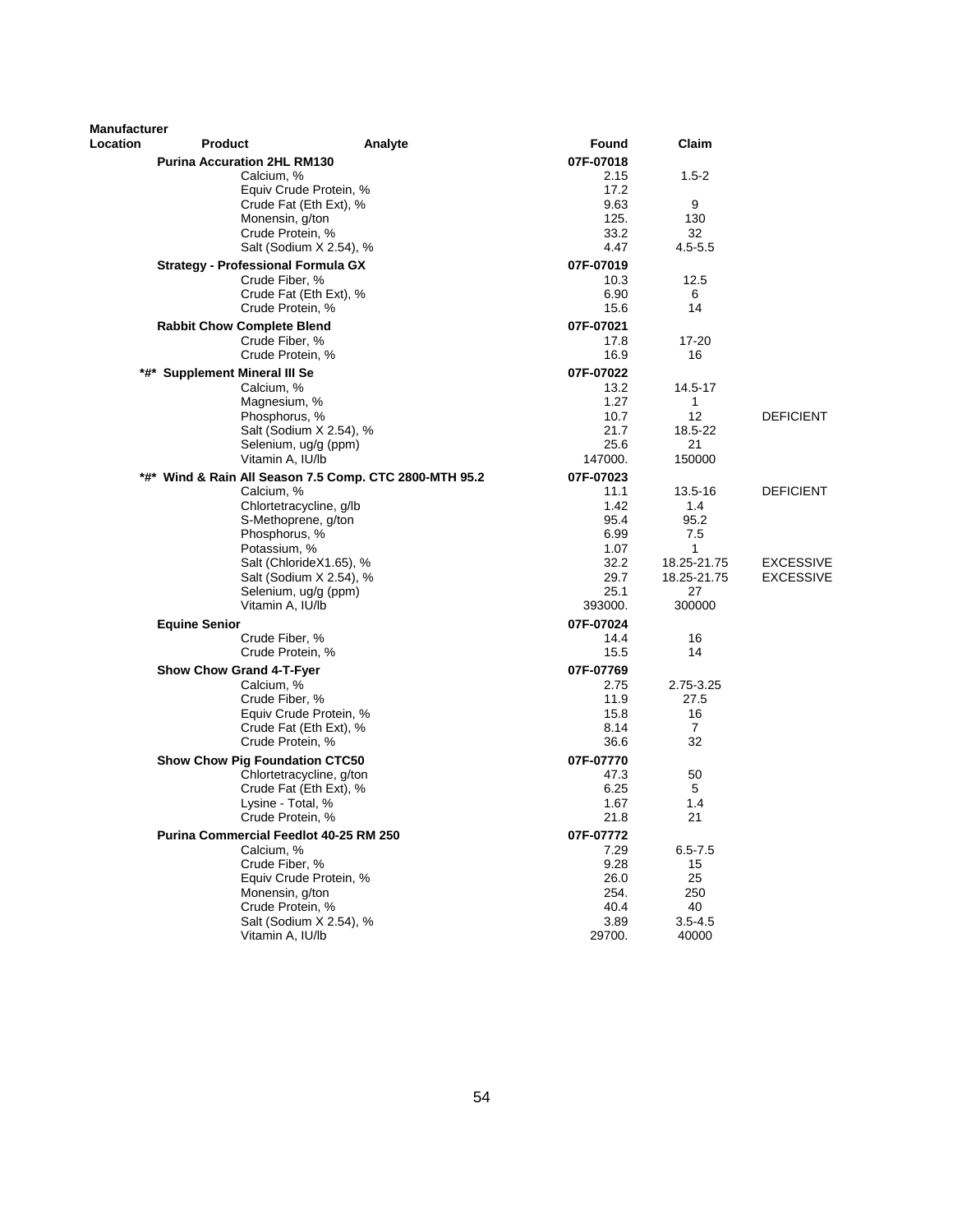| Manufacturer Location | Product | Analyte | Found | Claim | |
|---|---|---|---|---|---|
| | **Purina Accuration 2HL RM130** | | **07F-07018** | | |
| | | Calcium, % | 2.15 | 1.5-2 | |
| | | Equiv Crude Protein, % | 17.2 | | |
| | | Crude Fat (Eth Ext), % | 9.63 | 9 | |
| | | Monensin, g/ton | 125. | 130 | |
| | | Crude Protein, % | 33.2 | 32 | |
| | | Salt (Sodium X 2.54), % | 4.47 | 4.5-5.5 | |
| | **Strategy - Professional Formula GX** | | **07F-07019** | | |
| | | Crude Fiber, % | 10.3 | 12.5 | |
| | | Crude Fat (Eth Ext), % | 6.90 | 6 | |
| | | Crude Protein, % | 15.6 | 14 | |
| | **Rabbit Chow Complete Blend** | | **07F-07021** | | |
| | | Crude Fiber, % | 17.8 | 17-20 | |
| | | Crude Protein, % | 16.9 | 16 | |
| | **\*#\* Supplement Mineral III Se** | | **07F-07022** | | |
| | | Calcium, % | 13.2 | 14.5-17 | |
| | | Magnesium, % | 1.27 | 1 | |
| | | Phosphorus, % | 10.7 | 12 | DEFICIENT |
| | | Salt (Sodium X 2.54), % | 21.7 | 18.5-22 | |
| | | Selenium, ug/g (ppm) | 25.6 | 21 | |
| | | Vitamin A, IU/lb | 147000. | 150000 | |
| | **\*#\* Wind & Rain All Season 7.5 Comp. CTC 2800-MTH 95.2** | | **07F-07023** | | |
| | | Calcium, % | 11.1 | 13.5-16 | DEFICIENT |
| | | Chlortetracycline, g/lb | 1.42 | 1.4 | |
| | | S-Methoprene, g/ton | 95.4 | 95.2 | |
| | | Phosphorus, % | 6.99 | 7.5 | |
| | | Potassium, % | 1.07 | 1 | |
| | | Salt (ChlorideX1.65), % | 32.2 | 18.25-21.75 | EXCESSIVE |
| | | Salt (Sodium X 2.54), % | 29.7 | 18.25-21.75 | EXCESSIVE |
| | | Selenium, ug/g (ppm) | 25.1 | 27 | |
| | | Vitamin A, IU/lb | 393000. | 300000 | |
| | **Equine Senior** | | **07F-07024** | | |
| | | Crude Fiber, % | 14.4 | 16 | |
| | | Crude Protein, % | 15.5 | 14 | |
| | **Show Chow Grand 4-T-Fyer** | | **07F-07769** | | |
| | | Calcium, % | 2.75 | 2.75-3.25 | |
| | | Crude Fiber, % | 11.9 | 27.5 | |
| | | Equiv Crude Protein, % | 15.8 | 16 | |
| | | Crude Fat (Eth Ext), % | 8.14 | 7 | |
| | | Crude Protein, % | 36.6 | 32 | |
| | **Show Chow Pig Foundation CTC50** | | **07F-07770** | | |
| | | Chlortetracycline, g/ton | 47.3 | 50 | |
| | | Crude Fat (Eth Ext), % | 6.25 | 5 | |
| | | Lysine - Total, % | 1.67 | 1.4 | |
| | | Crude Protein, % | 21.8 | 21 | |
| | **Purina Commercial Feedlot 40-25 RM 250** | | **07F-07772** | | |
| | | Calcium, % | 7.29 | 6.5-7.5 | |
| | | Crude Fiber, % | 9.28 | 15 | |
| | | Equiv Crude Protein, % | 26.0 | 25 | |
| | | Monensin, g/ton | 254. | 250 | |
| | | Crude Protein, % | 40.4 | 40 | |
| | | Salt (Sodium X 2.54), % | 3.89 | 3.5-4.5 | |
| | | Vitamin A, IU/lb | 29700. | 40000 | |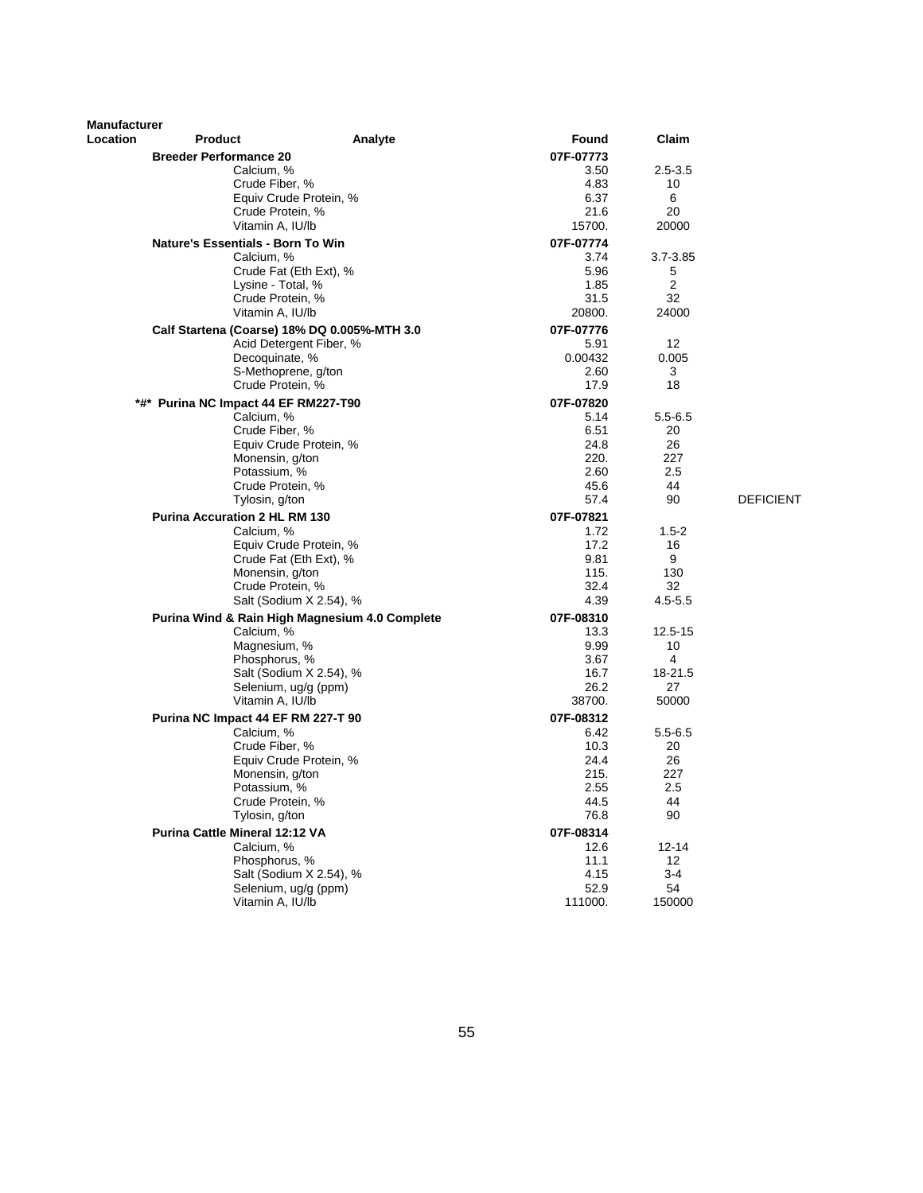| Manufacturer Location | Product | Analyte | Found | Claim | |
|---|---|---|---|---|---|
| | **Breeder Performance 20** | | **07F-07773** | | |
| | | Calcium, % | 3.50 | 2.5-3.5 | |
| | | Crude Fiber, % | 4.83 | 10 | |
| | | Equiv Crude Protein, % | 6.37 | 6 | |
| | | Crude Protein, % | 21.6 | 20 | |
| | | Vitamin A, IU/lb | 15700. | 20000 | |
| | **Nature's Essentials - Born To Win** | | **07F-07774** | | |
| | | Calcium, % | 3.74 | 3.7-3.85 | |
| | | Crude Fat (Eth Ext), % | 5.96 | 5 | |
| | | Lysine - Total, % | 1.85 | 2 | |
| | | Crude Protein, % | 31.5 | 32 | |
| | | Vitamin A, IU/lb | 20800. | 24000 | |
| | **Calf Startena (Coarse) 18% DQ 0.005%-MTH 3.0** | | **07F-07776** | | |
| | | Acid Detergent Fiber, % | 5.91 | 12 | |
| | | Decoquinate, % | 0.00432 | 0.005 | |
| | | S-Methoprene, g/ton | 2.60 | 3 | |
| | | Crude Protein, % | 17.9 | 18 | |
| | **\*#\* Purina NC Impact 44 EF RM227-T90** | | **07F-07820** | | |
| | | Calcium, % | 5.14 | 5.5-6.5 | |
| | | Crude Fiber, % | 6.51 | 20 | |
| | | Equiv Crude Protein, % | 24.8 | 26 | |
| | | Monensin, g/ton | 220. | 227 | |
| | | Potassium, % | 2.60 | 2.5 | |
| | | Crude Protein, % | 45.6 | 44 | |
| | | Tylosin, g/ton | 57.4 | 90 | DEFICIENT |
| | **Purina Accuration 2 HL RM 130** | | **07F-07821** | | |
| | | Calcium, % | 1.72 | 1.5-2 | |
| | | Equiv Crude Protein, % | 17.2 | 16 | |
| | | Crude Fat (Eth Ext), % | 9.81 | 9 | |
| | | Monensin, g/ton | 115. | 130 | |
| | | Crude Protein, % | 32.4 | 32 | |
| | | Salt (Sodium X 2.54), % | 4.39 | 4.5-5.5 | |
| | **Purina Wind & Rain High Magnesium 4.0 Complete** | | **07F-08310** | | |
| | | Calcium, % | 13.3 | 12.5-15 | |
| | | Magnesium, % | 9.99 | 10 | |
| | | Phosphorus, % | 3.67 | 4 | |
| | | Salt (Sodium X 2.54), % | 16.7 | 18-21.5 | |
| | | Selenium, ug/g (ppm) | 26.2 | 27 | |
| | | Vitamin A, IU/lb | 38700. | 50000 | |
| | **Purina NC Impact 44 EF RM 227-T 90** | | **07F-08312** | | |
| | | Calcium, % | 6.42 | 5.5-6.5 | |
| | | Crude Fiber, % | 10.3 | 20 | |
| | | Equiv Crude Protein, % | 24.4 | 26 | |
| | | Monensin, g/ton | 215. | 227 | |
| | | Potassium, % | 2.55 | 2.5 | |
| | | Crude Protein, % | 44.5 | 44 | |
| | | Tylosin, g/ton | 76.8 | 90 | |
| | **Purina Cattle Mineral 12:12 VA** | | **07F-08314** | | |
| | | Calcium, % | 12.6 | 12-14 | |
| | | Phosphorus, % | 11.1 | 12 | |
| | | Salt (Sodium X 2.54), % | 4.15 | 3-4 | |
| | | Selenium, ug/g (ppm) | 52.9 | 54 | |
| | | Vitamin A, IU/lb | 111000. | 150000 | |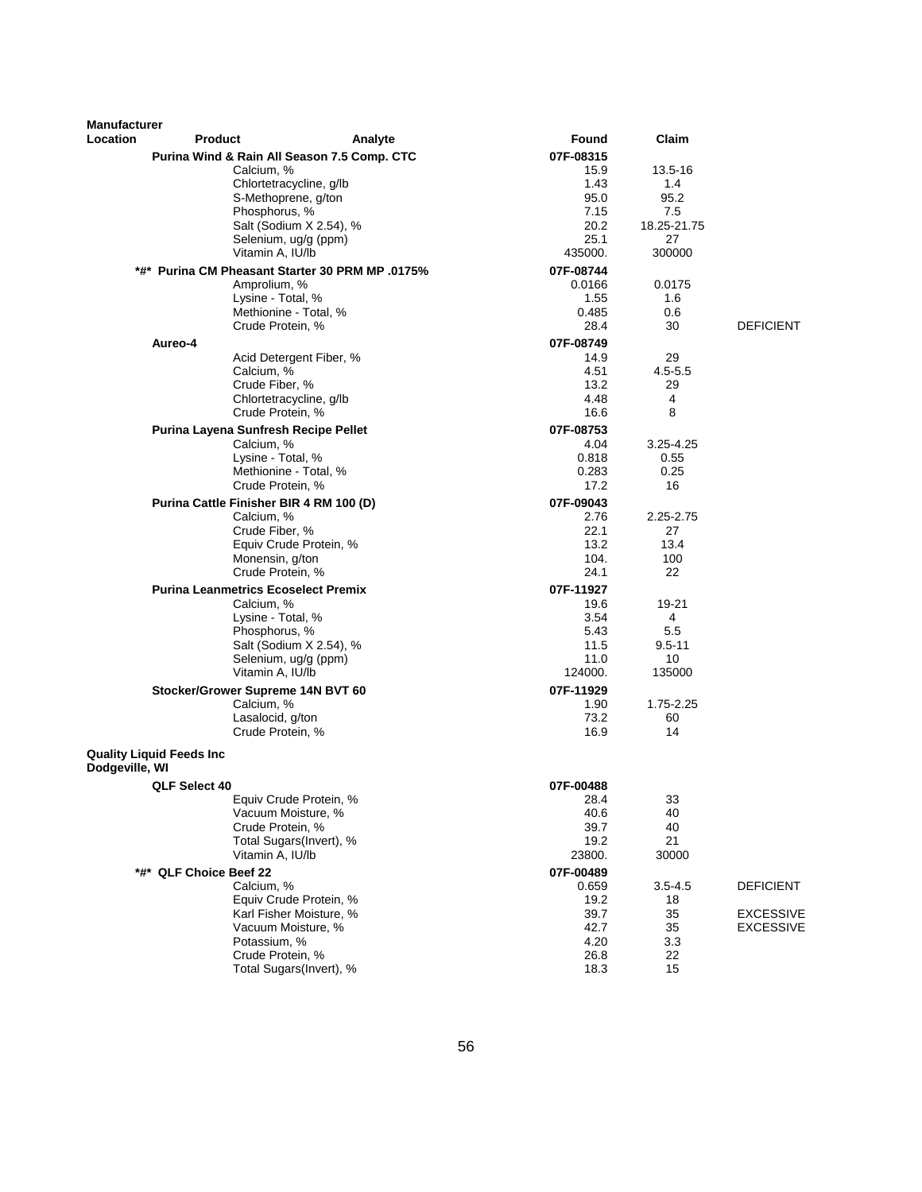| Manufacturer Location | Product | Analyte | Found | Claim | |
|---|---|---|---|---|---|
| | **Purina Wind & Rain All Season 7.5 Comp. CTC** | | **07F-08315** | | |
| | | Calcium, % | 15.9 | 13.5-16 | |
| | | Chlortetracycline, g/lb | 1.43 | 1.4 | |
| | | S-Methoprene, g/ton | 95.0 | 95.2 | |
| | | Phosphorus, % | 7.15 | 7.5 | |
| | | Salt (Sodium X 2.54), % | 20.2 | 18.25-21.75 | |
| | | Selenium, ug/g (ppm) | 25.1 | 27 | |
| | | Vitamin A, IU/lb | 435000. | 300000 | |
| | **\*#\* Purina CM Pheasant Starter 30 PRM MP .0175%** | | **07F-08744** | | |
| | | Amprolium, % | 0.0166 | 0.0175 | |
| | | Lysine - Total, % | 1.55 | 1.6 | |
| | | Methionine - Total, % | 0.485 | 0.6 | |
| | | Crude Protein, % | 28.4 | 30 | DEFICIENT |
| | **Aureo-4** | | **07F-08749** | | |
| | | Acid Detergent Fiber, % | 14.9 | 29 | |
| | | Calcium, % | 4.51 | 4.5-5.5 | |
| | | Crude Fiber, % | 13.2 | 29 | |
| | | Chlortetracycline, g/lb | 4.48 | 4 | |
| | | Crude Protein, % | 16.6 | 8 | |
| | **Purina Layena Sunfresh Recipe Pellet** | | **07F-08753** | | |
| | | Calcium, % | 4.04 | 3.25-4.25 | |
| | | Lysine - Total, % | 0.818 | 0.55 | |
| | | Methionine - Total, % | 0.283 | 0.25 | |
| | | Crude Protein, % | 17.2 | 16 | |
| | **Purina Cattle Finisher BIR 4 RM 100 (D)** | | **07F-09043** | | |
| | | Calcium, % | 2.76 | 2.25-2.75 | |
| | | Crude Fiber, % | 22.1 | 27 | |
| | | Equiv Crude Protein, % | 13.2 | 13.4 | |
| | | Monensin, g/ton | 104. | 100 | |
| | | Crude Protein, % | 24.1 | 22 | |
| | **Purina Leanmetrics Ecoselect Premix** | | **07F-11927** | | |
| | | Calcium, % | 19.6 | 19-21 | |
| | | Lysine - Total, % | 3.54 | 4 | |
| | | Phosphorus, % | 5.43 | 5.5 | |
| | | Salt (Sodium X 2.54), % | 11.5 | 9.5-11 | |
| | | Selenium, ug/g (ppm) | 11.0 | 10 | |
| | | Vitamin A, IU/lb | 124000. | 135000 | |
| | **Stocker/Grower Supreme 14N BVT 60** | | **07F-11929** | | |
| | | Calcium, % | 1.90 | 1.75-2.25 | |
| | | Lasalocid, g/ton | 73.2 | 60 | |
| | | Crude Protein, % | 16.9 | 14 | |
| **Quality Liquid Feeds Inc Dodgeville, WI** | | | | | |
| | **QLF Select 40** | | **07F-00488** | | |
| | | Equiv Crude Protein, % | 28.4 | 33 | |
| | | Vacuum Moisture, % | 40.6 | 40 | |
| | | Crude Protein, % | 39.7 | 40 | |
| | | Total Sugars(Invert), % | 19.2 | 21 | |
| | | Vitamin A, IU/lb | 23800. | 30000 | |
| | **\*#\* QLF Choice Beef 22** | | **07F-00489** | | |
| | | Calcium, % | 0.659 | 3.5-4.5 | DEFICIENT |
| | | Equiv Crude Protein, % | 19.2 | 18 | |
| | | Karl Fisher Moisture, % | 39.7 | 35 | EXCESSIVE |
| | | Vacuum Moisture, % | 42.7 | 35 | EXCESSIVE |
| | | Potassium, % | 4.20 | 3.3 | |
| | | Crude Protein, % | 26.8 | 22 | |
| | | Total Sugars(Invert), % | 18.3 | 15 | |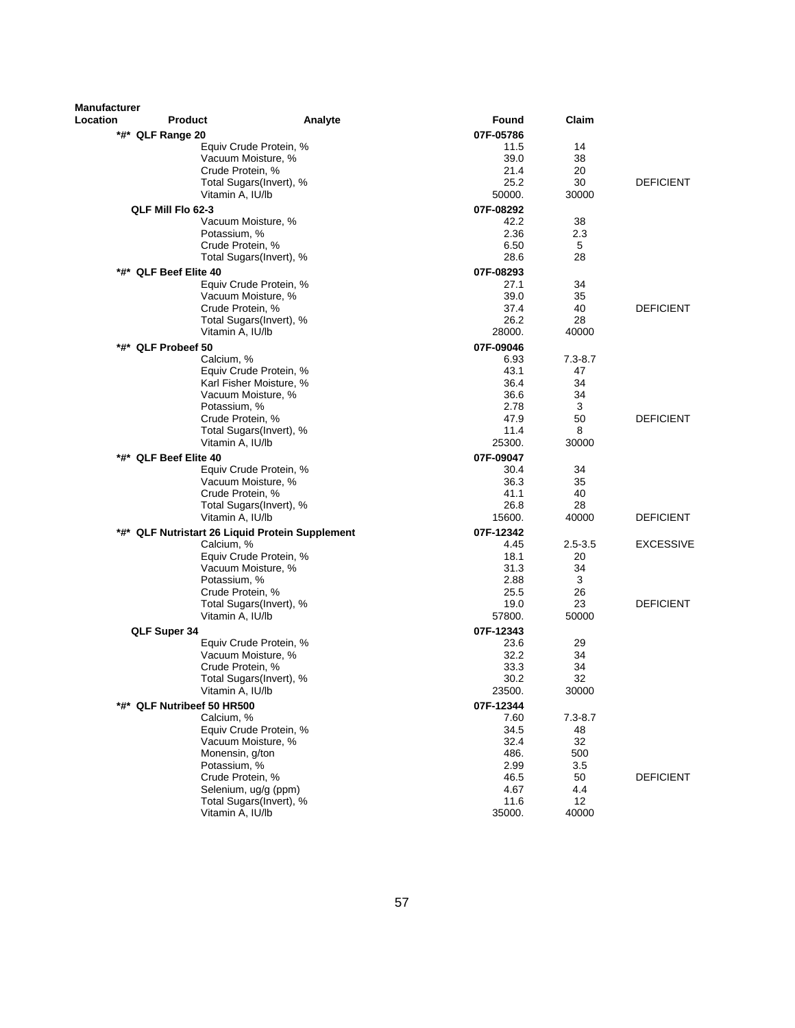| Manufacturer Location | Product | Analyte | Found | Claim | |
|---|---|---|---|---|---|
| | *#* QLF Range 20 | | 07F-05786 | | |
| | | Equiv Crude Protein, % | 11.5 | 14 | |
| | | Vacuum Moisture, % | 39.0 | 38 | |
| | | Crude Protein, % | 21.4 | 20 | |
| | | Total Sugars(Invert), % | 25.2 | 30 | DEFICIENT |
| | | Vitamin A, IU/lb | 50000. | 30000 | |
| | QLF Mill Flo 62-3 | | 07F-08292 | | |
| | | Vacuum Moisture, % | 42.2 | 38 | |
| | | Potassium, % | 2.36 | 2.3 | |
| | | Crude Protein, % | 6.50 | 5 | |
| | | Total Sugars(Invert), % | 28.6 | 28 | |
| | *#* QLF Beef Elite 40 | | 07F-08293 | | |
| | | Equiv Crude Protein, % | 27.1 | 34 | |
| | | Vacuum Moisture, % | 39.0 | 35 | |
| | | Crude Protein, % | 37.4 | 40 | DEFICIENT |
| | | Total Sugars(Invert), % | 26.2 | 28 | |
| | | Vitamin A, IU/lb | 28000. | 40000 | |
| | *#* QLF Probeef 50 | | 07F-09046 | | |
| | | Calcium, % | 6.93 | 7.3-8.7 | |
| | | Equiv Crude Protein, % | 43.1 | 47 | |
| | | Karl Fisher Moisture, % | 36.4 | 34 | |
| | | Vacuum Moisture, % | 36.6 | 34 | |
| | | Potassium, % | 2.78 | 3 | |
| | | Crude Protein, % | 47.9 | 50 | DEFICIENT |
| | | Total Sugars(Invert), % | 11.4 | 8 | |
| | | Vitamin A, IU/lb | 25300. | 30000 | |
| | *#* QLF Beef Elite 40 | | 07F-09047 | | |
| | | Equiv Crude Protein, % | 30.4 | 34 | |
| | | Vacuum Moisture, % | 36.3 | 35 | |
| | | Crude Protein, % | 41.1 | 40 | |
| | | Total Sugars(Invert), % | 26.8 | 28 | |
| | | Vitamin A, IU/lb | 15600. | 40000 | DEFICIENT |
| | *#* QLF Nutristart 26 Liquid Protein Supplement | | 07F-12342 | | |
| | | Calcium, % | 4.45 | 2.5-3.5 | EXCESSIVE |
| | | Equiv Crude Protein, % | 18.1 | 20 | |
| | | Vacuum Moisture, % | 31.3 | 34 | |
| | | Potassium, % | 2.88 | 3 | |
| | | Crude Protein, % | 25.5 | 26 | |
| | | Total Sugars(Invert), % | 19.0 | 23 | DEFICIENT |
| | | Vitamin A, IU/lb | 57800. | 50000 | |
| | QLF Super 34 | | 07F-12343 | | |
| | | Equiv Crude Protein, % | 23.6 | 29 | |
| | | Vacuum Moisture, % | 32.2 | 34 | |
| | | Crude Protein, % | 33.3 | 34 | |
| | | Total Sugars(Invert), % | 30.2 | 32 | |
| | | Vitamin A, IU/lb | 23500. | 30000 | |
| | *#* QLF Nutribeef 50 HR500 | | 07F-12344 | | |
| | | Calcium, % | 7.60 | 7.3-8.7 | |
| | | Equiv Crude Protein, % | 34.5 | 48 | |
| | | Vacuum Moisture, % | 32.4 | 32 | |
| | | Monensin, g/ton | 486. | 500 | |
| | | Potassium, % | 2.99 | 3.5 | |
| | | Crude Protein, % | 46.5 | 50 | DEFICIENT |
| | | Selenium, ug/g (ppm) | 4.67 | 4.4 | |
| | | Total Sugars(Invert), % | 11.6 | 12 | |
| | | Vitamin A, IU/lb | 35000. | 40000 | |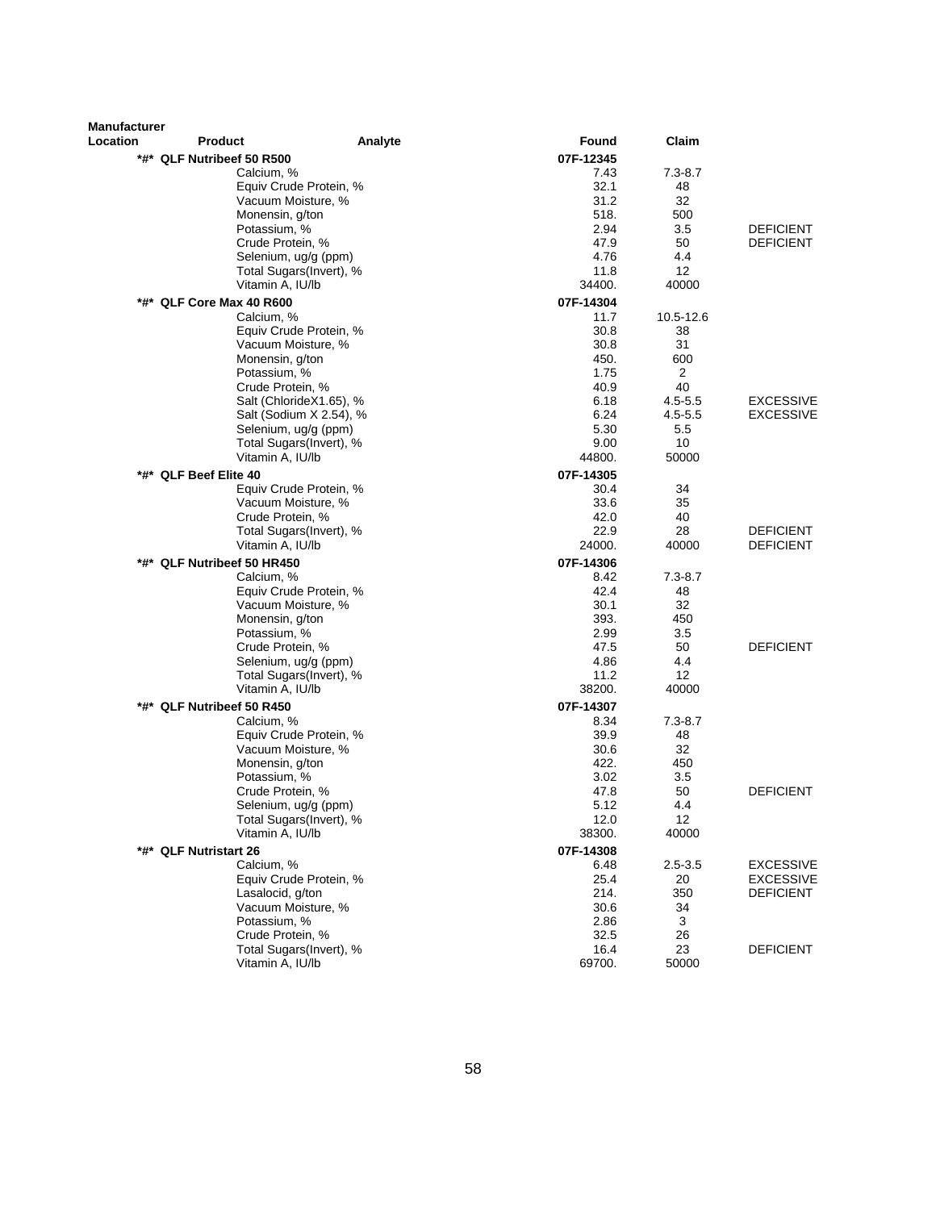| Manufacturer Location | Product | Analyte | Found | Claim | |
|---|---|---|---|---|---|
| | *#* QLF Nutribeef 50 R500 | | 07F-12345 | | |
| | | Calcium, % | 7.43 | 7.3-8.7 | |
| | | Equiv Crude Protein, % | 32.1 | 48 | |
| | | Vacuum Moisture, % | 31.2 | 32 | |
| | | Monensin, g/ton | 518. | 500 | |
| | | Potassium, % | 2.94 | 3.5 | DEFICIENT |
| | | Crude Protein, % | 47.9 | 50 | DEFICIENT |
| | | Selenium, ug/g (ppm) | 4.76 | 4.4 | |
| | | Total Sugars(Invert), % | 11.8 | 12 | |
| | | Vitamin A, IU/lb | 34400. | 40000 | |
| | *#* QLF Core Max 40 R600 | | 07F-14304 | | |
| | | Calcium, % | 11.7 | 10.5-12.6 | |
| | | Equiv Crude Protein, % | 30.8 | 38 | |
| | | Vacuum Moisture, % | 30.8 | 31 | |
| | | Monensin, g/ton | 450. | 600 | |
| | | Potassium, % | 1.75 | 2 | |
| | | Crude Protein, % | 40.9 | 40 | |
| | | Salt (ChlorideX1.65), % | 6.18 | 4.5-5.5 | EXCESSIVE |
| | | Salt (Sodium X 2.54), % | 6.24 | 4.5-5.5 | EXCESSIVE |
| | | Selenium, ug/g (ppm) | 5.30 | 5.5 | |
| | | Total Sugars(Invert), % | 9.00 | 10 | |
| | | Vitamin A, IU/lb | 44800. | 50000 | |
| | *#* QLF Beef Elite 40 | | 07F-14305 | | |
| | | Equiv Crude Protein, % | 30.4 | 34 | |
| | | Vacuum Moisture, % | 33.6 | 35 | |
| | | Crude Protein, % | 42.0 | 40 | |
| | | Total Sugars(Invert), % | 22.9 | 28 | DEFICIENT |
| | | Vitamin A, IU/lb | 24000. | 40000 | DEFICIENT |
| | *#* QLF Nutribeef 50 HR450 | | 07F-14306 | | |
| | | Calcium, % | 8.42 | 7.3-8.7 | |
| | | Equiv Crude Protein, % | 42.4 | 48 | |
| | | Vacuum Moisture, % | 30.1 | 32 | |
| | | Monensin, g/ton | 393. | 450 | |
| | | Potassium, % | 2.99 | 3.5 | |
| | | Crude Protein, % | 47.5 | 50 | DEFICIENT |
| | | Selenium, ug/g (ppm) | 4.86 | 4.4 | |
| | | Total Sugars(Invert), % | 11.2 | 12 | |
| | | Vitamin A, IU/lb | 38200. | 40000 | |
| | *#* QLF Nutribeef 50 R450 | | 07F-14307 | | |
| | | Calcium, % | 8.34 | 7.3-8.7 | |
| | | Equiv Crude Protein, % | 39.9 | 48 | |
| | | Vacuum Moisture, % | 30.6 | 32 | |
| | | Monensin, g/ton | 422. | 450 | |
| | | Potassium, % | 3.02 | 3.5 | |
| | | Crude Protein, % | 47.8 | 50 | DEFICIENT |
| | | Selenium, ug/g (ppm) | 5.12 | 4.4 | |
| | | Total Sugars(Invert), % | 12.0 | 12 | |
| | | Vitamin A, IU/lb | 38300. | 40000 | |
| | *#* QLF Nutristart 26 | | 07F-14308 | | |
| | | Calcium, % | 6.48 | 2.5-3.5 | EXCESSIVE |
| | | Equiv Crude Protein, % | 25.4 | 20 | EXCESSIVE |
| | | Lasalocid, g/ton | 214. | 350 | DEFICIENT |
| | | Vacuum Moisture, % | 30.6 | 34 | |
| | | Potassium, % | 2.86 | 3 | |
| | | Crude Protein, % | 32.5 | 26 | |
| | | Total Sugars(Invert), % | 16.4 | 23 | DEFICIENT |
| | | Vitamin A, IU/lb | 69700. | 50000 | |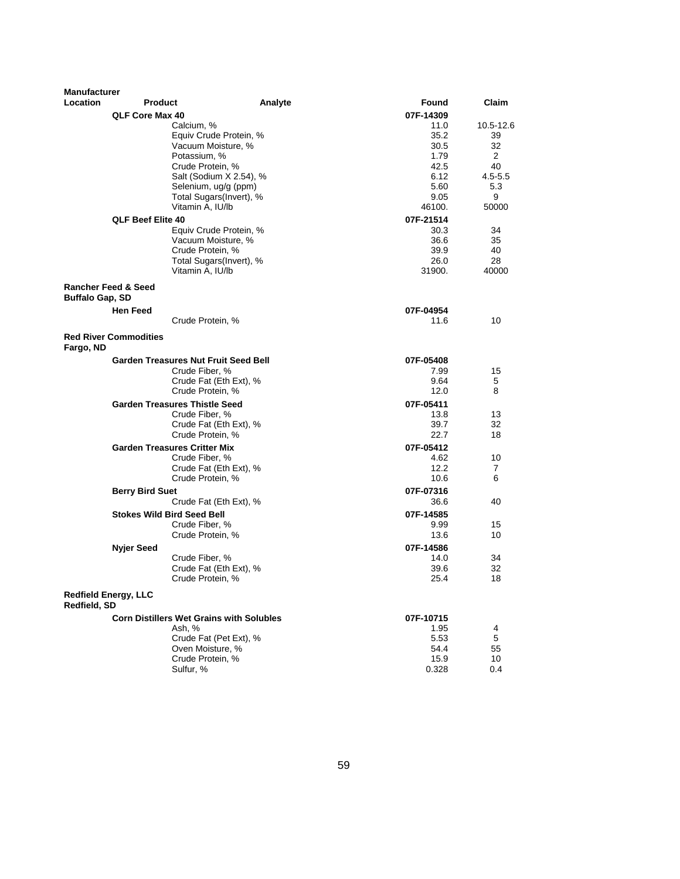| Manufacturer Location | Product | Analyte | Found | Claim |
|---|---|---|---|---|
| | **QLF Core Max 40** | | **07F-14309** | |
| | | Calcium, % | 11.0 | 10.5-12.6 |
| | | Equiv Crude Protein, % | 35.2 | 39 |
| | | Vacuum Moisture, % | 30.5 | 32 |
| | | Potassium, % | 1.79 | 2 |
| | | Crude Protein, % | 42.5 | 40 |
| | | Salt (Sodium X 2.54), % | 6.12 | 4.5-5.5 |
| | | Selenium, ug/g (ppm) | 5.60 | 5.3 |
| | | Total Sugars(Invert), % | 9.05 | 9 |
| | | Vitamin A, IU/lb | 46100. | 50000 |
| | **QLF Beef Elite 40** | | **07F-21514** | |
| | | Equiv Crude Protein, % | 30.3 | 34 |
| | | Vacuum Moisture, % | 36.6 | 35 |
| | | Crude Protein, % | 39.9 | 40 |
| | | Total Sugars(Invert), % | 26.0 | 28 |
| | | Vitamin A, IU/lb | 31900. | 40000 |
| **Rancher Feed & Seed Buffalo Gap, SD** | | | | |
| | **Hen Feed** | | **07F-04954** | |
| | | Crude Protein, % | 11.6 | 10 |
| **Red River Commodities Fargo, ND** | | | | |
| | **Garden Treasures Nut Fruit Seed Bell** | | **07F-05408** | |
| | | Crude Fiber, % | 7.99 | 15 |
| | | Crude Fat (Eth Ext), % | 9.64 | 5 |
| | | Crude Protein, % | 12.0 | 8 |
| | **Garden Treasures Thistle Seed** | | **07F-05411** | |
| | | Crude Fiber, % | 13.8 | 13 |
| | | Crude Fat (Eth Ext), % | 39.7 | 32 |
| | | Crude Protein, % | 22.7 | 18 |
| | **Garden Treasures Critter Mix** | | **07F-05412** | |
| | | Crude Fiber, % | 4.62 | 10 |
| | | Crude Fat (Eth Ext), % | 12.2 | 7 |
| | | Crude Protein, % | 10.6 | 6 |
| | **Berry Bird Suet** | | **07F-07316** | |
| | | Crude Fat (Eth Ext), % | 36.6 | 40 |
| | **Stokes Wild Bird Seed Bell** | | **07F-14585** | |
| | | Crude Fiber, % | 9.99 | 15 |
| | | Crude Protein, % | 13.6 | 10 |
| | **Nyjer Seed** | | **07F-14586** | |
| | | Crude Fiber, % | 14.0 | 34 |
| | | Crude Fat (Eth Ext), % | 39.6 | 32 |
| | | Crude Protein, % | 25.4 | 18 |
| **Redfield Energy, LLC Redfield, SD** | | | | |
| | **Corn Distillers Wet Grains with Solubles** | | **07F-10715** | |
| | | Ash, % | 1.95 | 4 |
| | | Crude Fat (Pet Ext), % | 5.53 | 5 |
| | | Oven Moisture, % | 54.4 | 55 |
| | | Crude Protein, % | 15.9 | 10 |
| | | Sulfur, % | 0.328 | 0.4 |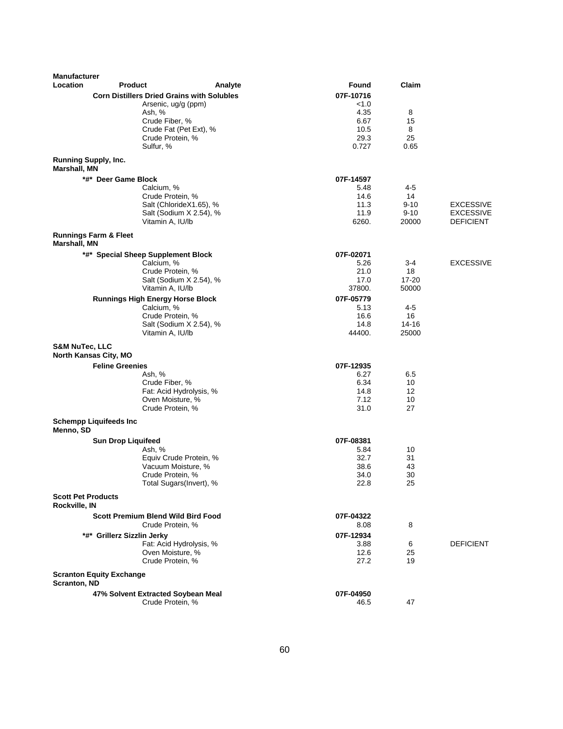| Manufacturer Location | Product | Analyte | Found | Claim | |
|---|---|---|---|---|---|
| | **Corn Distillers Dried Grains with Solubles** | | **07F-10716** | | |
| | | Arsenic, ug/g (ppm) | <1.0 | | |
| | | Ash, % | 4.35 | 8 | |
| | | Crude Fiber, % | 6.67 | 15 | |
| | | Crude Fat (Pet Ext), % | 10.5 | 8 | |
| | | Crude Protein, % | 29.3 | 25 | |
| | | Sulfur, % | 0.727 | 0.65 | |
| **Running Supply, Inc.** **Marshall, MN** | | | | | |
| | **\*#\* Deer Game Block** | | **07F-14597** | | |
| | | Calcium, % | 5.48 | 4-5 | |
| | | Crude Protein, % | 14.6 | 14 | |
| | | Salt (ChlorideX1.65), % | 11.3 | 9-10 | EXCESSIVE |
| | | Salt (Sodium X 2.54), % | 11.9 | 9-10 | EXCESSIVE |
| | | Vitamin A, IU/lb | 6260. | 20000 | DEFICIENT |
| **Runnings Farm & Fleet** **Marshall, MN** | | | | | |
| | **\*#\* Special Sheep Supplement Block** | | **07F-02071** | | |
| | | Calcium, % | 5.26 | 3-4 | EXCESSIVE |
| | | Crude Protein, % | 21.0 | 18 | |
| | | Salt (Sodium X 2.54), % | 17.0 | 17-20 | |
| | | Vitamin A, IU/lb | 37800. | 50000 | |
| | **Runnings High Energy Horse Block** | | **07F-05779** | | |
| | | Calcium, % | 5.13 | 4-5 | |
| | | Crude Protein, % | 16.6 | 16 | |
| | | Salt (Sodium X 2.54), % | 14.8 | 14-16 | |
| | | Vitamin A, IU/lb | 44400. | 25000 | |
| **S&M NuTec, LLC** **North Kansas City, MO** | | | | | |
| | **Feline Greenies** | | **07F-12935** | | |
| | | Ash, % | 6.27 | 6.5 | |
| | | Crude Fiber, % | 6.34 | 10 | |
| | | Fat: Acid Hydrolysis, % | 14.8 | 12 | |
| | | Oven Moisture, % | 7.12 | 10 | |
| | | Crude Protein, % | 31.0 | 27 | |
| **Schempp Liquifeeds Inc** **Menno, SD** | | | | | |
| | **Sun Drop Liquifeed** | | **07F-08381** | | |
| | | Ash, % | 5.84 | 10 | |
| | | Equiv Crude Protein, % | 32.7 | 31 | |
| | | Vacuum Moisture, % | 38.6 | 43 | |
| | | Crude Protein, % | 34.0 | 30 | |
| | | Total Sugars(Invert), % | 22.8 | 25 | |
| **Scott Pet Products** **Rockville, IN** | | | | | |
| | **Scott Premium Blend Wild Bird Food** | | **07F-04322** | | |
| | | Crude Protein, % | 8.08 | 8 | |
| | **\*#\* Grillerz Sizzlin Jerky** | | **07F-12934** | | |
| | | Fat: Acid Hydrolysis, % | 3.88 | 6 | DEFICIENT |
| | | Oven Moisture, % | 12.6 | 25 | |
| | | Crude Protein, % | 27.2 | 19 | |
| **Scranton Equity Exchange** **Scranton, ND** | | | | | |
| | **47% Solvent Extracted Soybean Meal** | | **07F-04950** | | |
| | | Crude Protein, % | 46.5 | 47 | |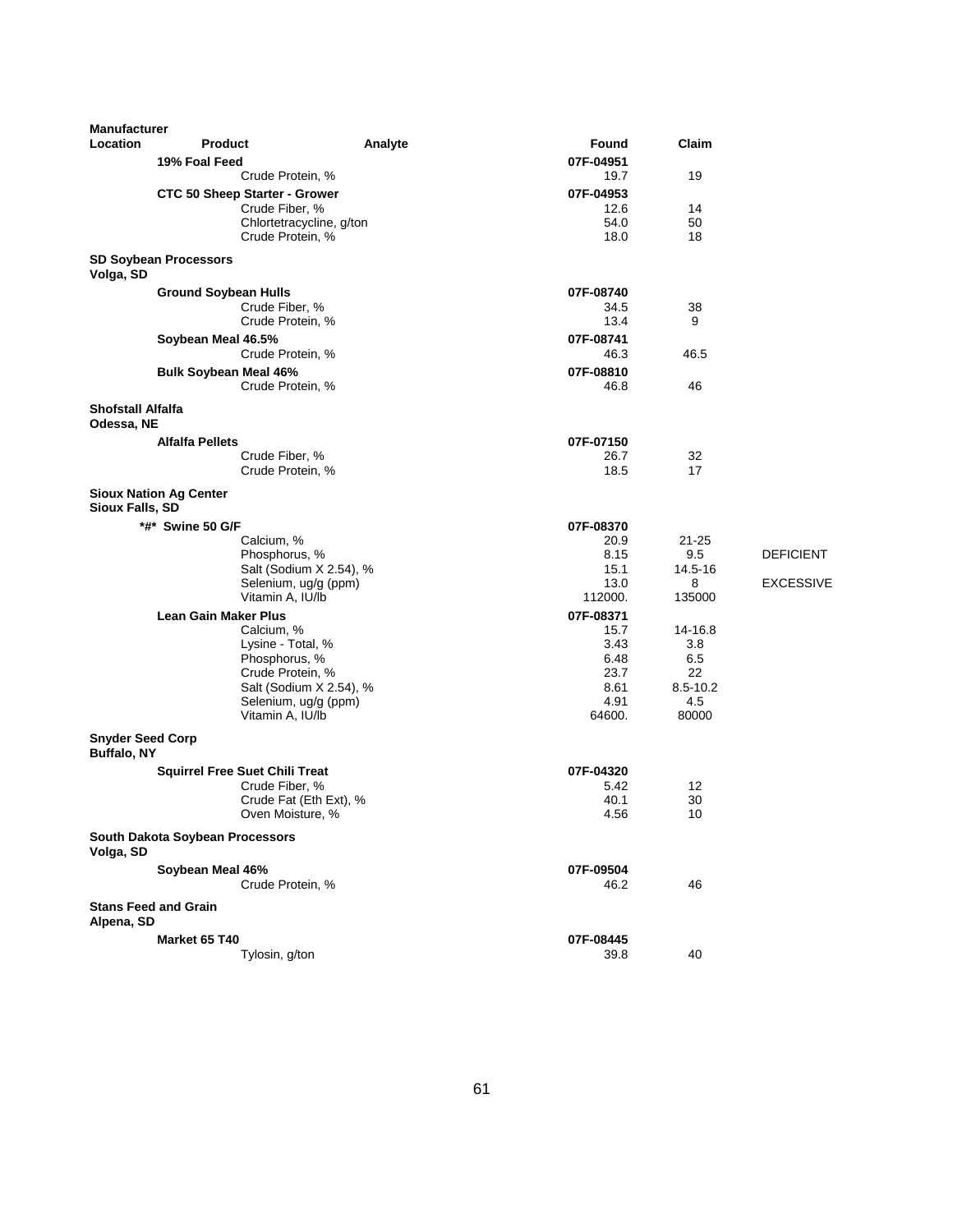| Manufacturer Location | Product | Analyte | Found | Claim | |
|---|---|---|---|---|---|
| | **19% Foal Feed** | | **07F-04951** | | |
| | | Crude Protein, % | 19.7 | 19 | |
| | **CTC 50 Sheep Starter - Grower** | | **07F-04953** | | |
| | | Crude Fiber, % | 12.6 | 14 | |
| | | Chlortetracycline, g/ton | 54.0 | 50 | |
| | | Crude Protein, % | 18.0 | 18 | |
| **SD Soybean Processors Volga, SD** | | | | | |
| | **Ground Soybean Hulls** | | **07F-08740** | | |
| | | Crude Fiber, % | 34.5 | 38 | |
| | | Crude Protein, % | 13.4 | 9 | |
| | **Soybean Meal 46.5%** | | **07F-08741** | | |
| | | Crude Protein, % | 46.3 | 46.5 | |
| | **Bulk Soybean Meal 46%** | | **07F-08810** | | |
| | | Crude Protein, % | 46.8 | 46 | |
| **Shofstall Alfalfa Odessa, NE** | | | | | |
| | **Alfalfa Pellets** | | **07F-07150** | | |
| | | Crude Fiber, % | 26.7 | 32 | |
| | | Crude Protein, % | 18.5 | 17 | |
| **Sioux Nation Ag Center Sioux Falls, SD** | | | | | |
| | **\*#\* Swine 50 G/F** | | **07F-08370** | | |
| | | Calcium, % | 20.9 | 21-25 | |
| | | Phosphorus, % | 8.15 | 9.5 | DEFICIENT |
| | | Salt (Sodium X 2.54), % | 15.1 | 14.5-16 | |
| | | Selenium, ug/g (ppm) | 13.0 | 8 | EXCESSIVE |
| | | Vitamin A, IU/lb | 112000. | 135000 | |
| | **Lean Gain Maker Plus** | | **07F-08371** | | |
| | | Calcium, % | 15.7 | 14-16.8 | |
| | | Lysine - Total, % | 3.43 | 3.8 | |
| | | Phosphorus, % | 6.48 | 6.5 | |
| | | Crude Protein, % | 23.7 | 22 | |
| | | Salt (Sodium X 2.54), % | 8.61 | 8.5-10.2 | |
| | | Selenium, ug/g (ppm) | 4.91 | 4.5 | |
| | | Vitamin A, IU/lb | 64600. | 80000 | |
| **Snyder Seed Corp Buffalo, NY** | | | | | |
| | **Squirrel Free Suet Chili Treat** | | **07F-04320** | | |
| | | Crude Fiber, % | 5.42 | 12 | |
| | | Crude Fat (Eth Ext), % | 40.1 | 30 | |
| | | Oven Moisture, % | 4.56 | 10 | |
| **South Dakota Soybean Processors Volga, SD** | | | | | |
| | **Soybean Meal 46%** | | **07F-09504** | | |
| | | Crude Protein, % | 46.2 | 46 | |
| **Stans Feed and Grain Alpena, SD** | | | | | |
| | **Market 65 T40** | | **07F-08445** | | |
| | | Tylosin, g/ton | 39.8 | 40 | |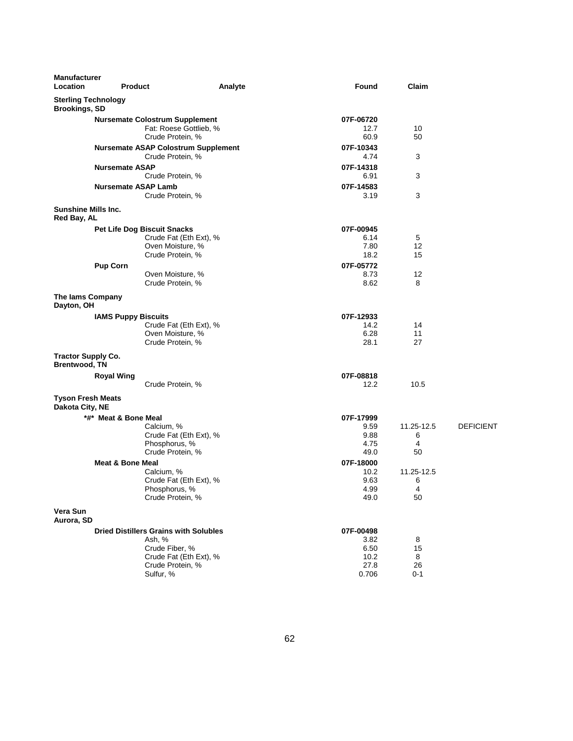| Manufacturer Location | Product | Analyte | Found | Claim | |
|---|---|---|---|---|---|
| **Sterling Technology Brookings, SD** | | | | | |
| | **Nursemate Colostrum Supplement** | | 07F-06720 | | |
| | | Fat: Roese Gottlieb, % | 12.7 | 10 | |
| | | Crude Protein, % | 60.9 | 50 | |
| | **Nursemate ASAP Colostrum Supplement** | | 07F-10343 | | |
| | | Crude Protein, % | 4.74 | 3 | |
| | **Nursemate ASAP** | | 07F-14318 | | |
| | | Crude Protein, % | 6.91 | 3 | |
| | **Nursemate ASAP Lamb** | | 07F-14583 | | |
| | | Crude Protein, % | 3.19 | 3 | |
| **Sunshine Mills Inc. Red Bay, AL** | | | | | |
| | **Pet Life Dog Biscuit Snacks** | | 07F-00945 | | |
| | | Crude Fat (Eth Ext), % | 6.14 | 5 | |
| | | Oven Moisture, % | 7.80 | 12 | |
| | | Crude Protein, % | 18.2 | 15 | |
| | **Pup Corn** | | 07F-05772 | | |
| | | Oven Moisture, % | 8.73 | 12 | |
| | | Crude Protein, % | 8.62 | 8 | |
| **The Iams Company Dayton, OH** | | | | | |
| | **IAMS Puppy Biscuits** | | 07F-12933 | | |
| | | Crude Fat (Eth Ext), % | 14.2 | 14 | |
| | | Oven Moisture, % | 6.28 | 11 | |
| | | Crude Protein, % | 28.1 | 27 | |
| **Tractor Supply Co. Brentwood, TN** | | | | | |
| | **Royal Wing** | | 07F-08818 | | |
| | | Crude Protein, % | 12.2 | 10.5 | |
| **Tyson Fresh Meats Dakota City, NE** | | | | | |
| | **\*#\* Meat & Bone Meal** | | 07F-17999 | | |
| | | Calcium, % | 9.59 | 11.25-12.5 | DEFICIENT |
| | | Crude Fat (Eth Ext), % | 9.88 | 6 | |
| | | Phosphorus, % | 4.75 | 4 | |
| | | Crude Protein, % | 49.0 | 50 | |
| | **Meat & Bone Meal** | | 07F-18000 | | |
| | | Calcium, % | 10.2 | 11.25-12.5 | |
| | | Crude Fat (Eth Ext), % | 9.63 | 6 | |
| | | Phosphorus, % | 4.99 | 4 | |
| | | Crude Protein, % | 49.0 | 50 | |
| **Vera Sun Aurora, SD** | | | | | |
| | **Dried Distillers Grains with Solubles** | | 07F-00498 | | |
| | | Ash, % | 3.82 | 8 | |
| | | Crude Fiber, % | 6.50 | 15 | |
| | | Crude Fat (Eth Ext), % | 10.2 | 8 | |
| | | Crude Protein, % | 27.8 | 26 | |
| | | Sulfur, % | 0.706 | 0-1 | |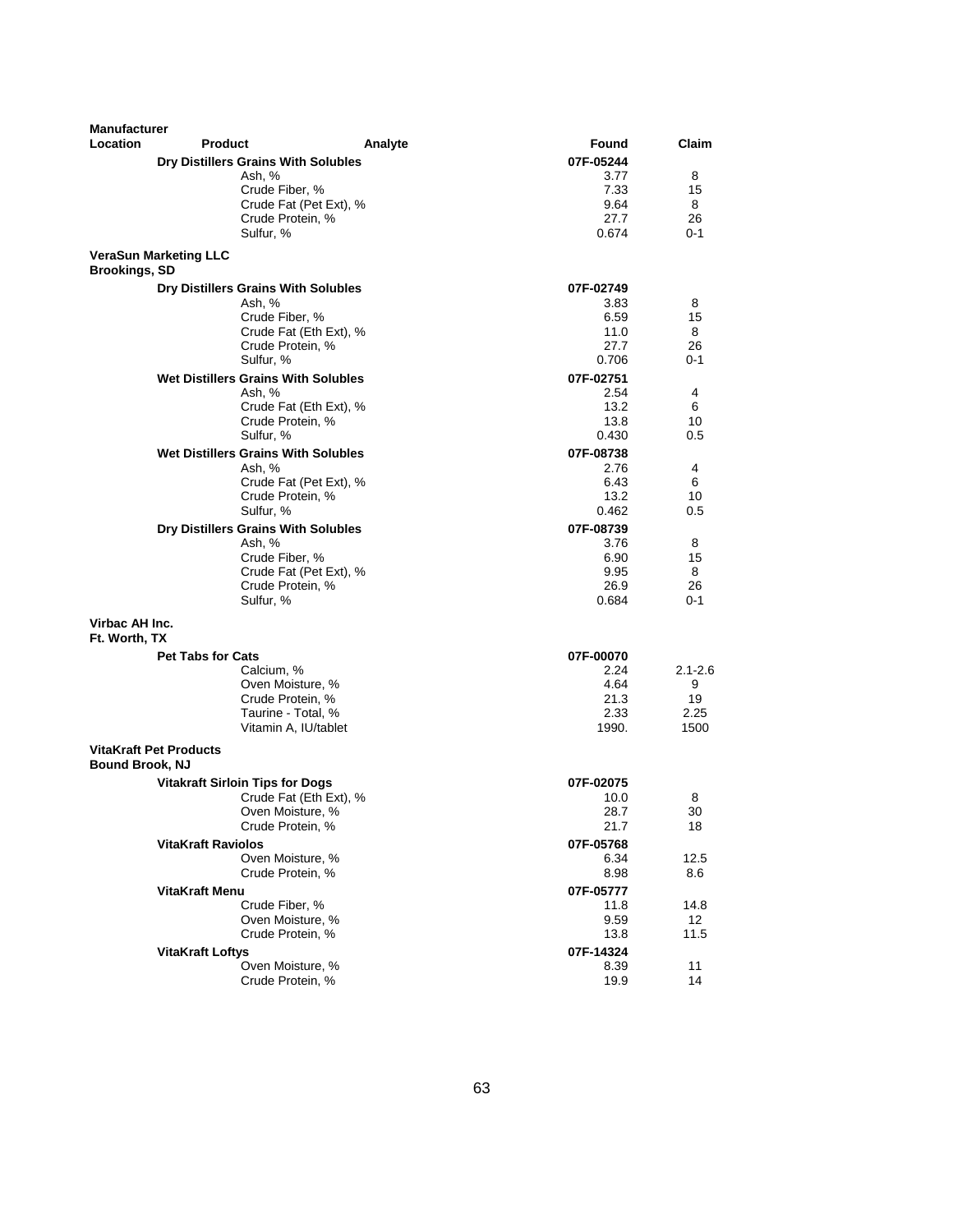| Manufacturer Location | Product | Analyte | Found | Claim |
|---|---|---|---|---|
| | **Dry Distillers Grains With Solubles** | | **07F-05244** | |
| | | Ash, % | 3.77 | 8 |
| | | Crude Fiber, % | 7.33 | 15 |
| | | Crude Fat (Pet Ext), % | 9.64 | 8 |
| | | Crude Protein, % | 27.7 | 26 |
| | | Sulfur, % | 0.674 | 0-1 |
| **VeraSun Marketing LLC Brookings, SD** | | | | |
| | **Dry Distillers Grains With Solubles** | | **07F-02749** | |
| | | Ash, % | 3.83 | 8 |
| | | Crude Fiber, % | 6.59 | 15 |
| | | Crude Fat (Eth Ext), % | 11.0 | 8 |
| | | Crude Protein, % | 27.7 | 26 |
| | | Sulfur, % | 0.706 | 0-1 |
| | **Wet Distillers Grains With Solubles** | | **07F-02751** | |
| | | Ash, % | 2.54 | 4 |
| | | Crude Fat (Eth Ext), % | 13.2 | 6 |
| | | Crude Protein, % | 13.8 | 10 |
| | | Sulfur, % | 0.430 | 0.5 |
| | **Wet Distillers Grains With Solubles** | | **07F-08738** | |
| | | Ash, % | 2.76 | 4 |
| | | Crude Fat (Pet Ext), % | 6.43 | 6 |
| | | Crude Protein, % | 13.2 | 10 |
| | | Sulfur, % | 0.462 | 0.5 |
| | **Dry Distillers Grains With Solubles** | | **07F-08739** | |
| | | Ash, % | 3.76 | 8 |
| | | Crude Fiber, % | 6.90 | 15 |
| | | Crude Fat (Pet Ext), % | 9.95 | 8 |
| | | Crude Protein, % | 26.9 | 26 |
| | | Sulfur, % | 0.684 | 0-1 |
| **Virbac AH Inc. Ft. Worth, TX** | | | | |
| | **Pet Tabs for Cats** | | **07F-00070** | |
| | | Calcium, % | 2.24 | 2.1-2.6 |
| | | Oven Moisture, % | 4.64 | 9 |
| | | Crude Protein, % | 21.3 | 19 |
| | | Taurine - Total, % | 2.33 | 2.25 |
| | | Vitamin A, IU/tablet | 1990. | 1500 |
| **VitaKraft Pet Products Bound Brook, NJ** | | | | |
| | **Vitakraft Sirloin Tips for Dogs** | | **07F-02075** | |
| | | Crude Fat (Eth Ext), % | 10.0 | 8 |
| | | Oven Moisture, % | 28.7 | 30 |
| | | Crude Protein, % | 21.7 | 18 |
| | **VitaKraft Raviolos** | | **07F-05768** | |
| | | Oven Moisture, % | 6.34 | 12.5 |
| | | Crude Protein, % | 8.98 | 8.6 |
| | **VitaKraft Menu** | | **07F-05777** | |
| | | Crude Fiber, % | 11.8 | 14.8 |
| | | Oven Moisture, % | 9.59 | 12 |
| | | Crude Protein, % | 13.8 | 11.5 |
| | **VitaKraft Loftys** | | **07F-14324** | |
| | | Oven Moisture, % | 8.39 | 11 |
| | | Crude Protein, % | 19.9 | 14 |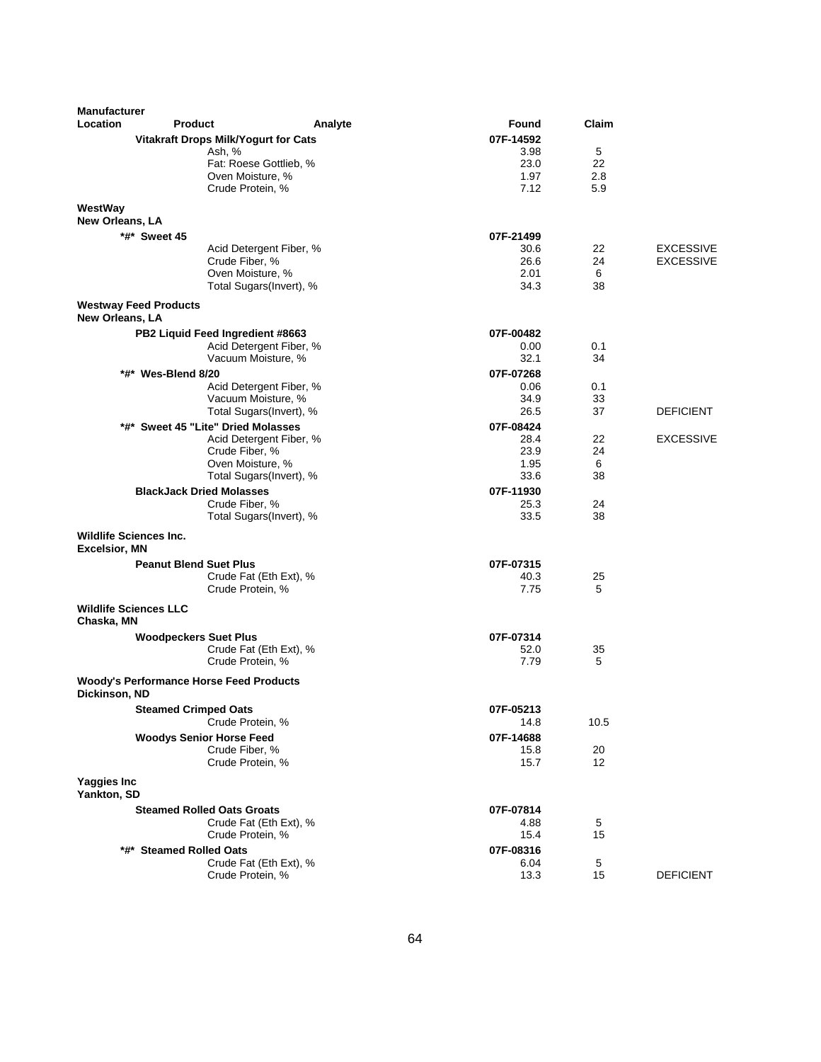| Manufacturer Location | Product | Analyte | Found | Claim | |
|---|---|---|---|---|---|
| | **Vitakraft Drops Milk/Yogurt for Cats** | | **07F-14592** | | |
| | | Ash, % | 3.98 | 5 | |
| | | Fat: Roese Gottlieb, % | 23.0 | 22 | |
| | | Oven Moisture, % | 1.97 | 2.8 | |
| | | Crude Protein, % | 7.12 | 5.9 | |
| **WestWay New Orleans, LA** | | | | | |
| | **\*#\* Sweet 45** | | **07F-21499** | | |
| | | Acid Detergent Fiber, % | 30.6 | 22 | EXCESSIVE |
| | | Crude Fiber, % | 26.6 | 24 | EXCESSIVE |
| | | Oven Moisture, % | 2.01 | 6 | |
| | | Total Sugars(Invert), % | 34.3 | 38 | |
| **Westway Feed Products New Orleans, LA** | | | | | |
| | **PB2 Liquid Feed Ingredient #8663** | | **07F-00482** | | |
| | | Acid Detergent Fiber, % | 0.00 | 0.1 | |
| | | Vacuum Moisture, % | 32.1 | 34 | |
| | **\*#\* Wes-Blend 8/20** | | **07F-07268** | | |
| | | Acid Detergent Fiber, % | 0.06 | 0.1 | |
| | | Vacuum Moisture, % | 34.9 | 33 | |
| | | Total Sugars(Invert), % | 26.5 | 37 | DEFICIENT |
| | **\*#\* Sweet 45 "Lite" Dried Molasses** | | **07F-08424** | | |
| | | Acid Detergent Fiber, % | 28.4 | 22 | EXCESSIVE |
| | | Crude Fiber, % | 23.9 | 24 | |
| | | Oven Moisture, % | 1.95 | 6 | |
| | | Total Sugars(Invert), % | 33.6 | 38 | |
| | **BlackJack Dried Molasses** | | **07F-11930** | | |
| | | Crude Fiber, % | 25.3 | 24 | |
| | | Total Sugars(Invert), % | 33.5 | 38 | |
| **Wildlife Sciences Inc. Excelsior, MN** | | | | | |
| | **Peanut Blend Suet Plus** | | **07F-07315** | | |
| | | Crude Fat (Eth Ext), % | 40.3 | 25 | |
| | | Crude Protein, % | 7.75 | 5 | |
| **Wildlife Sciences LLC Chaska, MN** | | | | | |
| | **Woodpeckers Suet Plus** | | **07F-07314** | | |
| | | Crude Fat (Eth Ext), % | 52.0 | 35 | |
| | | Crude Protein, % | 7.79 | 5 | |
| **Woody's Performance Horse Feed Products Dickinson, ND** | | | | | |
| | **Steamed Crimped Oats** | | **07F-05213** | | |
| | | Crude Protein, % | 14.8 | 10.5 | |
| | **Woodys Senior Horse Feed** | | **07F-14688** | | |
| | | Crude Fiber, % | 15.8 | 20 | |
| | | Crude Protein, % | 15.7 | 12 | |
| **Yaggies Inc Yankton, SD** | | | | | |
| | **Steamed Rolled Oats Groats** | | **07F-07814** | | |
| | | Crude Fat (Eth Ext), % | 4.88 | 5 | |
| | | Crude Protein, % | 15.4 | 15 | |
| | **\*#\* Steamed Rolled Oats** | | **07F-08316** | | |
| | | Crude Fat (Eth Ext), % | 6.04 | 5 | |
| | | Crude Protein, % | 13.3 | 15 | DEFICIENT |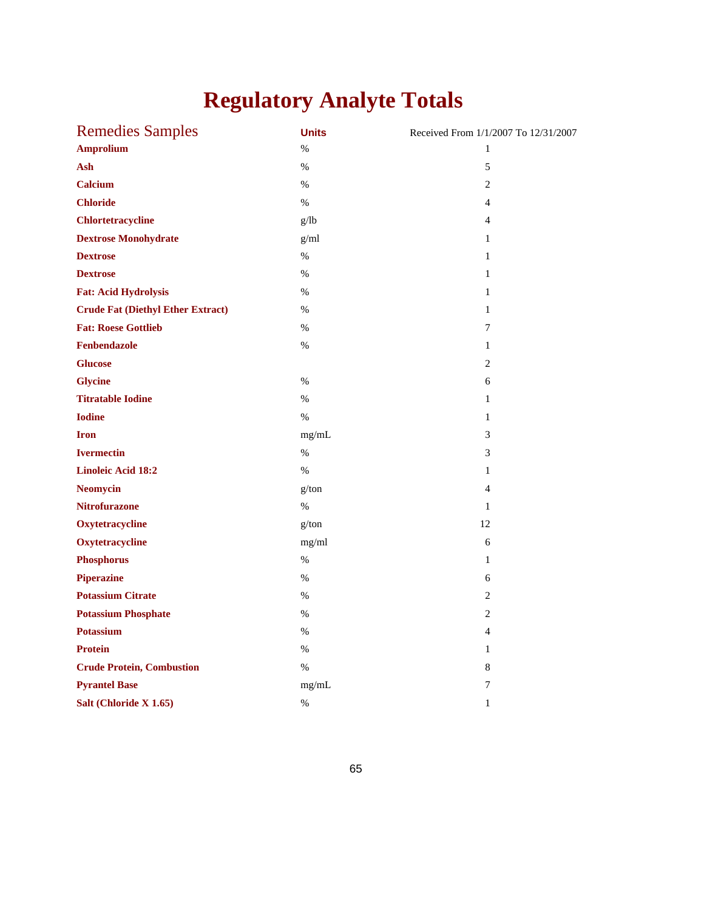# Regulatory Analyte Totals

| Remedies Samples | Units | Received From 1/1/2007 To 12/31/2007 |
|---|---|---|
| **Amprolium** | % | 1 |
| **Ash** | % | 5 |
| **Calcium** | % | 2 |
| **Chloride** | % | 4 |
| **Chlortetracycline** | g/lb | 4 |
| **Dextrose Monohydrate** | g/ml | 1 |
| **Dextrose** | % | 1 |
| **Dextrose** | % | 1 |
| **Fat: Acid Hydrolysis** | % | 1 |
| **Crude Fat (Diethyl Ether Extract)** | % | 1 |
| **Fat: Roese Gottlieb** | % | 7 |
| **Fenbendazole** | % | 1 |
| **Glucose** | | 2 |
| **Glycine** | % | 6 |
| **Titratable Iodine** | % | 1 |
| **Iodine** | % | 1 |
| **Iron** | mg/mL | 3 |
| **Ivermectin** | % | 3 |
| **Linoleic Acid 18:2** | % | 1 |
| **Neomycin** | g/ton | 4 |
| **Nitrofurazone** | % | 1 |
| **Oxytetracycline** | g/ton | 12 |
| **Oxytetracycline** | mg/ml | 6 |
| **Phosphorus** | % | 1 |
| **Piperazine** | % | 6 |
| **Potassium Citrate** | % | 2 |
| **Potassium Phosphate** | % | 2 |
| **Potassium** | % | 4 |
| **Protein** | % | 1 |
| **Crude Protein, Combustion** | % | 8 |
| **Pyrantel Base** | mg/mL | 7 |
| **Salt (Chloride X 1.65)** | % | 1 |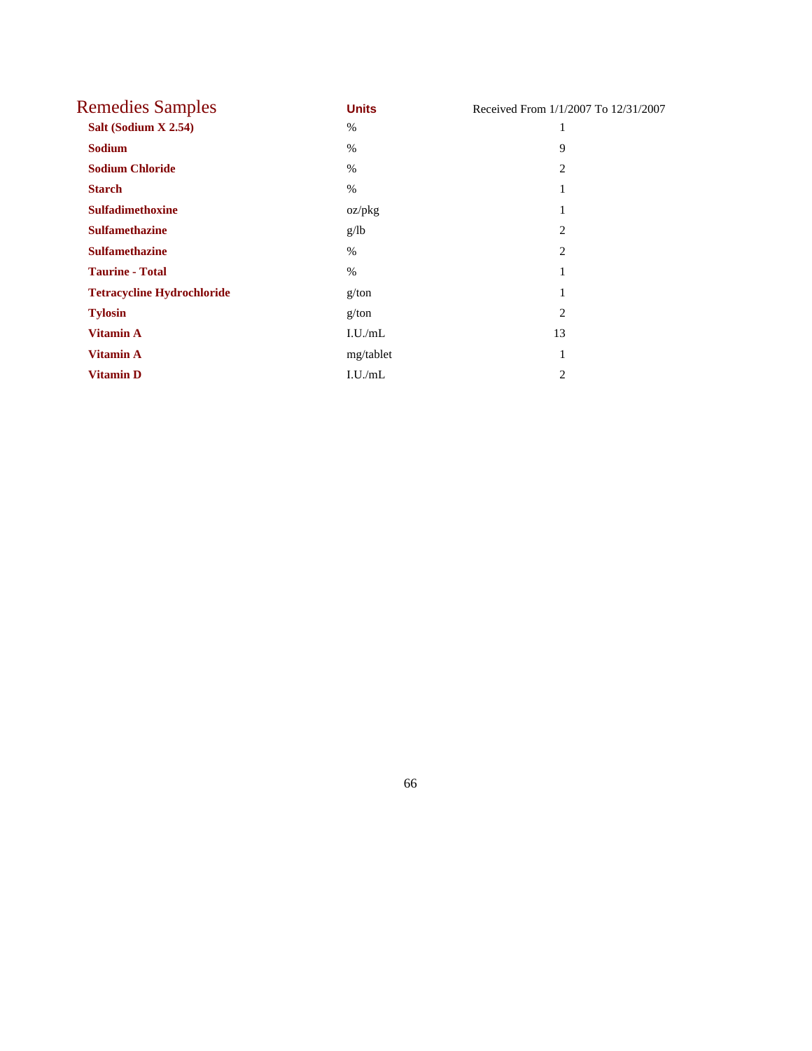## Remedies Samples

| | Units | Received From 1/1/2007 To 12/31/2007 |
|---|---|---|
| **Salt (Sodium X 2.54)** | % | 1 |
| **Sodium** | % | 9 |
| **Sodium Chloride** | % | 2 |
| **Starch** | % | 1 |
| **Sulfadimethoxine** | oz/pkg | 1 |
| **Sulfamethazine** | g/lb | 2 |
| **Sulfamethazine** | % | 2 |
| **Taurine - Total** | % | 1 |
| **Tetracycline Hydrochloride** | g/ton | 1 |
| **Tylosin** | g/ton | 2 |
| **Vitamin A** | I.U./mL | 13 |
| **Vitamin A** | mg/tablet | 1 |
| **Vitamin D** | I.U./mL | 2 |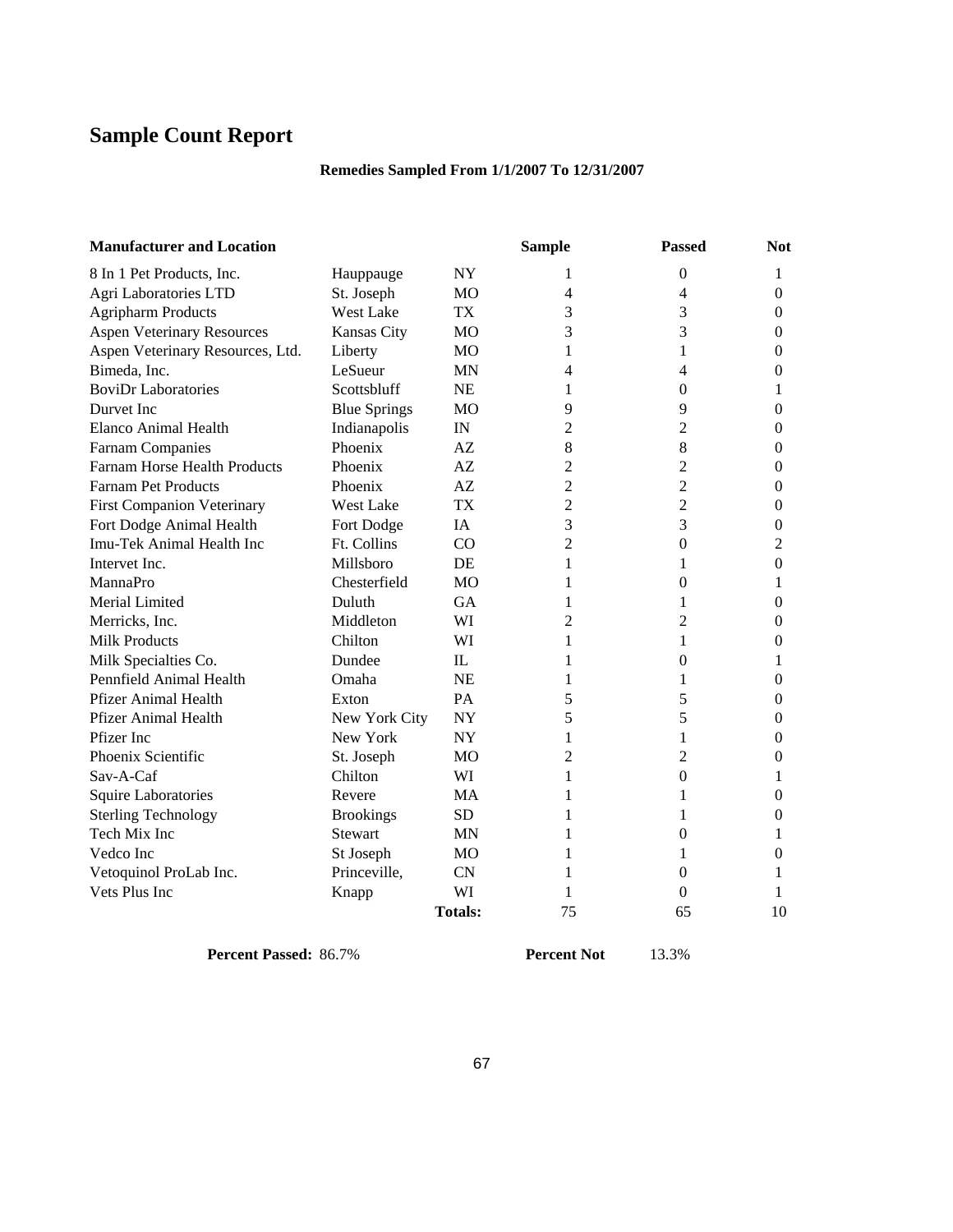# Sample Count Report

**Remedies Sampled From 1/1/2007 To 12/31/2007**

| Manufacturer and Location | | | Sample | Passed | Not |
|---|---|---|---|---|---|
| 8 In 1 Pet Products, Inc. | Hauppauge | NY | 1 | 0 | 1 |
| Agri Laboratories LTD | St. Joseph | MO | 4 | 4 | 0 |
| Agripharm Products | West Lake | TX | 3 | 3 | 0 |
| Aspen Veterinary Resources | Kansas City | MO | 3 | 3 | 0 |
| Aspen Veterinary Resources, Ltd. | Liberty | MO | 1 | 1 | 0 |
| Bimeda, Inc. | LeSueur | MN | 4 | 4 | 0 |
| BoviDr Laboratories | Scottsbluff | NE | 1 | 0 | 1 |
| Durvet Inc | Blue Springs | MO | 9 | 9 | 0 |
| Elanco Animal Health | Indianapolis | IN | 2 | 2 | 0 |
| Farnam Companies | Phoenix | AZ | 8 | 8 | 0 |
| Farnam Horse Health Products | Phoenix | AZ | 2 | 2 | 0 |
| Farnam Pet Products | Phoenix | AZ | 2 | 2 | 0 |
| First Companion Veterinary | West Lake | TX | 2 | 2 | 0 |
| Fort Dodge Animal Health | Fort Dodge | IA | 3 | 3 | 0 |
| Imu-Tek Animal Health Inc | Ft. Collins | CO | 2 | 0 | 2 |
| Intervet Inc. | Millsboro | DE | 1 | 1 | 0 |
| MannaPro | Chesterfield | MO | 1 | 0 | 1 |
| Merial Limited | Duluth | GA | 1 | 1 | 0 |
| Merricks, Inc. | Middleton | WI | 2 | 2 | 0 |
| Milk Products | Chilton | WI | 1 | 1 | 0 |
| Milk Specialties Co. | Dundee | IL | 1 | 0 | 1 |
| Pennfield Animal Health | Omaha | NE | 1 | 1 | 0 |
| Pfizer Animal Health | Exton | PA | 5 | 5 | 0 |
| Pfizer Animal Health | New York City | NY | 5 | 5 | 0 |
| Pfizer Inc | New York | NY | 1 | 1 | 0 |
| Phoenix Scientific | St. Joseph | MO | 2 | 2 | 0 |
| Sav-A-Caf | Chilton | WI | 1 | 0 | 1 |
| Squire Laboratories | Revere | MA | 1 | 1 | 0 |
| Sterling Technology | Brookings | SD | 1 | 1 | 0 |
| Tech Mix Inc | Stewart | MN | 1 | 0 | 1 |
| Vedco Inc | St Joseph | MO | 1 | 1 | 0 |
| Vetoquinol ProLab Inc. | Princeville, | CN | 1 | 0 | 1 |
| Vets Plus Inc | Knapp | WI | 1 | 0 | 1 |
| | | **Totals:** | 75 | 65 | 10 |

**Percent Passed:** 86.7% **Percent Not** 13.3%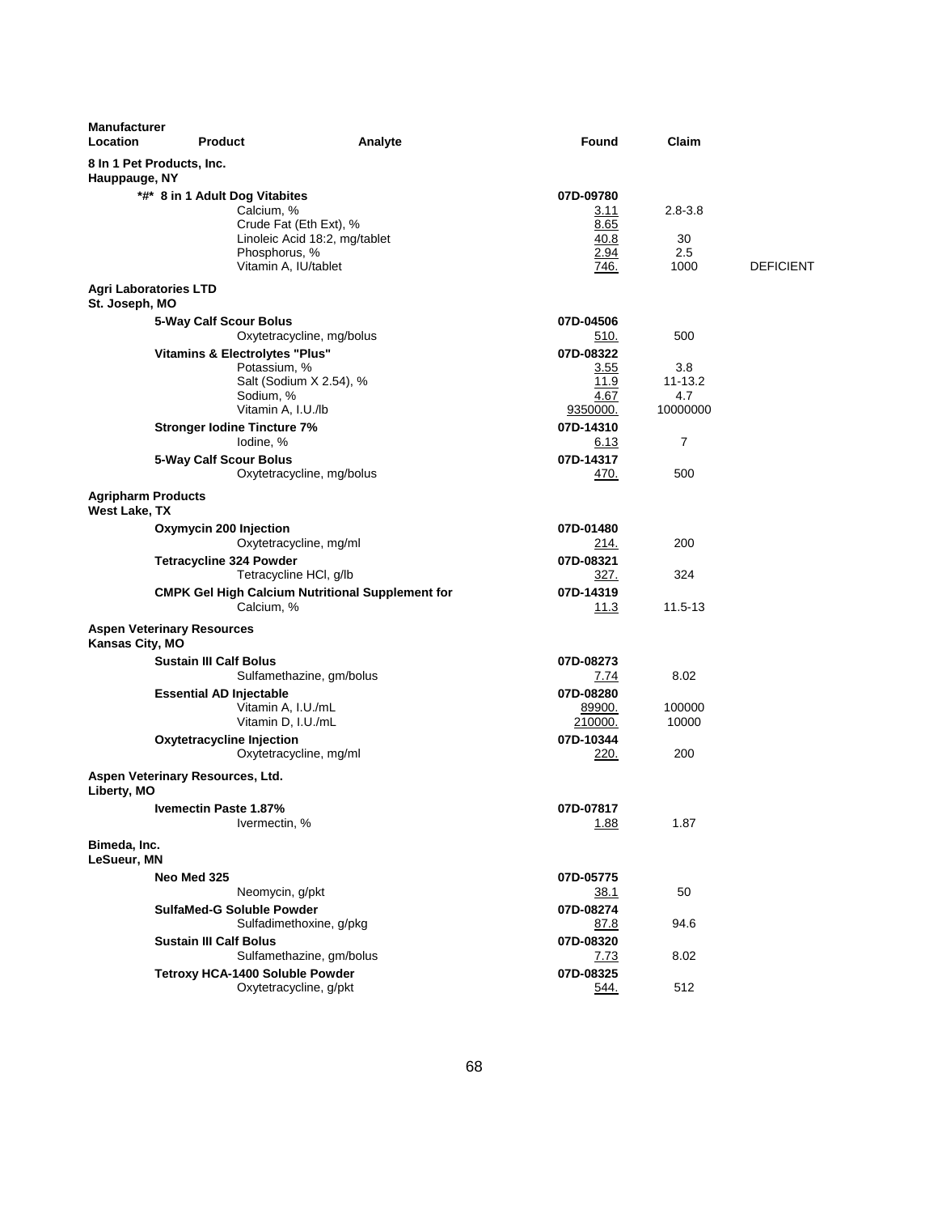| Manufacturer Location | Product | Analyte | Found | Claim | |
|---|---|---|---|---|---|
| **8 In 1 Pet Products, Inc.** **Hauppauge, NY** | | | | | |
| | **\*#\* 8 in 1 Adult Dog Vitabites** | | **07D-09780** | | |
| | | Calcium, % | 3.11 | 2.8-3.8 | |
| | | Crude Fat (Eth Ext), % | 8.65 | | |
| | | Linoleic Acid 18:2, mg/tablet | 40.8 | 30 | |
| | | Phosphorus, % | 2.94 | 2.5 | |
| | | Vitamin A, IU/tablet | 746. | 1000 | DEFICIENT |
| **Agri Laboratories LTD** **St. Joseph, MO** | | | | | |
| | **5-Way Calf Scour Bolus** | | **07D-04506** | | |
| | | Oxytetracycline, mg/bolus | 510. | 500 | |
| | **Vitamins & Electrolytes "Plus"** | | **07D-08322** | | |
| | | Potassium, % | 3.55 | 3.8 | |
| | | Salt (Sodium X 2.54), % | 11.9 | 11-13.2 | |
| | | Sodium, % | 4.67 | 4.7 | |
| | | Vitamin A, I.U./lb | 9350000. | 10000000 | |
| | **Stronger Iodine Tincture 7%** | | **07D-14310** | | |
| | | Iodine, % | 6.13 | 7 | |
| | **5-Way Calf Scour Bolus** | | **07D-14317** | | |
| | | Oxytetracycline, mg/bolus | 470. | 500 | |
| **Agripharm Products** **West Lake, TX** | | | | | |
| | **Oxymycin 200 Injection** | | **07D-01480** | | |
| | | Oxytetracycline, mg/ml | 214. | 200 | |
| | **Tetracycline 324 Powder** | | **07D-08321** | | |
| | | Tetracycline HCl, g/lb | 327. | 324 | |
| | **CMPK Gel High Calcium Nutritional Supplement for** | | **07D-14319** | | |
| | | Calcium, % | 11.3 | 11.5-13 | |
| **Aspen Veterinary Resources** **Kansas City, MO** | | | | | |
| | **Sustain III Calf Bolus** | | **07D-08273** | | |
| | | Sulfamethazine, gm/bolus | 7.74 | 8.02 | |
| | **Essential AD Injectable** | | **07D-08280** | | |
| | | Vitamin A, I.U./mL | 89900. | 100000 | |
| | | Vitamin D, I.U./mL | 210000. | 10000 | |
| | **Oxytetracycline Injection** | | **07D-10344** | | |
| | | Oxytetracycline, mg/ml | 220. | 200 | |
| **Aspen Veterinary Resources, Ltd.** **Liberty, MO** | | | | | |
| | **Ivemectin Paste 1.87%** | | **07D-07817** | | |
| | | Ivermectin, % | 1.88 | 1.87 | |
| **Bimeda, Inc.** **LeSueur, MN** | | | | | |
| | **Neo Med 325** | | **07D-05775** | | |
| | | Neomycin, g/pkt | 38.1 | 50 | |
| | **SulfaMed-G Soluble Powder** | | **07D-08274** | | |
| | | Sulfadimethoxine, g/pkg | 87.8 | 94.6 | |
| | **Sustain III Calf Bolus** | | **07D-08320** | | |
| | | Sulfamethazine, gm/bolus | 7.73 | 8.02 | |
| | **Tetroxy HCA-1400 Soluble Powder** | | **07D-08325** | | |
| | | Oxytetracycline, g/pkt | 544. | 512 | |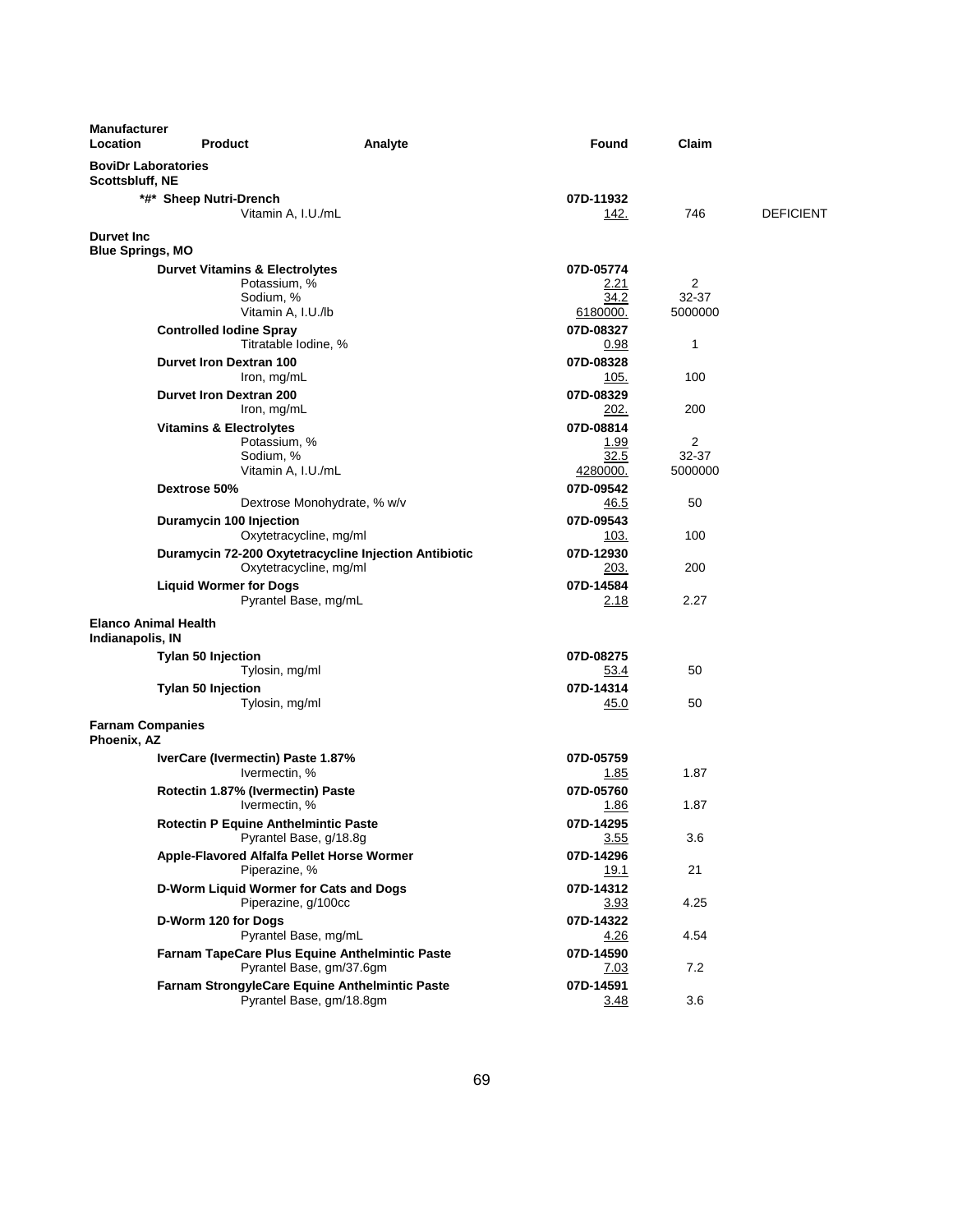| Manufacturer Location | Product | Analyte | Found | Claim | |
|---|---|---|---|---|---|
| **BoviDr Laboratories Scottsbluff, NE** | | | | | |
| | ***#* Sheep Nutri-Drench** | | **07D-11932** | | |
| | | Vitamin A, I.U./mL | 142. | 746 | DEFICIENT |
| **Durvet Inc Blue Springs, MO** | | | | | |
| | **Durvet Vitamins & Electrolytes** | | **07D-05774** | | |
| | | Potassium, % | 2.21 | 2 | |
| | | Sodium, % | 34.2 | 32-37 | |
| | | Vitamin A, I.U./lb | 6180000. | 5000000 | |
| | **Controlled Iodine Spray** | | **07D-08327** | | |
| | | Titratable Iodine, % | 0.98 | 1 | |
| | **Durvet Iron Dextran 100** | | **07D-08328** | | |
| | | Iron, mg/mL | 105. | 100 | |
| | **Durvet Iron Dextran 200** | | **07D-08329** | | |
| | | Iron, mg/mL | 202. | 200 | |
| | **Vitamins & Electrolytes** | | **07D-08814** | | |
| | | Potassium, % | 1.99 | 2 | |
| | | Sodium, % | 32.5 | 32-37 | |
| | | Vitamin A, I.U./mL | 4280000. | 5000000 | |
| | **Dextrose 50%** | | **07D-09542** | | |
| | | Dextrose Monohydrate, % w/v | 46.5 | 50 | |
| | **Duramycin 100 Injection** | | **07D-09543** | | |
| | | Oxytetracycline, mg/ml | 103. | 100 | |
| | **Duramycin 72-200 Oxytetracycline Injection Antibiotic** | | **07D-12930** | | |
| | | Oxytetracycline, mg/ml | 203. | 200 | |
| | **Liquid Wormer for Dogs** | | **07D-14584** | | |
| | | Pyrantel Base, mg/mL | 2.18 | 2.27 | |
| **Elanco Animal Health Indianapolis, IN** | | | | | |
| | **Tylan 50 Injection** | | **07D-08275** | | |
| | | Tylosin, mg/ml | 53.4 | 50 | |
| | **Tylan 50 Injection** | | **07D-14314** | | |
| | | Tylosin, mg/ml | 45.0 | 50 | |
| **Farnam Companies Phoenix, AZ** | | | | | |
| | **IverCare (Ivermectin) Paste 1.87%** | | **07D-05759** | | |
| | | Ivermectin, % | 1.85 | 1.87 | |
| | **Rotectin 1.87% (Ivermectin) Paste** | | **07D-05760** | | |
| | | Ivermectin, % | 1.86 | 1.87 | |
| | **Rotectin P Equine Anthelmintic Paste** | | **07D-14295** | | |
| | | Pyrantel Base, g/18.8g | 3.55 | 3.6 | |
| | **Apple-Flavored Alfalfa Pellet Horse Wormer** | | **07D-14296** | | |
| | | Piperazine, % | 19.1 | 21 | |
| | **D-Worm Liquid Wormer for Cats and Dogs** | | **07D-14312** | | |
| | | Piperazine, g/100cc | 3.93 | 4.25 | |
| | **D-Worm 120 for Dogs** | | **07D-14322** | | |
| | | Pyrantel Base, mg/mL | 4.26 | 4.54 | |
| | **Farnam TapeCare Plus Equine Anthelmintic Paste** | | **07D-14590** | | |
| | | Pyrantel Base, gm/37.6gm | 7.03 | 7.2 | |
| | **Farnam StrongyleCare Equine Anthelmintic Paste** | | **07D-14591** | | |
| | | Pyrantel Base, gm/18.8gm | 3.48 | 3.6 | |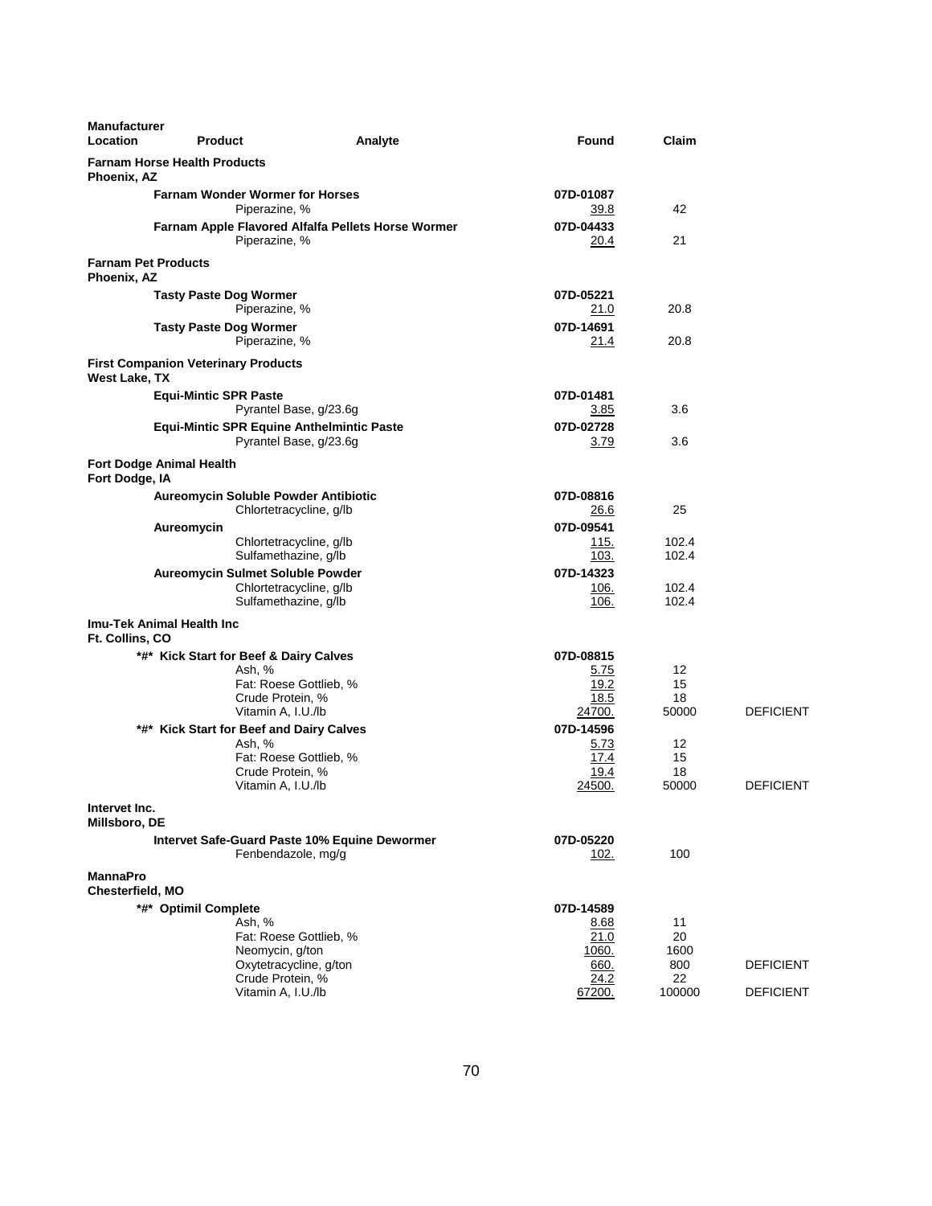| Manufacturer Location | Product | Analyte | Found | Claim | |
|---|---|---|---|---|---|
| **Farnam Horse Health Products** | | | | | |
| **Phoenix, AZ** | | | | | |
| | **Farnam Wonder Wormer for Horses** | | **07D-01087** | | |
| | | Piperazine, % | 39.8 | 42 | |
| | **Farnam Apple Flavored Alfalfa Pellets Horse Wormer** | | **07D-04433** | | |
| | | Piperazine, % | 20.4 | 21 | |
| **Farnam Pet Products** | | | | | |
| **Phoenix, AZ** | | | | | |
| | **Tasty Paste Dog Wormer** | | **07D-05221** | | |
| | | Piperazine, % | 21.0 | 20.8 | |
| | **Tasty Paste Dog Wormer** | | **07D-14691** | | |
| | | Piperazine, % | 21.4 | 20.8 | |
| **First Companion Veterinary Products** | | | | | |
| **West Lake, TX** | | | | | |
| | **Equi-Mintic SPR Paste** | | **07D-01481** | | |
| | | Pyrantel Base, g/23.6g | 3.85 | 3.6 | |
| | **Equi-Mintic SPR Equine Anthelmintic Paste** | | **07D-02728** | | |
| | | Pyrantel Base, g/23.6g | 3.79 | 3.6 | |
| **Fort Dodge Animal Health** | | | | | |
| **Fort Dodge, IA** | | | | | |
| | **Aureomycin Soluble Powder Antibiotic** | | **07D-08816** | | |
| | | Chlortetracycline, g/lb | 26.6 | 25 | |
| | **Aureomycin** | | **07D-09541** | | |
| | | Chlortetracycline, g/lb | 115. | 102.4 | |
| | | Sulfamethazine, g/lb | 103. | 102.4 | |
| | **Aureomycin Sulmet Soluble Powder** | | **07D-14323** | | |
| | | Chlortetracycline, g/lb | 106. | 102.4 | |
| | | Sulfamethazine, g/lb | 106. | 102.4 | |
| **Imu-Tek Animal Health Inc** | | | | | |
| **Ft. Collins, CO** | | | | | |
| | ***#* Kick Start for Beef & Dairy Calves** | | **07D-08815** | | |
| | | Ash, % | 5.75 | 12 | |
| | | Fat: Roese Gottlieb, % | 19.2 | 15 | |
| | | Crude Protein, % | 18.5 | 18 | |
| | | Vitamin A, I.U./lb | 24700. | 50000 | DEFICIENT |
| | ***#* Kick Start for Beef and Dairy Calves** | | **07D-14596** | | |
| | | Ash, % | 5.73 | 12 | |
| | | Fat: Roese Gottlieb, % | 17.4 | 15 | |
| | | Crude Protein, % | 19.4 | 18 | |
| | | Vitamin A, I.U./lb | 24500. | 50000 | DEFICIENT |
| **Intervet Inc.** | | | | | |
| **Millsboro, DE** | | | | | |
| | **Intervet Safe-Guard Paste 10% Equine Dewormer** | | **07D-05220** | | |
| | | Fenbendazole, mg/g | 102. | 100 | |
| **MannaPro** | | | | | |
| **Chesterfield, MO** | | | | | |
| | ***#* Optimil Complete** | | **07D-14589** | | |
| | | Ash, % | 8.68 | 11 | |
| | | Fat: Roese Gottlieb, % | 21.0 | 20 | |
| | | Neomycin, g/ton | 1060. | 1600 | |
| | | Oxytetracycline, g/ton | 660. | 800 | DEFICIENT |
| | | Crude Protein, % | 24.2 | 22 | |
| | | Vitamin A, I.U./lb | 67200. | 100000 | DEFICIENT |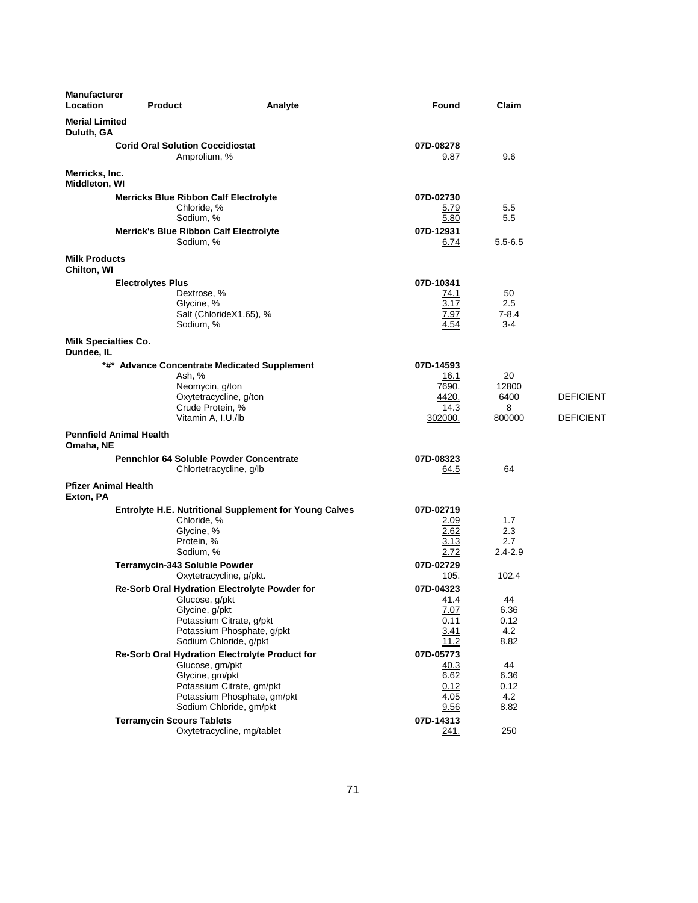| Manufacturer Location | Product | Analyte | Found | Claim | |
|---|---|---|---|---|---|
| **Merial Limited Duluth, GA** | | | | | |
| | **Corid Oral Solution Coccidiostat** | | **07D-08278** | | |
| | | Amprolium, % | 9.87 | 9.6 | |
| **Merricks, Inc. Middleton, WI** | | | | | |
| | **Merricks Blue Ribbon Calf Electrolyte** | | **07D-02730** | | |
| | | Chloride, % | 5.79 | 5.5 | |
| | | Sodium, % | 5.80 | 5.5 | |
| | **Merrick's Blue Ribbon Calf Electrolyte** | | **07D-12931** | | |
| | | Sodium, % | 6.74 | 5.5-6.5 | |
| **Milk Products Chilton, WI** | | | | | |
| | **Electrolytes Plus** | | **07D-10341** | | |
| | | Dextrose, % | 74.1 | 50 | |
| | | Glycine, % | 3.17 | 2.5 | |
| | | Salt (ChlorideX1.65), % | 7.97 | 7-8.4 | |
| | | Sodium, % | 4.54 | 3-4 | |
| **Milk Specialties Co. Dundee, IL** | | | | | |
| | ***#* Advance Concentrate Medicated Supplement** | | **07D-14593** | | |
| | | Ash, % | 16.1 | 20 | |
| | | Neomycin, g/ton | 7690. | 12800 | |
| | | Oxytetracycline, g/ton | 4420. | 6400 | DEFICIENT |
| | | Crude Protein, % | 14.3 | 8 | |
| | | Vitamin A, I.U./lb | 302000. | 800000 | DEFICIENT |
| **Pennfield Animal Health Omaha, NE** | | | | | |
| | **Pennchlor 64 Soluble Powder Concentrate** | | **07D-08323** | | |
| | | Chlortetracycline, g/lb | 64.5 | 64 | |
| **Pfizer Animal Health Exton, PA** | | | | | |
| | **Entrolyte H.E. Nutritional Supplement for Young Calves** | | **07D-02719** | | |
| | | Chloride, % | 2.09 | 1.7 | |
| | | Glycine, % | 2.62 | 2.3 | |
| | | Protein, % | 3.13 | 2.7 | |
| | | Sodium, % | 2.72 | 2.4-2.9 | |
| | **Terramycin-343 Soluble Powder** | | **07D-02729** | | |
| | | Oxytetracycline, g/pkt. | 105. | 102.4 | |
| | **Re-Sorb Oral Hydration Electrolyte Powder for** | | **07D-04323** | | |
| | | Glucose, g/pkt | 41.4 | 44 | |
| | | Glycine, g/pkt | 7.07 | 6.36 | |
| | | Potassium Citrate, g/pkt | 0.11 | 0.12 | |
| | | Potassium Phosphate, g/pkt | 3.41 | 4.2 | |
| | | Sodium Chloride, g/pkt | 11.2 | 8.82 | |
| | **Re-Sorb Oral Hydration Electrolyte Product for** | | **07D-05773** | | |
| | | Glucose, gm/pkt | 40.3 | 44 | |
| | | Glycine, gm/pkt | 6.62 | 6.36 | |
| | | Potassium Citrate, gm/pkt | 0.12 | 0.12 | |
| | | Potassium Phosphate, gm/pkt | 4.05 | 4.2 | |
| | | Sodium Chloride, gm/pkt | 9.56 | 8.82 | |
| | **Terramycin Scours Tablets** | | **07D-14313** | | |
| | | Oxytetracycline, mg/tablet | 241. | 250 | |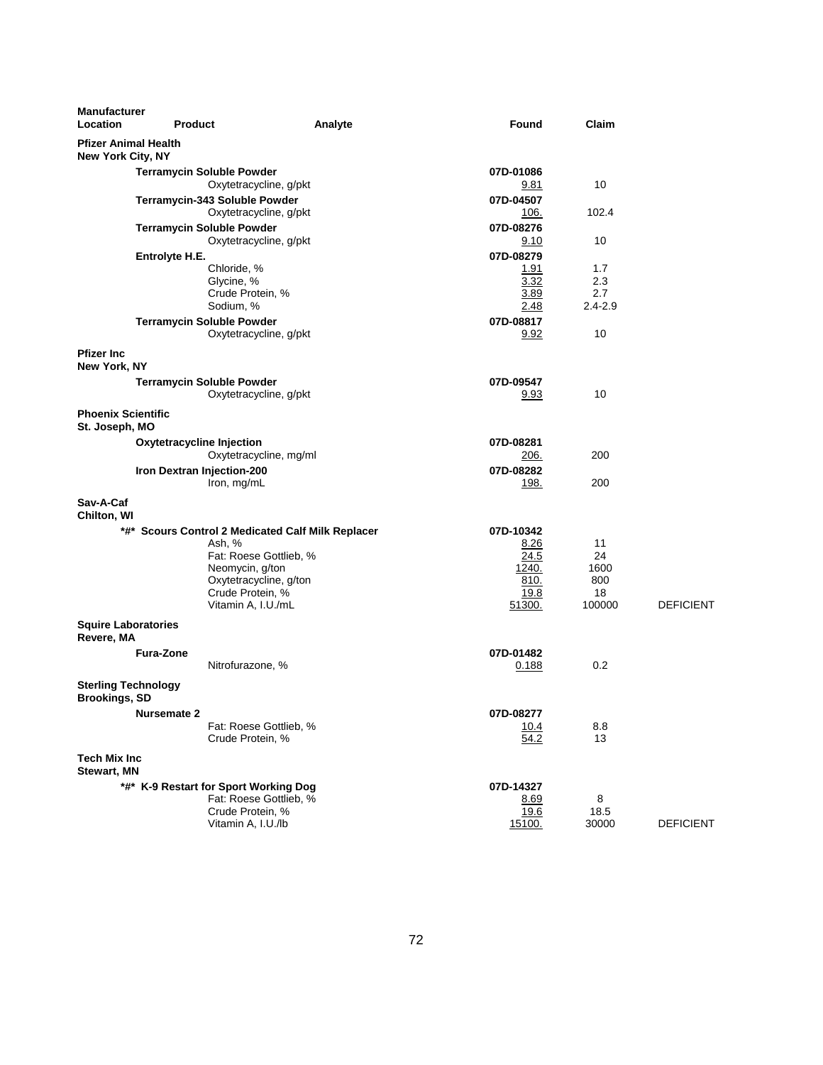| Manufacturer Location | Product | Analyte | Found | Claim | |
|---|---|---|---|---|---|
| **Pfizer Animal Health New York City, NY** | | | | | |
| | **Terramycin Soluble Powder** | | 07D-01086 | | |
| | | Oxytetracycline, g/pkt | 9.81 | 10 | |
| | **Terramycin-343 Soluble Powder** | | 07D-04507 | | |
| | | Oxytetracycline, g/pkt | 106. | 102.4 | |
| | **Terramycin Soluble Powder** | | 07D-08276 | | |
| | | Oxytetracycline, g/pkt | 9.10 | 10 | |
| | **Entrolyte H.E.** | | 07D-08279 | | |
| | | Chloride, % | 1.91 | 1.7 | |
| | | Glycine, % | 3.32 | 2.3 | |
| | | Crude Protein, % | 3.89 | 2.7 | |
| | | Sodium, % | 2.48 | 2.4-2.9 | |
| | **Terramycin Soluble Powder** | | 07D-08817 | | |
| | | Oxytetracycline, g/pkt | 9.92 | 10 | |
| **Pfizer Inc New York, NY** | | | | | |
| | **Terramycin Soluble Powder** | | 07D-09547 | | |
| | | Oxytetracycline, g/pkt | 9.93 | 10 | |
| **Phoenix Scientific St. Joseph, MO** | | | | | |
| | **Oxytetracycline Injection** | | 07D-08281 | | |
| | | Oxytetracycline, mg/ml | 206. | 200 | |
| | **Iron Dextran Injection-200** | | 07D-08282 | | |
| | | Iron, mg/mL | 198. | 200 | |
| **Sav-A-Caf Chilton, WI** | | | | | |
| | **\*#\* Scours Control 2 Medicated Calf Milk Replacer** | | 07D-10342 | | |
| | | Ash, % | 8.26 | 11 | |
| | | Fat: Roese Gottlieb, % | 24.5 | 24 | |
| | | Neomycin, g/ton | 1240. | 1600 | |
| | | Oxytetracycline, g/ton | 810. | 800 | |
| | | Crude Protein, % | 19.8 | 18 | |
| | | Vitamin A, I.U./mL | 51300. | 100000 | DEFICIENT |
| **Squire Laboratories Revere, MA** | | | | | |
| | **Fura-Zone** | | 07D-01482 | | |
| | | Nitrofurazone, % | 0.188 | 0.2 | |
| **Sterling Technology Brookings, SD** | | | | | |
| | **Nursemate 2** | | 07D-08277 | | |
| | | Fat: Roese Gottlieb, % | 10.4 | 8.8 | |
| | | Crude Protein, % | 54.2 | 13 | |
| **Tech Mix Inc Stewart, MN** | | | | | |
| | **\*#\* K-9 Restart for Sport Working Dog** | | 07D-14327 | | |
| | | Fat: Roese Gottlieb, % | 8.69 | 8 | |
| | | Crude Protein, % | 19.6 | 18.5 | |
| | | Vitamin A, I.U./lb | 15100. | 30000 | DEFICIENT |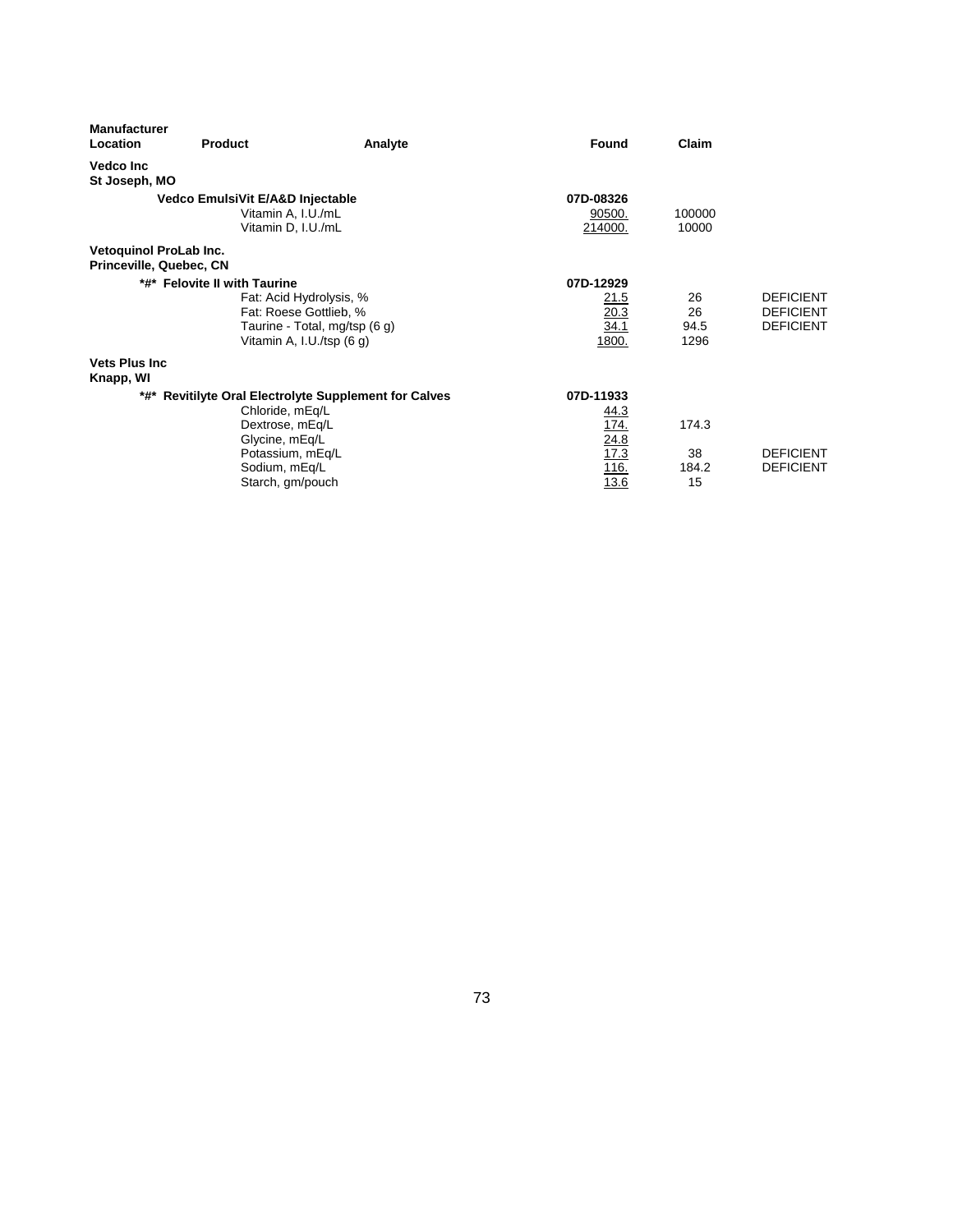| Manufacturer Location | Product | Analyte | Found | Claim | |
|---|---|---|---|---|---|
| **Vedco Inc** | | | | | |
| **St Joseph, MO** | | | | | |
| | **Vedco EmulsiVit E/A&D Injectable** | | **07D-08326** | | |
| | | Vitamin A, I.U./mL | 90500. | 100000 | |
| | | Vitamin D, I.U./mL | 214000. | 10000 | |
| **Vetoquinol ProLab Inc.** | | | | | |
| **Princeville, Quebec, CN** | | | | | |
| | **\*#\* Felovite II with Taurine** | | **07D-12929** | | |
| | | Fat: Acid Hydrolysis, % | 21.5 | 26 | DEFICIENT |
| | | Fat: Roese Gottlieb, % | 20.3 | 26 | DEFICIENT |
| | | Taurine - Total, mg/tsp (6 g) | 34.1 | 94.5 | DEFICIENT |
| | | Vitamin A, I.U./tsp (6 g) | 1800. | 1296 | |
| **Vets Plus Inc** | | | | | |
| **Knapp, WI** | | | | | |
| | **\*#\* Revitilyte Oral Electrolyte Supplement for Calves** | | **07D-11933** | | |
| | | Chloride, mEq/L | 44.3 | | |
| | | Dextrose, mEq/L | 174. | 174.3 | |
| | | Glycine, mEq/L | 24.8 | | |
| | | Potassium, mEq/L | 17.3 | 38 | DEFICIENT |
| | | Sodium, mEq/L | 116. | 184.2 | DEFICIENT |
| | | Starch, gm/pouch | 13.6 | 15 | |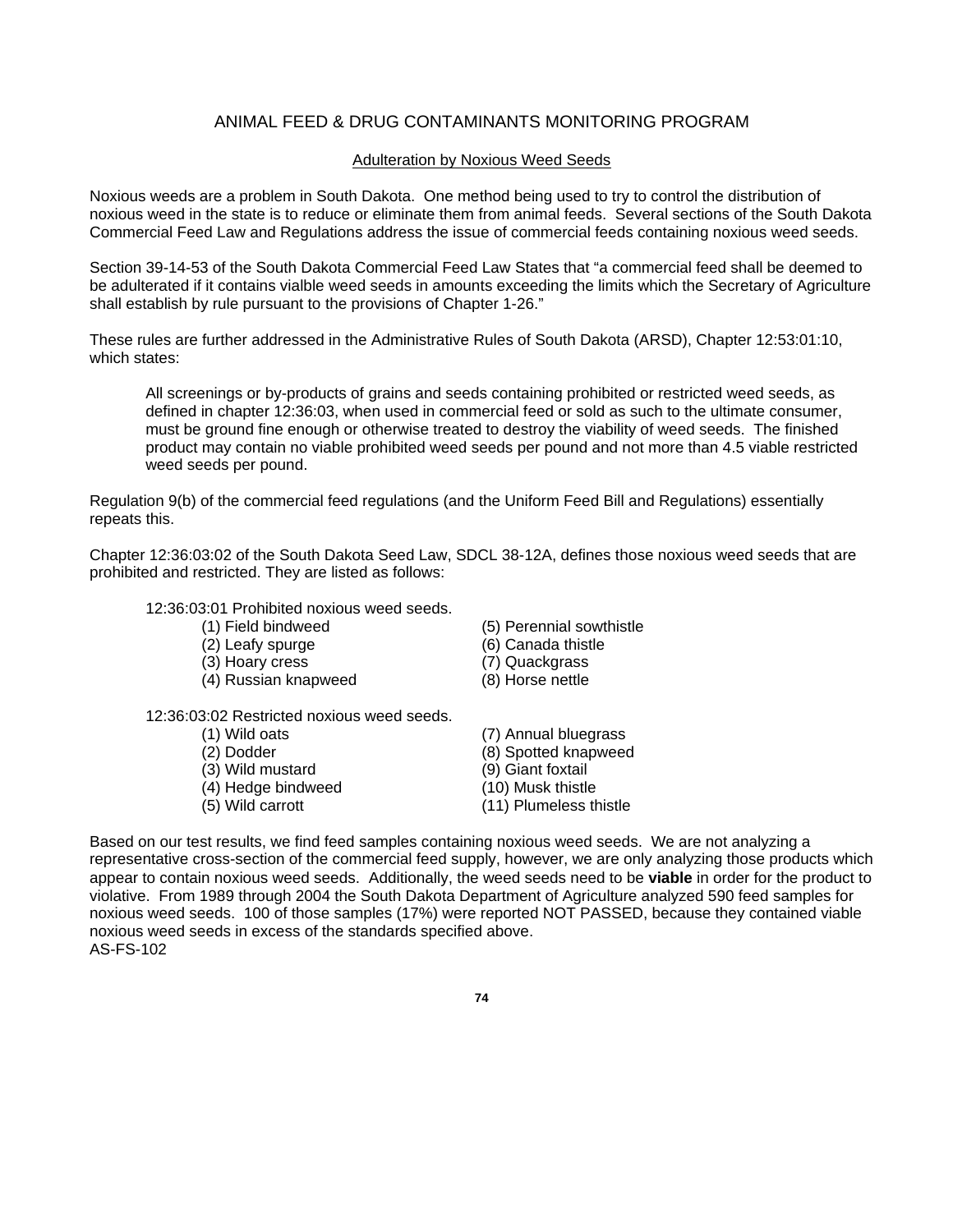## ANIMAL FEED & DRUG CONTAMINANTS MONITORING PROGRAM

### Adulteration by Noxious Weed Seeds

Noxious weeds are a problem in South Dakota. One method being used to try to control the distribution of noxious weed in the state is to reduce or eliminate them from animal feeds. Several sections of the South Dakota Commercial Feed Law and Regulations address the issue of commercial feeds containing noxious weed seeds.

Section 39-14-53 of the South Dakota Commercial Feed Law States that "a commercial feed shall be deemed to be adulterated if it contains vialble weed seeds in amounts exceeding the limits which the Secretary of Agriculture shall establish by rule pursuant to the provisions of Chapter 1-26."

These rules are further addressed in the Administrative Rules of South Dakota (ARSD), Chapter 12:53:01:10, which states:

> All screenings or by-products of grains and seeds containing prohibited or restricted weed seeds, as defined in chapter 12:36:03, when used in commercial feed or sold as such to the ultimate consumer, must be ground fine enough or otherwise treated to destroy the viability of weed seeds. The finished product may contain no viable prohibited weed seeds per pound and not more than 4.5 viable restricted weed seeds per pound.

Regulation 9(b) of the commercial feed regulations (and the Uniform Feed Bill and Regulations) essentially repeats this.

Chapter 12:36:03:02 of the South Dakota Seed Law, SDCL 38-12A, defines those noxious weed seeds that are prohibited and restricted. They are listed as follows:

12:36:03:01 Prohibited noxious weed seeds.

- (1) Field bindweed
- (2) Leafy spurge
- (3) Hoary cress
- (4) Russian knapweed
- (5) Perennial sowthistle
- (6) Canada thistle
- (7) Quackgrass
- (8) Horse nettle

12:36:03:02 Restricted noxious weed seeds.

- (1) Wild oats
- (2) Dodder
- (3) Wild mustard
- (4) Hedge bindweed
- (5) Wild carrott
- (7) Annual bluegrass
- (8) Spotted knapweed
- (9) Giant foxtail
- (10) Musk thistle
- (11) Plumeless thistle

Based on our test results, we find feed samples containing noxious weed seeds. We are not analyzing a representative cross-section of the commercial feed supply, however, we are only analyzing those products which appear to contain noxious weed seeds. Additionally, the weed seeds need to be **viable** in order for the product to violative. From 1989 through 2004 the South Dakota Department of Agriculture analyzed 590 feed samples for noxious weed seeds. 100 of those samples (17%) were reported NOT PASSED, because they contained viable noxious weed seeds in excess of the standards specified above.

AS-FS-102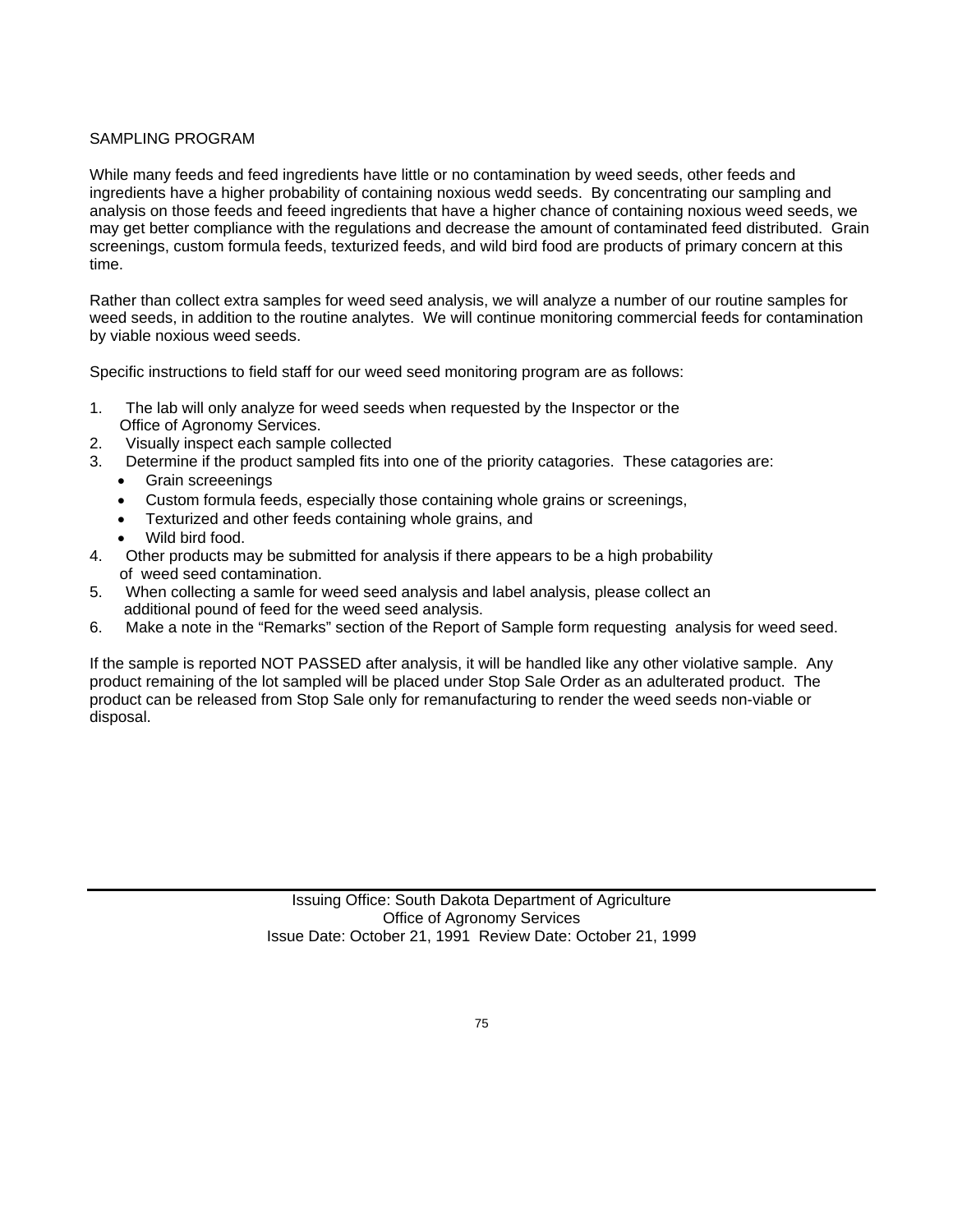## SAMPLING PROGRAM

While many feeds and feed ingredients have little or no contamination by weed seeds, other feeds and ingredients have a higher probability of containing noxious wedd seeds. By concentrating our sampling and analysis on those feeds and feeed ingredients that have a higher chance of containing noxious weed seeds, we may get better compliance with the regulations and decrease the amount of contaminated feed distributed. Grain screenings, custom formula feeds, texturized feeds, and wild bird food are products of primary concern at this time.

Rather than collect extra samples for weed seed analysis, we will analyze a number of our routine samples for weed seeds, in addition to the routine analytes. We will continue monitoring commercial feeds for contamination by viable noxious weed seeds.

Specific instructions to field staff for our weed seed monitoring program are as follows:

1. The lab will only analyze for weed seeds when requested by the Inspector or the Office of Agronomy Services.
2. Visually inspect each sample collected
3. Determine if the product sampled fits into one of the priority catagories. These catagories are:
   - Grain screeenings
   - Custom formula feeds, especially those containing whole grains or screenings,
   - Texturized and other feeds containing whole grains, and
   - Wild bird food.
4. Other products may be submitted for analysis if there appears to be a high probability of weed seed contamination.
5. When collecting a samle for weed seed analysis and label analysis, please collect an additional pound of feed for the weed seed analysis.
6. Make a note in the "Remarks" section of the Report of Sample form requesting analysis for weed seed.

If the sample is reported NOT PASSED after analysis, it will be handled like any other violative sample. Any product remaining of the lot sampled will be placed under Stop Sale Order as an adulterated product. The product can be released from Stop Sale only for remanufacturing to render the weed seeds non-viable or disposal.

---

Issuing Office: South Dakota Department of Agriculture
Office of Agronomy Services
Issue Date: October 21, 1991 Review Date: October 21, 1999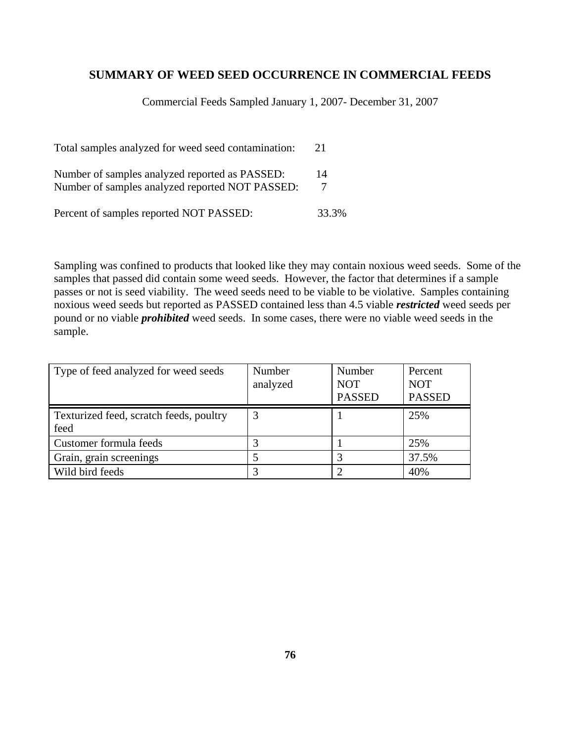## SUMMARY OF WEED SEED OCCURRENCE IN COMMERCIAL FEEDS

Commercial Feeds Sampled January 1, 2007- December 31, 2007

Total samples analyzed for weed seed contamination: 21

Number of samples analyzed reported as PASSED: 14
Number of samples analyzed reported NOT PASSED: 7

Percent of samples reported NOT PASSED: 33.3%

Sampling was confined to products that looked like they may contain noxious weed seeds. Some of the samples that passed did contain some weed seeds. However, the factor that determines if a sample passes or not is seed viability. The weed seeds need to be viable to be violative. Samples containing noxious weed seeds but reported as PASSED contained less than 4.5 viable ***restricted*** weed seeds per pound or no viable ***prohibited*** weed seeds. In some cases, there were no viable weed seeds in the sample.

| Type of feed analyzed for weed seeds | Number analyzed | Number NOT PASSED | Percent NOT PASSED |
|---|---|---|---|
| Texturized feed, scratch feeds, poultry feed | 3 | 1 | 25% |
| Customer formula feeds | 3 | 1 | 25% |
| Grain, grain screenings | 5 | 3 | 37.5% |
| Wild bird feeds | 3 | 2 | 40% |